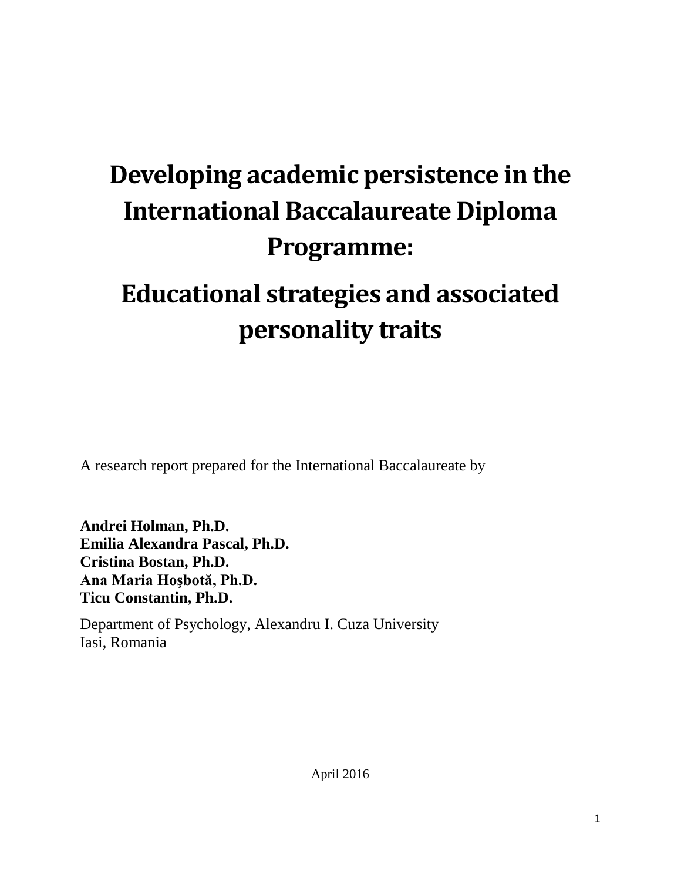# Developing academic persistence in the International Baccalaureate Diploma Programme:

# Educational strategies and associated personality traits

A research report prepared for the International Baccalaureate by

**Andrei Holman, Ph.D.**
**Emilia Alexandra Pascal, Ph.D.**
**Cristina Bostan, Ph.D.**
**Ana Maria Hoşbotă, Ph.D.**
**Ticu Constantin, Ph.D.**

Department of Psychology, Alexandru I. Cuza University
Iasi, Romania

April 2016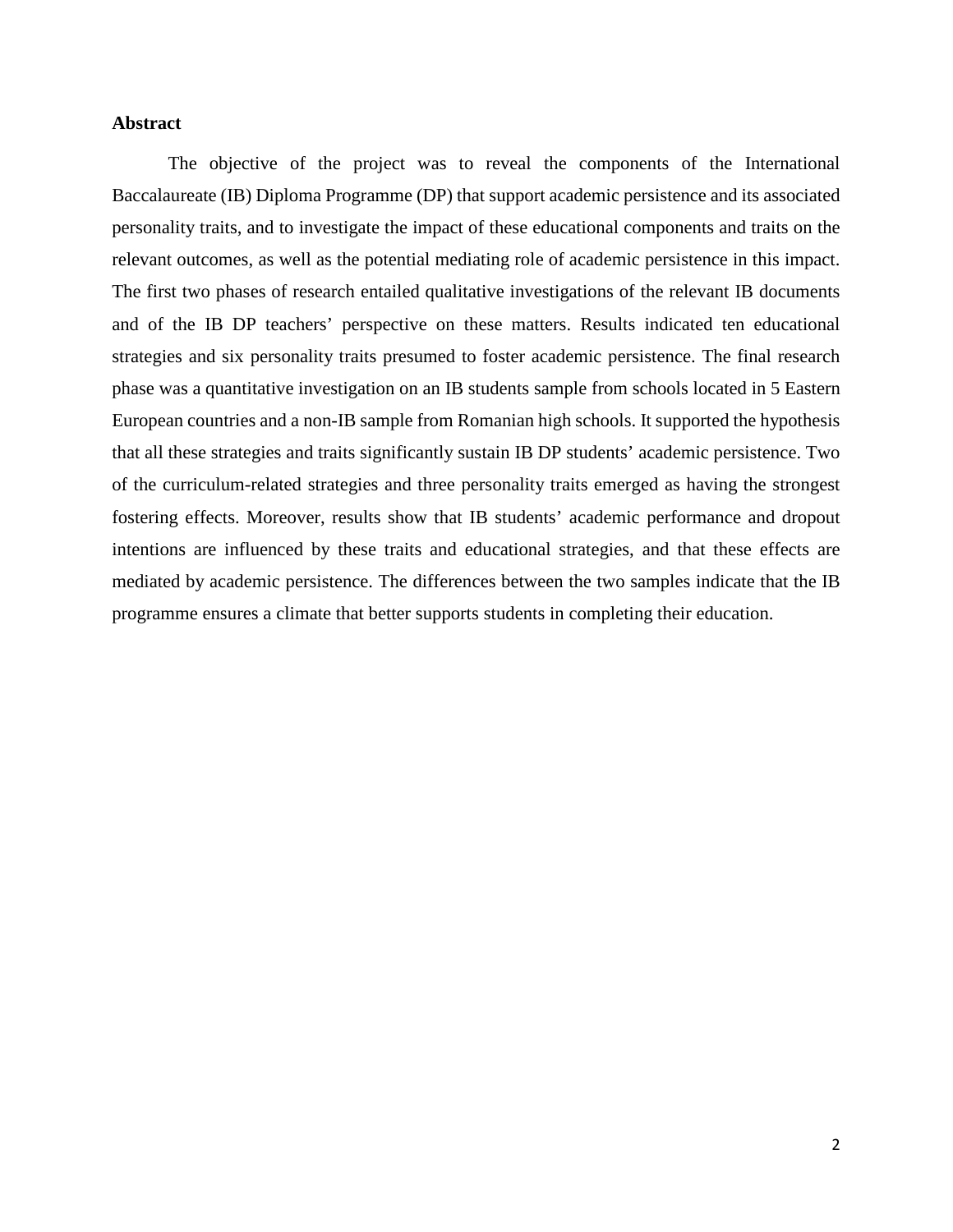**Abstract**

The objective of the project was to reveal the components of the International Baccalaureate (IB) Diploma Programme (DP) that support academic persistence and its associated personality traits, and to investigate the impact of these educational components and traits on the relevant outcomes, as well as the potential mediating role of academic persistence in this impact. The first two phases of research entailed qualitative investigations of the relevant IB documents and of the IB DP teachers' perspective on these matters. Results indicated ten educational strategies and six personality traits presumed to foster academic persistence. The final research phase was a quantitative investigation on an IB students sample from schools located in 5 Eastern European countries and a non-IB sample from Romanian high schools. It supported the hypothesis that all these strategies and traits significantly sustain IB DP students' academic persistence. Two of the curriculum-related strategies and three personality traits emerged as having the strongest fostering effects. Moreover, results show that IB students' academic performance and dropout intentions are influenced by these traits and educational strategies, and that these effects are mediated by academic persistence. The differences between the two samples indicate that the IB programme ensures a climate that better supports students in completing their education.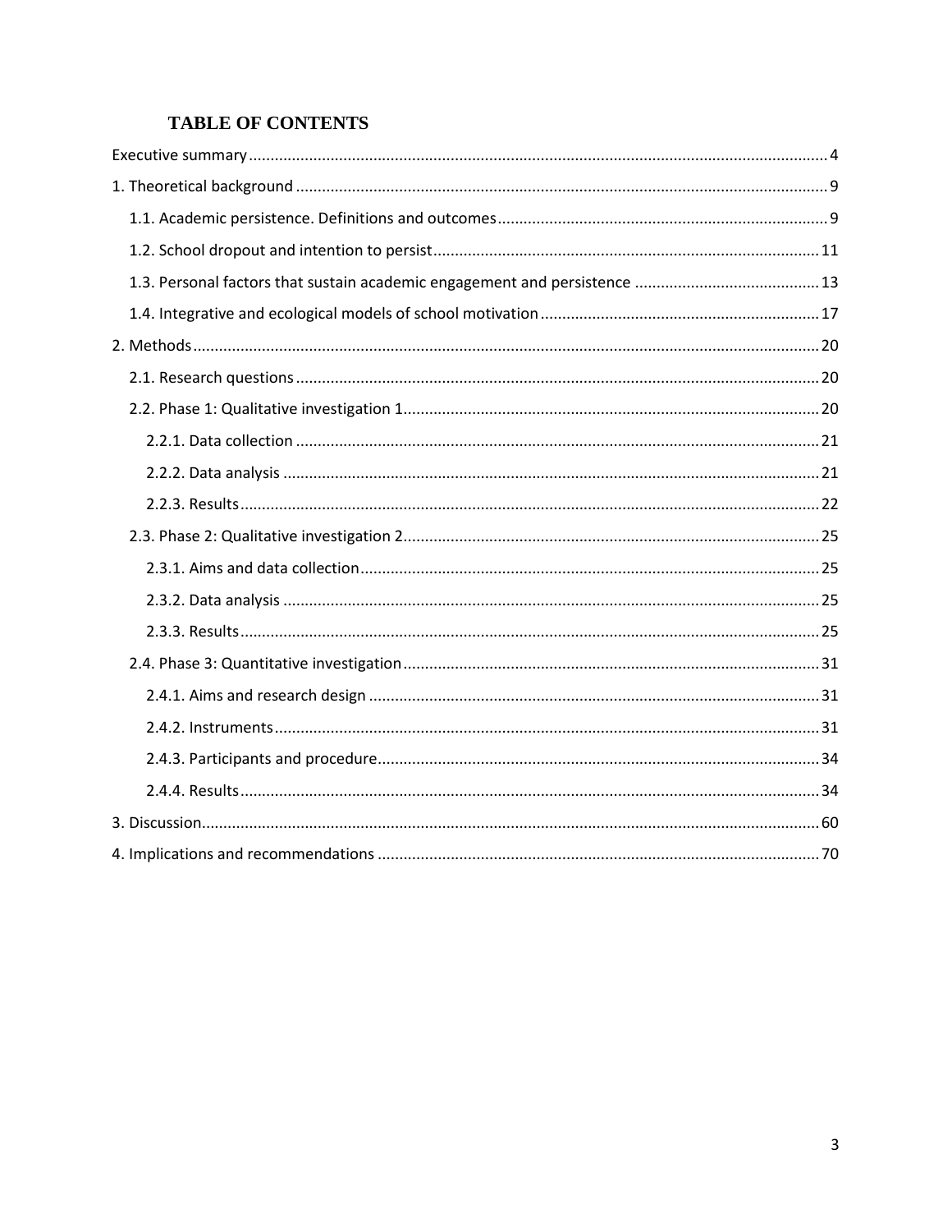# TABLE OF CONTENTS

- Executive summary ..... 4
- 1. Theoretical background ..... 9
  - 1.1. Academic persistence. Definitions and outcomes ..... 9
  - 1.2. School dropout and intention to persist ..... 11
  - 1.3. Personal factors that sustain academic engagement and persistence ..... 13
  - 1.4. Integrative and ecological models of school motivation ..... 17
- 2. Methods ..... 20
  - 2.1. Research questions ..... 20
  - 2.2. Phase 1: Qualitative investigation 1 ..... 20
    - 2.2.1. Data collection ..... 21
    - 2.2.2. Data analysis ..... 21
    - 2.2.3. Results ..... 22
  - 2.3. Phase 2: Qualitative investigation 2 ..... 25
    - 2.3.1. Aims and data collection ..... 25
    - 2.3.2. Data analysis ..... 25
    - 2.3.3. Results ..... 25
  - 2.4. Phase 3: Quantitative investigation ..... 31
    - 2.4.1. Aims and research design ..... 31
    - 2.4.2. Instruments ..... 31
    - 2.4.3. Participants and procedure ..... 34
    - 2.4.4. Results ..... 34
- 3. Discussion ..... 60
- 4. Implications and recommendations ..... 70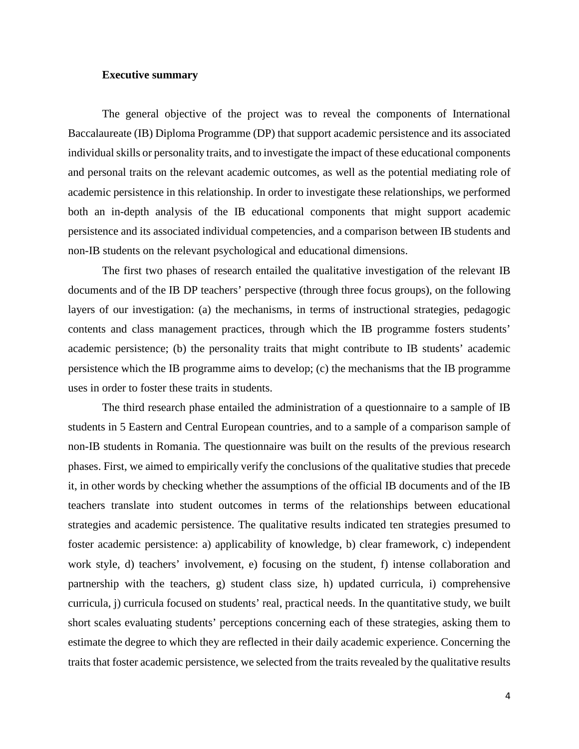**Executive summary**

The general objective of the project was to reveal the components of International Baccalaureate (IB) Diploma Programme (DP) that support academic persistence and its associated individual skills or personality traits, and to investigate the impact of these educational components and personal traits on the relevant academic outcomes, as well as the potential mediating role of academic persistence in this relationship. In order to investigate these relationships, we performed both an in-depth analysis of the IB educational components that might support academic persistence and its associated individual competencies, and a comparison between IB students and non-IB students on the relevant psychological and educational dimensions.

The first two phases of research entailed the qualitative investigation of the relevant IB documents and of the IB DP teachers' perspective (through three focus groups), on the following layers of our investigation: (a) the mechanisms, in terms of instructional strategies, pedagogic contents and class management practices, through which the IB programme fosters students' academic persistence; (b) the personality traits that might contribute to IB students' academic persistence which the IB programme aims to develop; (c) the mechanisms that the IB programme uses in order to foster these traits in students.

The third research phase entailed the administration of a questionnaire to a sample of IB students in 5 Eastern and Central European countries, and to a sample of a comparison sample of non-IB students in Romania. The questionnaire was built on the results of the previous research phases. First, we aimed to empirically verify the conclusions of the qualitative studies that precede it, in other words by checking whether the assumptions of the official IB documents and of the IB teachers translate into student outcomes in terms of the relationships between educational strategies and academic persistence. The qualitative results indicated ten strategies presumed to foster academic persistence: a) applicability of knowledge, b) clear framework, c) independent work style, d) teachers' involvement, e) focusing on the student, f) intense collaboration and partnership with the teachers, g) student class size, h) updated curricula, i) comprehensive curricula, j) curricula focused on students' real, practical needs. In the quantitative study, we built short scales evaluating students' perceptions concerning each of these strategies, asking them to estimate the degree to which they are reflected in their daily academic experience. Concerning the traits that foster academic persistence, we selected from the traits revealed by the qualitative results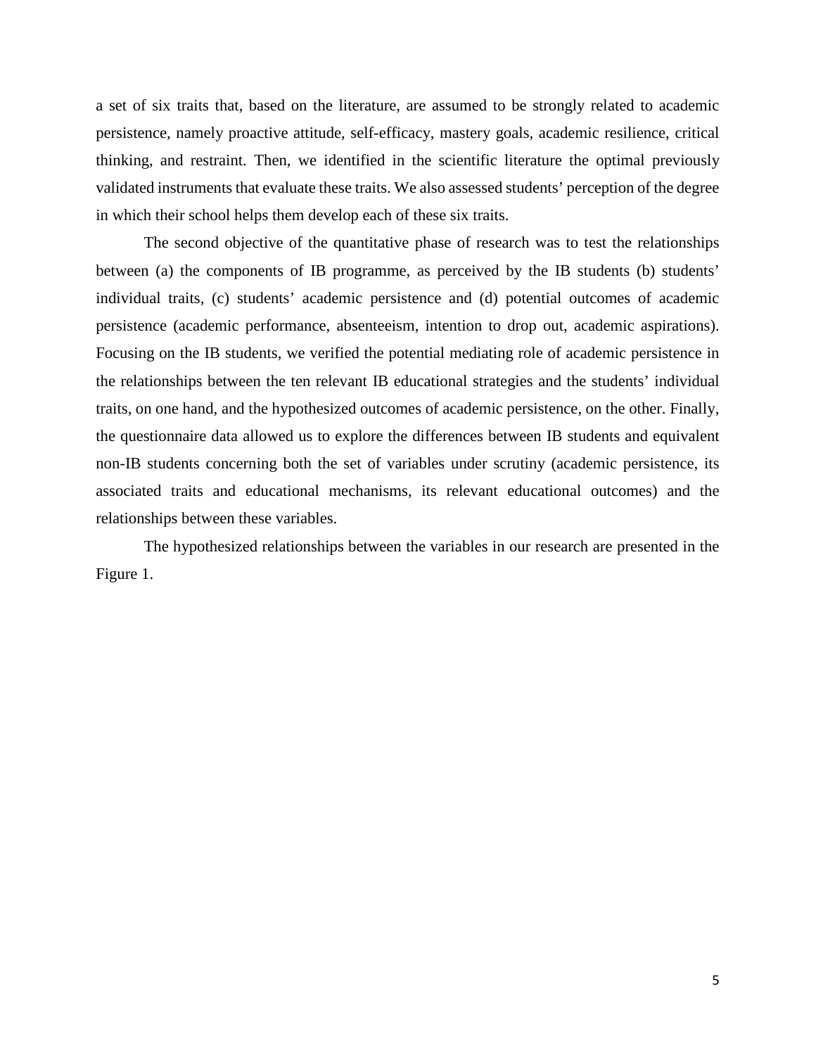a set of six traits that, based on the literature, are assumed to be strongly related to academic persistence, namely proactive attitude, self-efficacy, mastery goals, academic resilience, critical thinking, and restraint. Then, we identified in the scientific literature the optimal previously validated instruments that evaluate these traits. We also assessed students' perception of the degree in which their school helps them develop each of these six traits.

The second objective of the quantitative phase of research was to test the relationships between (a) the components of IB programme, as perceived by the IB students (b) students' individual traits, (c) students' academic persistence and (d) potential outcomes of academic persistence (academic performance, absenteeism, intention to drop out, academic aspirations). Focusing on the IB students, we verified the potential mediating role of academic persistence in the relationships between the ten relevant IB educational strategies and the students' individual traits, on one hand, and the hypothesized outcomes of academic persistence, on the other. Finally, the questionnaire data allowed us to explore the differences between IB students and equivalent non-IB students concerning both the set of variables under scrutiny (academic persistence, its associated traits and educational mechanisms, its relevant educational outcomes) and the relationships between these variables.

The hypothesized relationships between the variables in our research are presented in the Figure 1.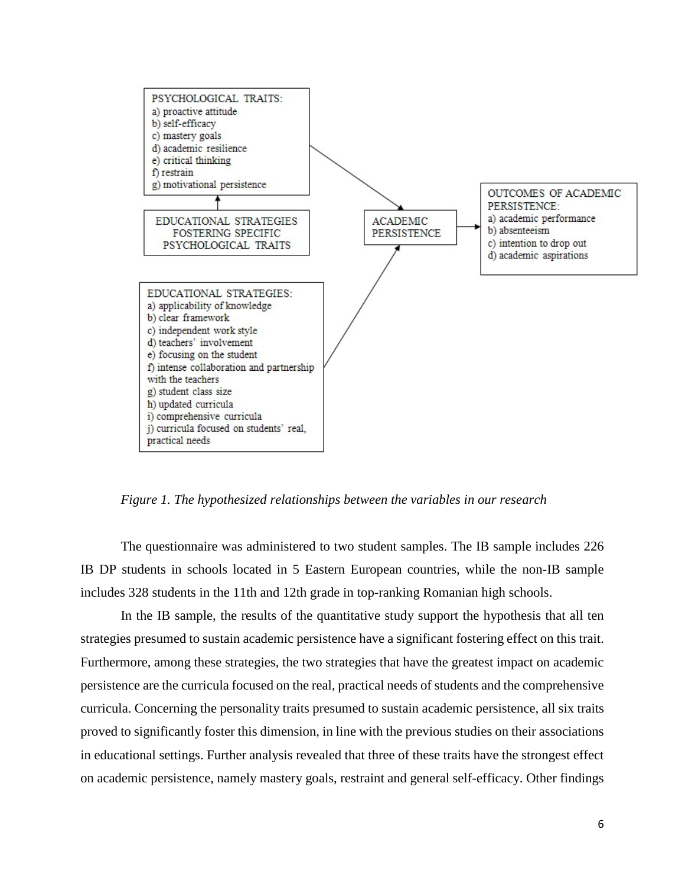PSYCHOLOGICAL TRAITS:
a) proactive attitude
b) self-efficacy
c) mastery goals
d) academic resilience
e) critical thinking
f) restrain
g) motivational persistence

EDUCATIONAL STRATEGIES FOSTERING SPECIFIC PSYCHOLOGICAL TRAITS

ACADEMIC PERSISTENCE

OUTCOMES OF ACADEMIC PERSISTENCE:
a) academic performance
b) absenteeism
c) intention to drop out
d) academic aspirations

EDUCATIONAL STRATEGIES:
a) applicability of knowledge
b) clear framework
c) independent work style
d) teachers' involvement
e) focusing on the student
f) intense collaboration and partnership with the teachers
g) student class size
h) updated curricula
i) comprehensive curricula
j) curricula focused on students' real, practical needs

*Figure 1. The hypothesized relationships between the variables in our research*

The questionnaire was administered to two student samples. The IB sample includes 226 IB DP students in schools located in 5 Eastern European countries, while the non-IB sample includes 328 students in the 11th and 12th grade in top-ranking Romanian high schools.

In the IB sample, the results of the quantitative study support the hypothesis that all ten strategies presumed to sustain academic persistence have a significant fostering effect on this trait. Furthermore, among these strategies, the two strategies that have the greatest impact on academic persistence are the curricula focused on the real, practical needs of students and the comprehensive curricula. Concerning the personality traits presumed to sustain academic persistence, all six traits proved to significantly foster this dimension, in line with the previous studies on their associations in educational settings. Further analysis revealed that three of these traits have the strongest effect on academic persistence, namely mastery goals, restraint and general self-efficacy. Other findings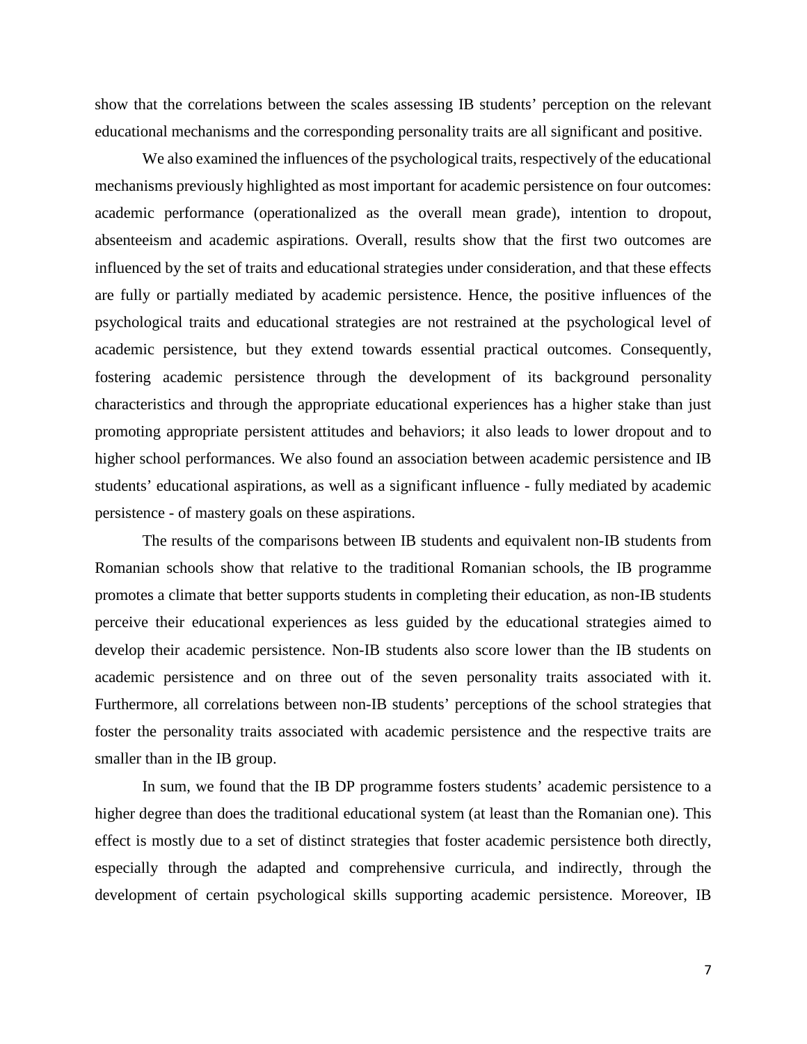show that the correlations between the scales assessing IB students' perception on the relevant educational mechanisms and the corresponding personality traits are all significant and positive.

We also examined the influences of the psychological traits, respectively of the educational mechanisms previously highlighted as most important for academic persistence on four outcomes: academic performance (operationalized as the overall mean grade), intention to dropout, absenteeism and academic aspirations. Overall, results show that the first two outcomes are influenced by the set of traits and educational strategies under consideration, and that these effects are fully or partially mediated by academic persistence. Hence, the positive influences of the psychological traits and educational strategies are not restrained at the psychological level of academic persistence, but they extend towards essential practical outcomes. Consequently, fostering academic persistence through the development of its background personality characteristics and through the appropriate educational experiences has a higher stake than just promoting appropriate persistent attitudes and behaviors; it also leads to lower dropout and to higher school performances. We also found an association between academic persistence and IB students' educational aspirations, as well as a significant influence - fully mediated by academic persistence - of mastery goals on these aspirations.

The results of the comparisons between IB students and equivalent non-IB students from Romanian schools show that relative to the traditional Romanian schools, the IB programme promotes a climate that better supports students in completing their education, as non-IB students perceive their educational experiences as less guided by the educational strategies aimed to develop their academic persistence. Non-IB students also score lower than the IB students on academic persistence and on three out of the seven personality traits associated with it. Furthermore, all correlations between non-IB students' perceptions of the school strategies that foster the personality traits associated with academic persistence and the respective traits are smaller than in the IB group.

In sum, we found that the IB DP programme fosters students' academic persistence to a higher degree than does the traditional educational system (at least than the Romanian one). This effect is mostly due to a set of distinct strategies that foster academic persistence both directly, especially through the adapted and comprehensive curricula, and indirectly, through the development of certain psychological skills supporting academic persistence. Moreover, IB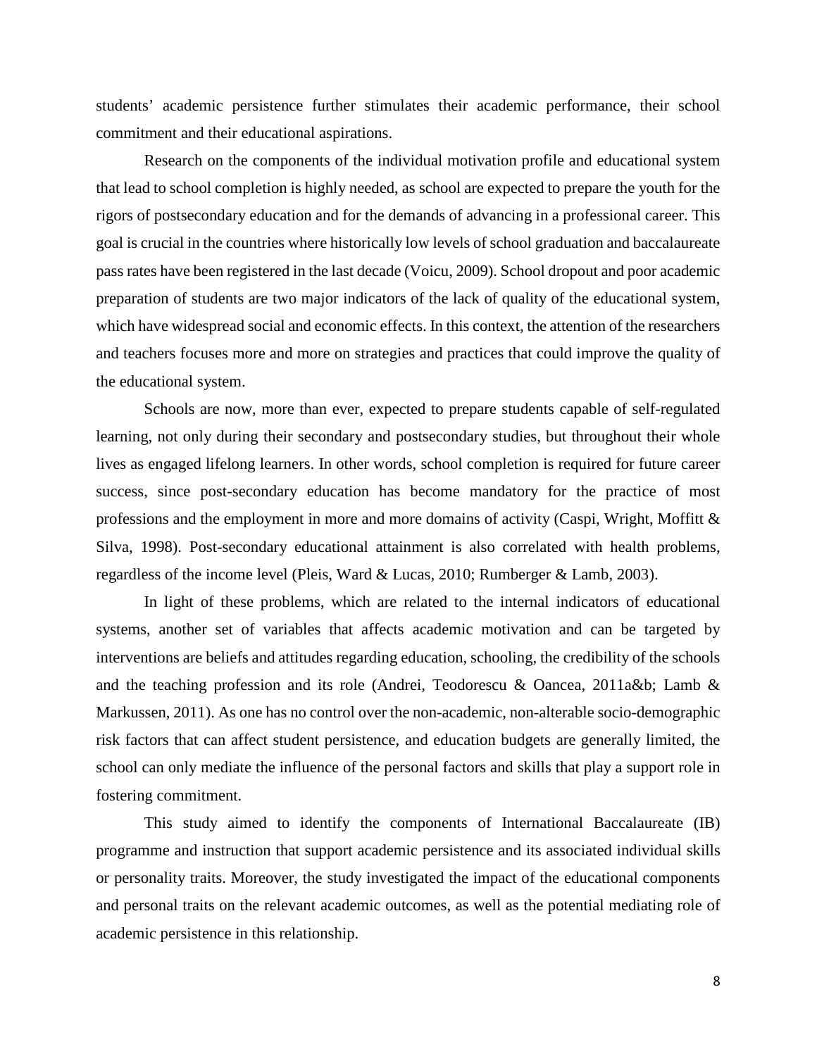students' academic persistence further stimulates their academic performance, their school commitment and their educational aspirations.

Research on the components of the individual motivation profile and educational system that lead to school completion is highly needed, as school are expected to prepare the youth for the rigors of postsecondary education and for the demands of advancing in a professional career. This goal is crucial in the countries where historically low levels of school graduation and baccalaureate pass rates have been registered in the last decade (Voicu, 2009). School dropout and poor academic preparation of students are two major indicators of the lack of quality of the educational system, which have widespread social and economic effects. In this context, the attention of the researchers and teachers focuses more and more on strategies and practices that could improve the quality of the educational system.

Schools are now, more than ever, expected to prepare students capable of self-regulated learning, not only during their secondary and postsecondary studies, but throughout their whole lives as engaged lifelong learners. In other words, school completion is required for future career success, since post-secondary education has become mandatory for the practice of most professions and the employment in more and more domains of activity (Caspi, Wright, Moffitt & Silva, 1998). Post-secondary educational attainment is also correlated with health problems, regardless of the income level (Pleis, Ward & Lucas, 2010; Rumberger & Lamb, 2003).

In light of these problems, which are related to the internal indicators of educational systems, another set of variables that affects academic motivation and can be targeted by interventions are beliefs and attitudes regarding education, schooling, the credibility of the schools and the teaching profession and its role (Andrei, Teodorescu & Oancea, 2011a&b; Lamb & Markussen, 2011). As one has no control over the non-academic, non-alterable socio-demographic risk factors that can affect student persistence, and education budgets are generally limited, the school can only mediate the influence of the personal factors and skills that play a support role in fostering commitment.

This study aimed to identify the components of International Baccalaureate (IB) programme and instruction that support academic persistence and its associated individual skills or personality traits. Moreover, the study investigated the impact of the educational components and personal traits on the relevant academic outcomes, as well as the potential mediating role of academic persistence in this relationship.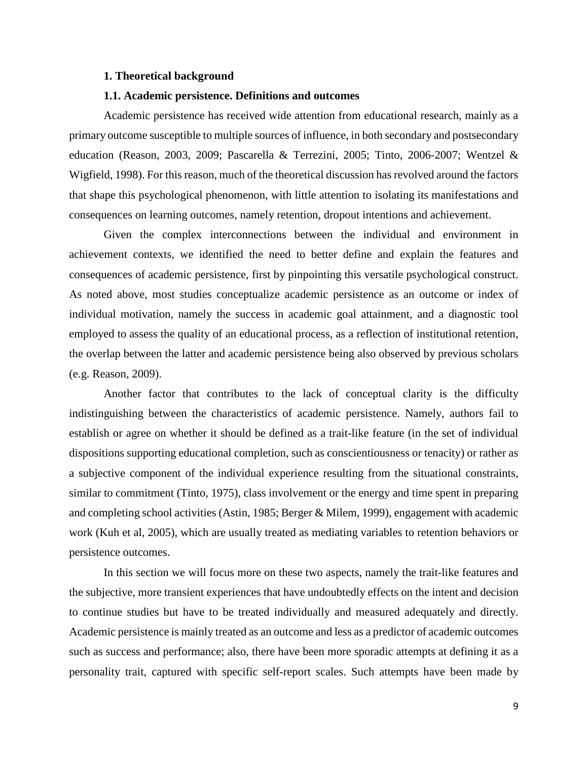## 1. Theoretical background

### 1.1. Academic persistence. Definitions and outcomes

Academic persistence has received wide attention from educational research, mainly as a primary outcome susceptible to multiple sources of influence, in both secondary and postsecondary education (Reason, 2003, 2009; Pascarella & Terrezini, 2005; Tinto, 2006-2007; Wentzel & Wigfield, 1998). For this reason, much of the theoretical discussion has revolved around the factors that shape this psychological phenomenon, with little attention to isolating its manifestations and consequences on learning outcomes, namely retention, dropout intentions and achievement.

Given the complex interconnections between the individual and environment in achievement contexts, we identified the need to better define and explain the features and consequences of academic persistence, first by pinpointing this versatile psychological construct. As noted above, most studies conceptualize academic persistence as an outcome or index of individual motivation, namely the success in academic goal attainment, and a diagnostic tool employed to assess the quality of an educational process, as a reflection of institutional retention, the overlap between the latter and academic persistence being also observed by previous scholars (e.g. Reason, 2009).

Another factor that contributes to the lack of conceptual clarity is the difficulty indistinguishing between the characteristics of academic persistence. Namely, authors fail to establish or agree on whether it should be defined as a trait-like feature (in the set of individual dispositions supporting educational completion, such as conscientiousness or tenacity) or rather as a subjective component of the individual experience resulting from the situational constraints, similar to commitment (Tinto, 1975), class involvement or the energy and time spent in preparing and completing school activities (Astin, 1985; Berger & Milem, 1999), engagement with academic work (Kuh et al, 2005), which are usually treated as mediating variables to retention behaviors or persistence outcomes.

In this section we will focus more on these two aspects, namely the trait-like features and the subjective, more transient experiences that have undoubtedly effects on the intent and decision to continue studies but have to be treated individually and measured adequately and directly. Academic persistence is mainly treated as an outcome and less as a predictor of academic outcomes such as success and performance; also, there have been more sporadic attempts at defining it as a personality trait, captured with specific self-report scales. Such attempts have been made by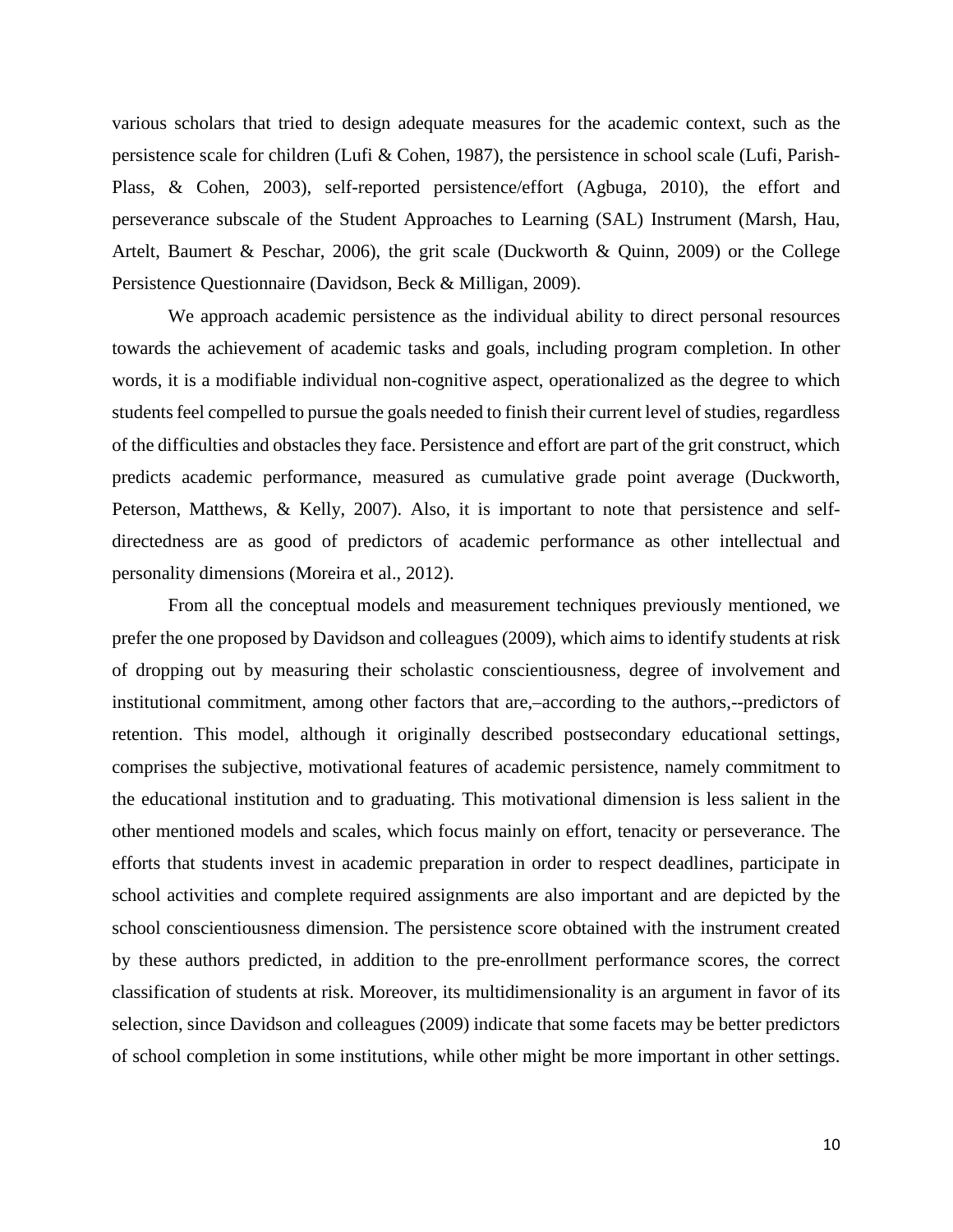various scholars that tried to design adequate measures for the academic context, such as the persistence scale for children (Lufi & Cohen, 1987), the persistence in school scale (Lufi, Parish-Plass, & Cohen, 2003), self-reported persistence/effort (Agbuga, 2010), the effort and perseverance subscale of the Student Approaches to Learning (SAL) Instrument (Marsh, Hau, Artelt, Baumert & Peschar, 2006), the grit scale (Duckworth & Quinn, 2009) or the College Persistence Questionnaire (Davidson, Beck & Milligan, 2009).

We approach academic persistence as the individual ability to direct personal resources towards the achievement of academic tasks and goals, including program completion. In other words, it is a modifiable individual non-cognitive aspect, operationalized as the degree to which students feel compelled to pursue the goals needed to finish their current level of studies, regardless of the difficulties and obstacles they face. Persistence and effort are part of the grit construct, which predicts academic performance, measured as cumulative grade point average (Duckworth, Peterson, Matthews, & Kelly, 2007). Also, it is important to note that persistence and self-directedness are as good of predictors of academic performance as other intellectual and personality dimensions (Moreira et al., 2012).

From all the conceptual models and measurement techniques previously mentioned, we prefer the one proposed by Davidson and colleagues (2009), which aims to identify students at risk of dropping out by measuring their scholastic conscientiousness, degree of involvement and institutional commitment, among other factors that are,–according to the authors,--predictors of retention. This model, although it originally described postsecondary educational settings, comprises the subjective, motivational features of academic persistence, namely commitment to the educational institution and to graduating. This motivational dimension is less salient in the other mentioned models and scales, which focus mainly on effort, tenacity or perseverance. The efforts that students invest in academic preparation in order to respect deadlines, participate in school activities and complete required assignments are also important and are depicted by the school conscientiousness dimension. The persistence score obtained with the instrument created by these authors predicted, in addition to the pre-enrollment performance scores, the correct classification of students at risk. Moreover, its multidimensionality is an argument in favor of its selection, since Davidson and colleagues (2009) indicate that some facets may be better predictors of school completion in some institutions, while other might be more important in other settings.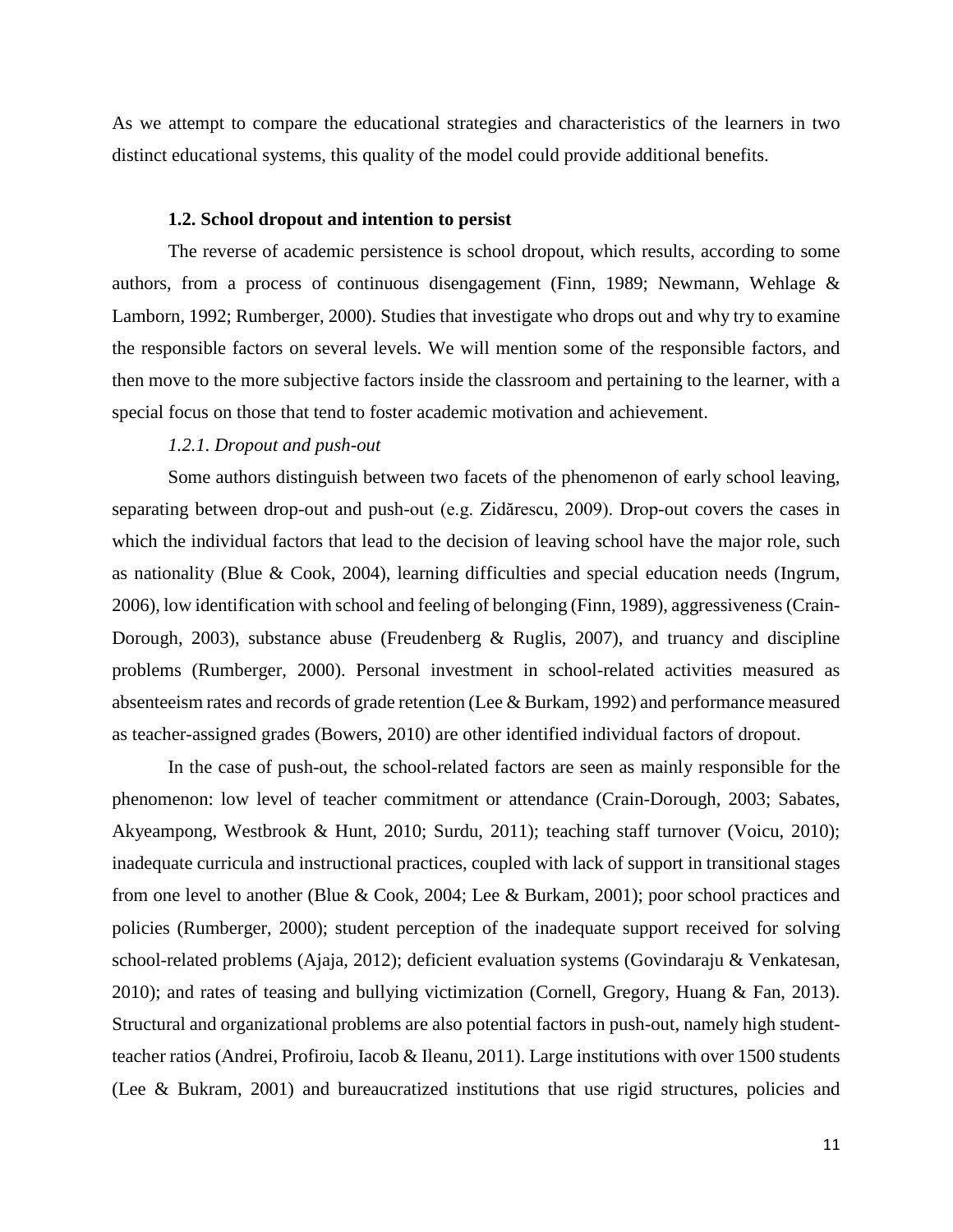As we attempt to compare the educational strategies and characteristics of the learners in two distinct educational systems, this quality of the model could provide additional benefits.

### 1.2. School dropout and intention to persist

The reverse of academic persistence is school dropout, which results, according to some authors, from a process of continuous disengagement (Finn, 1989; Newmann, Wehlage & Lamborn, 1992; Rumberger, 2000). Studies that investigate who drops out and why try to examine the responsible factors on several levels. We will mention some of the responsible factors, and then move to the more subjective factors inside the classroom and pertaining to the learner, with a special focus on those that tend to foster academic motivation and achievement.

#### *1.2.1. Dropout and push-out*

Some authors distinguish between two facets of the phenomenon of early school leaving, separating between drop-out and push-out (e.g. Zidărescu, 2009). Drop-out covers the cases in which the individual factors that lead to the decision of leaving school have the major role, such as nationality (Blue & Cook, 2004), learning difficulties and special education needs (Ingrum, 2006), low identification with school and feeling of belonging (Finn, 1989), aggressiveness (Crain-Dorough, 2003), substance abuse (Freudenberg & Ruglis, 2007), and truancy and discipline problems (Rumberger, 2000). Personal investment in school-related activities measured as absenteeism rates and records of grade retention (Lee & Burkam, 1992) and performance measured as teacher-assigned grades (Bowers, 2010) are other identified individual factors of dropout.

In the case of push-out, the school-related factors are seen as mainly responsible for the phenomenon: low level of teacher commitment or attendance (Crain-Dorough, 2003; Sabates, Akyeampong, Westbrook & Hunt, 2010; Surdu, 2011); teaching staff turnover (Voicu, 2010); inadequate curricula and instructional practices, coupled with lack of support in transitional stages from one level to another (Blue & Cook, 2004; Lee & Burkam, 2001); poor school practices and policies (Rumberger, 2000); student perception of the inadequate support received for solving school-related problems (Ajaja, 2012); deficient evaluation systems (Govindaraju & Venkatesan, 2010); and rates of teasing and bullying victimization (Cornell, Gregory, Huang & Fan, 2013). Structural and organizational problems are also potential factors in push-out, namely high student-teacher ratios (Andrei, Profiroiu, Iacob & Ileanu, 2011). Large institutions with over 1500 students (Lee & Bukram, 2001) and bureaucratized institutions that use rigid structures, policies and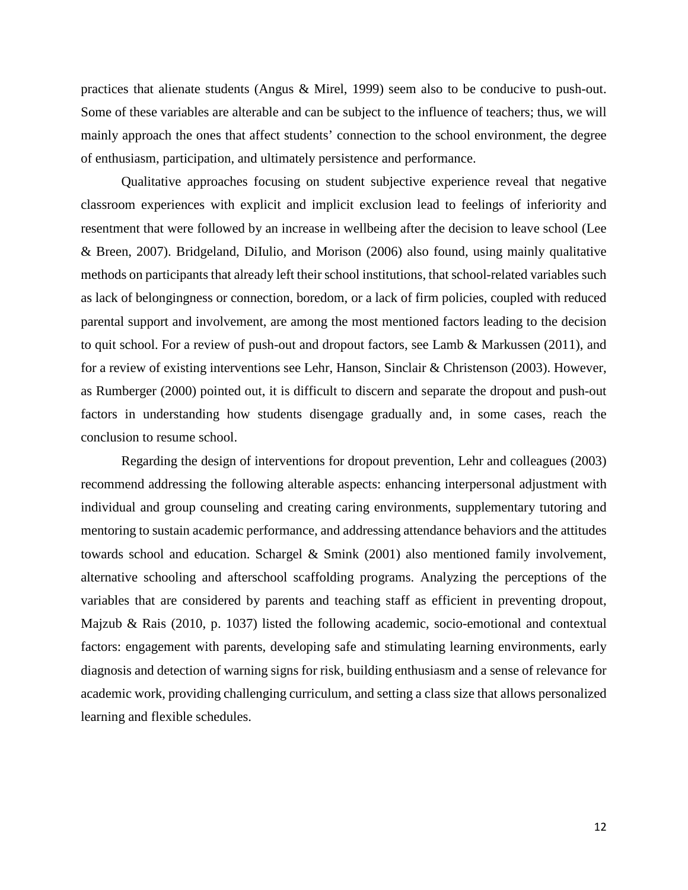practices that alienate students (Angus & Mirel, 1999) seem also to be conducive to push-out. Some of these variables are alterable and can be subject to the influence of teachers; thus, we will mainly approach the ones that affect students' connection to the school environment, the degree of enthusiasm, participation, and ultimately persistence and performance.

Qualitative approaches focusing on student subjective experience reveal that negative classroom experiences with explicit and implicit exclusion lead to feelings of inferiority and resentment that were followed by an increase in wellbeing after the decision to leave school (Lee & Breen, 2007). Bridgeland, DiIulio, and Morison (2006) also found, using mainly qualitative methods on participants that already left their school institutions, that school-related variables such as lack of belongingness or connection, boredom, or a lack of firm policies, coupled with reduced parental support and involvement, are among the most mentioned factors leading to the decision to quit school. For a review of push-out and dropout factors, see Lamb & Markussen (2011), and for a review of existing interventions see Lehr, Hanson, Sinclair & Christenson (2003). However, as Rumberger (2000) pointed out, it is difficult to discern and separate the dropout and push-out factors in understanding how students disengage gradually and, in some cases, reach the conclusion to resume school.

Regarding the design of interventions for dropout prevention, Lehr and colleagues (2003) recommend addressing the following alterable aspects: enhancing interpersonal adjustment with individual and group counseling and creating caring environments, supplementary tutoring and mentoring to sustain academic performance, and addressing attendance behaviors and the attitudes towards school and education. Schargel & Smink (2001) also mentioned family involvement, alternative schooling and afterschool scaffolding programs. Analyzing the perceptions of the variables that are considered by parents and teaching staff as efficient in preventing dropout, Majzub & Rais (2010, p. 1037) listed the following academic, socio-emotional and contextual factors: engagement with parents, developing safe and stimulating learning environments, early diagnosis and detection of warning signs for risk, building enthusiasm and a sense of relevance for academic work, providing challenging curriculum, and setting a class size that allows personalized learning and flexible schedules.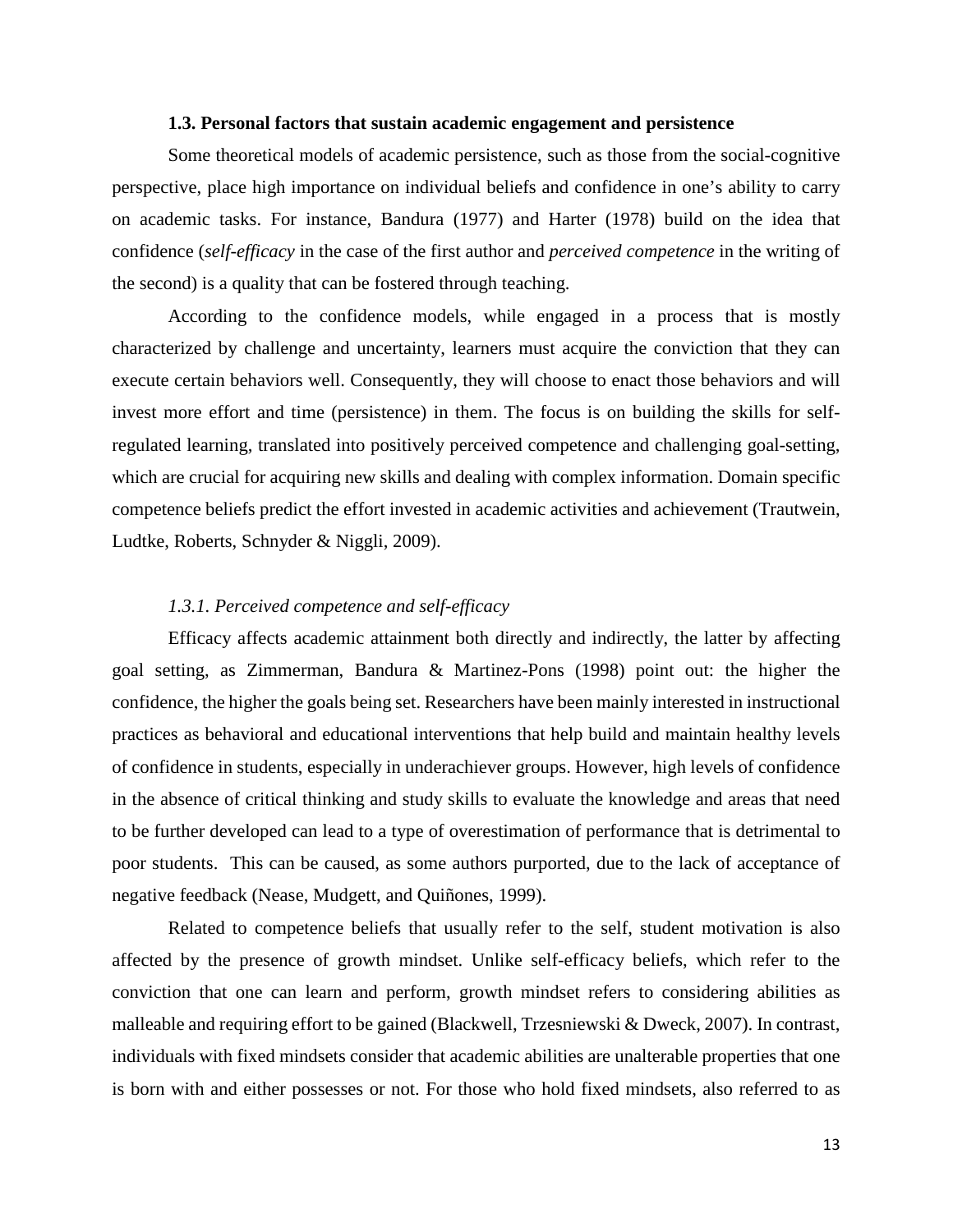### 1.3. Personal factors that sustain academic engagement and persistence

Some theoretical models of academic persistence, such as those from the social-cognitive perspective, place high importance on individual beliefs and confidence in one's ability to carry on academic tasks. For instance, Bandura (1977) and Harter (1978) build on the idea that confidence (*self-efficacy* in the case of the first author and *perceived competence* in the writing of the second) is a quality that can be fostered through teaching.

According to the confidence models, while engaged in a process that is mostly characterized by challenge and uncertainty, learners must acquire the conviction that they can execute certain behaviors well. Consequently, they will choose to enact those behaviors and will invest more effort and time (persistence) in them. The focus is on building the skills for self-regulated learning, translated into positively perceived competence and challenging goal-setting, which are crucial for acquiring new skills and dealing with complex information. Domain specific competence beliefs predict the effort invested in academic activities and achievement (Trautwein, Ludtke, Roberts, Schnyder & Niggli, 2009).

#### *1.3.1. Perceived competence and self-efficacy*

Efficacy affects academic attainment both directly and indirectly, the latter by affecting goal setting, as Zimmerman, Bandura & Martinez-Pons (1998) point out: the higher the confidence, the higher the goals being set. Researchers have been mainly interested in instructional practices as behavioral and educational interventions that help build and maintain healthy levels of confidence in students, especially in underachiever groups. However, high levels of confidence in the absence of critical thinking and study skills to evaluate the knowledge and areas that need to be further developed can lead to a type of overestimation of performance that is detrimental to poor students. This can be caused, as some authors purported, due to the lack of acceptance of negative feedback (Nease, Mudgett, and Quiñones, 1999).

Related to competence beliefs that usually refer to the self, student motivation is also affected by the presence of growth mindset. Unlike self-efficacy beliefs, which refer to the conviction that one can learn and perform, growth mindset refers to considering abilities as malleable and requiring effort to be gained (Blackwell, Trzesniewski & Dweck, 2007). In contrast, individuals with fixed mindsets consider that academic abilities are unalterable properties that one is born with and either possesses or not. For those who hold fixed mindsets, also referred to as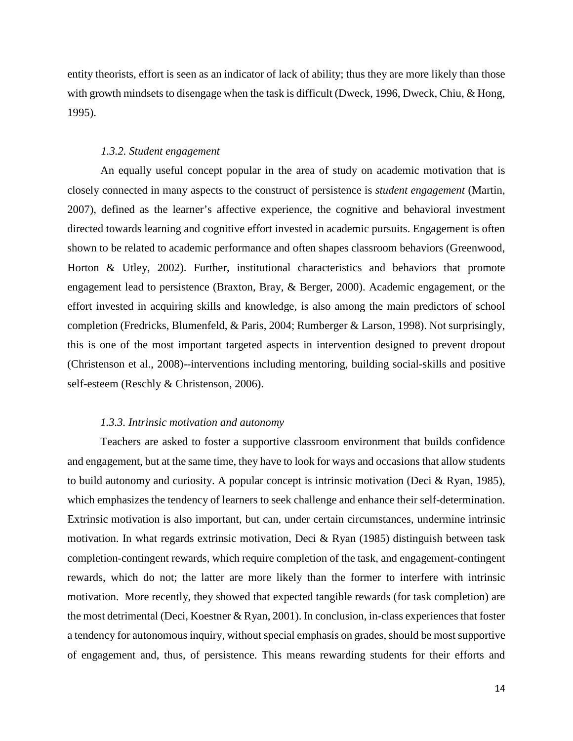entity theorists, effort is seen as an indicator of lack of ability; thus they are more likely than those with growth mindsets to disengage when the task is difficult (Dweck, 1996, Dweck, Chiu, & Hong, 1995).

### *1.3.2. Student engagement*

An equally useful concept popular in the area of study on academic motivation that is closely connected in many aspects to the construct of persistence is *student engagement* (Martin, 2007), defined as the learner's affective experience, the cognitive and behavioral investment directed towards learning and cognitive effort invested in academic pursuits. Engagement is often shown to be related to academic performance and often shapes classroom behaviors (Greenwood, Horton & Utley, 2002). Further, institutional characteristics and behaviors that promote engagement lead to persistence (Braxton, Bray, & Berger, 2000). Academic engagement, or the effort invested in acquiring skills and knowledge, is also among the main predictors of school completion (Fredricks, Blumenfeld, & Paris, 2004; Rumberger & Larson, 1998). Not surprisingly, this is one of the most important targeted aspects in intervention designed to prevent dropout (Christenson et al., 2008)--interventions including mentoring, building social-skills and positive self-esteem (Reschly & Christenson, 2006).

### *1.3.3. Intrinsic motivation and autonomy*

Teachers are asked to foster a supportive classroom environment that builds confidence and engagement, but at the same time, they have to look for ways and occasions that allow students to build autonomy and curiosity. A popular concept is intrinsic motivation (Deci & Ryan, 1985), which emphasizes the tendency of learners to seek challenge and enhance their self-determination. Extrinsic motivation is also important, but can, under certain circumstances, undermine intrinsic motivation. In what regards extrinsic motivation, Deci & Ryan (1985) distinguish between task completion-contingent rewards, which require completion of the task, and engagement-contingent rewards, which do not; the latter are more likely than the former to interfere with intrinsic motivation. More recently, they showed that expected tangible rewards (for task completion) are the most detrimental (Deci, Koestner & Ryan, 2001). In conclusion, in-class experiences that foster a tendency for autonomous inquiry, without special emphasis on grades, should be most supportive of engagement and, thus, of persistence. This means rewarding students for their efforts and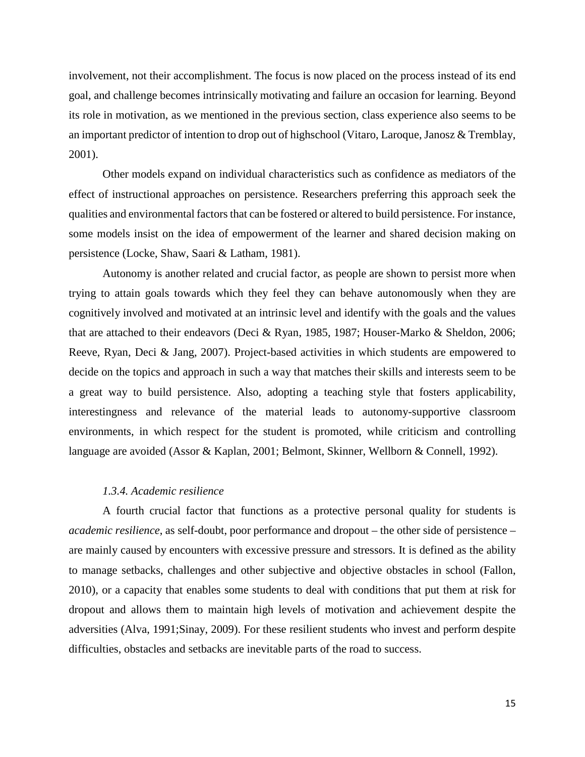involvement, not their accomplishment. The focus is now placed on the process instead of its end goal, and challenge becomes intrinsically motivating and failure an occasion for learning. Beyond its role in motivation, as we mentioned in the previous section, class experience also seems to be an important predictor of intention to drop out of highschool (Vitaro, Laroque, Janosz & Tremblay, 2001).

Other models expand on individual characteristics such as confidence as mediators of the effect of instructional approaches on persistence. Researchers preferring this approach seek the qualities and environmental factors that can be fostered or altered to build persistence. For instance, some models insist on the idea of empowerment of the learner and shared decision making on persistence (Locke, Shaw, Saari & Latham, 1981).

Autonomy is another related and crucial factor, as people are shown to persist more when trying to attain goals towards which they feel they can behave autonomously when they are cognitively involved and motivated at an intrinsic level and identify with the goals and the values that are attached to their endeavors (Deci & Ryan, 1985, 1987; Houser-Marko & Sheldon, 2006; Reeve, Ryan, Deci & Jang, 2007). Project-based activities in which students are empowered to decide on the topics and approach in such a way that matches their skills and interests seem to be a great way to build persistence. Also, adopting a teaching style that fosters applicability, interestingness and relevance of the material leads to autonomy-supportive classroom environments, in which respect for the student is promoted, while criticism and controlling language are avoided (Assor & Kaplan, 2001; Belmont, Skinner, Wellborn & Connell, 1992).

#### *1.3.4. Academic resilience*

A fourth crucial factor that functions as a protective personal quality for students is *academic resilience*, as self-doubt, poor performance and dropout – the other side of persistence – are mainly caused by encounters with excessive pressure and stressors. It is defined as the ability to manage setbacks, challenges and other subjective and objective obstacles in school (Fallon, 2010), or a capacity that enables some students to deal with conditions that put them at risk for dropout and allows them to maintain high levels of motivation and achievement despite the adversities (Alva, 1991;Sinay, 2009). For these resilient students who invest and perform despite difficulties, obstacles and setbacks are inevitable parts of the road to success.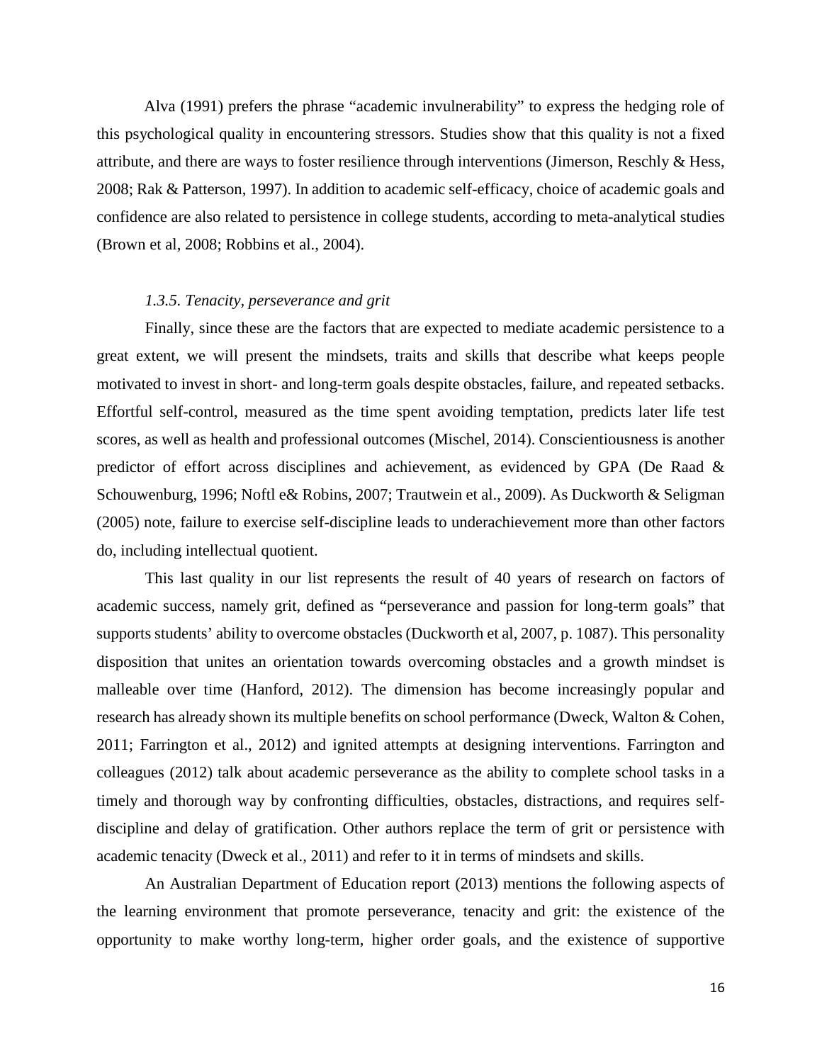Alva (1991) prefers the phrase "academic invulnerability" to express the hedging role of this psychological quality in encountering stressors. Studies show that this quality is not a fixed attribute, and there are ways to foster resilience through interventions (Jimerson, Reschly & Hess, 2008; Rak & Patterson, 1997). In addition to academic self-efficacy, choice of academic goals and confidence are also related to persistence in college students, according to meta-analytical studies (Brown et al, 2008; Robbins et al., 2004).

#### *1.3.5. Tenacity, perseverance and grit*

Finally, since these are the factors that are expected to mediate academic persistence to a great extent, we will present the mindsets, traits and skills that describe what keeps people motivated to invest in short- and long-term goals despite obstacles, failure, and repeated setbacks. Effortful self-control, measured as the time spent avoiding temptation, predicts later life test scores, as well as health and professional outcomes (Mischel, 2014). Conscientiousness is another predictor of effort across disciplines and achievement, as evidenced by GPA (De Raad & Schouwenburg, 1996; Noftl e& Robins, 2007; Trautwein et al., 2009). As Duckworth & Seligman (2005) note, failure to exercise self-discipline leads to underachievement more than other factors do, including intellectual quotient.

This last quality in our list represents the result of 40 years of research on factors of academic success, namely grit, defined as "perseverance and passion for long-term goals" that supports students' ability to overcome obstacles (Duckworth et al, 2007, p. 1087). This personality disposition that unites an orientation towards overcoming obstacles and a growth mindset is malleable over time (Hanford, 2012). The dimension has become increasingly popular and research has already shown its multiple benefits on school performance (Dweck, Walton & Cohen, 2011; Farrington et al., 2012) and ignited attempts at designing interventions. Farrington and colleagues (2012) talk about academic perseverance as the ability to complete school tasks in a timely and thorough way by confronting difficulties, obstacles, distractions, and requires self-discipline and delay of gratification. Other authors replace the term of grit or persistence with academic tenacity (Dweck et al., 2011) and refer to it in terms of mindsets and skills.

An Australian Department of Education report (2013) mentions the following aspects of the learning environment that promote perseverance, tenacity and grit: the existence of the opportunity to make worthy long-term, higher order goals, and the existence of supportive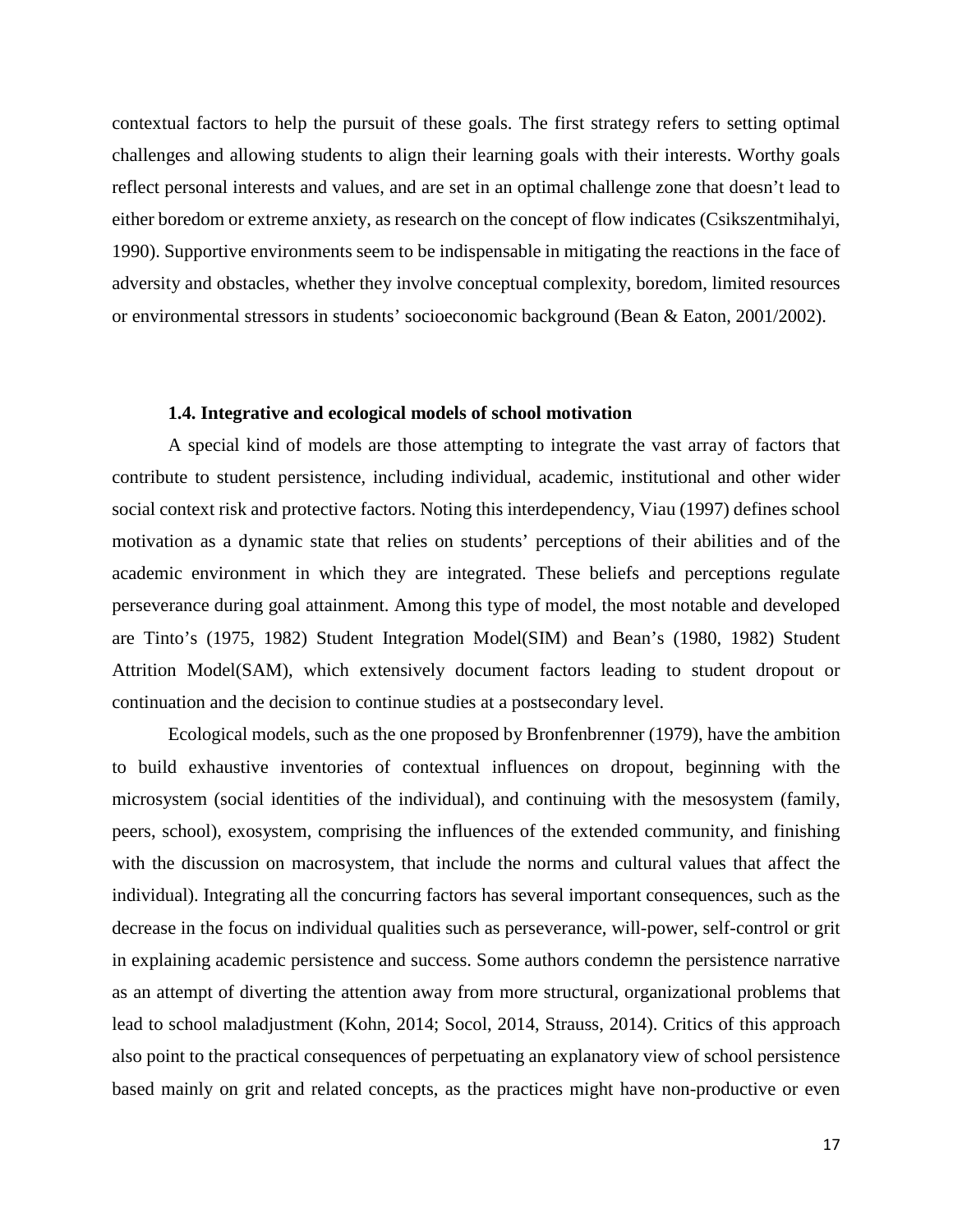contextual factors to help the pursuit of these goals. The first strategy refers to setting optimal challenges and allowing students to align their learning goals with their interests. Worthy goals reflect personal interests and values, and are set in an optimal challenge zone that doesn't lead to either boredom or extreme anxiety, as research on the concept of flow indicates (Csikszentmihalyi, 1990). Supportive environments seem to be indispensable in mitigating the reactions in the face of adversity and obstacles, whether they involve conceptual complexity, boredom, limited resources or environmental stressors in students' socioeconomic background (Bean & Eaton, 2001/2002).

### 1.4. Integrative and ecological models of school motivation

A special kind of models are those attempting to integrate the vast array of factors that contribute to student persistence, including individual, academic, institutional and other wider social context risk and protective factors. Noting this interdependency, Viau (1997) defines school motivation as a dynamic state that relies on students' perceptions of their abilities and of the academic environment in which they are integrated. These beliefs and perceptions regulate perseverance during goal attainment. Among this type of model, the most notable and developed are Tinto's (1975, 1982) Student Integration Model(SIM) and Bean's (1980, 1982) Student Attrition Model(SAM), which extensively document factors leading to student dropout or continuation and the decision to continue studies at a postsecondary level.

Ecological models, such as the one proposed by Bronfenbrenner (1979), have the ambition to build exhaustive inventories of contextual influences on dropout, beginning with the microsystem (social identities of the individual), and continuing with the mesosystem (family, peers, school), exosystem, comprising the influences of the extended community, and finishing with the discussion on macrosystem, that include the norms and cultural values that affect the individual). Integrating all the concurring factors has several important consequences, such as the decrease in the focus on individual qualities such as perseverance, will-power, self-control or grit in explaining academic persistence and success. Some authors condemn the persistence narrative as an attempt of diverting the attention away from more structural, organizational problems that lead to school maladjustment (Kohn, 2014; Socol, 2014, Strauss, 2014). Critics of this approach also point to the practical consequences of perpetuating an explanatory view of school persistence based mainly on grit and related concepts, as the practices might have non-productive or even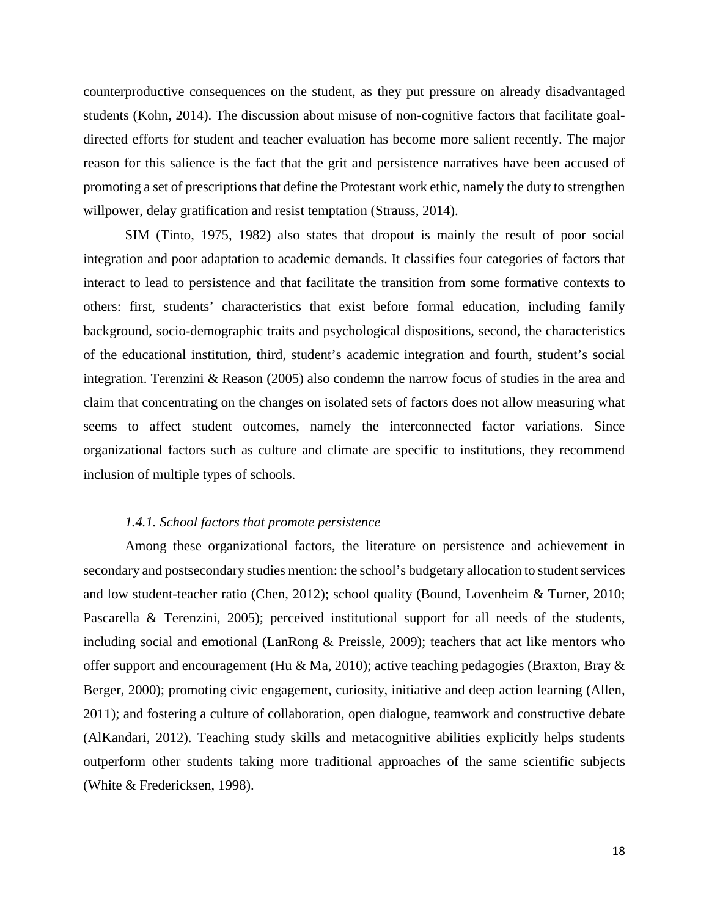counterproductive consequences on the student, as they put pressure on already disadvantaged students (Kohn, 2014). The discussion about misuse of non-cognitive factors that facilitate goal-directed efforts for student and teacher evaluation has become more salient recently. The major reason for this salience is the fact that the grit and persistence narratives have been accused of promoting a set of prescriptions that define the Protestant work ethic, namely the duty to strengthen willpower, delay gratification and resist temptation (Strauss, 2014).

SIM (Tinto, 1975, 1982) also states that dropout is mainly the result of poor social integration and poor adaptation to academic demands. It classifies four categories of factors that interact to lead to persistence and that facilitate the transition from some formative contexts to others: first, students' characteristics that exist before formal education, including family background, socio-demographic traits and psychological dispositions, second, the characteristics of the educational institution, third, student's academic integration and fourth, student's social integration. Terenzini & Reason (2005) also condemn the narrow focus of studies in the area and claim that concentrating on the changes on isolated sets of factors does not allow measuring what seems to affect student outcomes, namely the interconnected factor variations. Since organizational factors such as culture and climate are specific to institutions, they recommend inclusion of multiple types of schools.

#### *1.4.1. School factors that promote persistence*

Among these organizational factors, the literature on persistence and achievement in secondary and postsecondary studies mention: the school's budgetary allocation to student services and low student-teacher ratio (Chen, 2012); school quality (Bound, Lovenheim & Turner, 2010; Pascarella & Terenzini, 2005); perceived institutional support for all needs of the students, including social and emotional (LanRong & Preissle, 2009); teachers that act like mentors who offer support and encouragement (Hu & Ma, 2010); active teaching pedagogies (Braxton, Bray & Berger, 2000); promoting civic engagement, curiosity, initiative and deep action learning (Allen, 2011); and fostering a culture of collaboration, open dialogue, teamwork and constructive debate (AlKandari, 2012). Teaching study skills and metacognitive abilities explicitly helps students outperform other students taking more traditional approaches of the same scientific subjects (White & Fredericksen, 1998).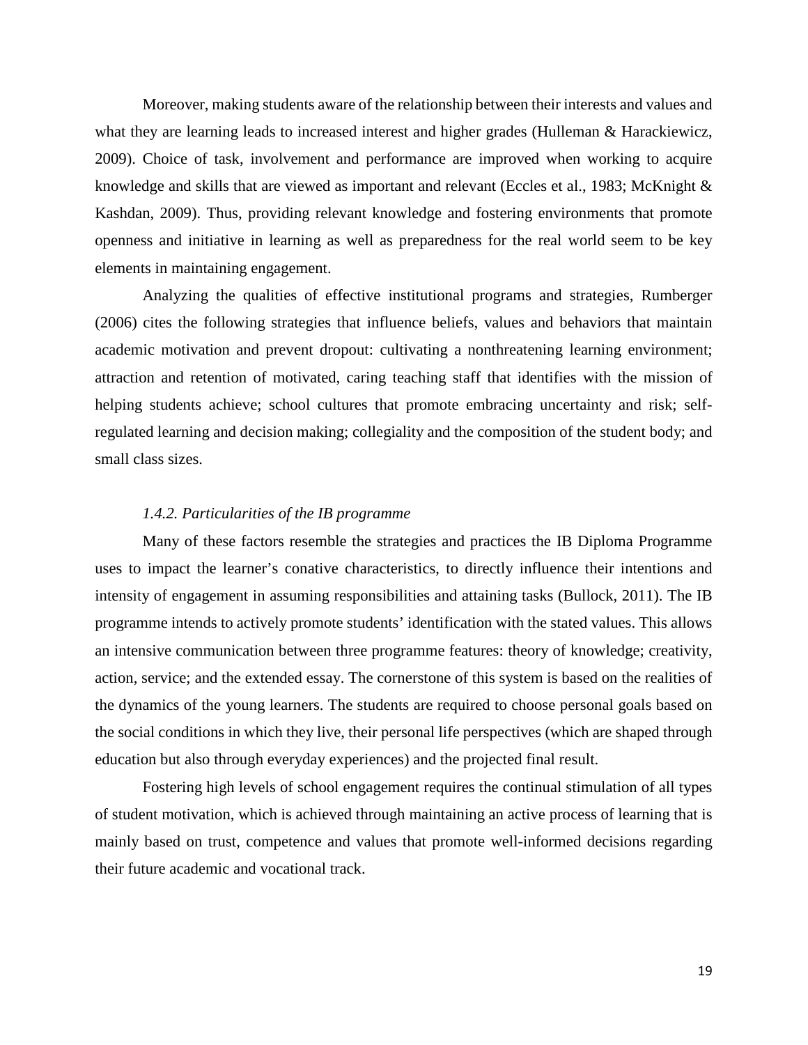Moreover, making students aware of the relationship between their interests and values and what they are learning leads to increased interest and higher grades (Hulleman & Harackiewicz, 2009). Choice of task, involvement and performance are improved when working to acquire knowledge and skills that are viewed as important and relevant (Eccles et al., 1983; McKnight & Kashdan, 2009). Thus, providing relevant knowledge and fostering environments that promote openness and initiative in learning as well as preparedness for the real world seem to be key elements in maintaining engagement.

Analyzing the qualities of effective institutional programs and strategies, Rumberger (2006) cites the following strategies that influence beliefs, values and behaviors that maintain academic motivation and prevent dropout: cultivating a nonthreatening learning environment; attraction and retention of motivated, caring teaching staff that identifies with the mission of helping students achieve; school cultures that promote embracing uncertainty and risk; self-regulated learning and decision making; collegiality and the composition of the student body; and small class sizes.

### *1.4.2. Particularities of the IB programme*

Many of these factors resemble the strategies and practices the IB Diploma Programme uses to impact the learner's conative characteristics, to directly influence their intentions and intensity of engagement in assuming responsibilities and attaining tasks (Bullock, 2011). The IB programme intends to actively promote students' identification with the stated values. This allows an intensive communication between three programme features: theory of knowledge; creativity, action, service; and the extended essay. The cornerstone of this system is based on the realities of the dynamics of the young learners. The students are required to choose personal goals based on the social conditions in which they live, their personal life perspectives (which are shaped through education but also through everyday experiences) and the projected final result.

Fostering high levels of school engagement requires the continual stimulation of all types of student motivation, which is achieved through maintaining an active process of learning that is mainly based on trust, competence and values that promote well-informed decisions regarding their future academic and vocational track.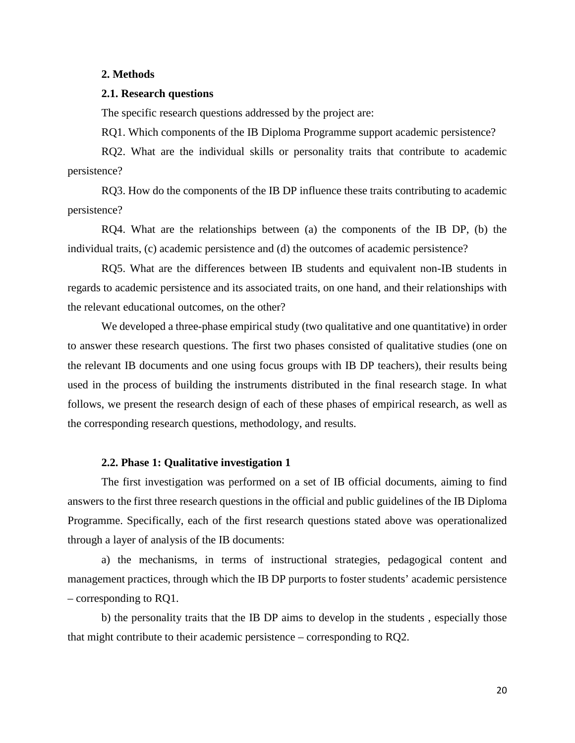## 2. Methods

### 2.1. Research questions

The specific research questions addressed by the project are:

RQ1. Which components of the IB Diploma Programme support academic persistence?

RQ2. What are the individual skills or personality traits that contribute to academic persistence?

RQ3. How do the components of the IB DP influence these traits contributing to academic persistence?

RQ4. What are the relationships between (a) the components of the IB DP, (b) the individual traits, (c) academic persistence and (d) the outcomes of academic persistence?

RQ5. What are the differences between IB students and equivalent non-IB students in regards to academic persistence and its associated traits, on one hand, and their relationships with the relevant educational outcomes, on the other?

We developed a three-phase empirical study (two qualitative and one quantitative) in order to answer these research questions. The first two phases consisted of qualitative studies (one on the relevant IB documents and one using focus groups with IB DP teachers), their results being used in the process of building the instruments distributed in the final research stage. In what follows, we present the research design of each of these phases of empirical research, as well as the corresponding research questions, methodology, and results.

### 2.2. Phase 1: Qualitative investigation 1

The first investigation was performed on a set of IB official documents, aiming to find answers to the first three research questions in the official and public guidelines of the IB Diploma Programme. Specifically, each of the first research questions stated above was operationalized through a layer of analysis of the IB documents:

a) the mechanisms, in terms of instructional strategies, pedagogical content and management practices, through which the IB DP purports to foster students' academic persistence – corresponding to RQ1.

b) the personality traits that the IB DP aims to develop in the students , especially those that might contribute to their academic persistence – corresponding to RQ2.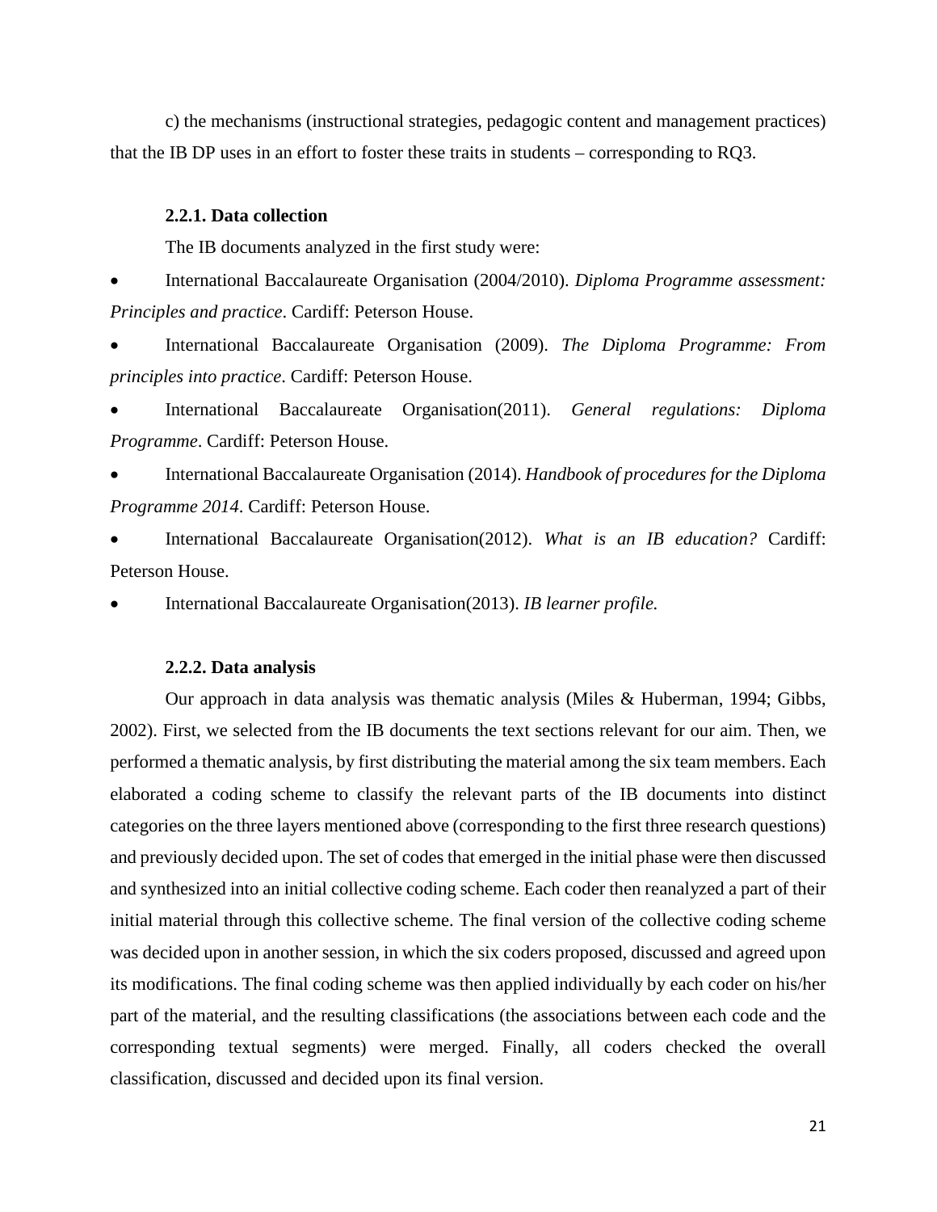c) the mechanisms (instructional strategies, pedagogic content and management practices) that the IB DP uses in an effort to foster these traits in students – corresponding to RQ3.

#### 2.2.1. Data collection

The IB documents analyzed in the first study were:

- International Baccalaureate Organisation (2004/2010). *Diploma Programme assessment: Principles and practice*. Cardiff: Peterson House.
- International Baccalaureate Organisation (2009). *The Diploma Programme: From principles into practice*. Cardiff: Peterson House.
- International Baccalaureate Organisation(2011). *General regulations: Diploma Programme*. Cardiff: Peterson House.
- International Baccalaureate Organisation (2014). *Handbook of procedures for the Diploma Programme 2014*. Cardiff: Peterson House.
- International Baccalaureate Organisation(2012). *What is an IB education?* Cardiff: Peterson House.
- International Baccalaureate Organisation(2013). *IB learner profile.*

#### 2.2.2. Data analysis

Our approach in data analysis was thematic analysis (Miles & Huberman, 1994; Gibbs, 2002). First, we selected from the IB documents the text sections relevant for our aim. Then, we performed a thematic analysis, by first distributing the material among the six team members. Each elaborated a coding scheme to classify the relevant parts of the IB documents into distinct categories on the three layers mentioned above (corresponding to the first three research questions) and previously decided upon. The set of codes that emerged in the initial phase were then discussed and synthesized into an initial collective coding scheme. Each coder then reanalyzed a part of their initial material through this collective scheme. The final version of the collective coding scheme was decided upon in another session, in which the six coders proposed, discussed and agreed upon its modifications. The final coding scheme was then applied individually by each coder on his/her part of the material, and the resulting classifications (the associations between each code and the corresponding textual segments) were merged. Finally, all coders checked the overall classification, discussed and decided upon its final version.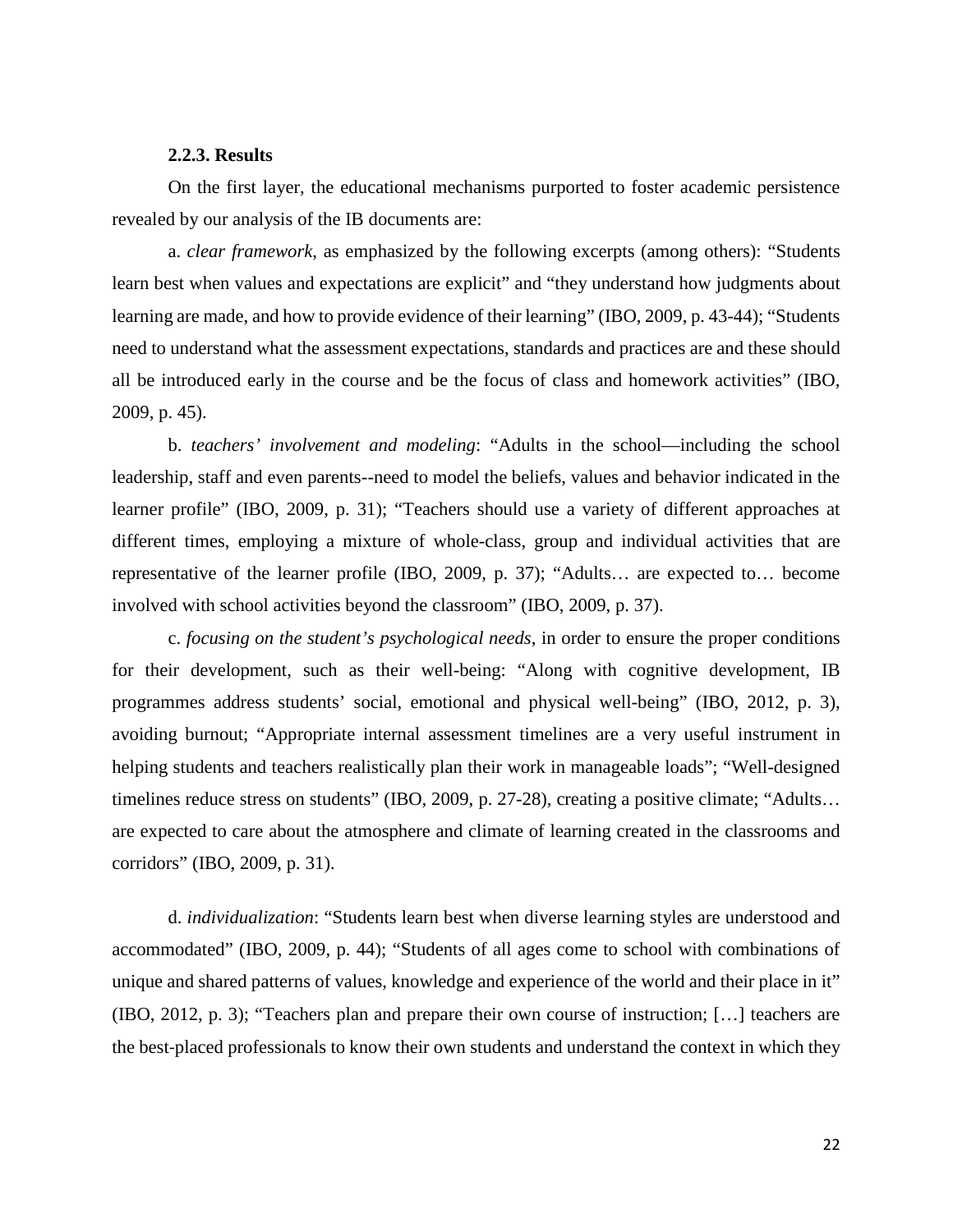#### 2.2.3. Results

On the first layer, the educational mechanisms purported to foster academic persistence revealed by our analysis of the IB documents are:

a. *clear framework*, as emphasized by the following excerpts (among others): "Students learn best when values and expectations are explicit" and "they understand how judgments about learning are made, and how to provide evidence of their learning" (IBO, 2009, p. 43-44); "Students need to understand what the assessment expectations, standards and practices are and these should all be introduced early in the course and be the focus of class and homework activities" (IBO, 2009, p. 45).

b. *teachers' involvement and modeling*: "Adults in the school—including the school leadership, staff and even parents--need to model the beliefs, values and behavior indicated in the learner profile" (IBO, 2009, p. 31); "Teachers should use a variety of different approaches at different times, employing a mixture of whole-class, group and individual activities that are representative of the learner profile (IBO, 2009, p. 37); "Adults… are expected to… become involved with school activities beyond the classroom" (IBO, 2009, p. 37).

c. *focusing on the student's psychological needs*, in order to ensure the proper conditions for their development, such as their well-being: "Along with cognitive development, IB programmes address students' social, emotional and physical well-being" (IBO, 2012, p. 3), avoiding burnout; "Appropriate internal assessment timelines are a very useful instrument in helping students and teachers realistically plan their work in manageable loads"; "Well-designed timelines reduce stress on students" (IBO, 2009, p. 27-28), creating a positive climate; "Adults… are expected to care about the atmosphere and climate of learning created in the classrooms and corridors" (IBO, 2009, p. 31).

d. *individualization*: "Students learn best when diverse learning styles are understood and accommodated" (IBO, 2009, p. 44); "Students of all ages come to school with combinations of unique and shared patterns of values, knowledge and experience of the world and their place in it" (IBO, 2012, p. 3); "Teachers plan and prepare their own course of instruction; […] teachers are the best-placed professionals to know their own students and understand the context in which they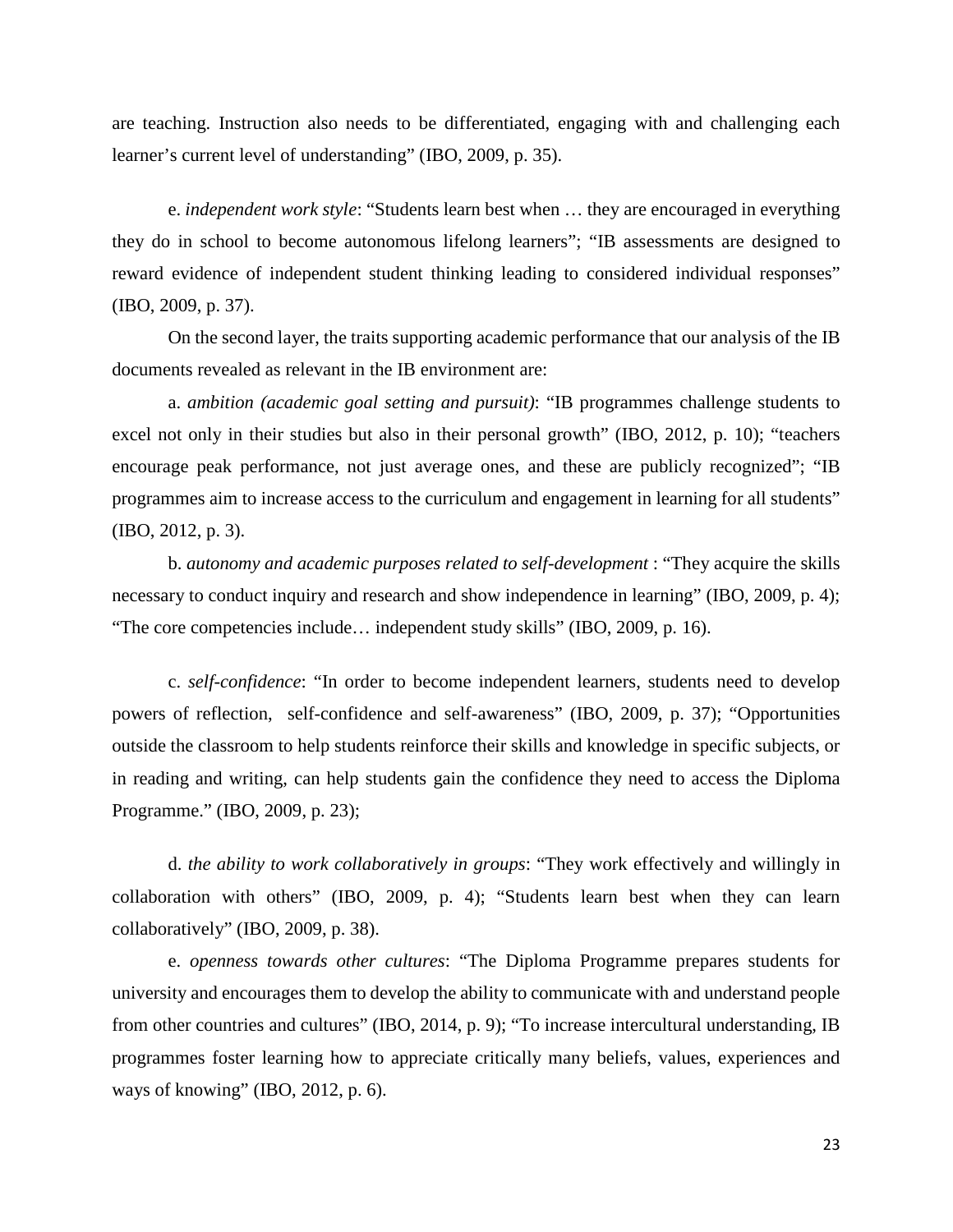are teaching. Instruction also needs to be differentiated, engaging with and challenging each learner's current level of understanding" (IBO, 2009, p. 35).

e. *independent work style*: "Students learn best when … they are encouraged in everything they do in school to become autonomous lifelong learners"; "IB assessments are designed to reward evidence of independent student thinking leading to considered individual responses" (IBO, 2009, p. 37).

On the second layer, the traits supporting academic performance that our analysis of the IB documents revealed as relevant in the IB environment are:

a. *ambition (academic goal setting and pursuit)*: "IB programmes challenge students to excel not only in their studies but also in their personal growth" (IBO, 2012, p. 10); "teachers encourage peak performance, not just average ones, and these are publicly recognized"; "IB programmes aim to increase access to the curriculum and engagement in learning for all students" (IBO, 2012, p. 3).

b. *autonomy and academic purposes related to self-development* : "They acquire the skills necessary to conduct inquiry and research and show independence in learning" (IBO, 2009, p. 4); "The core competencies include… independent study skills" (IBO, 2009, p. 16).

c. *self-confidence*: "In order to become independent learners, students need to develop powers of reflection, self-confidence and self-awareness" (IBO, 2009, p. 37); "Opportunities outside the classroom to help students reinforce their skills and knowledge in specific subjects, or in reading and writing, can help students gain the confidence they need to access the Diploma Programme." (IBO, 2009, p. 23);

d. *the ability to work collaboratively in groups*: "They work effectively and willingly in collaboration with others" (IBO, 2009, p. 4); "Students learn best when they can learn collaboratively" (IBO, 2009, p. 38).

e. *openness towards other cultures*: "The Diploma Programme prepares students for university and encourages them to develop the ability to communicate with and understand people from other countries and cultures" (IBO, 2014, p. 9); "To increase intercultural understanding, IB programmes foster learning how to appreciate critically many beliefs, values, experiences and ways of knowing" (IBO, 2012, p. 6).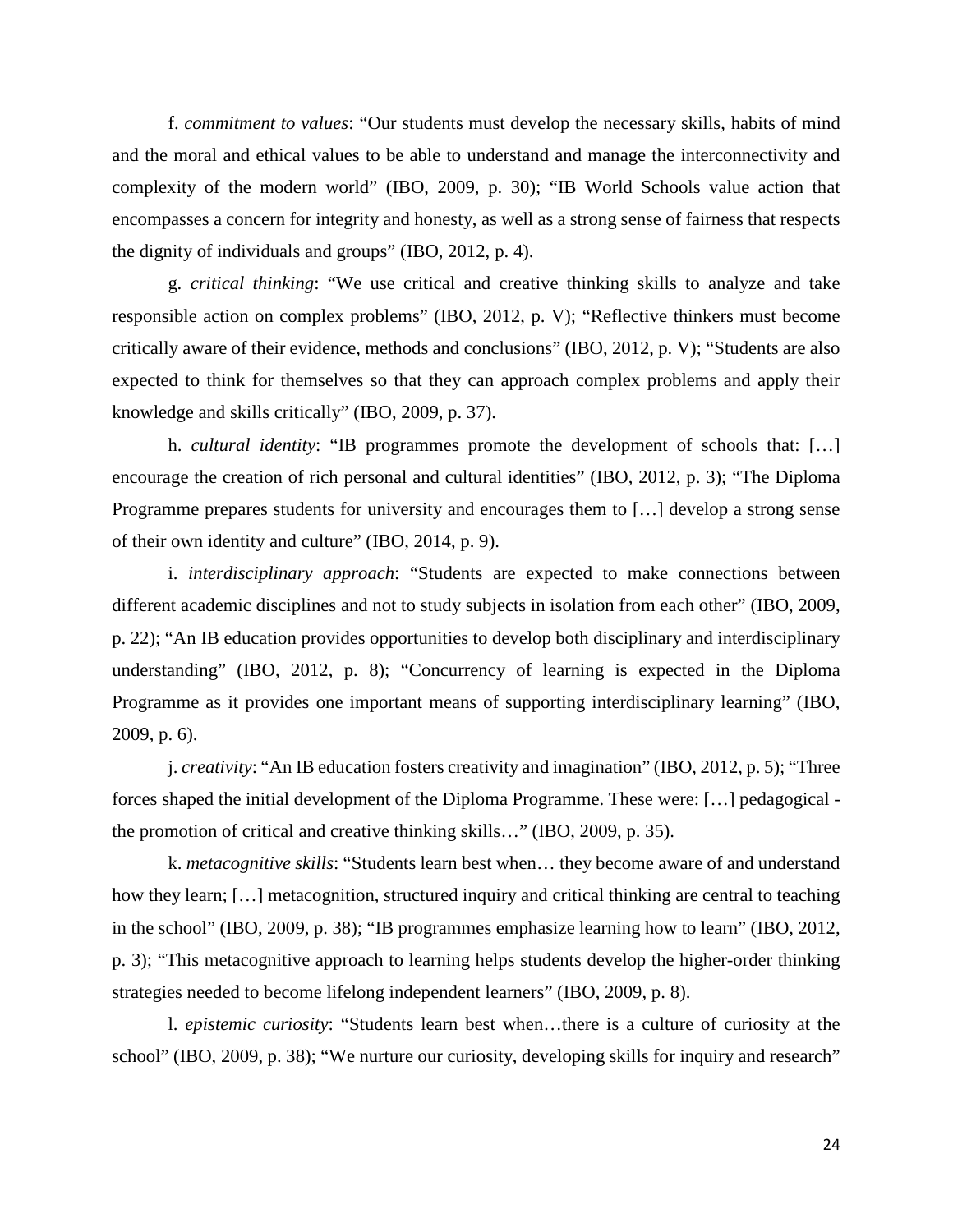f. *commitment to values*: "Our students must develop the necessary skills, habits of mind and the moral and ethical values to be able to understand and manage the interconnectivity and complexity of the modern world" (IBO, 2009, p. 30); "IB World Schools value action that encompasses a concern for integrity and honesty, as well as a strong sense of fairness that respects the dignity of individuals and groups" (IBO, 2012, p. 4).

g. *critical thinking*: "We use critical and creative thinking skills to analyze and take responsible action on complex problems" (IBO, 2012, p. V); "Reflective thinkers must become critically aware of their evidence, methods and conclusions" (IBO, 2012, p. V); "Students are also expected to think for themselves so that they can approach complex problems and apply their knowledge and skills critically" (IBO, 2009, p. 37).

h. *cultural identity*: "IB programmes promote the development of schools that: […] encourage the creation of rich personal and cultural identities" (IBO, 2012, p. 3); "The Diploma Programme prepares students for university and encourages them to […] develop a strong sense of their own identity and culture" (IBO, 2014, p. 9).

i. *interdisciplinary approach*: "Students are expected to make connections between different academic disciplines and not to study subjects in isolation from each other" (IBO, 2009, p. 22); "An IB education provides opportunities to develop both disciplinary and interdisciplinary understanding" (IBO, 2012, p. 8); "Concurrency of learning is expected in the Diploma Programme as it provides one important means of supporting interdisciplinary learning" (IBO, 2009, p. 6).

j. *creativity*: "An IB education fosters creativity and imagination" (IBO, 2012, p. 5); "Three forces shaped the initial development of the Diploma Programme. These were: […] pedagogical - the promotion of critical and creative thinking skills…" (IBO, 2009, p. 35).

k. *metacognitive skills*: "Students learn best when… they become aware of and understand how they learn; […] metacognition, structured inquiry and critical thinking are central to teaching in the school" (IBO, 2009, p. 38); "IB programmes emphasize learning how to learn" (IBO, 2012, p. 3); "This metacognitive approach to learning helps students develop the higher-order thinking strategies needed to become lifelong independent learners" (IBO, 2009, p. 8).

l. *epistemic curiosity*: "Students learn best when…there is a culture of curiosity at the school" (IBO, 2009, p. 38); "We nurture our curiosity, developing skills for inquiry and research"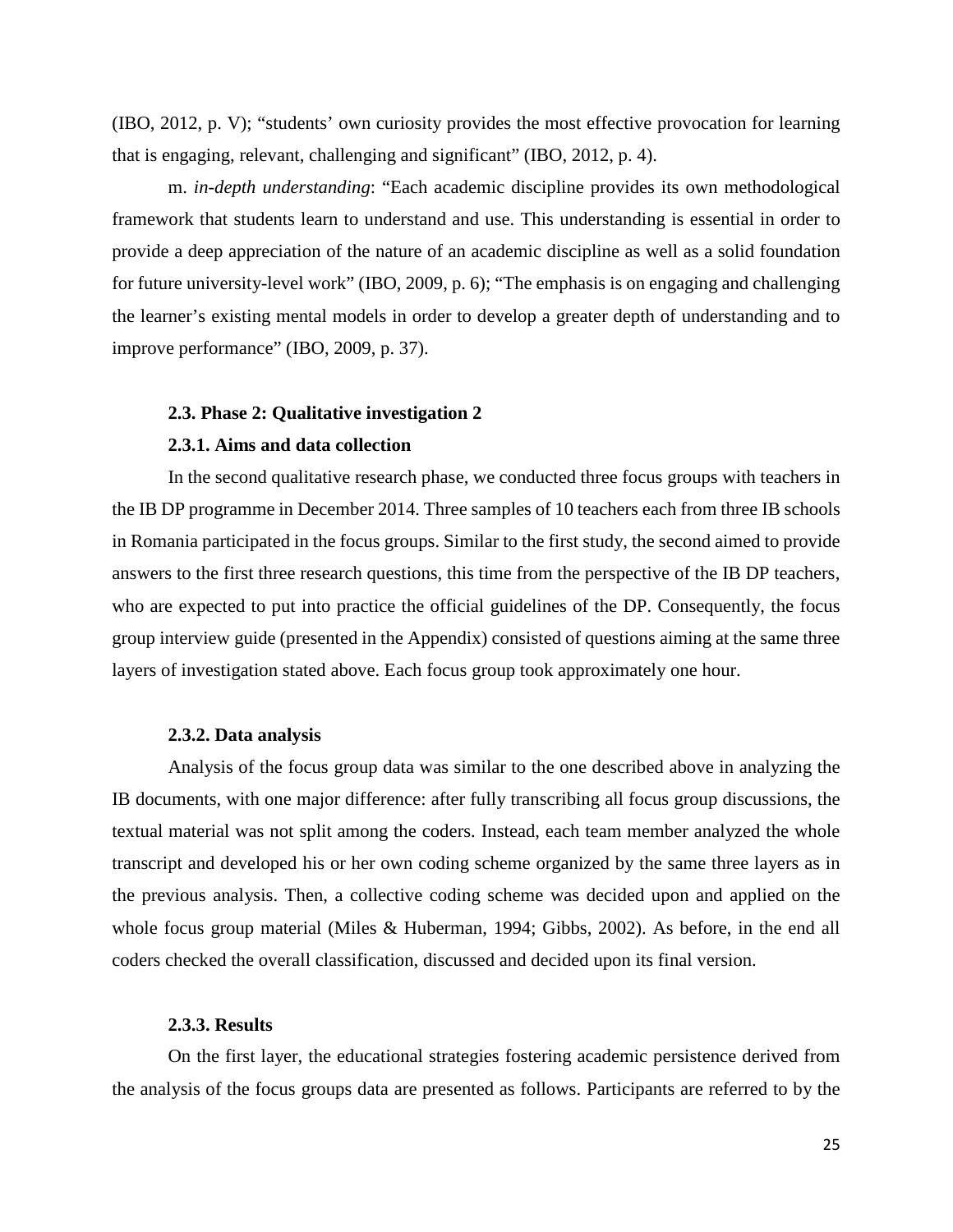(IBO, 2012, p. V); "students' own curiosity provides the most effective provocation for learning that is engaging, relevant, challenging and significant" (IBO, 2012, p. 4).

m. *in-depth understanding*: "Each academic discipline provides its own methodological framework that students learn to understand and use. This understanding is essential in order to provide a deep appreciation of the nature of an academic discipline as well as a solid foundation for future university-level work" (IBO, 2009, p. 6); "The emphasis is on engaging and challenging the learner's existing mental models in order to develop a greater depth of understanding and to improve performance" (IBO, 2009, p. 37).

### 2.3. Phase 2: Qualitative investigation 2

#### 2.3.1. Aims and data collection

In the second qualitative research phase, we conducted three focus groups with teachers in the IB DP programme in December 2014. Three samples of 10 teachers each from three IB schools in Romania participated in the focus groups. Similar to the first study, the second aimed to provide answers to the first three research questions, this time from the perspective of the IB DP teachers, who are expected to put into practice the official guidelines of the DP. Consequently, the focus group interview guide (presented in the Appendix) consisted of questions aiming at the same three layers of investigation stated above. Each focus group took approximately one hour.

#### 2.3.2. Data analysis

Analysis of the focus group data was similar to the one described above in analyzing the IB documents, with one major difference: after fully transcribing all focus group discussions, the textual material was not split among the coders. Instead, each team member analyzed the whole transcript and developed his or her own coding scheme organized by the same three layers as in the previous analysis. Then, a collective coding scheme was decided upon and applied on the whole focus group material (Miles & Huberman, 1994; Gibbs, 2002). As before, in the end all coders checked the overall classification, discussed and decided upon its final version.

#### 2.3.3. Results

On the first layer, the educational strategies fostering academic persistence derived from the analysis of the focus groups data are presented as follows. Participants are referred to by the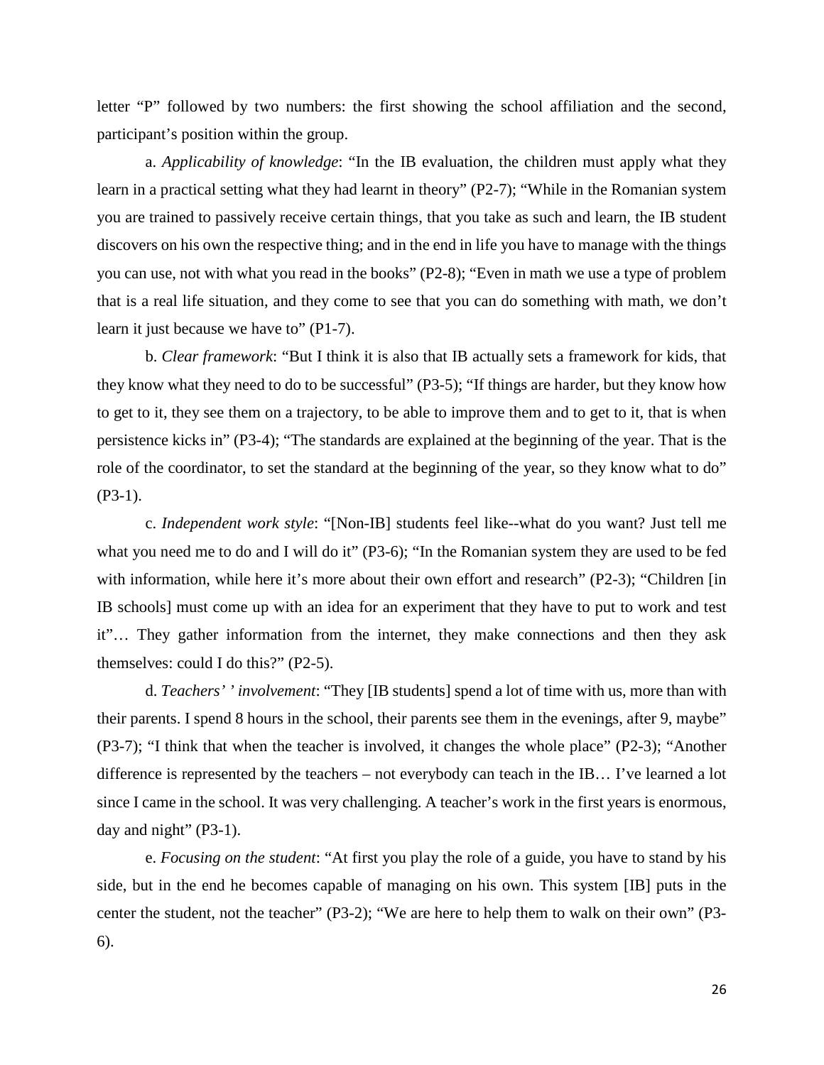letter “P” followed by two numbers: the first showing the school affiliation and the second, participant’s position within the group.

a. *Applicability of knowledge*: “In the IB evaluation, the children must apply what they learn in a practical setting what they had learnt in theory” (P2-7); “While in the Romanian system you are trained to passively receive certain things, that you take as such and learn, the IB student discovers on his own the respective thing; and in the end in life you have to manage with the things you can use, not with what you read in the books” (P2-8); “Even in math we use a type of problem that is a real life situation, and they come to see that you can do something with math, we don’t learn it just because we have to” (P1-7).

b. *Clear framework*: “But I think it is also that IB actually sets a framework for kids, that they know what they need to do to be successful” (P3-5); “If things are harder, but they know how to get to it, they see them on a trajectory, to be able to improve them and to get to it, that is when persistence kicks in” (P3-4); “The standards are explained at the beginning of the year. That is the role of the coordinator, to set the standard at the beginning of the year, so they know what to do” (P3-1).

c. *Independent work style*: “[Non-IB] students feel like--what do you want? Just tell me what you need me to do and I will do it” (P3-6); “In the Romanian system they are used to be fed with information, while here it’s more about their own effort and research” (P2-3); “Children [in IB schools] must come up with an idea for an experiment that they have to put to work and test it”… They gather information from the internet, they make connections and then they ask themselves: could I do this?” (P2-5).

d. *Teachers’ ’ involvement*: “They [IB students] spend a lot of time with us, more than with their parents. I spend 8 hours in the school, their parents see them in the evenings, after 9, maybe” (P3-7); “I think that when the teacher is involved, it changes the whole place” (P2-3); “Another difference is represented by the teachers – not everybody can teach in the IB… I’ve learned a lot since I came in the school. It was very challenging. A teacher’s work in the first years is enormous, day and night” (P3-1).

e. *Focusing on the student*: “At first you play the role of a guide, you have to stand by his side, but in the end he becomes capable of managing on his own. This system [IB] puts in the center the student, not the teacher” (P3-2); “We are here to help them to walk on their own” (P3-6).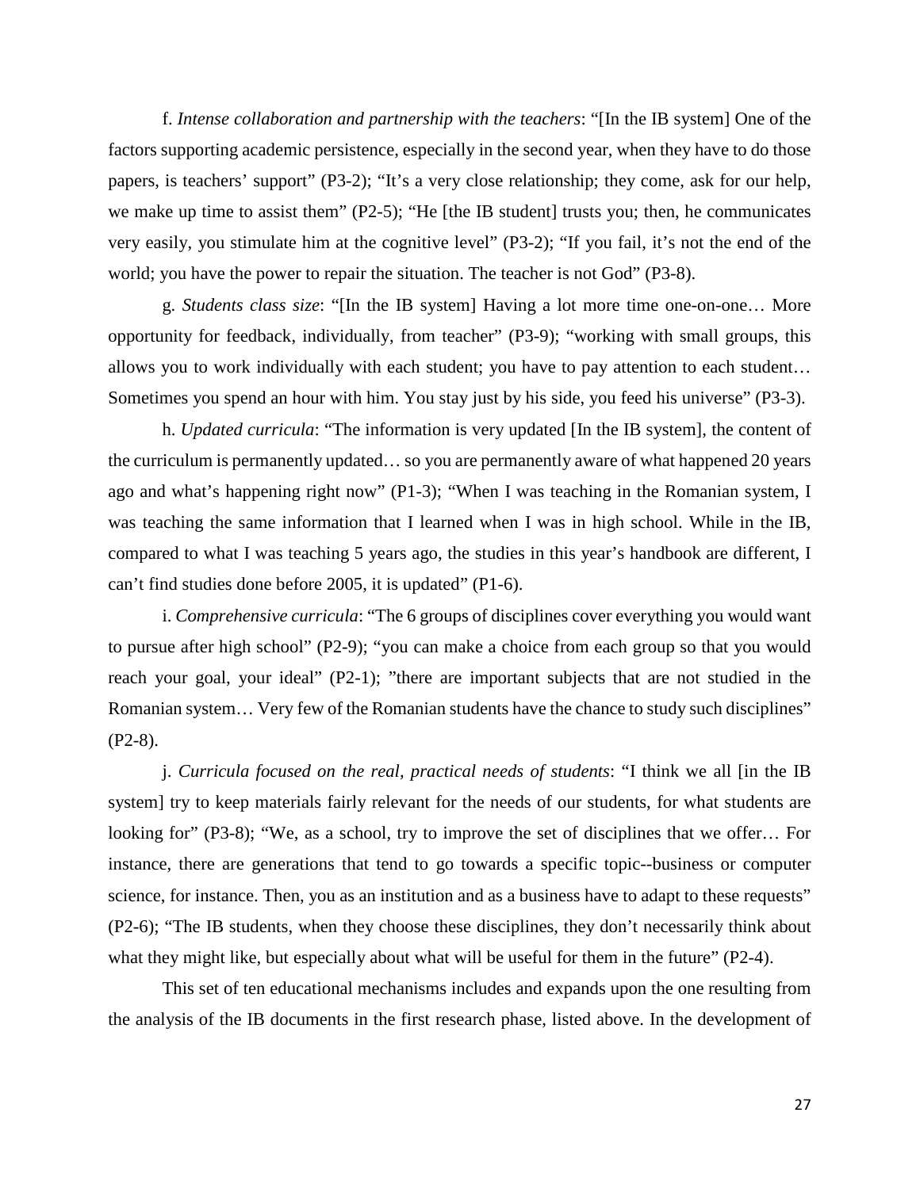f. *Intense collaboration and partnership with the teachers*: "[In the IB system] One of the factors supporting academic persistence, especially in the second year, when they have to do those papers, is teachers' support" (P3-2); "It's a very close relationship; they come, ask for our help, we make up time to assist them" (P2-5); "He [the IB student] trusts you; then, he communicates very easily, you stimulate him at the cognitive level" (P3-2); "If you fail, it's not the end of the world; you have the power to repair the situation. The teacher is not God" (P3-8).

g. *Students class size*: "[In the IB system] Having a lot more time one-on-one… More opportunity for feedback, individually, from teacher" (P3-9); "working with small groups, this allows you to work individually with each student; you have to pay attention to each student… Sometimes you spend an hour with him. You stay just by his side, you feed his universe" (P3-3).

h. *Updated curricula*: "The information is very updated [In the IB system], the content of the curriculum is permanently updated… so you are permanently aware of what happened 20 years ago and what's happening right now" (P1-3); "When I was teaching in the Romanian system, I was teaching the same information that I learned when I was in high school. While in the IB, compared to what I was teaching 5 years ago, the studies in this year's handbook are different, I can't find studies done before 2005, it is updated" (P1-6).

i. *Comprehensive curricula*: "The 6 groups of disciplines cover everything you would want to pursue after high school" (P2-9); "you can make a choice from each group so that you would reach your goal, your ideal" (P2-1); "there are important subjects that are not studied in the Romanian system… Very few of the Romanian students have the chance to study such disciplines" (P2-8).

j. *Curricula focused on the real, practical needs of students*: "I think we all [in the IB system] try to keep materials fairly relevant for the needs of our students, for what students are looking for" (P3-8); "We, as a school, try to improve the set of disciplines that we offer… For instance, there are generations that tend to go towards a specific topic--business or computer science, for instance. Then, you as an institution and as a business have to adapt to these requests" (P2-6); "The IB students, when they choose these disciplines, they don't necessarily think about what they might like, but especially about what will be useful for them in the future" (P2-4).

This set of ten educational mechanisms includes and expands upon the one resulting from the analysis of the IB documents in the first research phase, listed above. In the development of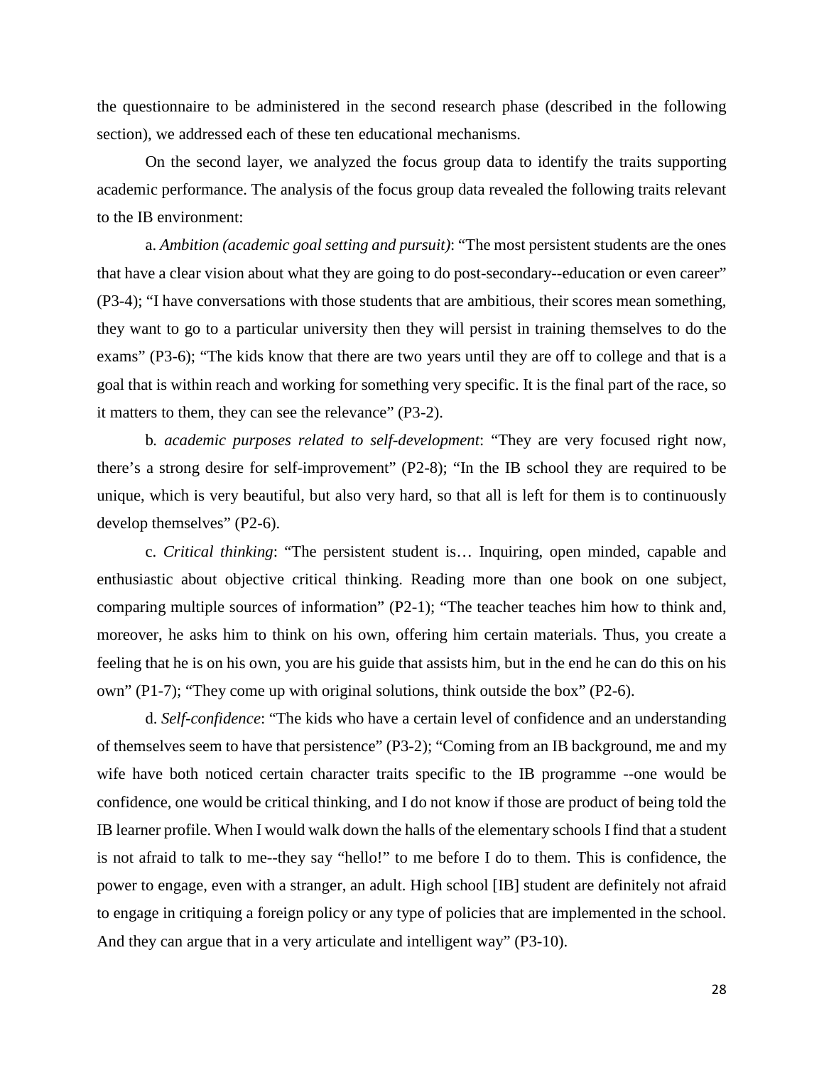the questionnaire to be administered in the second research phase (described in the following section), we addressed each of these ten educational mechanisms.

On the second layer, we analyzed the focus group data to identify the traits supporting academic performance. The analysis of the focus group data revealed the following traits relevant to the IB environment:

a. *Ambition (academic goal setting and pursuit)*: "The most persistent students are the ones that have a clear vision about what they are going to do post-secondary--education or even career" (P3-4); "I have conversations with those students that are ambitious, their scores mean something, they want to go to a particular university then they will persist in training themselves to do the exams" (P3-6); "The kids know that there are two years until they are off to college and that is a goal that is within reach and working for something very specific. It is the final part of the race, so it matters to them, they can see the relevance" (P3-2).

b. *academic purposes related to self-development*: "They are very focused right now, there's a strong desire for self-improvement" (P2-8); "In the IB school they are required to be unique, which is very beautiful, but also very hard, so that all is left for them is to continuously develop themselves" (P2-6).

c. *Critical thinking*: "The persistent student is… Inquiring, open minded, capable and enthusiastic about objective critical thinking. Reading more than one book on one subject, comparing multiple sources of information" (P2-1); "The teacher teaches him how to think and, moreover, he asks him to think on his own, offering him certain materials. Thus, you create a feeling that he is on his own, you are his guide that assists him, but in the end he can do this on his own" (P1-7); "They come up with original solutions, think outside the box" (P2-6).

d. *Self-confidence*: "The kids who have a certain level of confidence and an understanding of themselves seem to have that persistence" (P3-2); "Coming from an IB background, me and my wife have both noticed certain character traits specific to the IB programme --one would be confidence, one would be critical thinking, and I do not know if those are product of being told the IB learner profile. When I would walk down the halls of the elementary schools I find that a student is not afraid to talk to me--they say "hello!" to me before I do to them. This is confidence, the power to engage, even with a stranger, an adult. High school [IB] student are definitely not afraid to engage in critiquing a foreign policy or any type of policies that are implemented in the school. And they can argue that in a very articulate and intelligent way" (P3-10).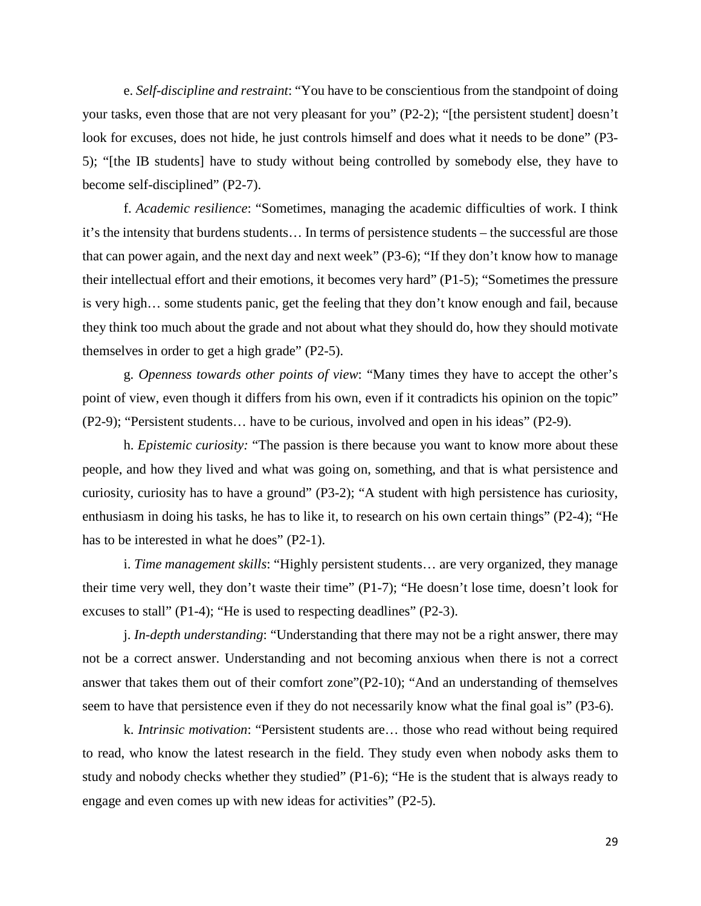e. *Self-discipline and restraint*: "You have to be conscientious from the standpoint of doing your tasks, even those that are not very pleasant for you" (P2-2); "[the persistent student] doesn't look for excuses, does not hide, he just controls himself and does what it needs to be done" (P3-5); "[the IB students] have to study without being controlled by somebody else, they have to become self-disciplined" (P2-7).

f. *Academic resilience*: "Sometimes, managing the academic difficulties of work. I think it's the intensity that burdens students… In terms of persistence students – the successful are those that can power again, and the next day and next week" (P3-6); "If they don't know how to manage their intellectual effort and their emotions, it becomes very hard" (P1-5); "Sometimes the pressure is very high… some students panic, get the feeling that they don't know enough and fail, because they think too much about the grade and not about what they should do, how they should motivate themselves in order to get a high grade" (P2-5).

g. *Openness towards other points of view*: "Many times they have to accept the other's point of view, even though it differs from his own, even if it contradicts his opinion on the topic" (P2-9); "Persistent students… have to be curious, involved and open in his ideas" (P2-9).

h. *Epistemic curiosity:* "The passion is there because you want to know more about these people, and how they lived and what was going on, something, and that is what persistence and curiosity, curiosity has to have a ground" (P3-2); "A student with high persistence has curiosity, enthusiasm in doing his tasks, he has to like it, to research on his own certain things" (P2-4); "He has to be interested in what he does" (P2-1).

i. *Time management skills*: "Highly persistent students… are very organized, they manage their time very well, they don't waste their time" (P1-7); "He doesn't lose time, doesn't look for excuses to stall" (P1-4); "He is used to respecting deadlines" (P2-3).

j. *In-depth understanding*: "Understanding that there may not be a right answer, there may not be a correct answer. Understanding and not becoming anxious when there is not a correct answer that takes them out of their comfort zone"(P2-10); "And an understanding of themselves seem to have that persistence even if they do not necessarily know what the final goal is" (P3-6).

k. *Intrinsic motivation*: "Persistent students are… those who read without being required to read, who know the latest research in the field. They study even when nobody asks them to study and nobody checks whether they studied" (P1-6); "He is the student that is always ready to engage and even comes up with new ideas for activities" (P2-5).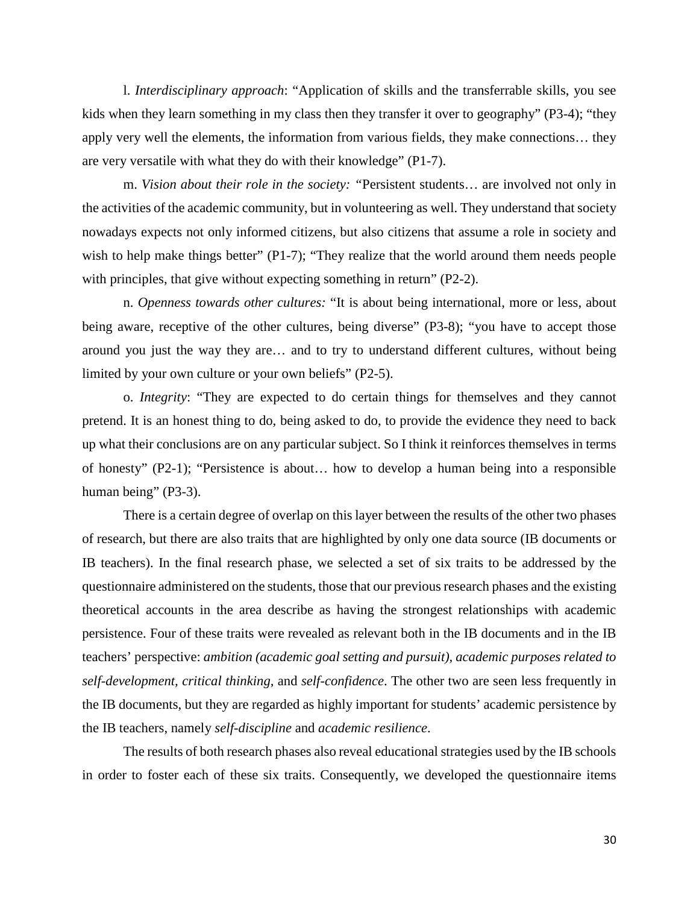l. *Interdisciplinary approach*: "Application of skills and the transferrable skills, you see kids when they learn something in my class then they transfer it over to geography" (P3-4); "they apply very well the elements, the information from various fields, they make connections… they are very versatile with what they do with their knowledge" (P1-7).

m. *Vision about their role in the society:* "Persistent students… are involved not only in the activities of the academic community, but in volunteering as well. They understand that society nowadays expects not only informed citizens, but also citizens that assume a role in society and wish to help make things better" (P1-7); "They realize that the world around them needs people with principles, that give without expecting something in return" (P2-2).

n. *Openness towards other cultures:* "It is about being international, more or less, about being aware, receptive of the other cultures, being diverse" (P3-8); "you have to accept those around you just the way they are… and to try to understand different cultures, without being limited by your own culture or your own beliefs" (P2-5).

o. *Integrity*: "They are expected to do certain things for themselves and they cannot pretend. It is an honest thing to do, being asked to do, to provide the evidence they need to back up what their conclusions are on any particular subject. So I think it reinforces themselves in terms of honesty" (P2-1); "Persistence is about… how to develop a human being into a responsible human being" (P3-3).

There is a certain degree of overlap on this layer between the results of the other two phases of research, but there are also traits that are highlighted by only one data source (IB documents or IB teachers). In the final research phase, we selected a set of six traits to be addressed by the questionnaire administered on the students, those that our previous research phases and the existing theoretical accounts in the area describe as having the strongest relationships with academic persistence. Four of these traits were revealed as relevant both in the IB documents and in the IB teachers' perspective: *ambition (academic goal setting and pursuit), academic purposes related to self-development, critical thinking,* and *self-confidence*. The other two are seen less frequently in the IB documents, but they are regarded as highly important for students' academic persistence by the IB teachers, namely *self-discipline* and *academic resilience*.

The results of both research phases also reveal educational strategies used by the IB schools in order to foster each of these six traits. Consequently, we developed the questionnaire items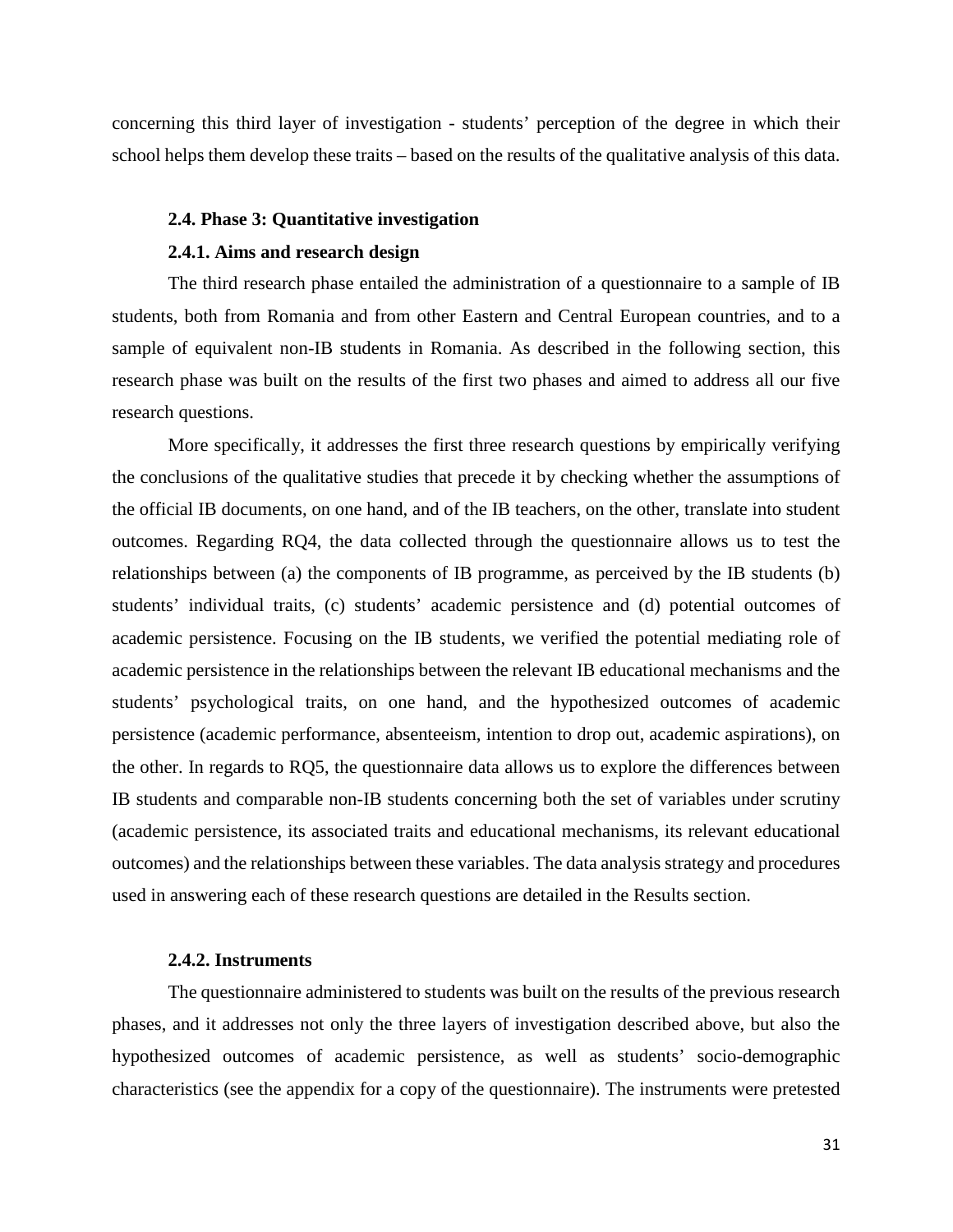concerning this third layer of investigation - students' perception of the degree in which their school helps them develop these traits – based on the results of the qualitative analysis of this data.

### 2.4. Phase 3: Quantitative investigation

#### 2.4.1. Aims and research design

The third research phase entailed the administration of a questionnaire to a sample of IB students, both from Romania and from other Eastern and Central European countries, and to a sample of equivalent non-IB students in Romania. As described in the following section, this research phase was built on the results of the first two phases and aimed to address all our five research questions.

More specifically, it addresses the first three research questions by empirically verifying the conclusions of the qualitative studies that precede it by checking whether the assumptions of the official IB documents, on one hand, and of the IB teachers, on the other, translate into student outcomes. Regarding RQ4, the data collected through the questionnaire allows us to test the relationships between (a) the components of IB programme, as perceived by the IB students (b) students' individual traits, (c) students' academic persistence and (d) potential outcomes of academic persistence. Focusing on the IB students, we verified the potential mediating role of academic persistence in the relationships between the relevant IB educational mechanisms and the students' psychological traits, on one hand, and the hypothesized outcomes of academic persistence (academic performance, absenteeism, intention to drop out, academic aspirations), on the other. In regards to RQ5, the questionnaire data allows us to explore the differences between IB students and comparable non-IB students concerning both the set of variables under scrutiny (academic persistence, its associated traits and educational mechanisms, its relevant educational outcomes) and the relationships between these variables. The data analysis strategy and procedures used in answering each of these research questions are detailed in the Results section.

#### 2.4.2. Instruments

The questionnaire administered to students was built on the results of the previous research phases, and it addresses not only the three layers of investigation described above, but also the hypothesized outcomes of academic persistence, as well as students' socio-demographic characteristics (see the appendix for a copy of the questionnaire). The instruments were pretested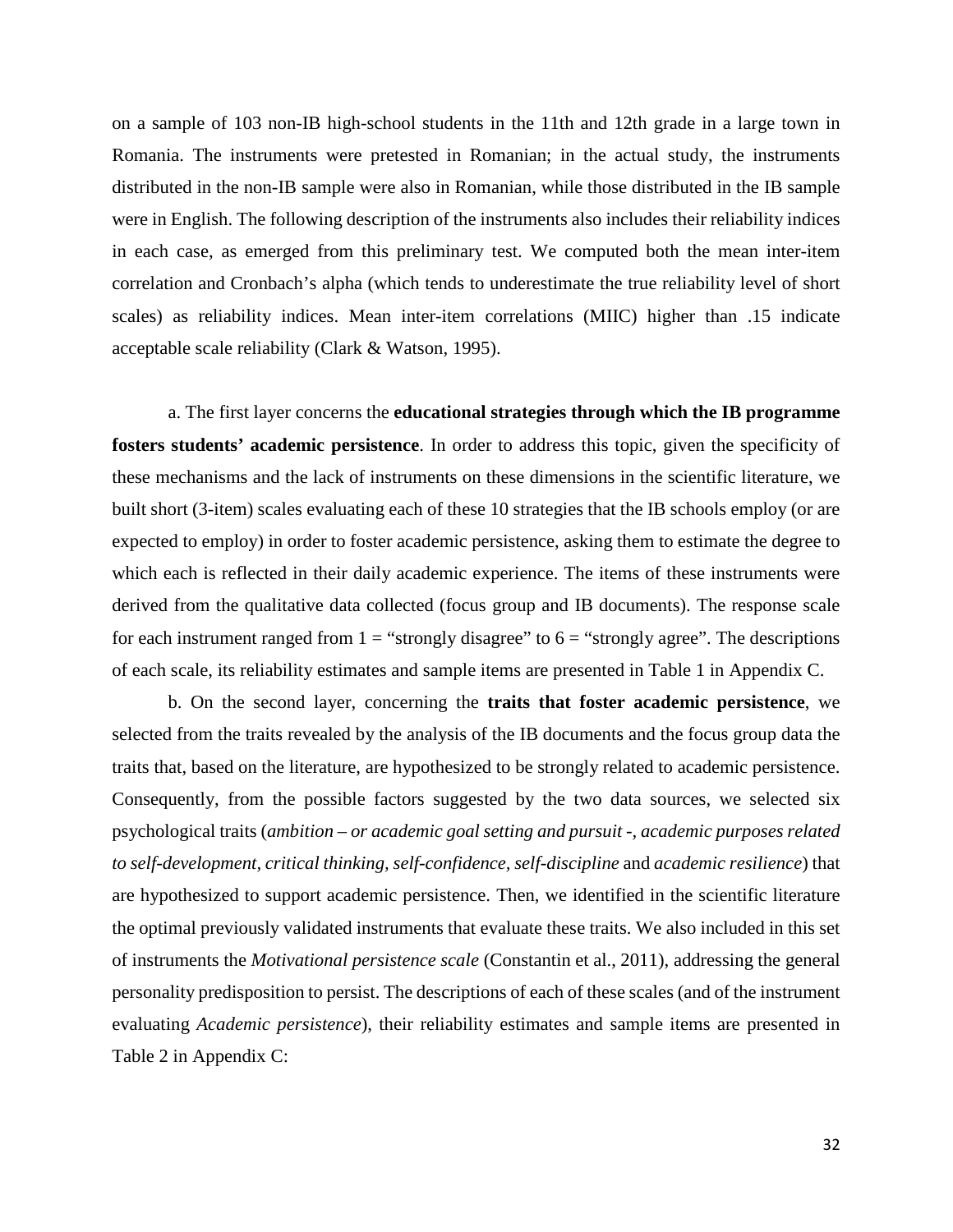on a sample of 103 non-IB high-school students in the 11th and 12th grade in a large town in Romania. The instruments were pretested in Romanian; in the actual study, the instruments distributed in the non-IB sample were also in Romanian, while those distributed in the IB sample were in English. The following description of the instruments also includes their reliability indices in each case, as emerged from this preliminary test. We computed both the mean inter-item correlation and Cronbach's alpha (which tends to underestimate the true reliability level of short scales) as reliability indices. Mean inter-item correlations (MIIC) higher than .15 indicate acceptable scale reliability (Clark & Watson, 1995).

a. The first layer concerns the **educational strategies through which the IB programme fosters students' academic persistence**. In order to address this topic, given the specificity of these mechanisms and the lack of instruments on these dimensions in the scientific literature, we built short (3-item) scales evaluating each of these 10 strategies that the IB schools employ (or are expected to employ) in order to foster academic persistence, asking them to estimate the degree to which each is reflected in their daily academic experience. The items of these instruments were derived from the qualitative data collected (focus group and IB documents). The response scale for each instrument ranged from 1 = "strongly disagree" to 6 = "strongly agree". The descriptions of each scale, its reliability estimates and sample items are presented in Table 1 in Appendix C.

b. On the second layer, concerning the **traits that foster academic persistence**, we selected from the traits revealed by the analysis of the IB documents and the focus group data the traits that, based on the literature, are hypothesized to be strongly related to academic persistence. Consequently, from the possible factors suggested by the two data sources, we selected six psychological traits (*ambition – or academic goal setting and pursuit -, academic purposes related to self-development, critical thinking, self-confidence, self-discipline* and *academic resilience*) that are hypothesized to support academic persistence. Then, we identified in the scientific literature the optimal previously validated instruments that evaluate these traits. We also included in this set of instruments the *Motivational persistence scale* (Constantin et al., 2011), addressing the general personality predisposition to persist. The descriptions of each of these scales (and of the instrument evaluating *Academic persistence*), their reliability estimates and sample items are presented in Table 2 in Appendix C: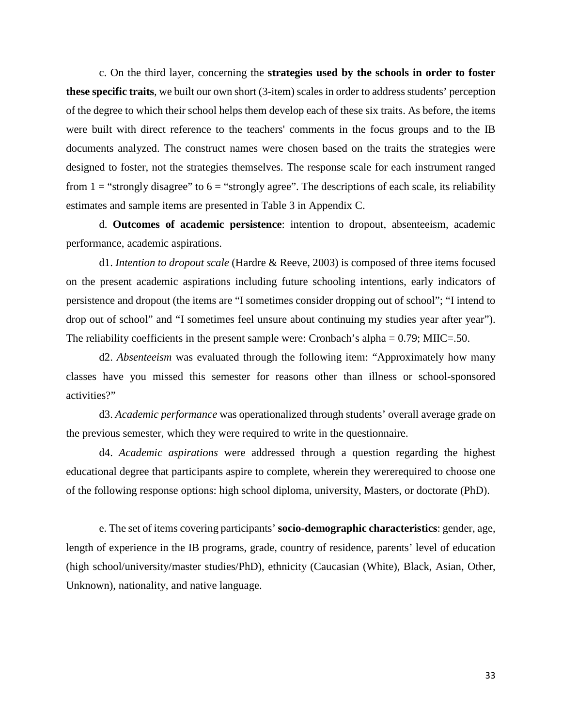c. On the third layer, concerning the **strategies used by the schools in order to foster these specific traits**, we built our own short (3-item) scales in order to address students' perception of the degree to which their school helps them develop each of these six traits. As before, the items were built with direct reference to the teachers' comments in the focus groups and to the IB documents analyzed. The construct names were chosen based on the traits the strategies were designed to foster, not the strategies themselves. The response scale for each instrument ranged from 1 = "strongly disagree" to 6 = "strongly agree". The descriptions of each scale, its reliability estimates and sample items are presented in Table 3 in Appendix C.

d. **Outcomes of academic persistence**: intention to dropout, absenteeism, academic performance, academic aspirations.

d1. *Intention to dropout scale* (Hardre & Reeve, 2003) is composed of three items focused on the present academic aspirations including future schooling intentions, early indicators of persistence and dropout (the items are "I sometimes consider dropping out of school"; "I intend to drop out of school" and "I sometimes feel unsure about continuing my studies year after year"). The reliability coefficients in the present sample were: Cronbach's alpha = 0.79; MIIC=.50.

d2. *Absenteeism* was evaluated through the following item: "Approximately how many classes have you missed this semester for reasons other than illness or school-sponsored activities?"

d3. *Academic performance* was operationalized through students' overall average grade on the previous semester, which they were required to write in the questionnaire.

d4. *Academic aspirations* were addressed through a question regarding the highest educational degree that participants aspire to complete, wherein they wererequired to choose one of the following response options: high school diploma, university, Masters, or doctorate (PhD).

e. The set of items covering participants' **socio-demographic characteristics**: gender, age, length of experience in the IB programs, grade, country of residence, parents' level of education (high school/university/master studies/PhD), ethnicity (Caucasian (White), Black, Asian, Other, Unknown), nationality, and native language.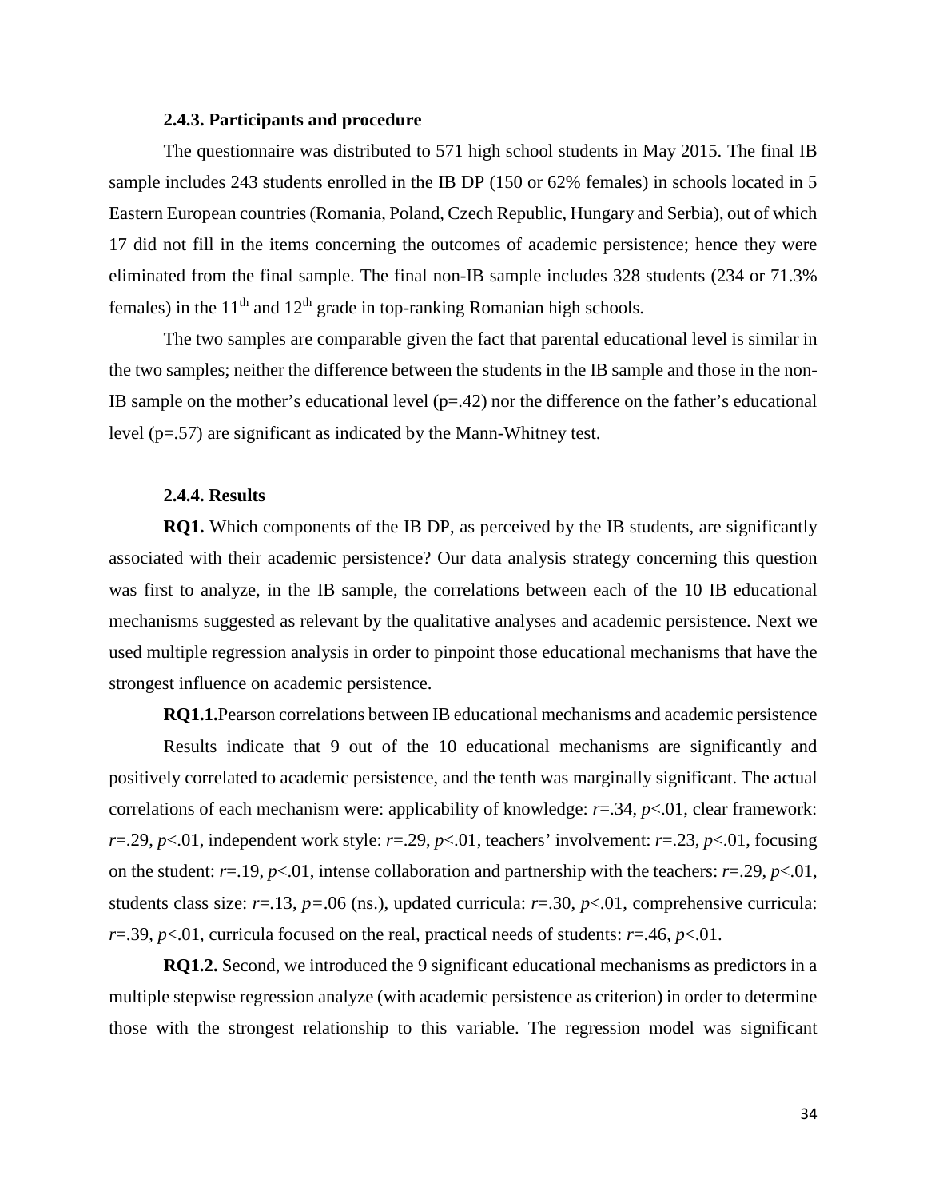#### 2.4.3. Participants and procedure

The questionnaire was distributed to 571 high school students in May 2015. The final IB sample includes 243 students enrolled in the IB DP (150 or 62% females) in schools located in 5 Eastern European countries (Romania, Poland, Czech Republic, Hungary and Serbia), out of which 17 did not fill in the items concerning the outcomes of academic persistence; hence they were eliminated from the final sample. The final non-IB sample includes 328 students (234 or 71.3% females) in the 11th and 12th grade in top-ranking Romanian high schools.

The two samples are comparable given the fact that parental educational level is similar in the two samples; neither the difference between the students in the IB sample and those in the non-IB sample on the mother's educational level ($p$=.42) nor the difference on the father's educational level ($p$=.57) are significant as indicated by the Mann-Whitney test.

#### 2.4.4. Results

**RQ1.** Which components of the IB DP, as perceived by the IB students, are significantly associated with their academic persistence? Our data analysis strategy concerning this question was first to analyze, in the IB sample, the correlations between each of the 10 IB educational mechanisms suggested as relevant by the qualitative analyses and academic persistence. Next we used multiple regression analysis in order to pinpoint those educational mechanisms that have the strongest influence on academic persistence.

**RQ1.1.**Pearson correlations between IB educational mechanisms and academic persistence

Results indicate that 9 out of the 10 educational mechanisms are significantly and positively correlated to academic persistence, and the tenth was marginally significant. The actual correlations of each mechanism were: applicability of knowledge: $r$=.34, $p$<.01, clear framework: $r$=.29, $p$<.01, independent work style: $r$=.29, $p$<.01, teachers' involvement: $r$=.23, $p$<.01, focusing on the student: $r$=.19, $p$<.01, intense collaboration and partnership with the teachers: $r$=.29, $p$<.01, students class size: $r$=.13, $p$=.06 (ns.), updated curricula: $r$=.30, $p$<.01, comprehensive curricula: $r$=.39, $p$<.01, curricula focused on the real, practical needs of students: $r$=.46, $p$<.01.

**RQ1.2.** Second, we introduced the 9 significant educational mechanisms as predictors in a multiple stepwise regression analyze (with academic persistence as criterion) in order to determine those with the strongest relationship to this variable. The regression model was significant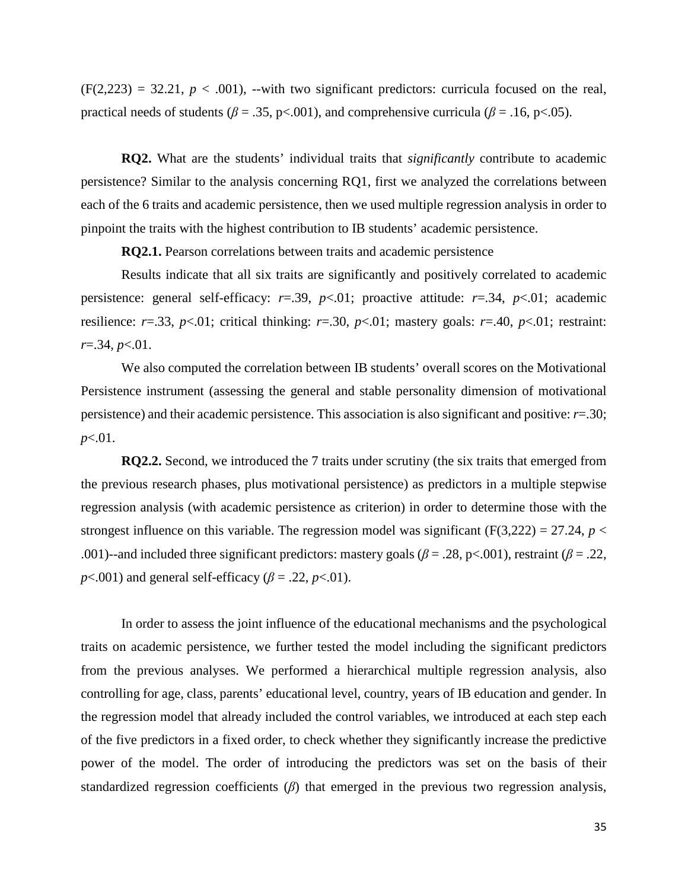($F(2,223) = 32.21$, $p < .001$), --with two significant predictors: curricula focused on the real, practical needs of students ($\beta = .35$, $p<.001$), and comprehensive curricula ($\beta = .16$, $p<.05$).

**RQ2.** What are the students' individual traits that *significantly* contribute to academic persistence? Similar to the analysis concerning RQ1, first we analyzed the correlations between each of the 6 traits and academic persistence, then we used multiple regression analysis in order to pinpoint the traits with the highest contribution to IB students' academic persistence.

**RQ2.1.** Pearson correlations between traits and academic persistence

Results indicate that all six traits are significantly and positively correlated to academic persistence: general self-efficacy: $r=.39$, $p<.01$; proactive attitude: $r=.34$, $p<.01$; academic resilience: $r=.33$, $p<.01$; critical thinking: $r=.30$, $p<.01$; mastery goals: $r=.40$, $p<.01$; restraint: $r=.34$, $p<.01$.

We also computed the correlation between IB students' overall scores on the Motivational Persistence instrument (assessing the general and stable personality dimension of motivational persistence) and their academic persistence. This association is also significant and positive: $r=.30$; $p<.01$.

**RQ2.2.** Second, we introduced the 7 traits under scrutiny (the six traits that emerged from the previous research phases, plus motivational persistence) as predictors in a multiple stepwise regression analysis (with academic persistence as criterion) in order to determine those with the strongest influence on this variable. The regression model was significant ($F(3,222) = 27.24$, $p < .001$)--and included three significant predictors: mastery goals ($\beta = .28$, $p<.001$), restraint ($\beta = .22$, $p<.001$) and general self-efficacy ($\beta = .22$, $p<.01$).

In order to assess the joint influence of the educational mechanisms and the psychological traits on academic persistence, we further tested the model including the significant predictors from the previous analyses. We performed a hierarchical multiple regression analysis, also controlling for age, class, parents' educational level, country, years of IB education and gender. In the regression model that already included the control variables, we introduced at each step each of the five predictors in a fixed order, to check whether they significantly increase the predictive power of the model. The order of introducing the predictors was set on the basis of their standardized regression coefficients ($\beta$) that emerged in the previous two regression analysis,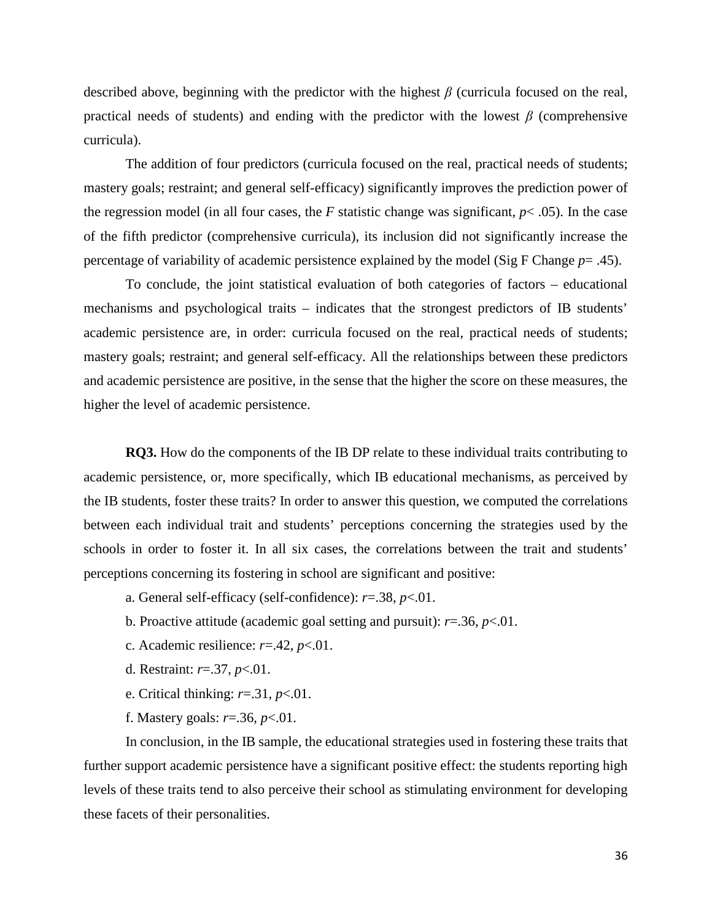described above, beginning with the predictor with the highest $\beta$ (curricula focused on the real, practical needs of students) and ending with the predictor with the lowest $\beta$ (comprehensive curricula).

The addition of four predictors (curricula focused on the real, practical needs of students; mastery goals; restraint; and general self-efficacy) significantly improves the prediction power of the regression model (in all four cases, the $F$ statistic change was significant, $p < .05$). In the case of the fifth predictor (comprehensive curricula), its inclusion did not significantly increase the percentage of variability of academic persistence explained by the model (Sig F Change $p = .45$).

To conclude, the joint statistical evaluation of both categories of factors – educational mechanisms and psychological traits – indicates that the strongest predictors of IB students' academic persistence are, in order: curricula focused on the real, practical needs of students; mastery goals; restraint; and general self-efficacy. All the relationships between these predictors and academic persistence are positive, in the sense that the higher the score on these measures, the higher the level of academic persistence.

**RQ3.** How do the components of the IB DP relate to these individual traits contributing to academic persistence, or, more specifically, which IB educational mechanisms, as perceived by the IB students, foster these traits? In order to answer this question, we computed the correlations between each individual trait and students' perceptions concerning the strategies used by the schools in order to foster it. In all six cases, the correlations between the trait and students' perceptions concerning its fostering in school are significant and positive:

a. General self-efficacy (self-confidence): $r = .38$, $p < .01$.

b. Proactive attitude (academic goal setting and pursuit): $r = .36$, $p < .01$.

c. Academic resilience: $r = .42$, $p < .01$.

d. Restraint: $r = .37$, $p < .01$.

e. Critical thinking: $r = .31$, $p < .01$.

f. Mastery goals: $r = .36$, $p < .01$.

In conclusion, in the IB sample, the educational strategies used in fostering these traits that further support academic persistence have a significant positive effect: the students reporting high levels of these traits tend to also perceive their school as stimulating environment for developing these facets of their personalities.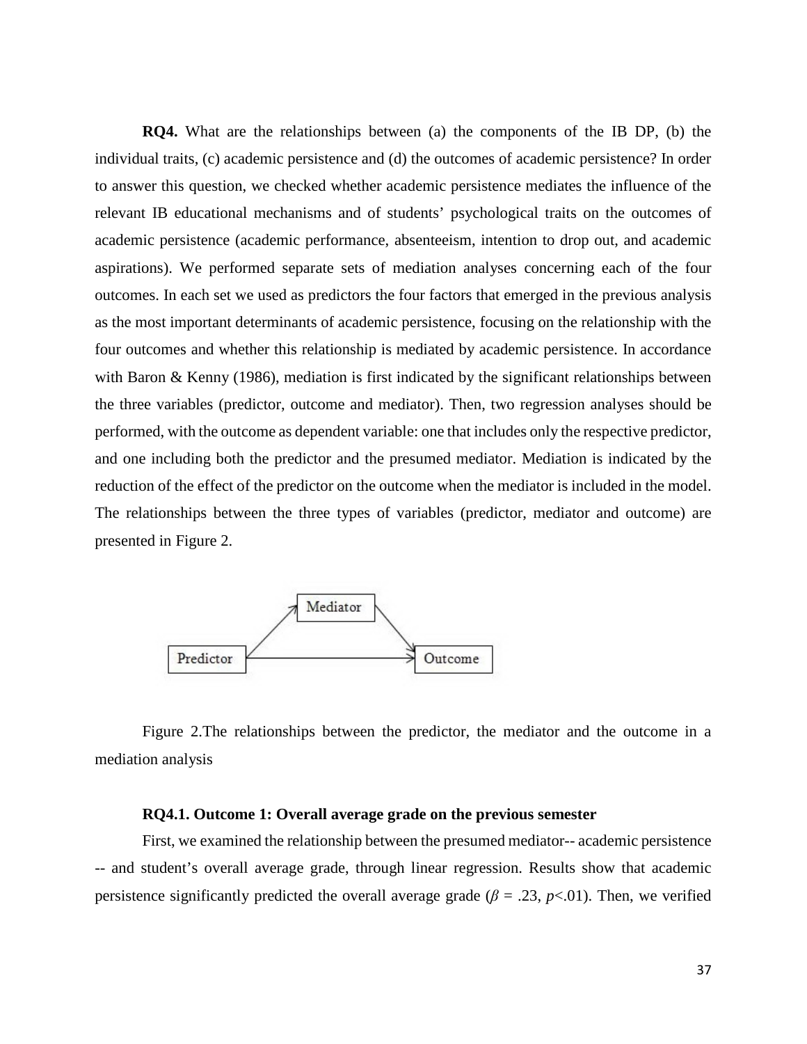**RQ4.** What are the relationships between (a) the components of the IB DP, (b) the individual traits, (c) academic persistence and (d) the outcomes of academic persistence? In order to answer this question, we checked whether academic persistence mediates the influence of the relevant IB educational mechanisms and of students' psychological traits on the outcomes of academic persistence (academic performance, absenteeism, intention to drop out, and academic aspirations). We performed separate sets of mediation analyses concerning each of the four outcomes. In each set we used as predictors the four factors that emerged in the previous analysis as the most important determinants of academic persistence, focusing on the relationship with the four outcomes and whether this relationship is mediated by academic persistence. In accordance with Baron & Kenny (1986), mediation is first indicated by the significant relationships between the three variables (predictor, outcome and mediator). Then, two regression analyses should be performed, with the outcome as dependent variable: one that includes only the respective predictor, and one including both the predictor and the presumed mediator. Mediation is indicated by the reduction of the effect of the predictor on the outcome when the mediator is included in the model. The relationships between the three types of variables (predictor, mediator and outcome) are presented in Figure 2.

Figure 2.The relationships between the predictor, the mediator and the outcome in a mediation analysis

**RQ4.1. Outcome 1: Overall average grade on the previous semester**

First, we examined the relationship between the presumed mediator-- academic persistence -- and student's overall average grade, through linear regression. Results show that academic persistence significantly predicted the overall average grade ($\beta$ = .23, $p$<.01). Then, we verified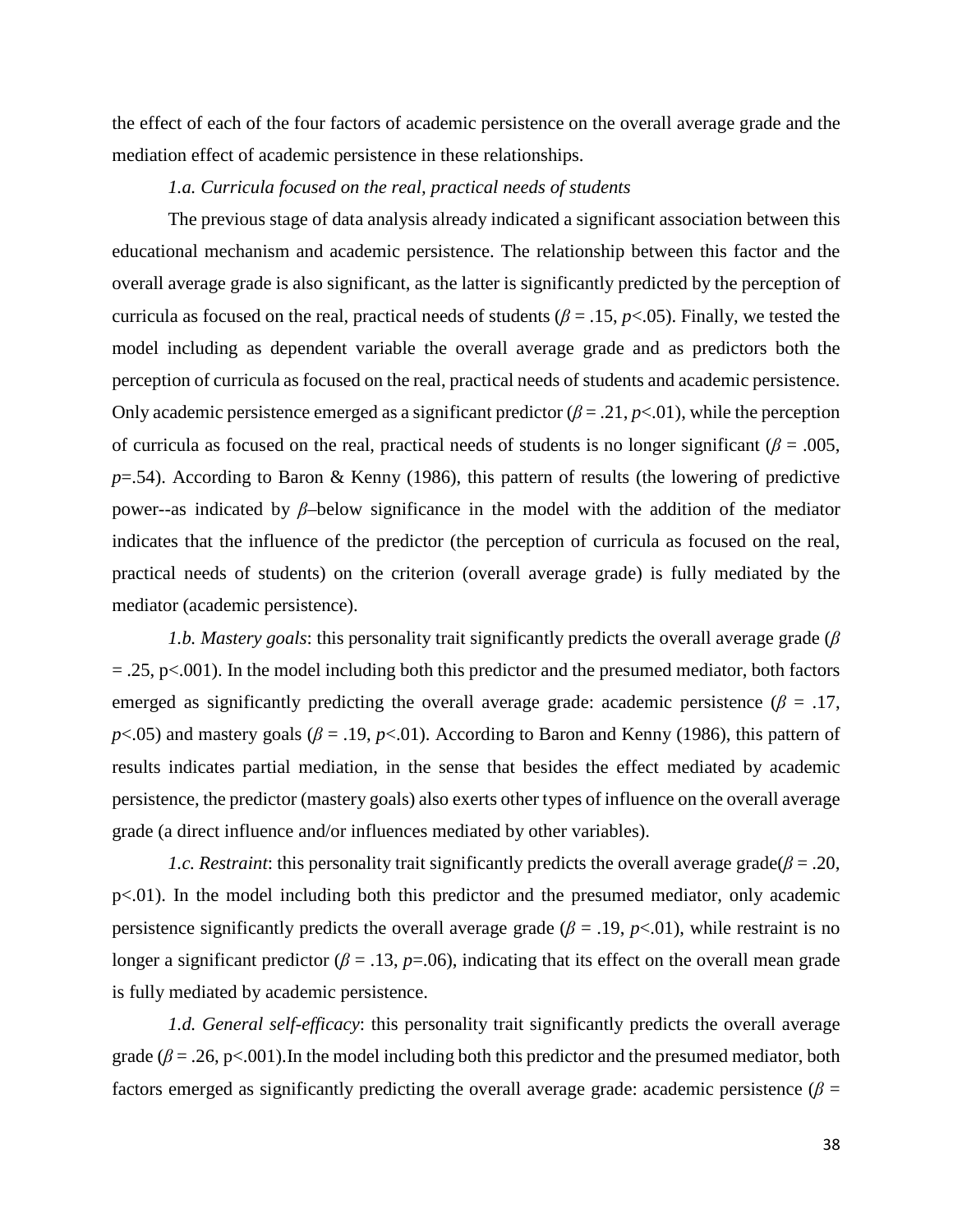the effect of each of the four factors of academic persistence on the overall average grade and the mediation effect of academic persistence in these relationships.

*1.a. Curricula focused on the real, practical needs of students*

The previous stage of data analysis already indicated a significant association between this educational mechanism and academic persistence. The relationship between this factor and the overall average grade is also significant, as the latter is significantly predicted by the perception of curricula as focused on the real, practical needs of students ($\beta$ = .15, $p$<.05). Finally, we tested the model including as dependent variable the overall average grade and as predictors both the perception of curricula as focused on the real, practical needs of students and academic persistence. Only academic persistence emerged as a significant predictor ($\beta$ = .21, $p$<.01), while the perception of curricula as focused on the real, practical needs of students is no longer significant ($\beta$ = .005, $p$=.54). According to Baron & Kenny (1986), this pattern of results (the lowering of predictive power--as indicated by $\beta$–below significance in the model with the addition of the mediator indicates that the influence of the predictor (the perception of curricula as focused on the real, practical needs of students) on the criterion (overall average grade) is fully mediated by the mediator (academic persistence).

*1.b. Mastery goals*: this personality trait significantly predicts the overall average grade ($\beta$ = .25, p<.001). In the model including both this predictor and the presumed mediator, both factors emerged as significantly predicting the overall average grade: academic persistence ($\beta$ = .17, $p$<.05) and mastery goals ($\beta$ = .19, $p$<.01). According to Baron and Kenny (1986), this pattern of results indicates partial mediation, in the sense that besides the effect mediated by academic persistence, the predictor (mastery goals) also exerts other types of influence on the overall average grade (a direct influence and/or influences mediated by other variables).

*1.c. Restraint*: this personality trait significantly predicts the overall average grade($\beta$ = .20, p<.01). In the model including both this predictor and the presumed mediator, only academic persistence significantly predicts the overall average grade ($\beta$ = .19, $p$<.01), while restraint is no longer a significant predictor ($\beta$ = .13, $p$=.06), indicating that its effect on the overall mean grade is fully mediated by academic persistence.

*1.d. General self-efficacy*: this personality trait significantly predicts the overall average grade ($\beta$ = .26, p<.001).In the model including both this predictor and the presumed mediator, both factors emerged as significantly predicting the overall average grade: academic persistence ($\beta$ =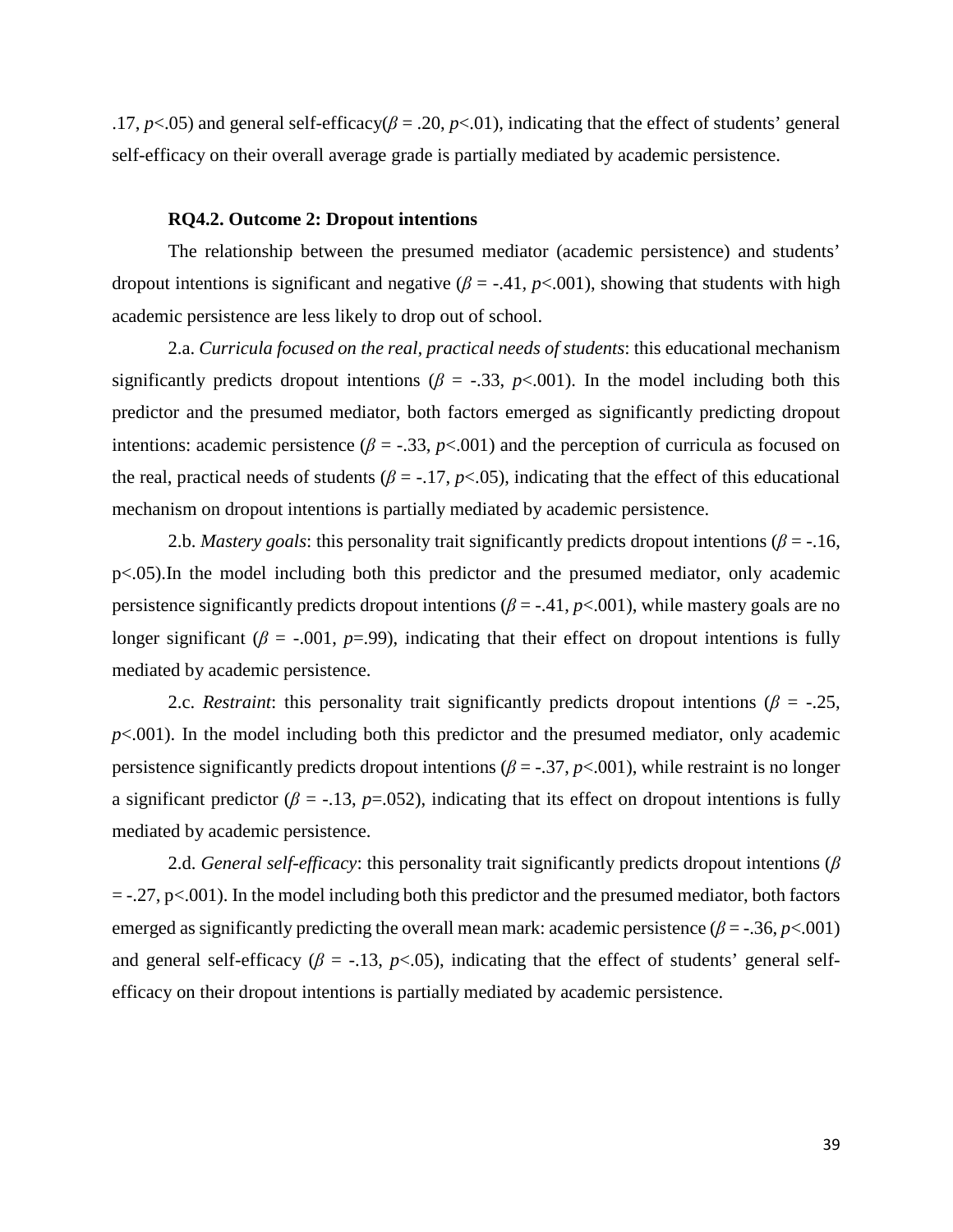.17, $p$<.05) and general self-efficacy($\beta$ = .20, $p$<.01), indicating that the effect of students' general self-efficacy on their overall average grade is partially mediated by academic persistence.

**RQ4.2. Outcome 2: Dropout intentions**

The relationship between the presumed mediator (academic persistence) and students' dropout intentions is significant and negative ($\beta$ = -.41, $p$<.001), showing that students with high academic persistence are less likely to drop out of school.

2.a. *Curricula focused on the real, practical needs of students*: this educational mechanism significantly predicts dropout intentions ($\beta$ = -.33, $p$<.001). In the model including both this predictor and the presumed mediator, both factors emerged as significantly predicting dropout intentions: academic persistence ($\beta$ = -.33, $p$<.001) and the perception of curricula as focused on the real, practical needs of students ($\beta$ = -.17, $p$<.05), indicating that the effect of this educational mechanism on dropout intentions is partially mediated by academic persistence.

2.b. *Mastery goals*: this personality trait significantly predicts dropout intentions ($\beta$ = -.16, p<.05).In the model including both this predictor and the presumed mediator, only academic persistence significantly predicts dropout intentions ($\beta$ = -.41, $p$<.001), while mastery goals are no longer significant ($\beta$ = -.001, $p$=.99), indicating that their effect on dropout intentions is fully mediated by academic persistence.

2.c. *Restraint*: this personality trait significantly predicts dropout intentions ($\beta$ = -.25, $p$<.001). In the model including both this predictor and the presumed mediator, only academic persistence significantly predicts dropout intentions ($\beta$ = -.37, $p$<.001), while restraint is no longer a significant predictor ($\beta$ = -.13, $p$=.052), indicating that its effect on dropout intentions is fully mediated by academic persistence.

2.d. *General self-efficacy*: this personality trait significantly predicts dropout intentions ($\beta$ = -.27, p<.001). In the model including both this predictor and the presumed mediator, both factors emerged as significantly predicting the overall mean mark: academic persistence ($\beta$ = -.36, $p$<.001) and general self-efficacy ($\beta$ = -.13, $p$<.05), indicating that the effect of students' general self-efficacy on their dropout intentions is partially mediated by academic persistence.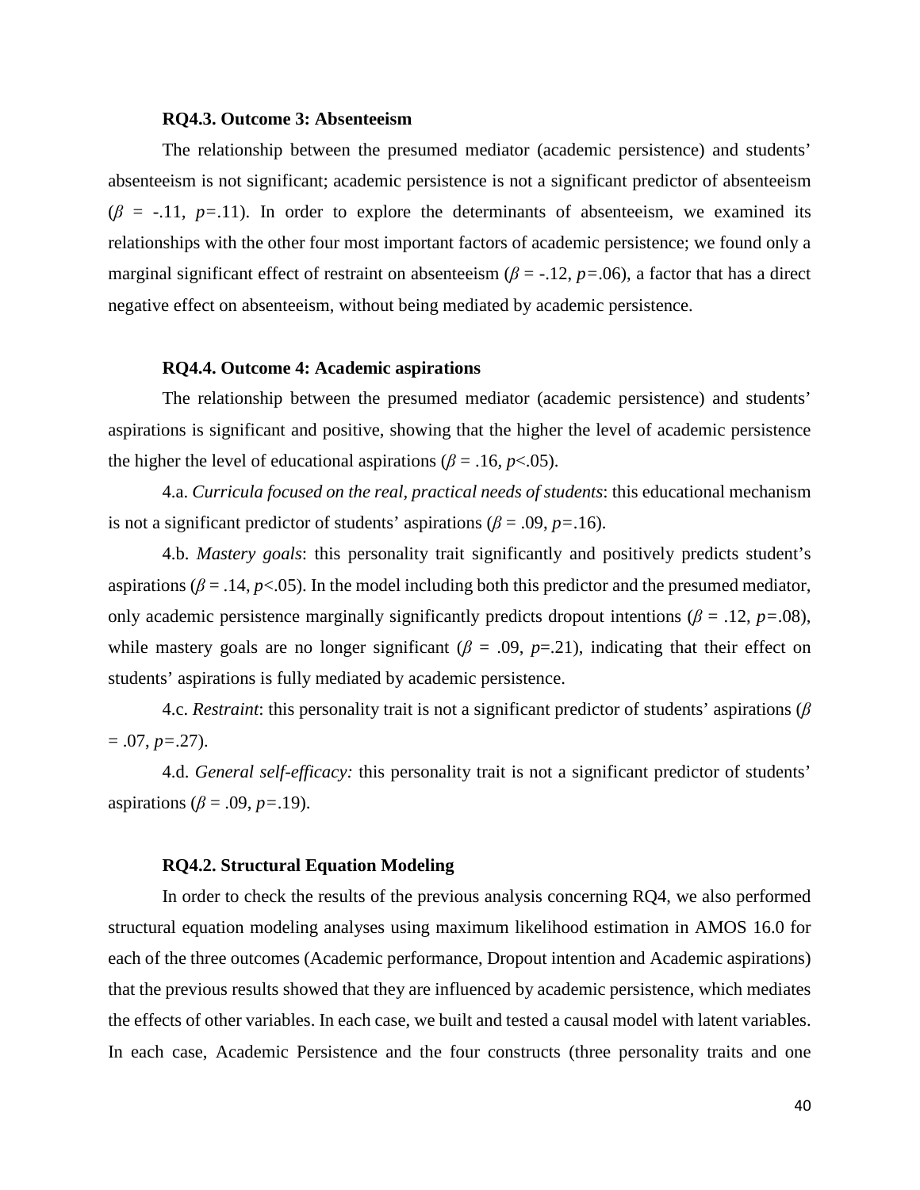#### RQ4.3. Outcome 3: Absenteeism

The relationship between the presumed mediator (academic persistence) and students' absenteeism is not significant; academic persistence is not a significant predictor of absenteeism ($\beta$ = -.11, *p*=.11). In order to explore the determinants of absenteeism, we examined its relationships with the other four most important factors of academic persistence; we found only a marginal significant effect of restraint on absenteeism ($\beta$ = -.12, *p*=.06), a factor that has a direct negative effect on absenteeism, without being mediated by academic persistence.

#### RQ4.4. Outcome 4: Academic aspirations

The relationship between the presumed mediator (academic persistence) and students' aspirations is significant and positive, showing that the higher the level of academic persistence the higher the level of educational aspirations ($\beta$ = .16, *p*<.05).

4.a. *Curricula focused on the real, practical needs of students*: this educational mechanism is not a significant predictor of students' aspirations ($\beta$ = .09, *p*=.16).

4.b. *Mastery goals*: this personality trait significantly and positively predicts student's aspirations ($\beta$ = .14, *p*<.05). In the model including both this predictor and the presumed mediator, only academic persistence marginally significantly predicts dropout intentions ($\beta$ = .12, *p*=.08), while mastery goals are no longer significant ($\beta$ = .09, *p*=.21), indicating that their effect on students' aspirations is fully mediated by academic persistence.

4.c. *Restraint*: this personality trait is not a significant predictor of students' aspirations ($\beta$ = .07, *p*=.27).

4.d. *General self-efficacy:* this personality trait is not a significant predictor of students' aspirations ($\beta$ = .09, *p*=.19).

#### RQ4.2. Structural Equation Modeling

In order to check the results of the previous analysis concerning RQ4, we also performed structural equation modeling analyses using maximum likelihood estimation in AMOS 16.0 for each of the three outcomes (Academic performance, Dropout intention and Academic aspirations) that the previous results showed that they are influenced by academic persistence, which mediates the effects of other variables. In each case, we built and tested a causal model with latent variables. In each case, Academic Persistence and the four constructs (three personality traits and one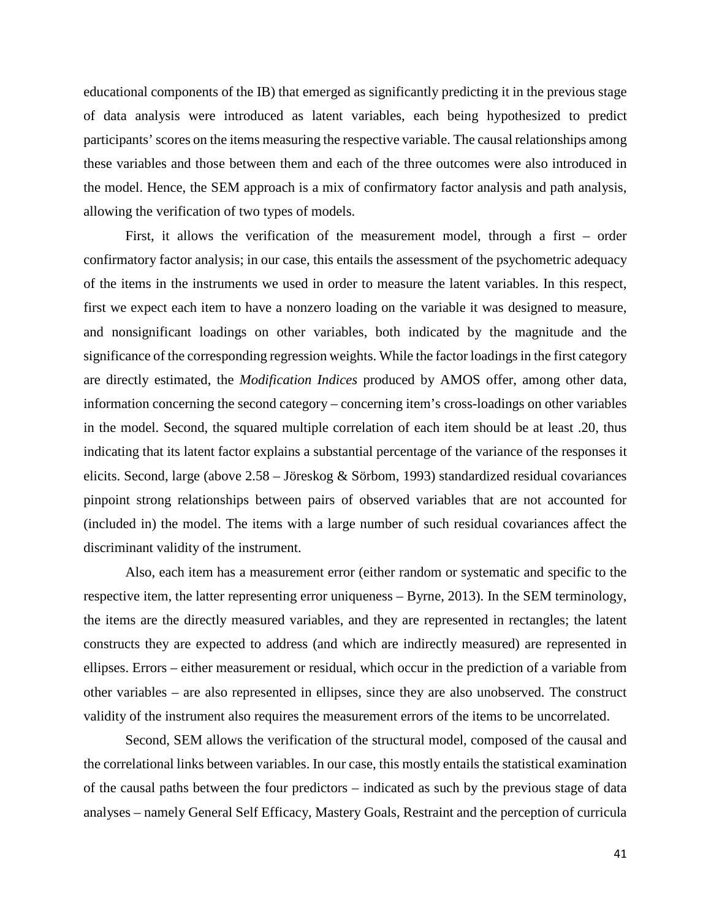educational components of the IB) that emerged as significantly predicting it in the previous stage of data analysis were introduced as latent variables, each being hypothesized to predict participants' scores on the items measuring the respective variable. The causal relationships among these variables and those between them and each of the three outcomes were also introduced in the model. Hence, the SEM approach is a mix of confirmatory factor analysis and path analysis, allowing the verification of two types of models.

First, it allows the verification of the measurement model, through a first – order confirmatory factor analysis; in our case, this entails the assessment of the psychometric adequacy of the items in the instruments we used in order to measure the latent variables. In this respect, first we expect each item to have a nonzero loading on the variable it was designed to measure, and nonsignificant loadings on other variables, both indicated by the magnitude and the significance of the corresponding regression weights. While the factor loadings in the first category are directly estimated, the *Modification Indices* produced by AMOS offer, among other data, information concerning the second category – concerning item's cross-loadings on other variables in the model. Second, the squared multiple correlation of each item should be at least .20, thus indicating that its latent factor explains a substantial percentage of the variance of the responses it elicits. Second, large (above 2.58 – Jöreskog & Sörbom, 1993) standardized residual covariances pinpoint strong relationships between pairs of observed variables that are not accounted for (included in) the model. The items with a large number of such residual covariances affect the discriminant validity of the instrument.

Also, each item has a measurement error (either random or systematic and specific to the respective item, the latter representing error uniqueness – Byrne, 2013). In the SEM terminology, the items are the directly measured variables, and they are represented in rectangles; the latent constructs they are expected to address (and which are indirectly measured) are represented in ellipses. Errors – either measurement or residual, which occur in the prediction of a variable from other variables – are also represented in ellipses, since they are also unobserved. The construct validity of the instrument also requires the measurement errors of the items to be uncorrelated.

Second, SEM allows the verification of the structural model, composed of the causal and the correlational links between variables. In our case, this mostly entails the statistical examination of the causal paths between the four predictors – indicated as such by the previous stage of data analyses – namely General Self Efficacy, Mastery Goals, Restraint and the perception of curricula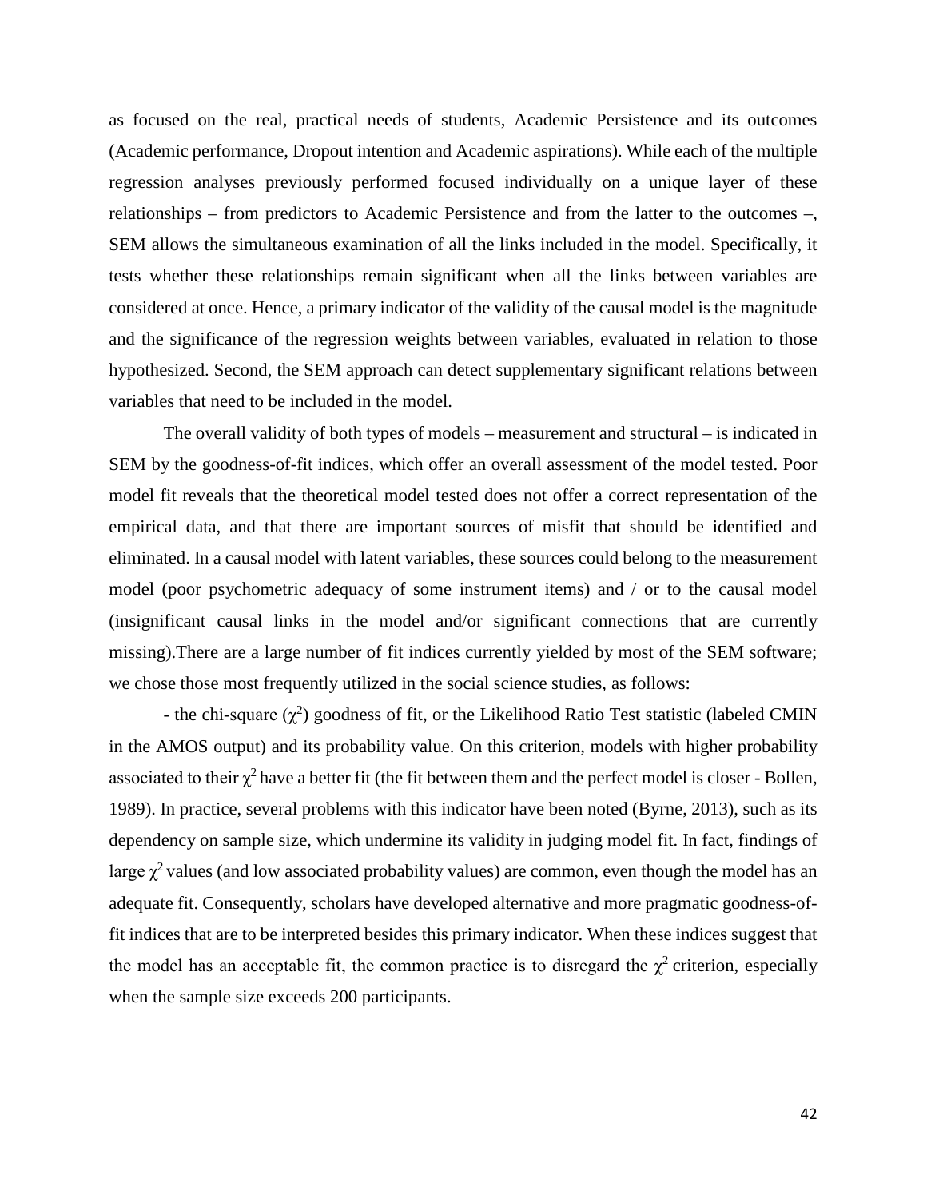as focused on the real, practical needs of students, Academic Persistence and its outcomes (Academic performance, Dropout intention and Academic aspirations). While each of the multiple regression analyses previously performed focused individually on a unique layer of these relationships – from predictors to Academic Persistence and from the latter to the outcomes –, SEM allows the simultaneous examination of all the links included in the model. Specifically, it tests whether these relationships remain significant when all the links between variables are considered at once. Hence, a primary indicator of the validity of the causal model is the magnitude and the significance of the regression weights between variables, evaluated in relation to those hypothesized. Second, the SEM approach can detect supplementary significant relations between variables that need to be included in the model.

The overall validity of both types of models – measurement and structural – is indicated in SEM by the goodness-of-fit indices, which offer an overall assessment of the model tested. Poor model fit reveals that the theoretical model tested does not offer a correct representation of the empirical data, and that there are important sources of misfit that should be identified and eliminated. In a causal model with latent variables, these sources could belong to the measurement model (poor psychometric adequacy of some instrument items) and / or to the causal model (insignificant causal links in the model and/or significant connections that are currently missing).There are a large number of fit indices currently yielded by most of the SEM software; we chose those most frequently utilized in the social science studies, as follows:

- the chi-square ($\chi^2$) goodness of fit, or the Likelihood Ratio Test statistic (labeled CMIN in the AMOS output) and its probability value. On this criterion, models with higher probability associated to their $\chi^2$ have a better fit (the fit between them and the perfect model is closer - Bollen, 1989). In practice, several problems with this indicator have been noted (Byrne, 2013), such as its dependency on sample size, which undermine its validity in judging model fit. In fact, findings of large $\chi^2$ values (and low associated probability values) are common, even though the model has an adequate fit. Consequently, scholars have developed alternative and more pragmatic goodness-of-fit indices that are to be interpreted besides this primary indicator. When these indices suggest that the model has an acceptable fit, the common practice is to disregard the $\chi^2$ criterion, especially when the sample size exceeds 200 participants.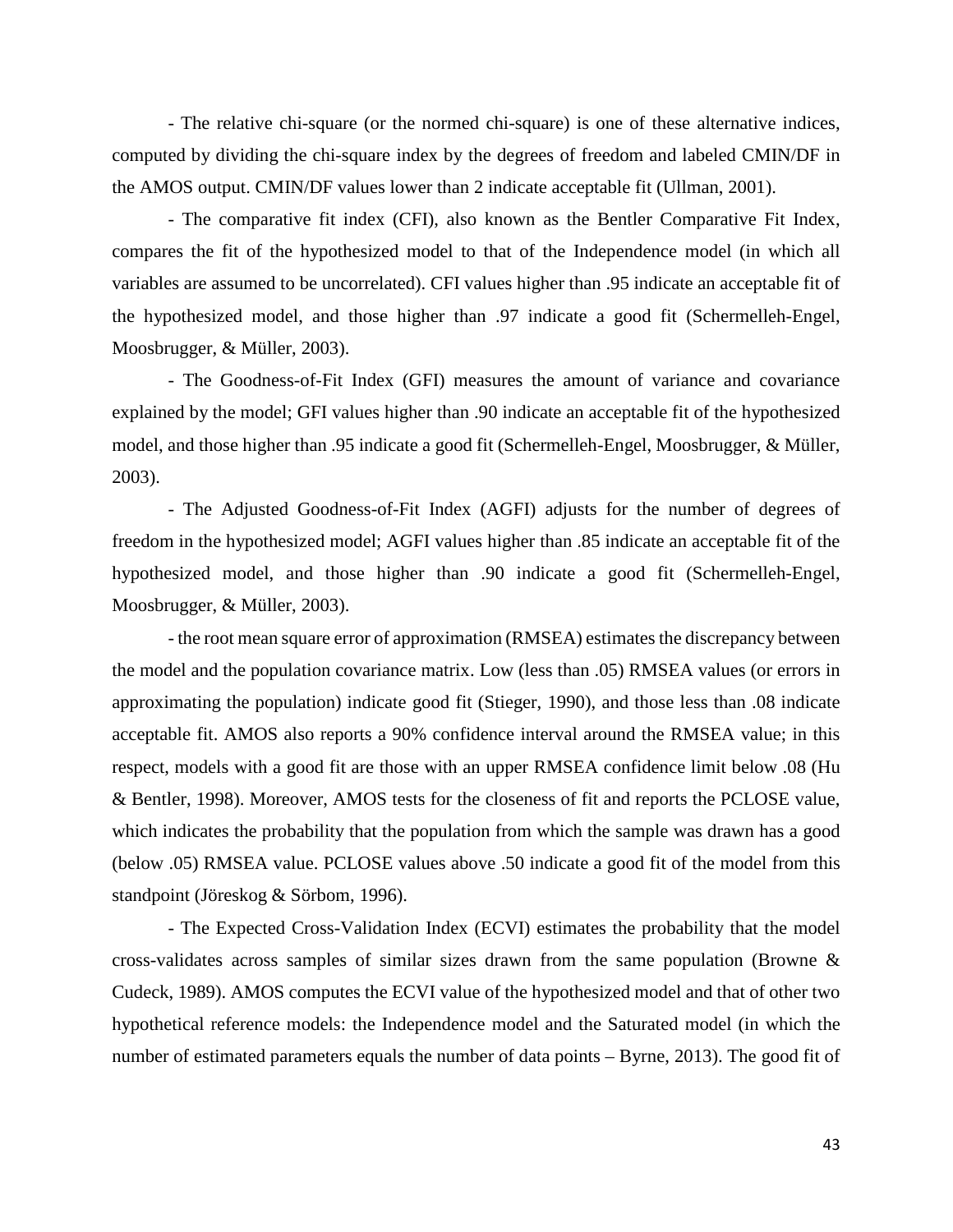- The relative chi-square (or the normed chi-square) is one of these alternative indices, computed by dividing the chi-square index by the degrees of freedom and labeled CMIN/DF in the AMOS output. CMIN/DF values lower than 2 indicate acceptable fit (Ullman, 2001).

- The comparative fit index (CFI), also known as the Bentler Comparative Fit Index, compares the fit of the hypothesized model to that of the Independence model (in which all variables are assumed to be uncorrelated). CFI values higher than .95 indicate an acceptable fit of the hypothesized model, and those higher than .97 indicate a good fit (Schermelleh-Engel, Moosbrugger, & Müller, 2003).

- The Goodness-of-Fit Index (GFI) measures the amount of variance and covariance explained by the model; GFI values higher than .90 indicate an acceptable fit of the hypothesized model, and those higher than .95 indicate a good fit (Schermelleh-Engel, Moosbrugger, & Müller, 2003).

- The Adjusted Goodness-of-Fit Index (AGFI) adjusts for the number of degrees of freedom in the hypothesized model; AGFI values higher than .85 indicate an acceptable fit of the hypothesized model, and those higher than .90 indicate a good fit (Schermelleh-Engel, Moosbrugger, & Müller, 2003).

- the root mean square error of approximation (RMSEA) estimates the discrepancy between the model and the population covariance matrix. Low (less than .05) RMSEA values (or errors in approximating the population) indicate good fit (Stieger, 1990), and those less than .08 indicate acceptable fit. AMOS also reports a 90% confidence interval around the RMSEA value; in this respect, models with a good fit are those with an upper RMSEA confidence limit below .08 (Hu & Bentler, 1998). Moreover, AMOS tests for the closeness of fit and reports the PCLOSE value, which indicates the probability that the population from which the sample was drawn has a good (below .05) RMSEA value. PCLOSE values above .50 indicate a good fit of the model from this standpoint (Jöreskog & Sörbom, 1996).

- The Expected Cross-Validation Index (ECVI) estimates the probability that the model cross-validates across samples of similar sizes drawn from the same population (Browne & Cudeck, 1989). AMOS computes the ECVI value of the hypothesized model and that of other two hypothetical reference models: the Independence model and the Saturated model (in which the number of estimated parameters equals the number of data points – Byrne, 2013). The good fit of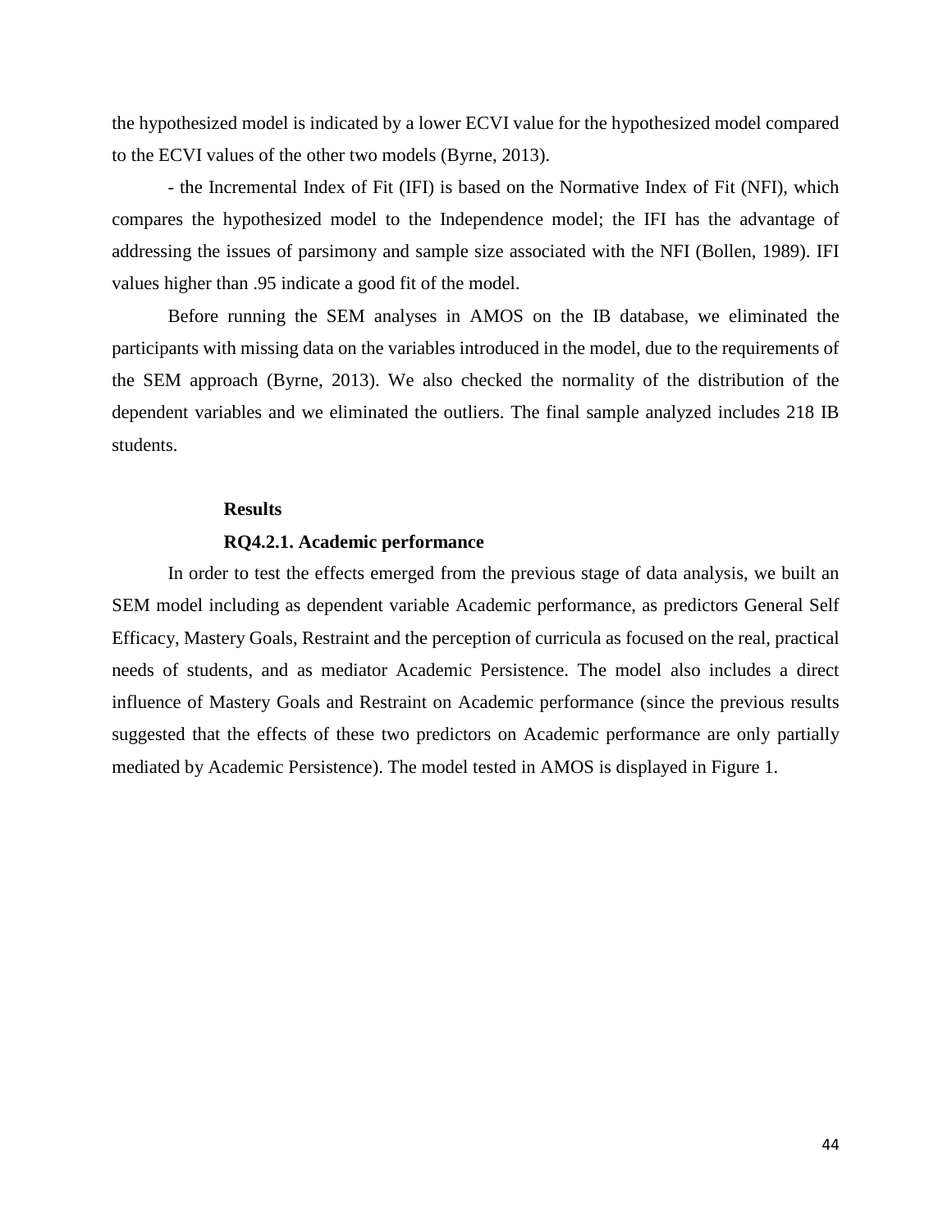the hypothesized model is indicated by a lower ECVI value for the hypothesized model compared to the ECVI values of the other two models (Byrne, 2013).

- the Incremental Index of Fit (IFI) is based on the Normative Index of Fit (NFI), which compares the hypothesized model to the Independence model; the IFI has the advantage of addressing the issues of parsimony and sample size associated with the NFI (Bollen, 1989). IFI values higher than .95 indicate a good fit of the model.

Before running the SEM analyses in AMOS on the IB database, we eliminated the participants with missing data on the variables introduced in the model, due to the requirements of the SEM approach (Byrne, 2013). We also checked the normality of the distribution of the dependent variables and we eliminated the outliers. The final sample analyzed includes 218 IB students.

## Results

### RQ4.2.1. Academic performance

In order to test the effects emerged from the previous stage of data analysis, we built an SEM model including as dependent variable Academic performance, as predictors General Self Efficacy, Mastery Goals, Restraint and the perception of curricula as focused on the real, practical needs of students, and as mediator Academic Persistence. The model also includes a direct influence of Mastery Goals and Restraint on Academic performance (since the previous results suggested that the effects of these two predictors on Academic performance are only partially mediated by Academic Persistence). The model tested in AMOS is displayed in Figure 1.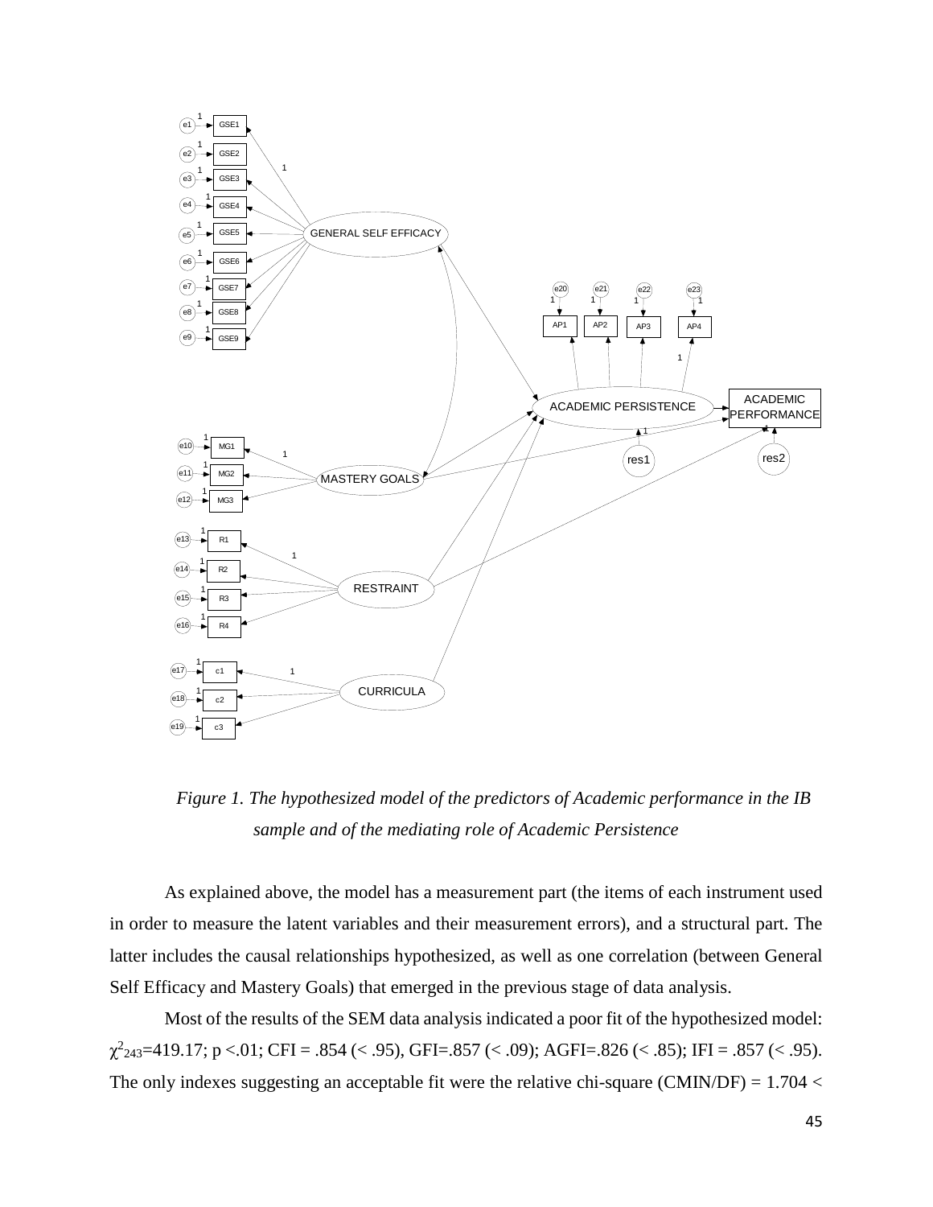*Figure 1. The hypothesized model of the predictors of Academic performance in the IB sample and of the mediating role of Academic Persistence*

As explained above, the model has a measurement part (the items of each instrument used in order to measure the latent variables and their measurement errors), and a structural part. The latter includes the causal relationships hypothesized, as well as one correlation (between General Self Efficacy and Mastery Goals) that emerged in the previous stage of data analysis.

Most of the results of the SEM data analysis indicated a poor fit of the hypothesized model: $\chi^2_{243}$=419.17; p <.01; CFI = .854 (< .95), GFI=.857 (< .09); AGFI=.826 (< .85); IFI = .857 (< .95). The only indexes suggesting an acceptable fit were the relative chi-square (CMIN/DF) = 1.704 <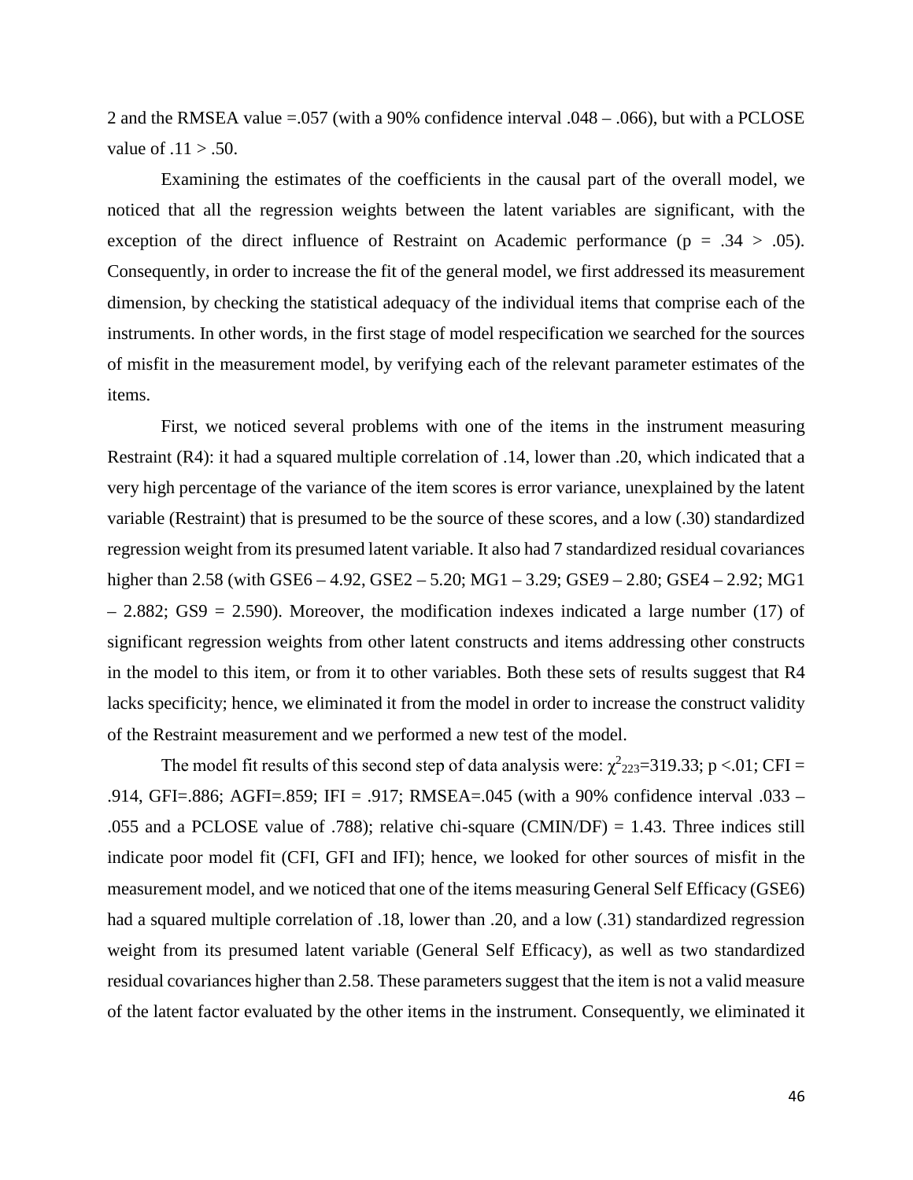2 and the RMSEA value =.057 (with a 90% confidence interval .048 – .066), but with a PCLOSE value of .11 > .50.

Examining the estimates of the coefficients in the causal part of the overall model, we noticed that all the regression weights between the latent variables are significant, with the exception of the direct influence of Restraint on Academic performance ($p = .34 > .05$). Consequently, in order to increase the fit of the general model, we first addressed its measurement dimension, by checking the statistical adequacy of the individual items that comprise each of the instruments. In other words, in the first stage of model respecification we searched for the sources of misfit in the measurement model, by verifying each of the relevant parameter estimates of the items.

First, we noticed several problems with one of the items in the instrument measuring Restraint (R4): it had a squared multiple correlation of .14, lower than .20, which indicated that a very high percentage of the variance of the item scores is error variance, unexplained by the latent variable (Restraint) that is presumed to be the source of these scores, and a low (.30) standardized regression weight from its presumed latent variable. It also had 7 standardized residual covariances higher than 2.58 (with GSE6 – 4.92, GSE2 – 5.20; MG1 – 3.29; GSE9 – 2.80; GSE4 – 2.92; MG1 – 2.882; GS9 = 2.590). Moreover, the modification indexes indicated a large number (17) of significant regression weights from other latent constructs and items addressing other constructs in the model to this item, or from it to other variables. Both these sets of results suggest that R4 lacks specificity; hence, we eliminated it from the model in order to increase the construct validity of the Restraint measurement and we performed a new test of the model.

The model fit results of this second step of data analysis were: $\chi^2_{223}$=319.33; $p$ <.01; CFI = .914, GFI=.886; AGFI=.859; IFI = .917; RMSEA=.045 (with a 90% confidence interval .033 – .055 and a PCLOSE value of .788); relative chi-square (CMIN/DF) = 1.43. Three indices still indicate poor model fit (CFI, GFI and IFI); hence, we looked for other sources of misfit in the measurement model, and we noticed that one of the items measuring General Self Efficacy (GSE6) had a squared multiple correlation of .18, lower than .20, and a low (.31) standardized regression weight from its presumed latent variable (General Self Efficacy), as well as two standardized residual covariances higher than 2.58. These parameters suggest that the item is not a valid measure of the latent factor evaluated by the other items in the instrument. Consequently, we eliminated it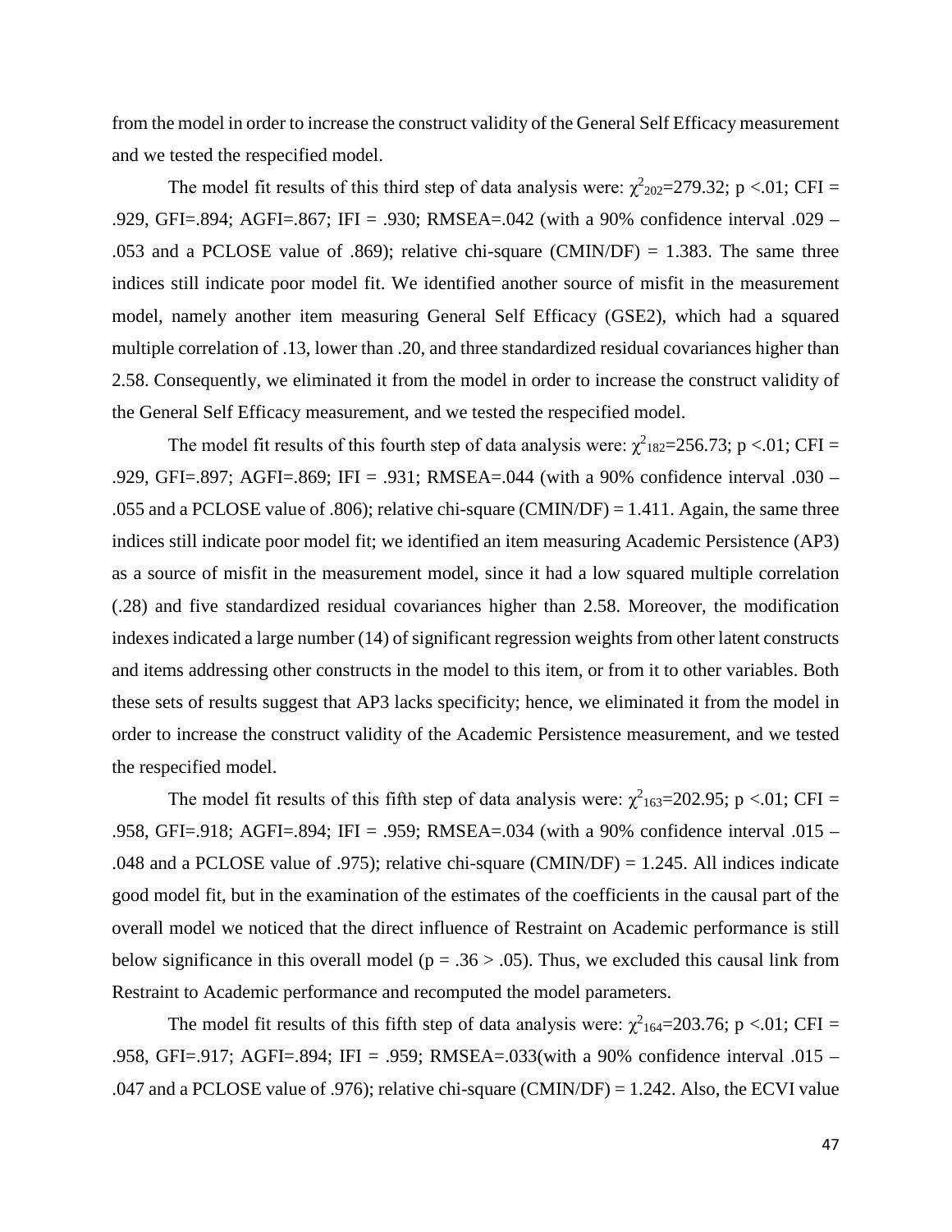from the model in order to increase the construct validity of the General Self Efficacy measurement and we tested the respecified model.

The model fit results of this third step of data analysis were: $\chi^2_{202}$=279.32; p <.01; CFI = .929, GFI=.894; AGFI=.867; IFI = .930; RMSEA=.042 (with a 90% confidence interval .029 – .053 and a PCLOSE value of .869); relative chi-square (CMIN/DF) = 1.383. The same three indices still indicate poor model fit. We identified another source of misfit in the measurement model, namely another item measuring General Self Efficacy (GSE2), which had a squared multiple correlation of .13, lower than .20, and three standardized residual covariances higher than 2.58. Consequently, we eliminated it from the model in order to increase the construct validity of the General Self Efficacy measurement, and we tested the respecified model.

The model fit results of this fourth step of data analysis were: $\chi^2_{182}$=256.73; p <.01; CFI = .929, GFI=.897; AGFI=.869; IFI = .931; RMSEA=.044 (with a 90% confidence interval .030 – .055 and a PCLOSE value of .806); relative chi-square (CMIN/DF) = 1.411. Again, the same three indices still indicate poor model fit; we identified an item measuring Academic Persistence (AP3) as a source of misfit in the measurement model, since it had a low squared multiple correlation (.28) and five standardized residual covariances higher than 2.58. Moreover, the modification indexes indicated a large number (14) of significant regression weights from other latent constructs and items addressing other constructs in the model to this item, or from it to other variables. Both these sets of results suggest that AP3 lacks specificity; hence, we eliminated it from the model in order to increase the construct validity of the Academic Persistence measurement, and we tested the respecified model.

The model fit results of this fifth step of data analysis were: $\chi^2_{163}$=202.95; p <.01; CFI = .958, GFI=.918; AGFI=.894; IFI = .959; RMSEA=.034 (with a 90% confidence interval .015 – .048 and a PCLOSE value of .975); relative chi-square (CMIN/DF) = 1.245. All indices indicate good model fit, but in the examination of the estimates of the coefficients in the causal part of the overall model we noticed that the direct influence of Restraint on Academic performance is still below significance in this overall model (p = .36 > .05). Thus, we excluded this causal link from Restraint to Academic performance and recomputed the model parameters.

The model fit results of this fifth step of data analysis were: $\chi^2_{164}$=203.76; p <.01; CFI = .958, GFI=.917; AGFI=.894; IFI = .959; RMSEA=.033(with a 90% confidence interval .015 – .047 and a PCLOSE value of .976); relative chi-square (CMIN/DF) = 1.242. Also, the ECVI value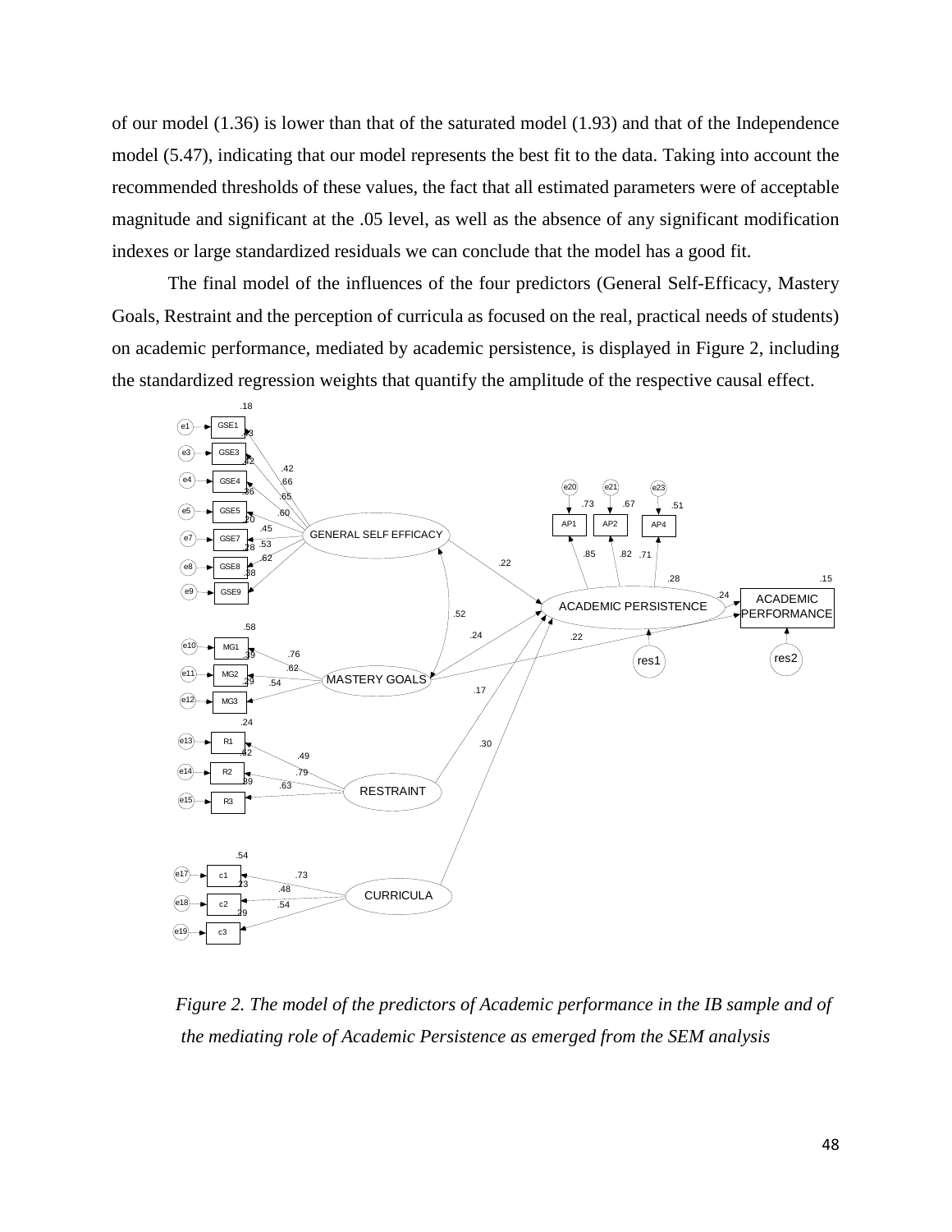of our model (1.36) is lower than that of the saturated model (1.93) and that of the Independence model (5.47), indicating that our model represents the best fit to the data. Taking into account the recommended thresholds of these values, the fact that all estimated parameters were of acceptable magnitude and significant at the .05 level, as well as the absence of any significant modification indexes or large standardized residuals we can conclude that the model has a good fit.

The final model of the influences of the four predictors (General Self-Efficacy, Mastery Goals, Restraint and the perception of curricula as focused on the real, practical needs of students) on academic performance, mediated by academic persistence, is displayed in Figure 2, including the standardized regression weights that quantify the amplitude of the respective causal effect.

*Figure 2. The model of the predictors of Academic performance in the IB sample and of the mediating role of Academic Persistence as emerged from the SEM analysis*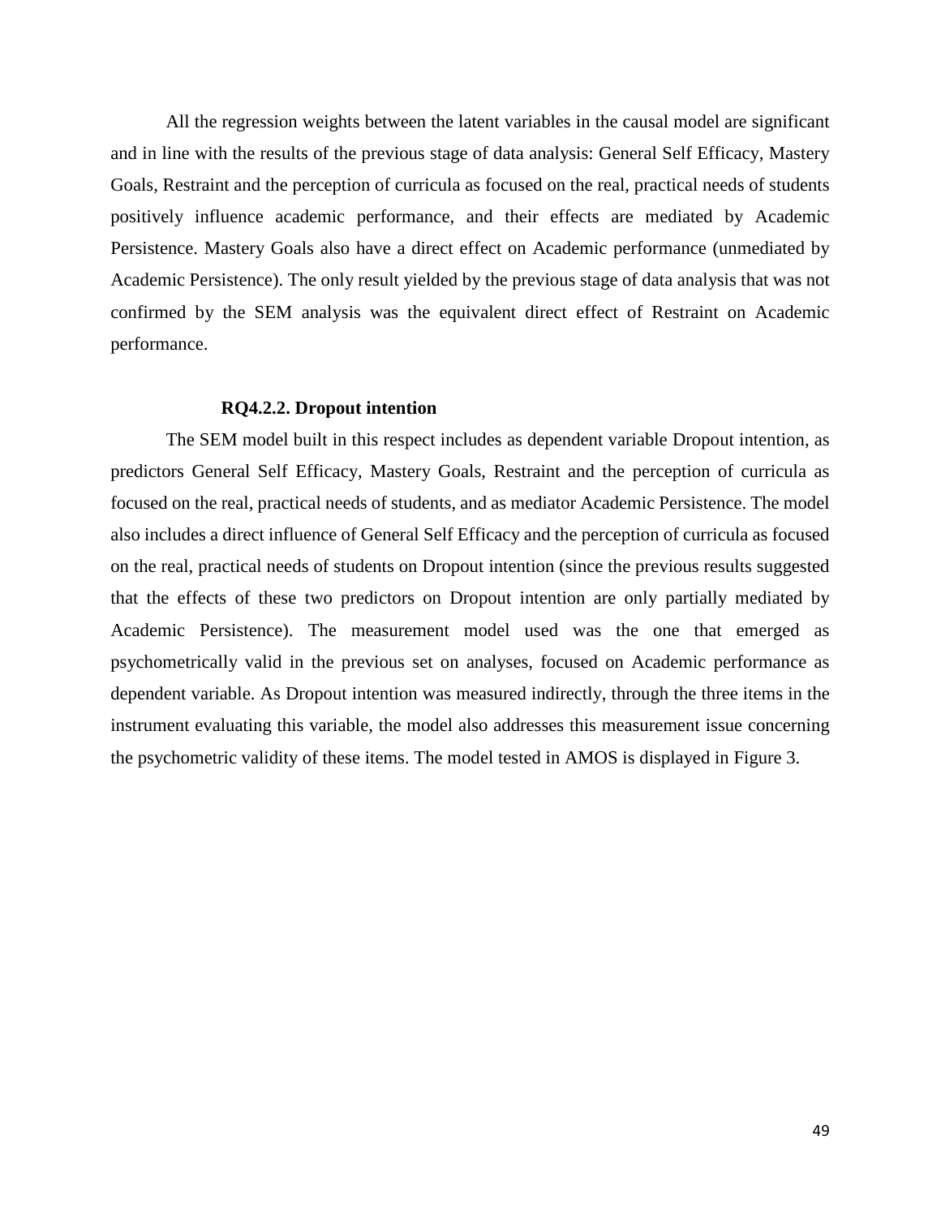All the regression weights between the latent variables in the causal model are significant and in line with the results of the previous stage of data analysis: General Self Efficacy, Mastery Goals, Restraint and the perception of curricula as focused on the real, practical needs of students positively influence academic performance, and their effects are mediated by Academic Persistence. Mastery Goals also have a direct effect on Academic performance (unmediated by Academic Persistence). The only result yielded by the previous stage of data analysis that was not confirmed by the SEM analysis was the equivalent direct effect of Restraint on Academic performance.

### RQ4.2.2. Dropout intention

The SEM model built in this respect includes as dependent variable Dropout intention, as predictors General Self Efficacy, Mastery Goals, Restraint and the perception of curricula as focused on the real, practical needs of students, and as mediator Academic Persistence. The model also includes a direct influence of General Self Efficacy and the perception of curricula as focused on the real, practical needs of students on Dropout intention (since the previous results suggested that the effects of these two predictors on Dropout intention are only partially mediated by Academic Persistence). The measurement model used was the one that emerged as psychometrically valid in the previous set on analyses, focused on Academic performance as dependent variable. As Dropout intention was measured indirectly, through the three items in the instrument evaluating this variable, the model also addresses this measurement issue concerning the psychometric validity of these items. The model tested in AMOS is displayed in Figure 3.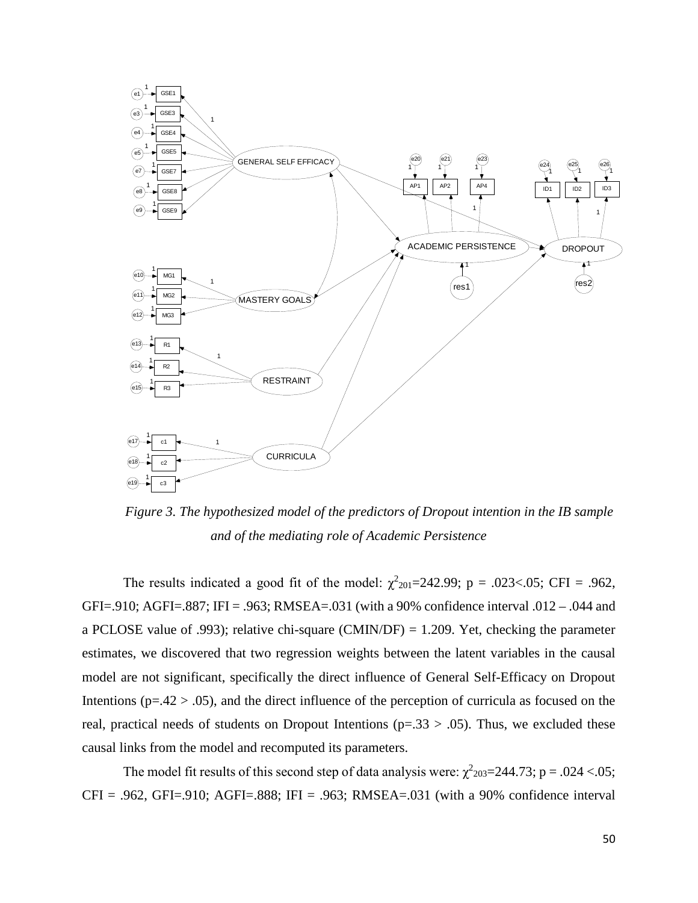*Figure 3. The hypothesized model of the predictors of Dropout intention in the IB sample and of the mediating role of Academic Persistence*

The results indicated a good fit of the model: $\chi^2_{201}$=242.99; p = .023<.05; CFI = .962, GFI=.910; AGFI=.887; IFI = .963; RMSEA=.031 (with a 90% confidence interval .012 – .044 and a PCLOSE value of .993); relative chi-square (CMIN/DF) = 1.209. Yet, checking the parameter estimates, we discovered that two regression weights between the latent variables in the causal model are not significant, specifically the direct influence of General Self-Efficacy on Dropout Intentions (p=.42 > .05), and the direct influence of the perception of curricula as focused on the real, practical needs of students on Dropout Intentions (p=.33 > .05). Thus, we excluded these causal links from the model and recomputed its parameters.

The model fit results of this second step of data analysis were: $\chi^2_{203}$=244.73; p = .024 <.05; CFI = .962, GFI=.910; AGFI=.888; IFI = .963; RMSEA=.031 (with a 90% confidence interval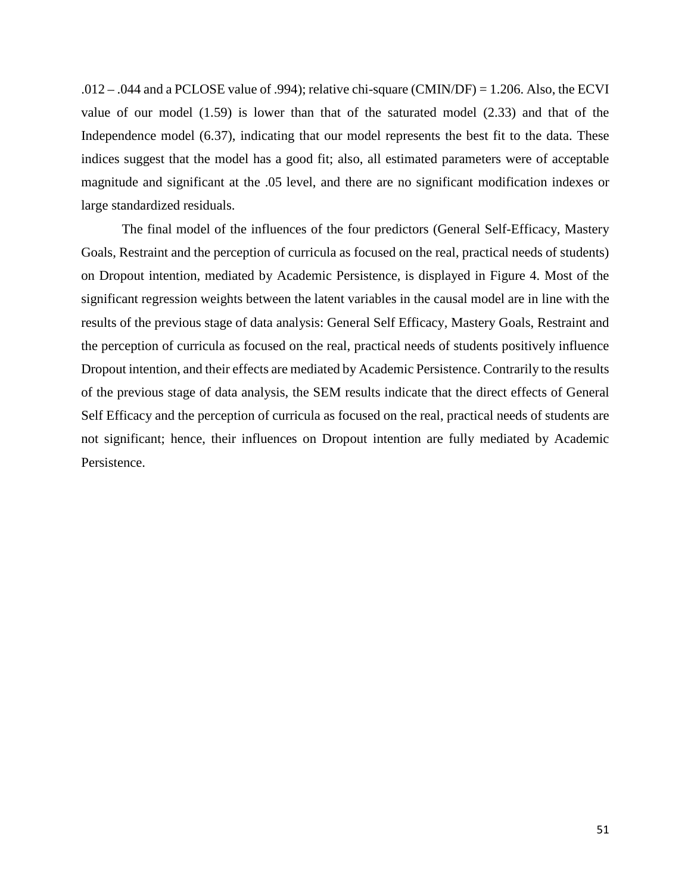.012 – .044 and a PCLOSE value of .994); relative chi-square (CMIN/DF) = 1.206. Also, the ECVI value of our model (1.59) is lower than that of the saturated model (2.33) and that of the Independence model (6.37), indicating that our model represents the best fit to the data. These indices suggest that the model has a good fit; also, all estimated parameters were of acceptable magnitude and significant at the .05 level, and there are no significant modification indexes or large standardized residuals.

The final model of the influences of the four predictors (General Self-Efficacy, Mastery Goals, Restraint and the perception of curricula as focused on the real, practical needs of students) on Dropout intention, mediated by Academic Persistence, is displayed in Figure 4. Most of the significant regression weights between the latent variables in the causal model are in line with the results of the previous stage of data analysis: General Self Efficacy, Mastery Goals, Restraint and the perception of curricula as focused on the real, practical needs of students positively influence Dropout intention, and their effects are mediated by Academic Persistence. Contrarily to the results of the previous stage of data analysis, the SEM results indicate that the direct effects of General Self Efficacy and the perception of curricula as focused on the real, practical needs of students are not significant; hence, their influences on Dropout intention are fully mediated by Academic Persistence.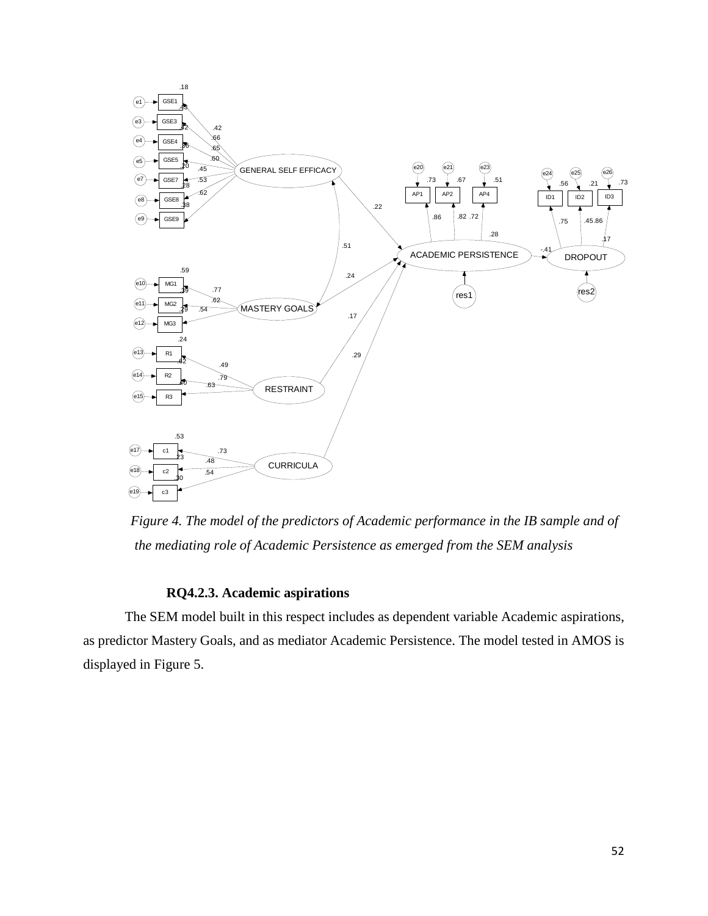*Figure 4. The model of the predictors of Academic performance in the IB sample and of the mediating role of Academic Persistence as emerged from the SEM analysis*

### RQ4.2.3. Academic aspirations

The SEM model built in this respect includes as dependent variable Academic aspirations, as predictor Mastery Goals, and as mediator Academic Persistence. The model tested in AMOS is displayed in Figure 5.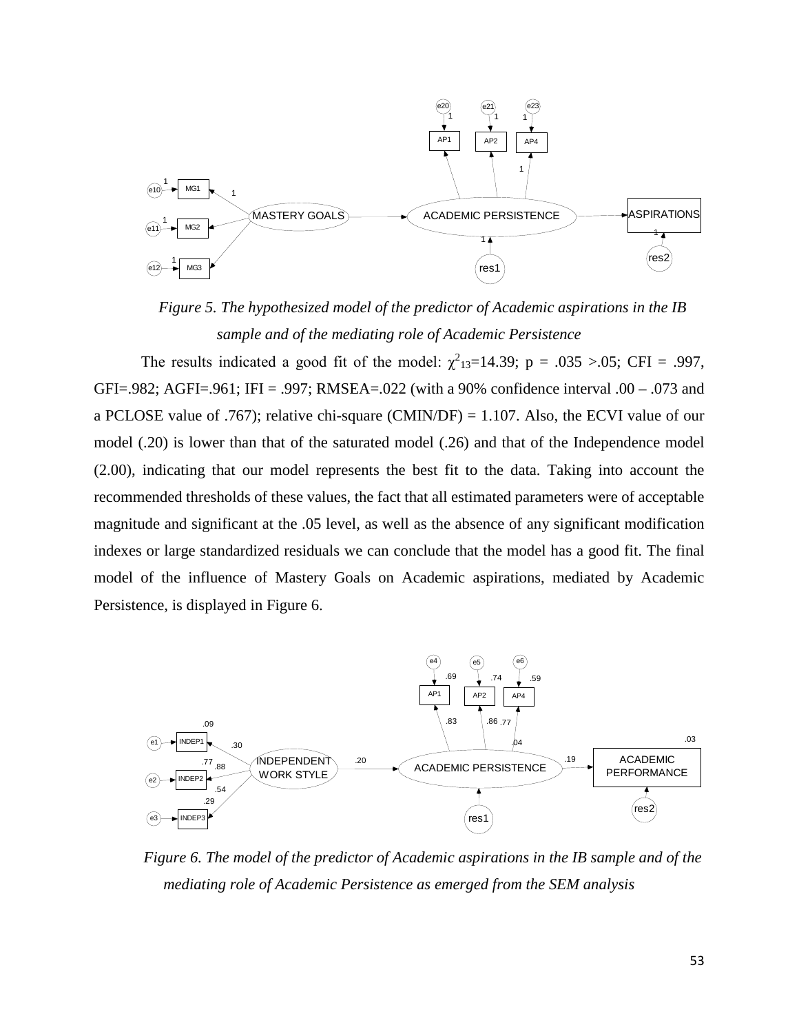*Figure 5. The hypothesized model of the predictor of Academic aspirations in the IB sample and of the mediating role of Academic Persistence*

The results indicated a good fit of the model: $\chi^2_{13}$=14.39; p = .035 >.05; CFI = .997, GFI=.982; AGFI=.961; IFI = .997; RMSEA=.022 (with a 90% confidence interval .00 – .073 and a PCLOSE value of .767); relative chi-square (CMIN/DF) = 1.107. Also, the ECVI value of our model (.20) is lower than that of the saturated model (.26) and that of the Independence model (2.00), indicating that our model represents the best fit to the data. Taking into account the recommended thresholds of these values, the fact that all estimated parameters were of acceptable magnitude and significant at the .05 level, as well as the absence of any significant modification indexes or large standardized residuals we can conclude that the model has a good fit. The final model of the influence of Mastery Goals on Academic aspirations, mediated by Academic Persistence, is displayed in Figure 6.

*Figure 6. The model of the predictor of Academic aspirations in the IB sample and of the mediating role of Academic Persistence as emerged from the SEM analysis*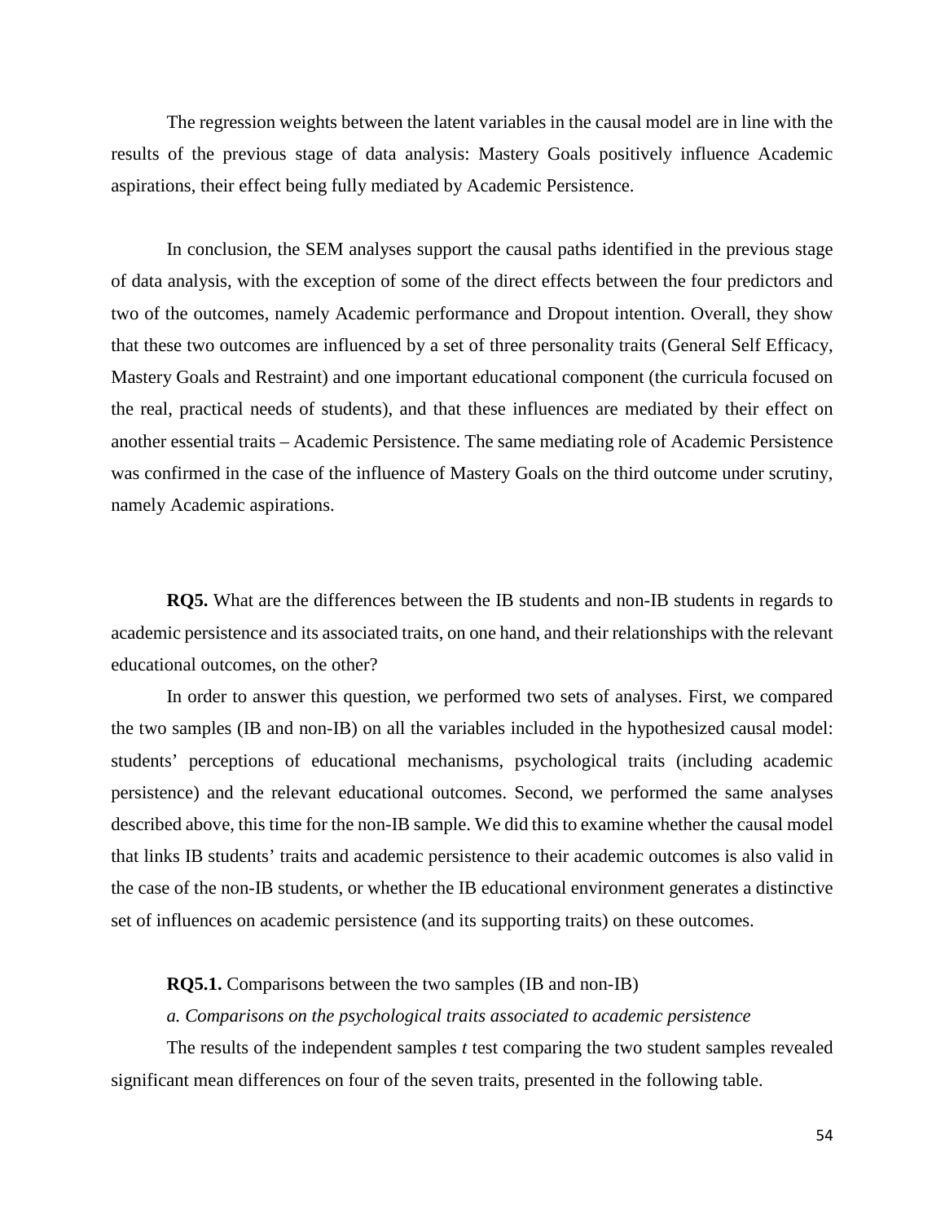The regression weights between the latent variables in the causal model are in line with the results of the previous stage of data analysis: Mastery Goals positively influence Academic aspirations, their effect being fully mediated by Academic Persistence.

In conclusion, the SEM analyses support the causal paths identified in the previous stage of data analysis, with the exception of some of the direct effects between the four predictors and two of the outcomes, namely Academic performance and Dropout intention. Overall, they show that these two outcomes are influenced by a set of three personality traits (General Self Efficacy, Mastery Goals and Restraint) and one important educational component (the curricula focused on the real, practical needs of students), and that these influences are mediated by their effect on another essential traits – Academic Persistence. The same mediating role of Academic Persistence was confirmed in the case of the influence of Mastery Goals on the third outcome under scrutiny, namely Academic aspirations.

**RQ5.** What are the differences between the IB students and non-IB students in regards to academic persistence and its associated traits, on one hand, and their relationships with the relevant educational outcomes, on the other?

In order to answer this question, we performed two sets of analyses. First, we compared the two samples (IB and non-IB) on all the variables included in the hypothesized causal model: students' perceptions of educational mechanisms, psychological traits (including academic persistence) and the relevant educational outcomes. Second, we performed the same analyses described above, this time for the non-IB sample. We did this to examine whether the causal model that links IB students' traits and academic persistence to their academic outcomes is also valid in the case of the non-IB students, or whether the IB educational environment generates a distinctive set of influences on academic persistence (and its supporting traits) on these outcomes.

**RQ5.1.** Comparisons between the two samples (IB and non-IB)

*a. Comparisons on the psychological traits associated to academic persistence*

The results of the independent samples *t* test comparing the two student samples revealed significant mean differences on four of the seven traits, presented in the following table.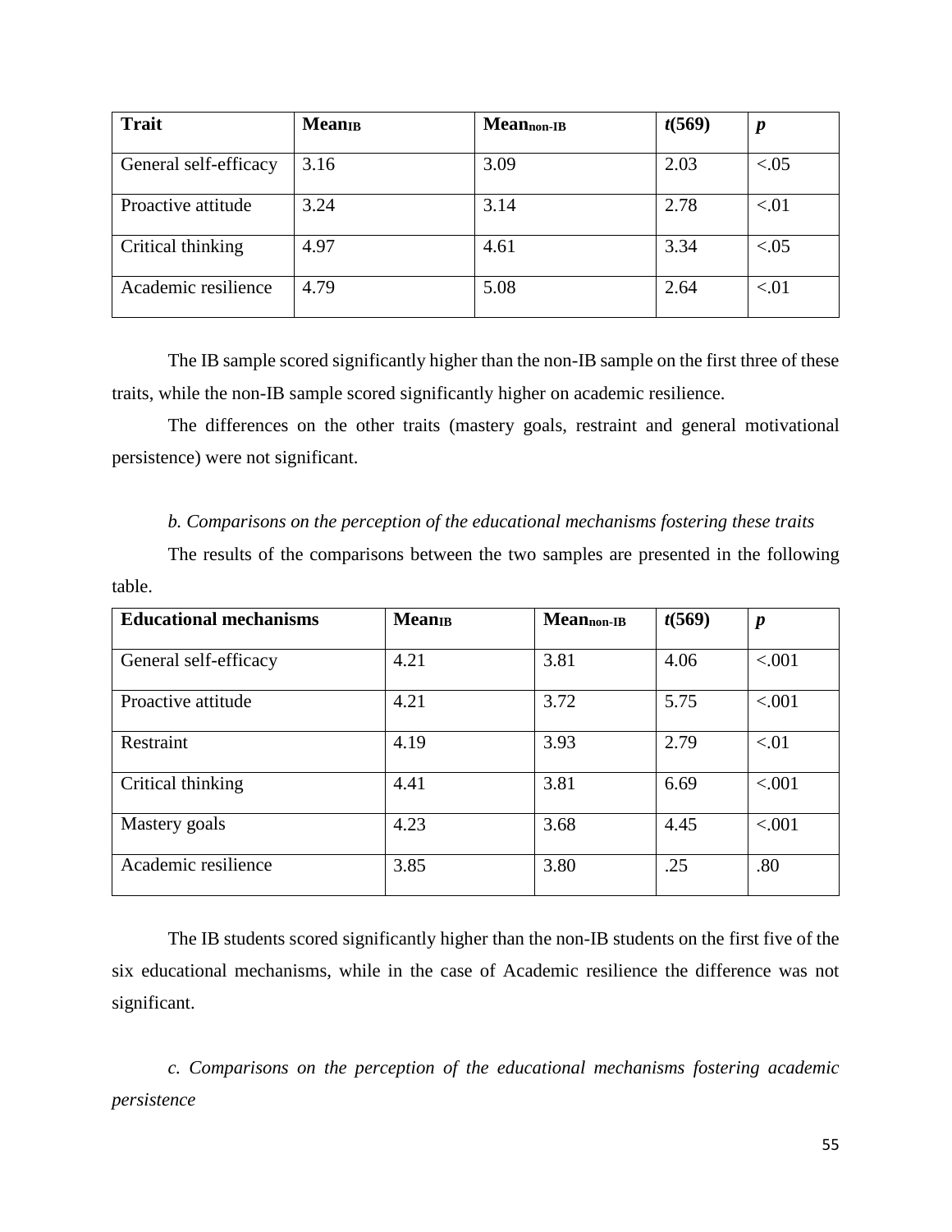| **Trait** | **Mean$_{IB}$** | **Mean$_{non\text{-}IB}$** | ***t*(569)** | ***p*** |
|---|---|---|---|---|
| General self-efficacy | 3.16 | 3.09 | 2.03 | <.05 |
| Proactive attitude | 3.24 | 3.14 | 2.78 | <.01 |
| Critical thinking | 4.97 | 4.61 | 3.34 | <.05 |
| Academic resilience | 4.79 | 5.08 | 2.64 | <.01 |

The IB sample scored significantly higher than the non-IB sample on the first three of these traits, while the non-IB sample scored significantly higher on academic resilience.

The differences on the other traits (mastery goals, restraint and general motivational persistence) were not significant.

*b. Comparisons on the perception of the educational mechanisms fostering these traits*

The results of the comparisons between the two samples are presented in the following table.

| **Educational mechanisms** | **Mean$_{IB}$** | **Mean$_{non\text{-}IB}$** | ***t*(569)** | ***p*** |
|---|---|---|---|---|
| General self-efficacy | 4.21 | 3.81 | 4.06 | <.001 |
| Proactive attitude | 4.21 | 3.72 | 5.75 | <.001 |
| Restraint | 4.19 | 3.93 | 2.79 | <.01 |
| Critical thinking | 4.41 | 3.81 | 6.69 | <.001 |
| Mastery goals | 4.23 | 3.68 | 4.45 | <.001 |
| Academic resilience | 3.85 | 3.80 | .25 | .80 |

The IB students scored significantly higher than the non-IB students on the first five of the six educational mechanisms, while in the case of Academic resilience the difference was not significant.

*c. Comparisons on the perception of the educational mechanisms fostering academic persistence*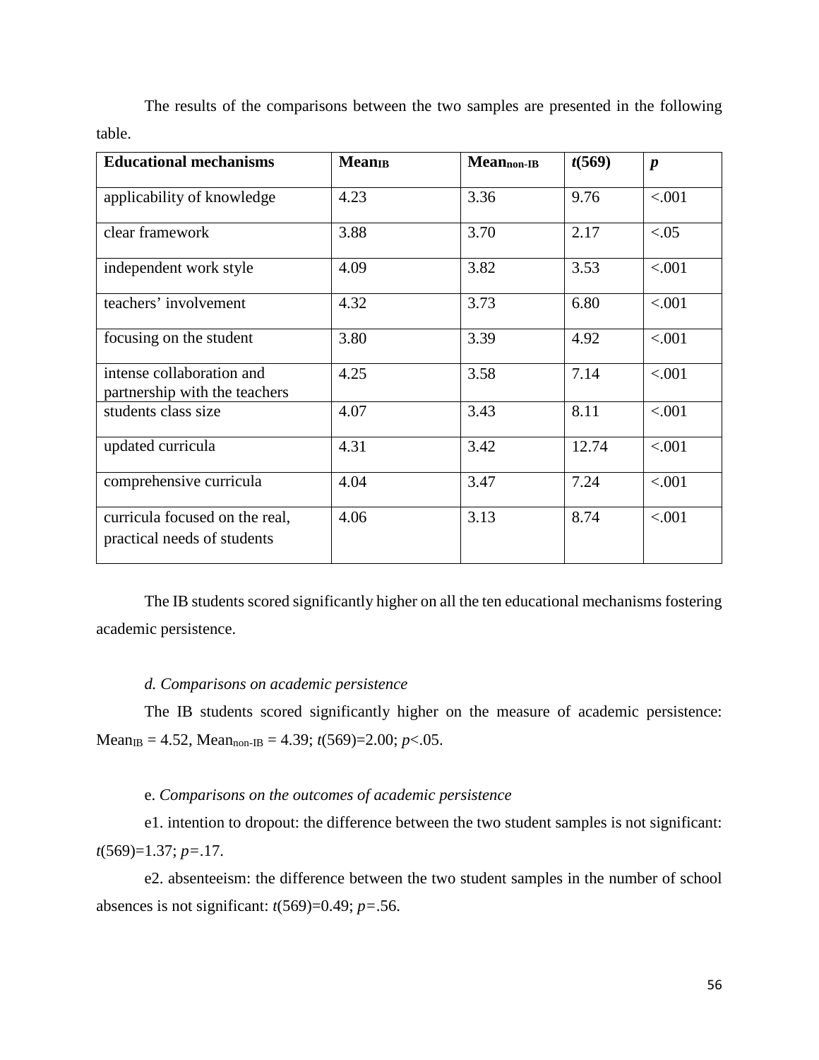The results of the comparisons between the two samples are presented in the following table.

| **Educational mechanisms** | **$Mean_{IB}$** | **$Mean_{non\text{-}IB}$** | ***t*(569)** | ***p*** |
|---|---|---|---|---|
| applicability of knowledge | 4.23 | 3.36 | 9.76 | <.001 |
| clear framework | 3.88 | 3.70 | 2.17 | <.05 |
| independent work style | 4.09 | 3.82 | 3.53 | <.001 |
| teachers' involvement | 4.32 | 3.73 | 6.80 | <.001 |
| focusing on the student | 3.80 | 3.39 | 4.92 | <.001 |
| intense collaboration and partnership with the teachers | 4.25 | 3.58 | 7.14 | <.001 |
| students class size | 4.07 | 3.43 | 8.11 | <.001 |
| updated curricula | 4.31 | 3.42 | 12.74 | <.001 |
| comprehensive curricula | 4.04 | 3.47 | 7.24 | <.001 |
| curricula focused on the real, practical needs of students | 4.06 | 3.13 | 8.74 | <.001 |

The IB students scored significantly higher on all the ten educational mechanisms fostering academic persistence.

*d. Comparisons on academic persistence*

The IB students scored significantly higher on the measure of academic persistence: $Mean_{IB} = 4.52$, $Mean_{non\text{-}IB} = 4.39$; $t(569)=2.00$; $p<.05$.

e. *Comparisons on the outcomes of academic persistence*

e1. intention to dropout: the difference between the two student samples is not significant: $t(569)=1.37$; $p=.17$.

e2. absenteeism: the difference between the two student samples in the number of school absences is not significant: $t(569)=0.49$; $p=.56$.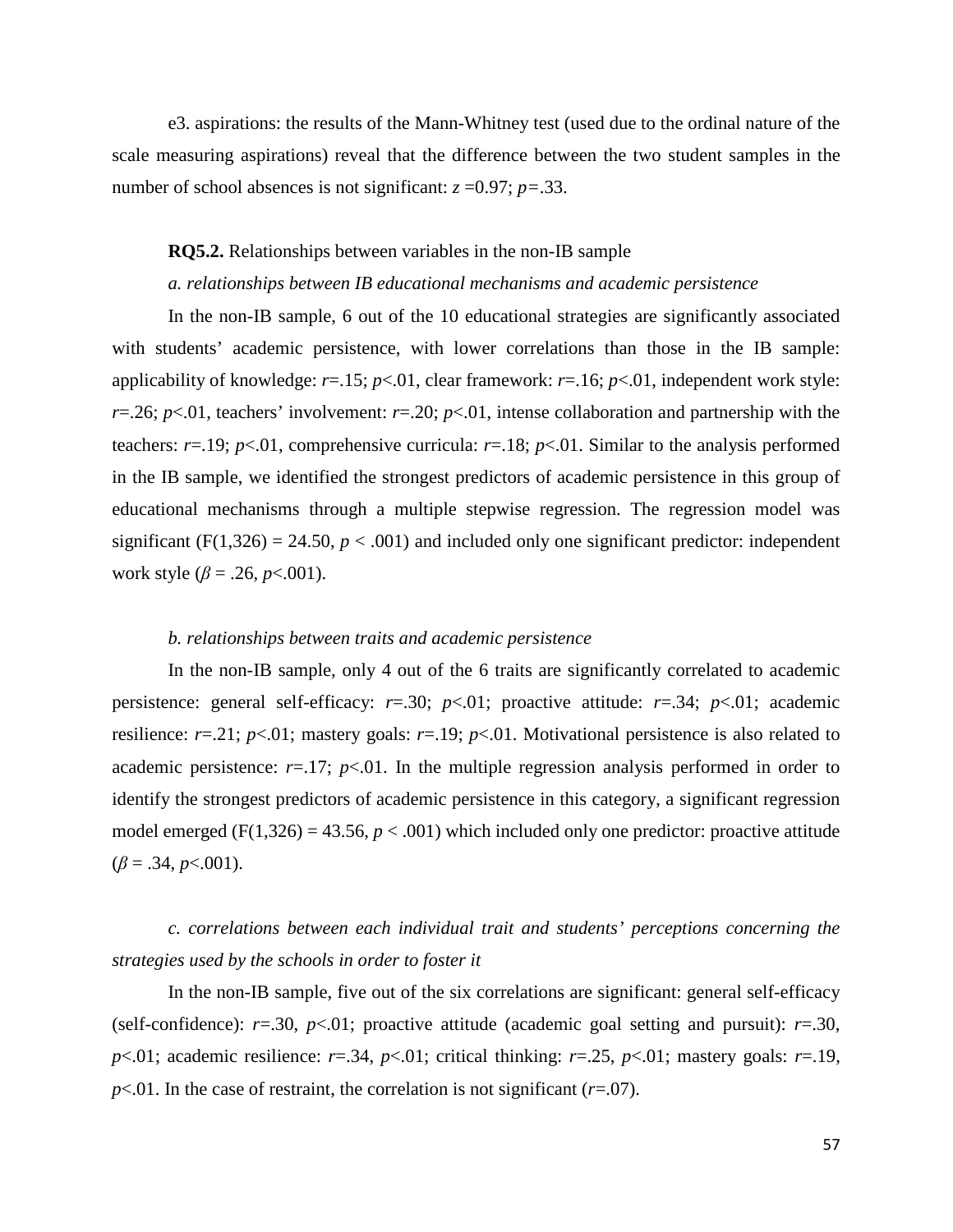e3. aspirations: the results of the Mann-Whitney test (used due to the ordinal nature of the scale measuring aspirations) reveal that the difference between the two student samples in the number of school absences is not significant: $z = 0.97$; $p = .33$.

**RQ5.2.** Relationships between variables in the non-IB sample

*a. relationships between IB educational mechanisms and academic persistence*

In the non-IB sample, 6 out of the 10 educational strategies are significantly associated with students' academic persistence, with lower correlations than those in the IB sample: applicability of knowledge: $r = .15$; $p < .01$, clear framework: $r = .16$; $p < .01$, independent work style: $r = .26$; $p < .01$, teachers' involvement: $r = .20$; $p < .01$, intense collaboration and partnership with the teachers: $r = .19$; $p < .01$, comprehensive curricula: $r = .18$; $p < .01$. Similar to the analysis performed in the IB sample, we identified the strongest predictors of academic persistence in this group of educational mechanisms through a multiple stepwise regression. The regression model was significant ($F(1,326) = 24.50$, $p < .001$) and included only one significant predictor: independent work style ($\beta = .26$, $p < .001$).

*b. relationships between traits and academic persistence*

In the non-IB sample, only 4 out of the 6 traits are significantly correlated to academic persistence: general self-efficacy: $r = .30$; $p < .01$; proactive attitude: $r = .34$; $p < .01$; academic resilience: $r = .21$; $p < .01$; mastery goals: $r = .19$; $p < .01$. Motivational persistence is also related to academic persistence: $r = .17$; $p < .01$. In the multiple regression analysis performed in order to identify the strongest predictors of academic persistence in this category, a significant regression model emerged ($F(1,326) = 43.56$, $p < .001$) which included only one predictor: proactive attitude ($\beta = .34$, $p < .001$).

*c. correlations between each individual trait and students' perceptions concerning the strategies used by the schools in order to foster it*

In the non-IB sample, five out of the six correlations are significant: general self-efficacy (self-confidence): $r = .30$, $p < .01$; proactive attitude (academic goal setting and pursuit): $r = .30$, $p < .01$; academic resilience: $r = .34$, $p < .01$; critical thinking: $r = .25$, $p < .01$; mastery goals: $r = .19$, $p < .01$. In the case of restraint, the correlation is not significant ($r = .07$).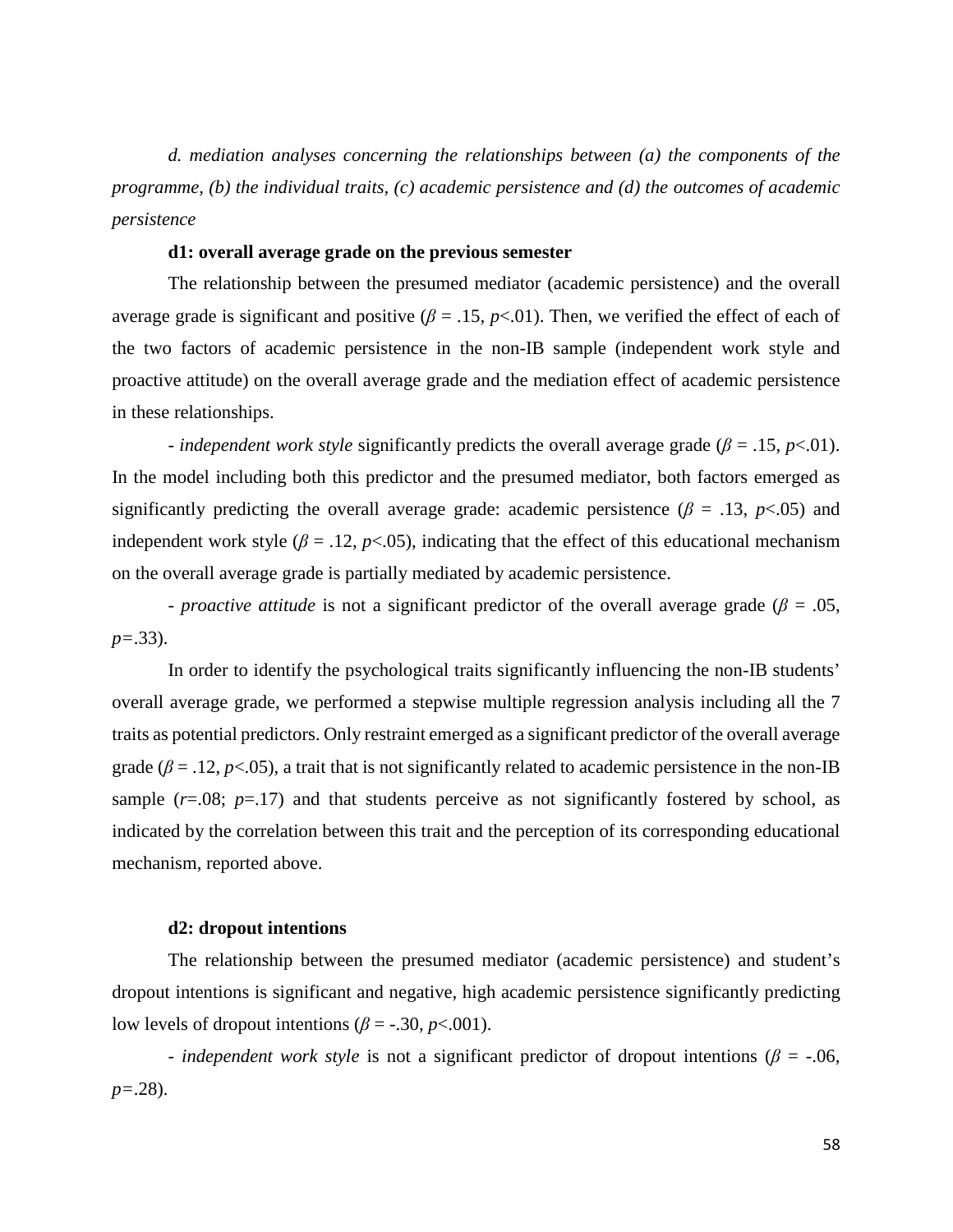*d. mediation analyses concerning the relationships between (a) the components of the programme, (b) the individual traits, (c) academic persistence and (d) the outcomes of academic persistence*

**d1: overall average grade on the previous semester**

The relationship between the presumed mediator (academic persistence) and the overall average grade is significant and positive ($\beta = .15$, $p<.01$). Then, we verified the effect of each of the two factors of academic persistence in the non-IB sample (independent work style and proactive attitude) on the overall average grade and the mediation effect of academic persistence in these relationships.

- *independent work style* significantly predicts the overall average grade ($\beta = .15$, $p<.01$). In the model including both this predictor and the presumed mediator, both factors emerged as significantly predicting the overall average grade: academic persistence ($\beta = .13$, $p<.05$) and independent work style ($\beta = .12$, $p<.05$), indicating that the effect of this educational mechanism on the overall average grade is partially mediated by academic persistence.

- *proactive attitude* is not a significant predictor of the overall average grade ($\beta = .05$, $p=.33$).

In order to identify the psychological traits significantly influencing the non-IB students' overall average grade, we performed a stepwise multiple regression analysis including all the 7 traits as potential predictors. Only restraint emerged as a significant predictor of the overall average grade ($\beta = .12$, $p<.05$), a trait that is not significantly related to academic persistence in the non-IB sample ($r=.08$; $p=.17$) and that students perceive as not significantly fostered by school, as indicated by the correlation between this trait and the perception of its corresponding educational mechanism, reported above.

**d2: dropout intentions**

The relationship between the presumed mediator (academic persistence) and student's dropout intentions is significant and negative, high academic persistence significantly predicting low levels of dropout intentions ($\beta = -.30$, $p<.001$).

- *independent work style* is not a significant predictor of dropout intentions ($\beta = -.06$, $p=.28$).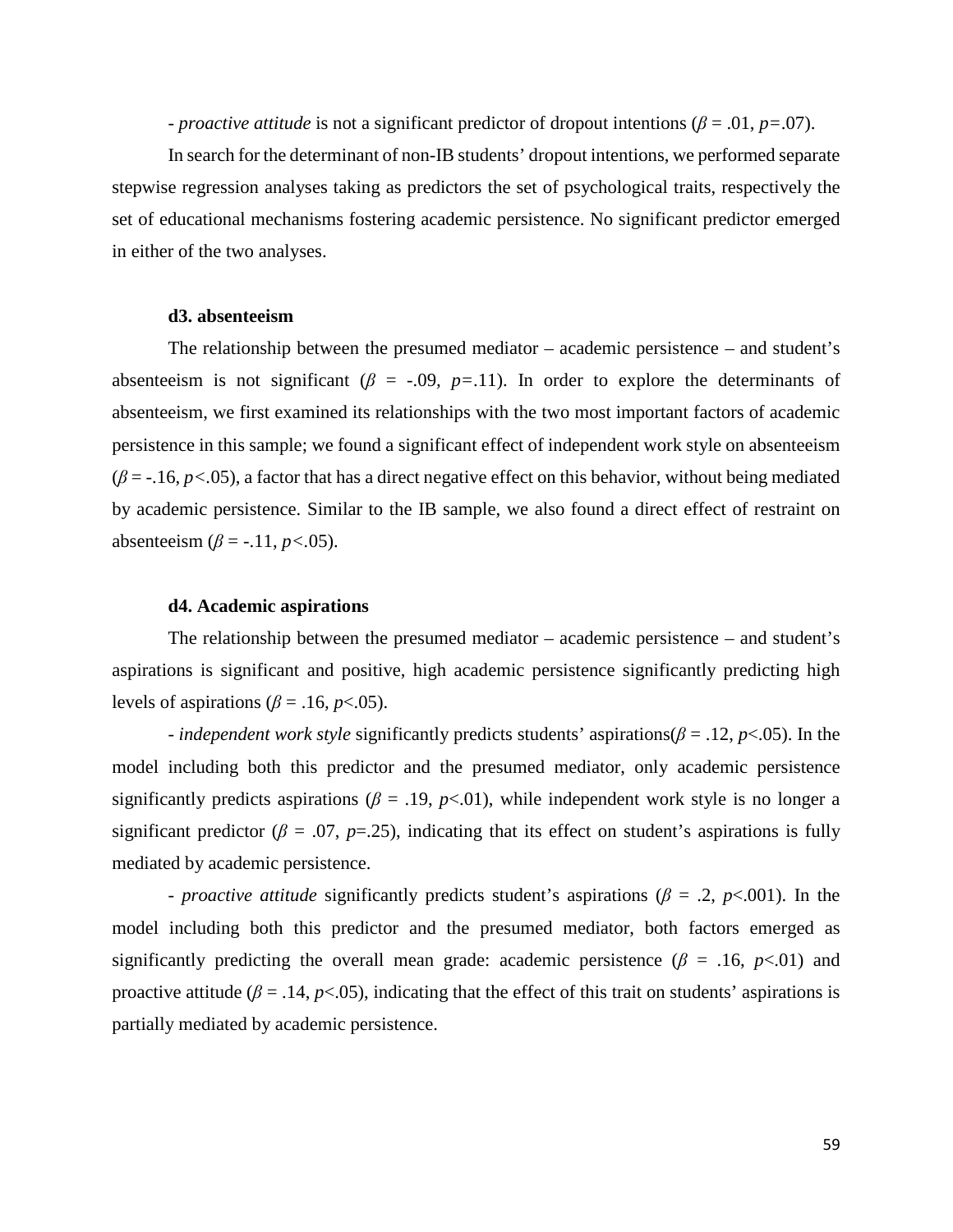- *proactive attitude* is not a significant predictor of dropout intentions ($\beta$ = .01, $p$=.07).

In search for the determinant of non-IB students' dropout intentions, we performed separate stepwise regression analyses taking as predictors the set of psychological traits, respectively the set of educational mechanisms fostering academic persistence. No significant predictor emerged in either of the two analyses.

**d3. absenteeism**

The relationship between the presumed mediator – academic persistence – and student's absenteeism is not significant ($\beta$ = -.09, $p$=.11). In order to explore the determinants of absenteeism, we first examined its relationships with the two most important factors of academic persistence in this sample; we found a significant effect of independent work style on absenteeism ($\beta$ = -.16, $p$<.05), a factor that has a direct negative effect on this behavior, without being mediated by academic persistence. Similar to the IB sample, we also found a direct effect of restraint on absenteeism ($\beta$ = -.11, $p$<.05).

**d4. Academic aspirations**

The relationship between the presumed mediator – academic persistence – and student's aspirations is significant and positive, high academic persistence significantly predicting high levels of aspirations ($\beta$ = .16, $p$<.05).

- *independent work style* significantly predicts students' aspirations($\beta$ = .12, $p$<.05). In the model including both this predictor and the presumed mediator, only academic persistence significantly predicts aspirations ($\beta$ = .19, $p$<.01), while independent work style is no longer a significant predictor ($\beta$ = .07, $p$=.25), indicating that its effect on student's aspirations is fully mediated by academic persistence.

- *proactive attitude* significantly predicts student's aspirations ($\beta$ = .2, $p$<.001). In the model including both this predictor and the presumed mediator, both factors emerged as significantly predicting the overall mean grade: academic persistence ($\beta$ = .16, $p$<.01) and proactive attitude ($\beta$ = .14, $p$<.05), indicating that the effect of this trait on students' aspirations is partially mediated by academic persistence.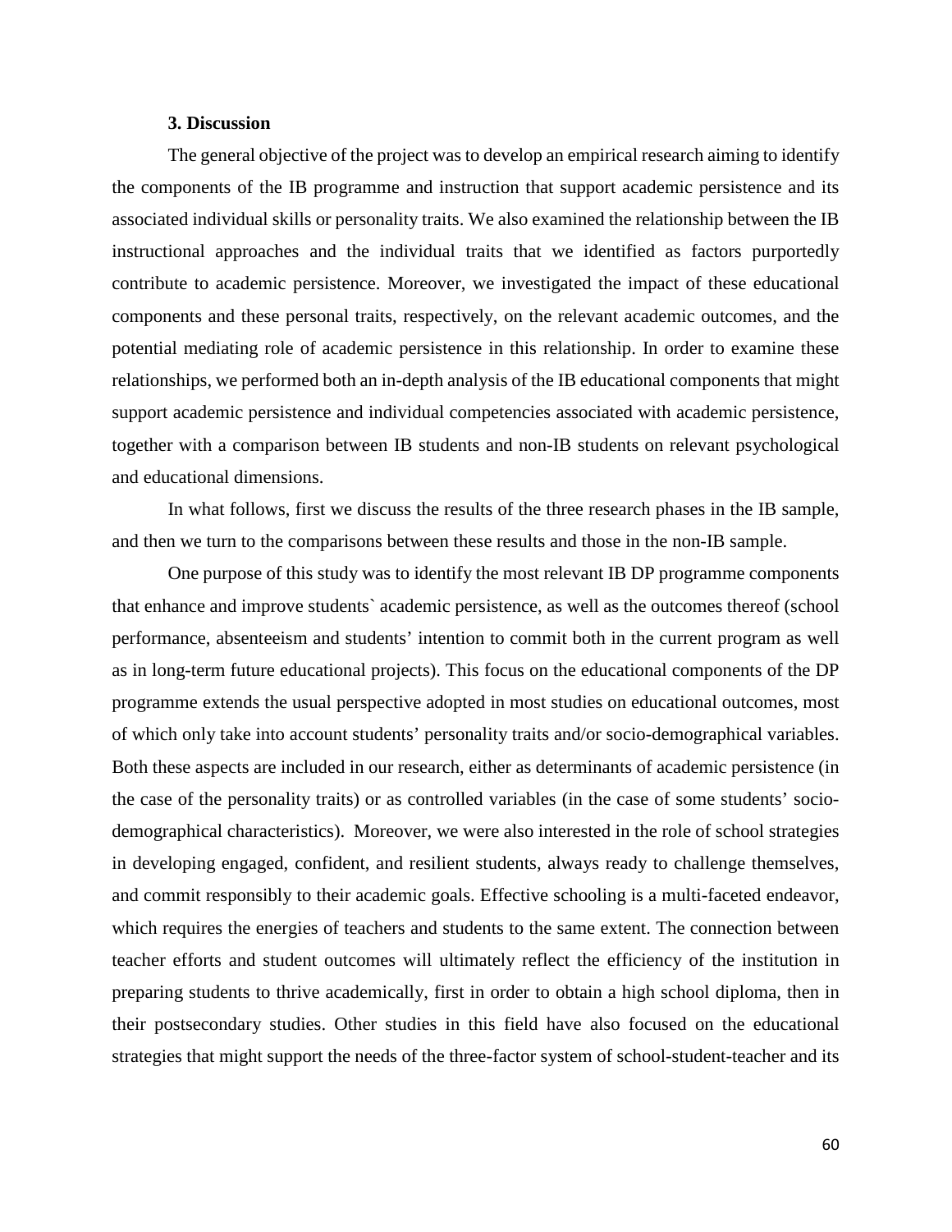### 3. Discussion

The general objective of the project was to develop an empirical research aiming to identify the components of the IB programme and instruction that support academic persistence and its associated individual skills or personality traits. We also examined the relationship between the IB instructional approaches and the individual traits that we identified as factors purportedly contribute to academic persistence. Moreover, we investigated the impact of these educational components and these personal traits, respectively, on the relevant academic outcomes, and the potential mediating role of academic persistence in this relationship. In order to examine these relationships, we performed both an in-depth analysis of the IB educational components that might support academic persistence and individual competencies associated with academic persistence, together with a comparison between IB students and non-IB students on relevant psychological and educational dimensions.

In what follows, first we discuss the results of the three research phases in the IB sample, and then we turn to the comparisons between these results and those in the non-IB sample.

One purpose of this study was to identify the most relevant IB DP programme components that enhance and improve students` academic persistence, as well as the outcomes thereof (school performance, absenteeism and students' intention to commit both in the current program as well as in long-term future educational projects). This focus on the educational components of the DP programme extends the usual perspective adopted in most studies on educational outcomes, most of which only take into account students' personality traits and/or socio-demographical variables. Both these aspects are included in our research, either as determinants of academic persistence (in the case of the personality traits) or as controlled variables (in the case of some students' socio-demographical characteristics). Moreover, we were also interested in the role of school strategies in developing engaged, confident, and resilient students, always ready to challenge themselves, and commit responsibly to their academic goals. Effective schooling is a multi-faceted endeavor, which requires the energies of teachers and students to the same extent. The connection between teacher efforts and student outcomes will ultimately reflect the efficiency of the institution in preparing students to thrive academically, first in order to obtain a high school diploma, then in their postsecondary studies. Other studies in this field have also focused on the educational strategies that might support the needs of the three-factor system of school-student-teacher and its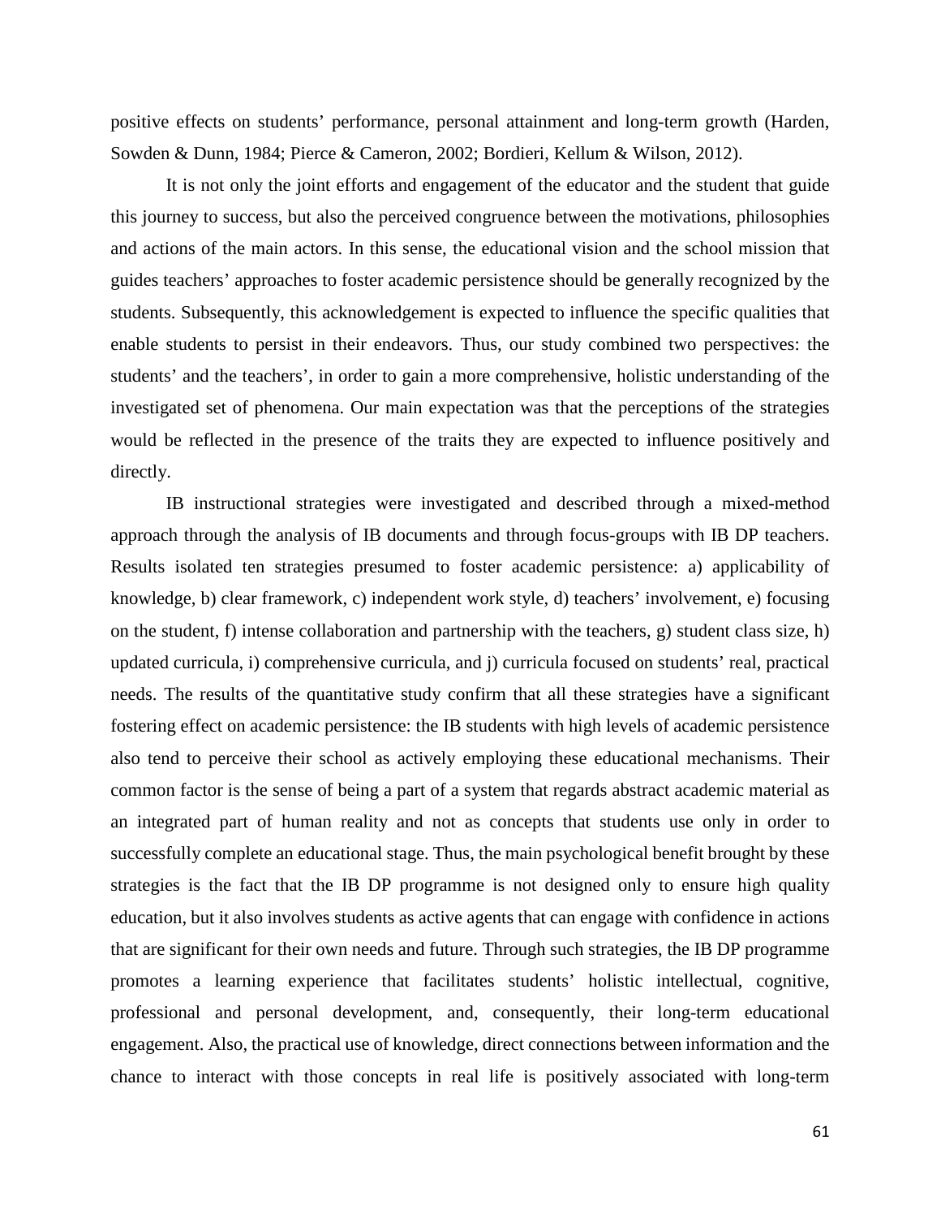positive effects on students' performance, personal attainment and long-term growth (Harden, Sowden & Dunn, 1984; Pierce & Cameron, 2002; Bordieri, Kellum & Wilson, 2012).

It is not only the joint efforts and engagement of the educator and the student that guide this journey to success, but also the perceived congruence between the motivations, philosophies and actions of the main actors. In this sense, the educational vision and the school mission that guides teachers' approaches to foster academic persistence should be generally recognized by the students. Subsequently, this acknowledgement is expected to influence the specific qualities that enable students to persist in their endeavors. Thus, our study combined two perspectives: the students' and the teachers', in order to gain a more comprehensive, holistic understanding of the investigated set of phenomena. Our main expectation was that the perceptions of the strategies would be reflected in the presence of the traits they are expected to influence positively and directly.

IB instructional strategies were investigated and described through a mixed-method approach through the analysis of IB documents and through focus-groups with IB DP teachers. Results isolated ten strategies presumed to foster academic persistence: a) applicability of knowledge, b) clear framework, c) independent work style, d) teachers' involvement, e) focusing on the student, f) intense collaboration and partnership with the teachers, g) student class size, h) updated curricula, i) comprehensive curricula, and j) curricula focused on students' real, practical needs. The results of the quantitative study confirm that all these strategies have a significant fostering effect on academic persistence: the IB students with high levels of academic persistence also tend to perceive their school as actively employing these educational mechanisms. Their common factor is the sense of being a part of a system that regards abstract academic material as an integrated part of human reality and not as concepts that students use only in order to successfully complete an educational stage. Thus, the main psychological benefit brought by these strategies is the fact that the IB DP programme is not designed only to ensure high quality education, but it also involves students as active agents that can engage with confidence in actions that are significant for their own needs and future. Through such strategies, the IB DP programme promotes a learning experience that facilitates students' holistic intellectual, cognitive, professional and personal development, and, consequently, their long-term educational engagement. Also, the practical use of knowledge, direct connections between information and the chance to interact with those concepts in real life is positively associated with long-term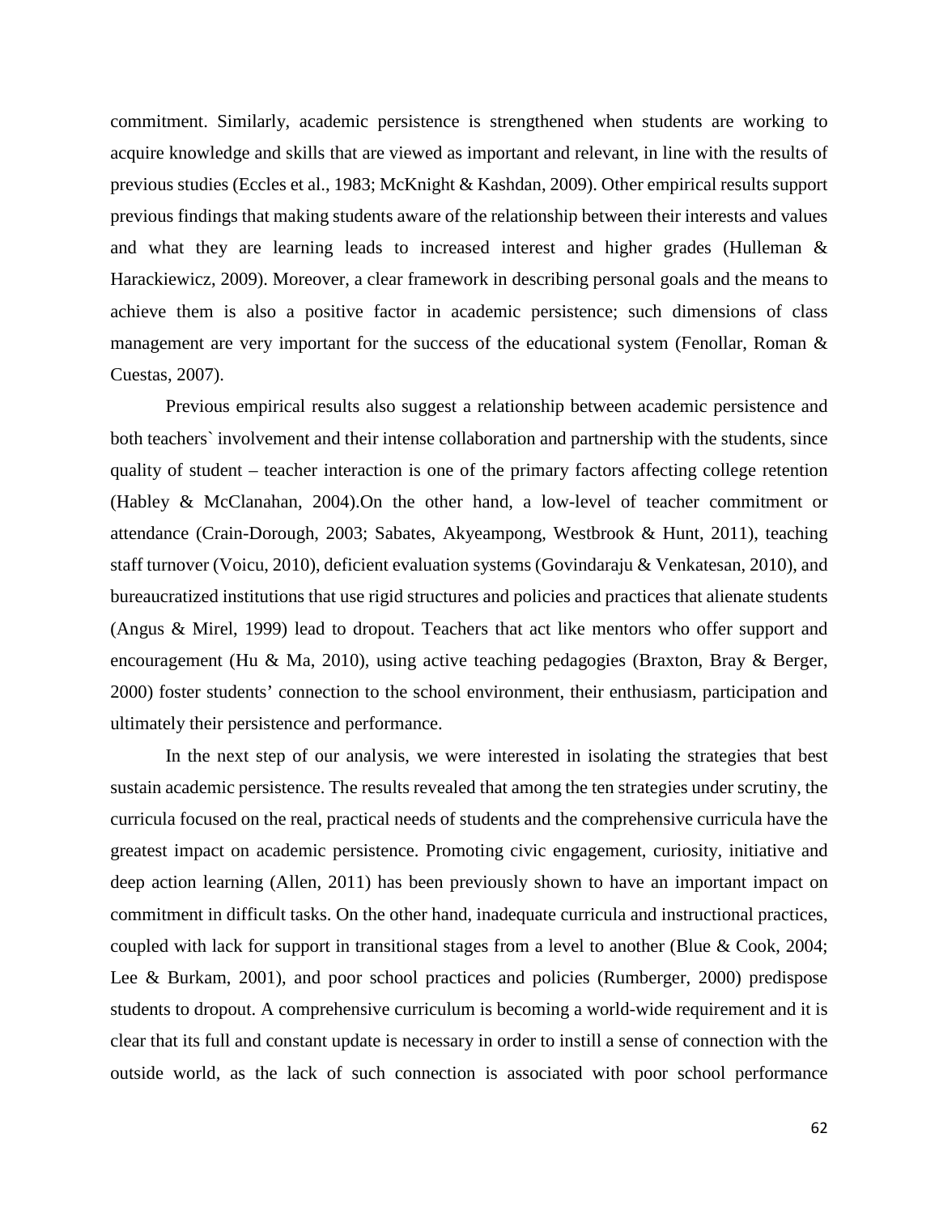commitment. Similarly, academic persistence is strengthened when students are working to acquire knowledge and skills that are viewed as important and relevant, in line with the results of previous studies (Eccles et al., 1983; McKnight & Kashdan, 2009). Other empirical results support previous findings that making students aware of the relationship between their interests and values and what they are learning leads to increased interest and higher grades (Hulleman & Harackiewicz, 2009). Moreover, a clear framework in describing personal goals and the means to achieve them is also a positive factor in academic persistence; such dimensions of class management are very important for the success of the educational system (Fenollar, Roman & Cuestas, 2007).

Previous empirical results also suggest a relationship between academic persistence and both teachers` involvement and their intense collaboration and partnership with the students, since quality of student – teacher interaction is one of the primary factors affecting college retention (Habley & McClanahan, 2004).On the other hand, a low-level of teacher commitment or attendance (Crain-Dorough, 2003; Sabates, Akyeampong, Westbrook & Hunt, 2011), teaching staff turnover (Voicu, 2010), deficient evaluation systems (Govindaraju & Venkatesan, 2010), and bureaucratized institutions that use rigid structures and policies and practices that alienate students (Angus & Mirel, 1999) lead to dropout. Teachers that act like mentors who offer support and encouragement (Hu & Ma, 2010), using active teaching pedagogies (Braxton, Bray & Berger, 2000) foster students' connection to the school environment, their enthusiasm, participation and ultimately their persistence and performance.

In the next step of our analysis, we were interested in isolating the strategies that best sustain academic persistence. The results revealed that among the ten strategies under scrutiny, the curricula focused on the real, practical needs of students and the comprehensive curricula have the greatest impact on academic persistence. Promoting civic engagement, curiosity, initiative and deep action learning (Allen, 2011) has been previously shown to have an important impact on commitment in difficult tasks. On the other hand, inadequate curricula and instructional practices, coupled with lack for support in transitional stages from a level to another (Blue & Cook, 2004; Lee & Burkam, 2001), and poor school practices and policies (Rumberger, 2000) predispose students to dropout. A comprehensive curriculum is becoming a world-wide requirement and it is clear that its full and constant update is necessary in order to instill a sense of connection with the outside world, as the lack of such connection is associated with poor school performance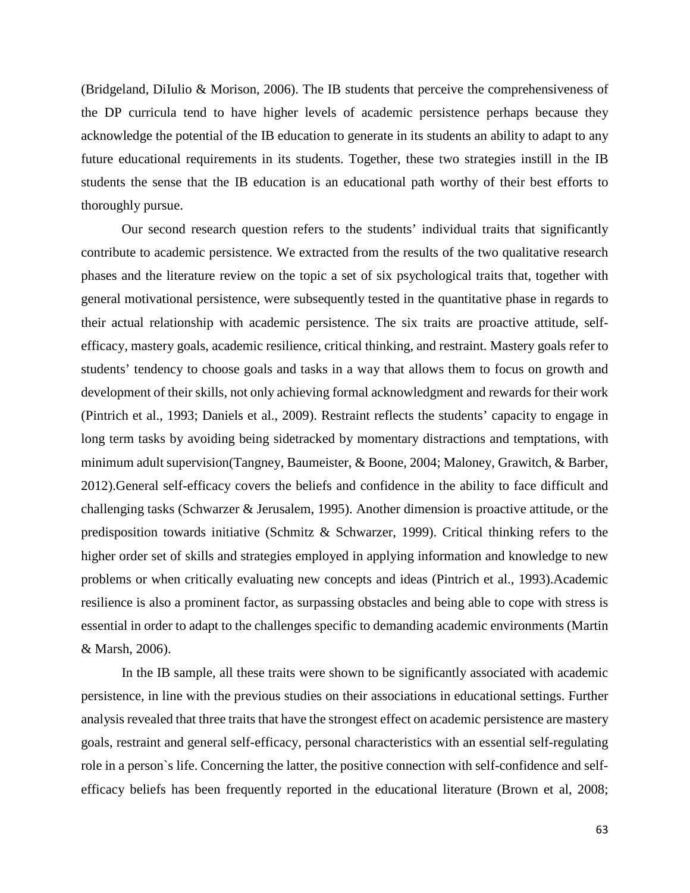(Bridgeland, DiIulio & Morison, 2006). The IB students that perceive the comprehensiveness of the DP curricula tend to have higher levels of academic persistence perhaps because they acknowledge the potential of the IB education to generate in its students an ability to adapt to any future educational requirements in its students. Together, these two strategies instill in the IB students the sense that the IB education is an educational path worthy of their best efforts to thoroughly pursue.

Our second research question refers to the students' individual traits that significantly contribute to academic persistence. We extracted from the results of the two qualitative research phases and the literature review on the topic a set of six psychological traits that, together with general motivational persistence, were subsequently tested in the quantitative phase in regards to their actual relationship with academic persistence. The six traits are proactive attitude, self-efficacy, mastery goals, academic resilience, critical thinking, and restraint. Mastery goals refer to students' tendency to choose goals and tasks in a way that allows them to focus on growth and development of their skills, not only achieving formal acknowledgment and rewards for their work (Pintrich et al., 1993; Daniels et al., 2009). Restraint reflects the students' capacity to engage in long term tasks by avoiding being sidetracked by momentary distractions and temptations, with minimum adult supervision(Tangney, Baumeister, & Boone, 2004; Maloney, Grawitch, & Barber, 2012).General self-efficacy covers the beliefs and confidence in the ability to face difficult and challenging tasks (Schwarzer & Jerusalem, 1995). Another dimension is proactive attitude, or the predisposition towards initiative (Schmitz & Schwarzer, 1999). Critical thinking refers to the higher order set of skills and strategies employed in applying information and knowledge to new problems or when critically evaluating new concepts and ideas (Pintrich et al., 1993).Academic resilience is also a prominent factor, as surpassing obstacles and being able to cope with stress is essential in order to adapt to the challenges specific to demanding academic environments (Martin & Marsh, 2006).

In the IB sample, all these traits were shown to be significantly associated with academic persistence, in line with the previous studies on their associations in educational settings. Further analysis revealed that three traits that have the strongest effect on academic persistence are mastery goals, restraint and general self-efficacy, personal characteristics with an essential self-regulating role in a person`s life. Concerning the latter, the positive connection with self-confidence and self-efficacy beliefs has been frequently reported in the educational literature (Brown et al, 2008;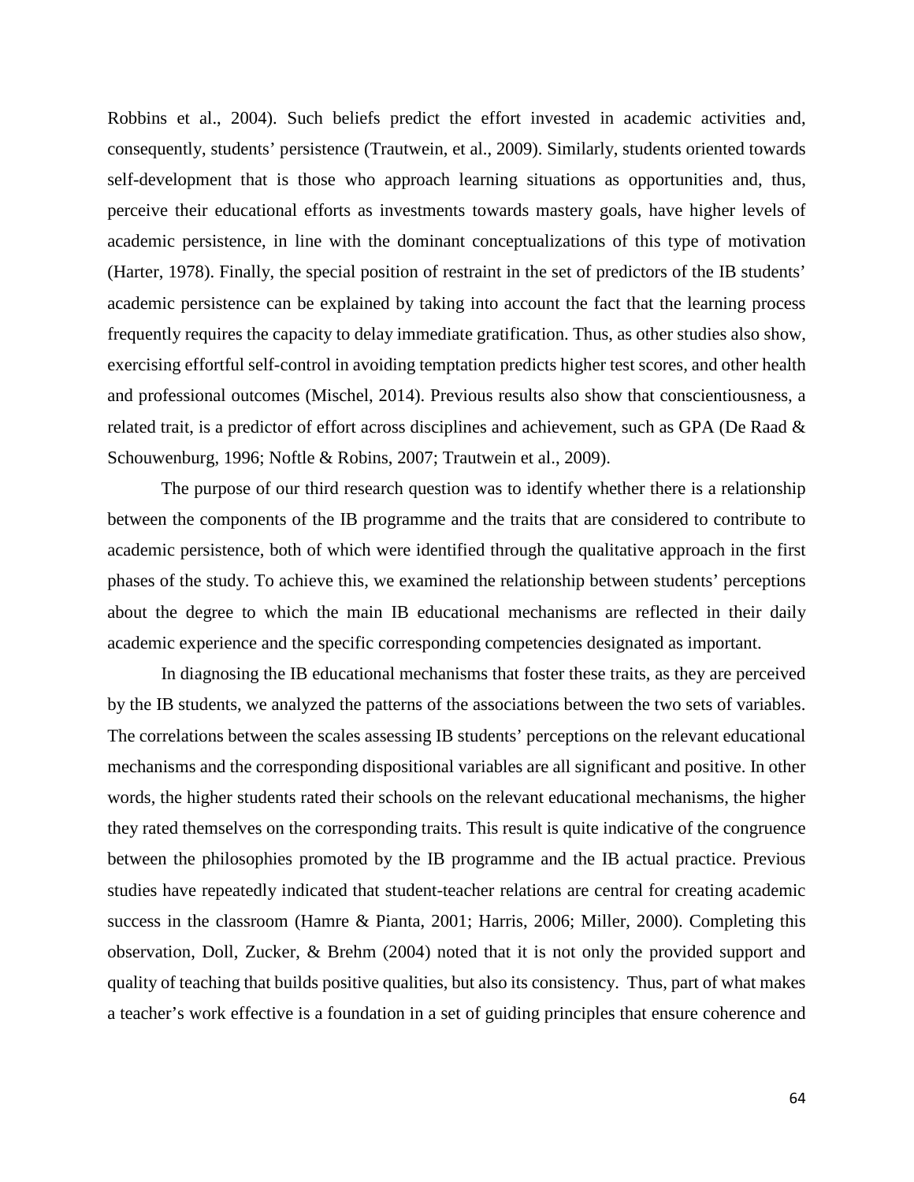Robbins et al., 2004). Such beliefs predict the effort invested in academic activities and, consequently, students' persistence (Trautwein, et al., 2009). Similarly, students oriented towards self-development that is those who approach learning situations as opportunities and, thus, perceive their educational efforts as investments towards mastery goals, have higher levels of academic persistence, in line with the dominant conceptualizations of this type of motivation (Harter, 1978). Finally, the special position of restraint in the set of predictors of the IB students' academic persistence can be explained by taking into account the fact that the learning process frequently requires the capacity to delay immediate gratification. Thus, as other studies also show, exercising effortful self-control in avoiding temptation predicts higher test scores, and other health and professional outcomes (Mischel, 2014). Previous results also show that conscientiousness, a related trait, is a predictor of effort across disciplines and achievement, such as GPA (De Raad & Schouwenburg, 1996; Noftle & Robins, 2007; Trautwein et al., 2009).

The purpose of our third research question was to identify whether there is a relationship between the components of the IB programme and the traits that are considered to contribute to academic persistence, both of which were identified through the qualitative approach in the first phases of the study. To achieve this, we examined the relationship between students' perceptions about the degree to which the main IB educational mechanisms are reflected in their daily academic experience and the specific corresponding competencies designated as important.

In diagnosing the IB educational mechanisms that foster these traits, as they are perceived by the IB students, we analyzed the patterns of the associations between the two sets of variables. The correlations between the scales assessing IB students' perceptions on the relevant educational mechanisms and the corresponding dispositional variables are all significant and positive. In other words, the higher students rated their schools on the relevant educational mechanisms, the higher they rated themselves on the corresponding traits. This result is quite indicative of the congruence between the philosophies promoted by the IB programme and the IB actual practice. Previous studies have repeatedly indicated that student-teacher relations are central for creating academic success in the classroom (Hamre & Pianta, 2001; Harris, 2006; Miller, 2000). Completing this observation, Doll, Zucker, & Brehm (2004) noted that it is not only the provided support and quality of teaching that builds positive qualities, but also its consistency. Thus, part of what makes a teacher's work effective is a foundation in a set of guiding principles that ensure coherence and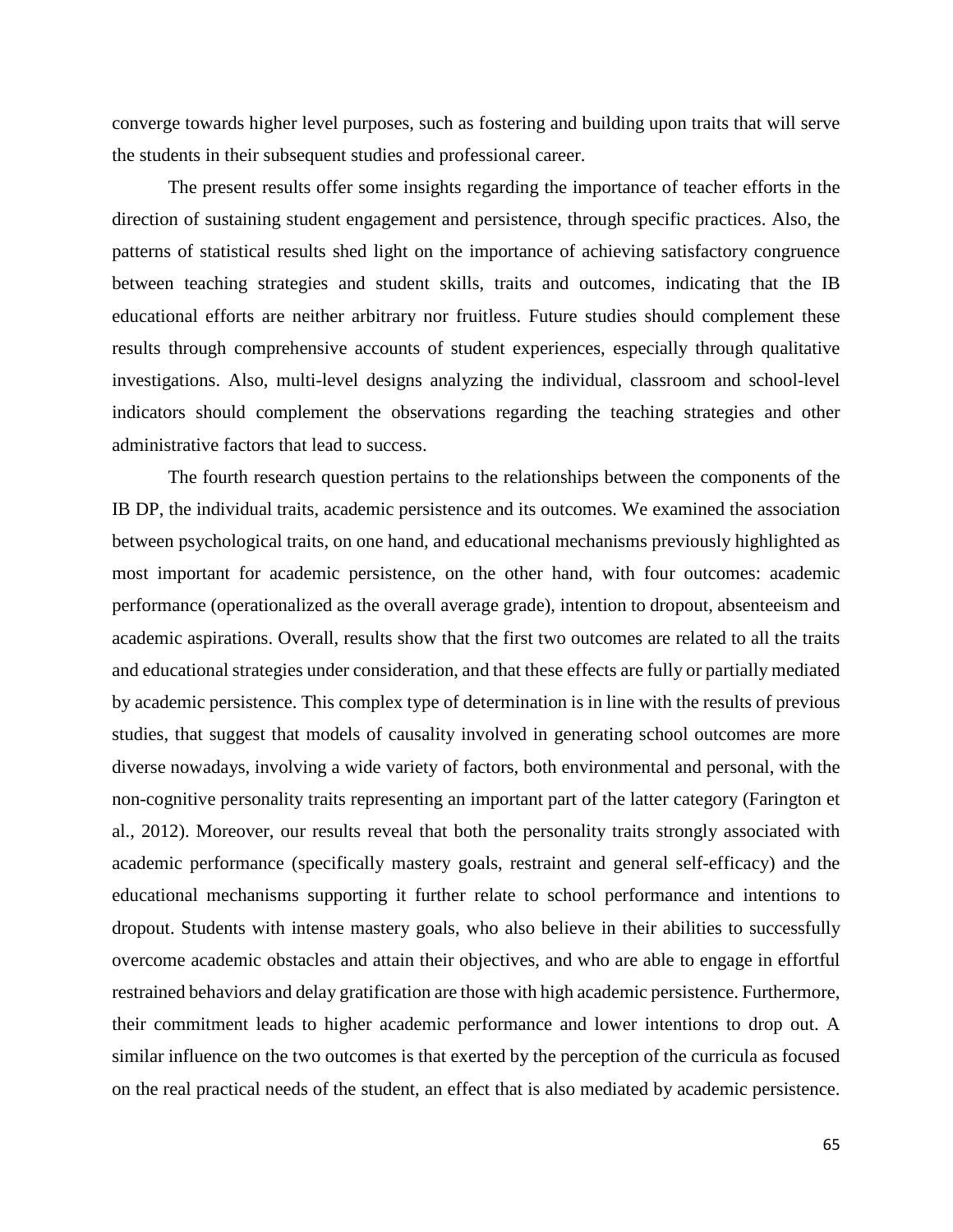converge towards higher level purposes, such as fostering and building upon traits that will serve the students in their subsequent studies and professional career.

The present results offer some insights regarding the importance of teacher efforts in the direction of sustaining student engagement and persistence, through specific practices. Also, the patterns of statistical results shed light on the importance of achieving satisfactory congruence between teaching strategies and student skills, traits and outcomes, indicating that the IB educational efforts are neither arbitrary nor fruitless. Future studies should complement these results through comprehensive accounts of student experiences, especially through qualitative investigations. Also, multi-level designs analyzing the individual, classroom and school-level indicators should complement the observations regarding the teaching strategies and other administrative factors that lead to success.

The fourth research question pertains to the relationships between the components of the IB DP, the individual traits, academic persistence and its outcomes. We examined the association between psychological traits, on one hand, and educational mechanisms previously highlighted as most important for academic persistence, on the other hand, with four outcomes: academic performance (operationalized as the overall average grade), intention to dropout, absenteeism and academic aspirations. Overall, results show that the first two outcomes are related to all the traits and educational strategies under consideration, and that these effects are fully or partially mediated by academic persistence. This complex type of determination is in line with the results of previous studies, that suggest that models of causality involved in generating school outcomes are more diverse nowadays, involving a wide variety of factors, both environmental and personal, with the non-cognitive personality traits representing an important part of the latter category (Farington et al., 2012). Moreover, our results reveal that both the personality traits strongly associated with academic performance (specifically mastery goals, restraint and general self-efficacy) and the educational mechanisms supporting it further relate to school performance and intentions to dropout. Students with intense mastery goals, who also believe in their abilities to successfully overcome academic obstacles and attain their objectives, and who are able to engage in effortful restrained behaviors and delay gratification are those with high academic persistence. Furthermore, their commitment leads to higher academic performance and lower intentions to drop out. A similar influence on the two outcomes is that exerted by the perception of the curricula as focused on the real practical needs of the student, an effect that is also mediated by academic persistence.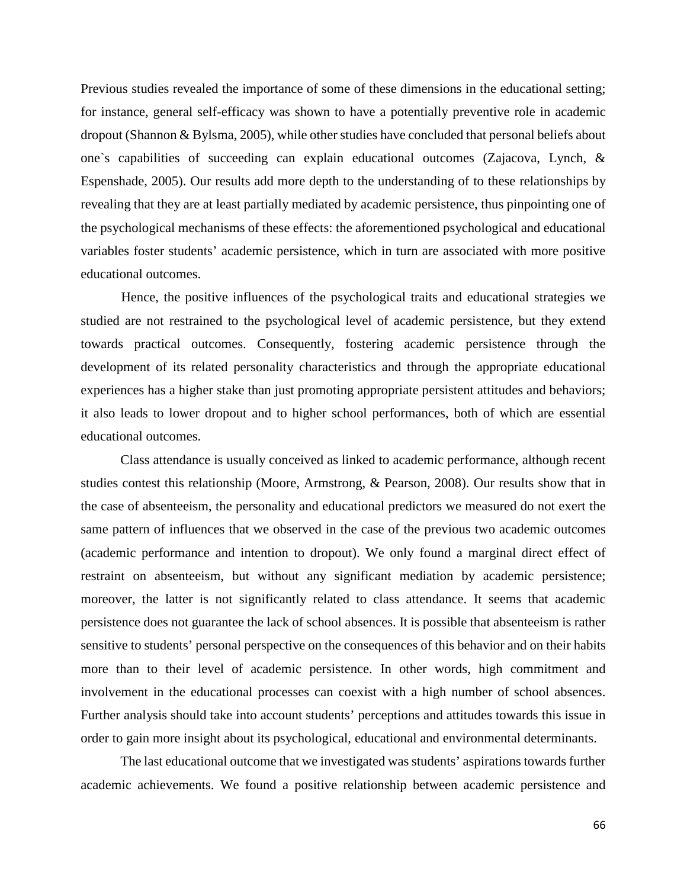Previous studies revealed the importance of some of these dimensions in the educational setting; for instance, general self-efficacy was shown to have a potentially preventive role in academic dropout (Shannon & Bylsma, 2005), while other studies have concluded that personal beliefs about one`s capabilities of succeeding can explain educational outcomes (Zajacova, Lynch, & Espenshade, 2005). Our results add more depth to the understanding of to these relationships by revealing that they are at least partially mediated by academic persistence, thus pinpointing one of the psychological mechanisms of these effects: the aforementioned psychological and educational variables foster students' academic persistence, which in turn are associated with more positive educational outcomes.

Hence, the positive influences of the psychological traits and educational strategies we studied are not restrained to the psychological level of academic persistence, but they extend towards practical outcomes. Consequently, fostering academic persistence through the development of its related personality characteristics and through the appropriate educational experiences has a higher stake than just promoting appropriate persistent attitudes and behaviors; it also leads to lower dropout and to higher school performances, both of which are essential educational outcomes.

Class attendance is usually conceived as linked to academic performance, although recent studies contest this relationship (Moore, Armstrong, & Pearson, 2008). Our results show that in the case of absenteeism, the personality and educational predictors we measured do not exert the same pattern of influences that we observed in the case of the previous two academic outcomes (academic performance and intention to dropout). We only found a marginal direct effect of restraint on absenteeism, but without any significant mediation by academic persistence; moreover, the latter is not significantly related to class attendance. It seems that academic persistence does not guarantee the lack of school absences. It is possible that absenteeism is rather sensitive to students' personal perspective on the consequences of this behavior and on their habits more than to their level of academic persistence. In other words, high commitment and involvement in the educational processes can coexist with a high number of school absences. Further analysis should take into account students' perceptions and attitudes towards this issue in order to gain more insight about its psychological, educational and environmental determinants.

The last educational outcome that we investigated was students' aspirations towards further academic achievements. We found a positive relationship between academic persistence and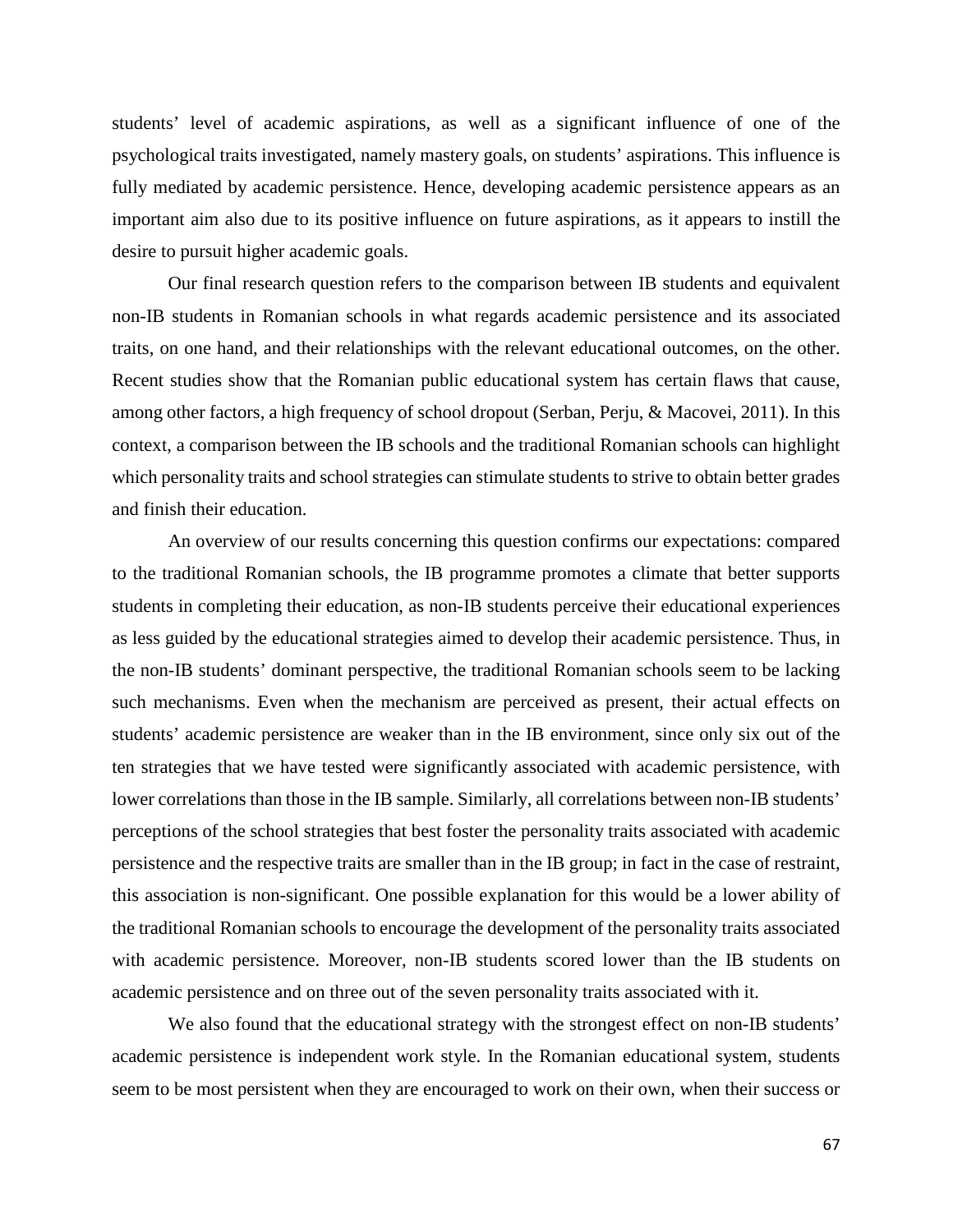students' level of academic aspirations, as well as a significant influence of one of the psychological traits investigated, namely mastery goals, on students' aspirations. This influence is fully mediated by academic persistence. Hence, developing academic persistence appears as an important aim also due to its positive influence on future aspirations, as it appears to instill the desire to pursuit higher academic goals.

Our final research question refers to the comparison between IB students and equivalent non-IB students in Romanian schools in what regards academic persistence and its associated traits, on one hand, and their relationships with the relevant educational outcomes, on the other. Recent studies show that the Romanian public educational system has certain flaws that cause, among other factors, a high frequency of school dropout (Serban, Perju, & Macovei, 2011). In this context, a comparison between the IB schools and the traditional Romanian schools can highlight which personality traits and school strategies can stimulate students to strive to obtain better grades and finish their education.

An overview of our results concerning this question confirms our expectations: compared to the traditional Romanian schools, the IB programme promotes a climate that better supports students in completing their education, as non-IB students perceive their educational experiences as less guided by the educational strategies aimed to develop their academic persistence. Thus, in the non-IB students' dominant perspective, the traditional Romanian schools seem to be lacking such mechanisms. Even when the mechanism are perceived as present, their actual effects on students' academic persistence are weaker than in the IB environment, since only six out of the ten strategies that we have tested were significantly associated with academic persistence, with lower correlations than those in the IB sample. Similarly, all correlations between non-IB students' perceptions of the school strategies that best foster the personality traits associated with academic persistence and the respective traits are smaller than in the IB group; in fact in the case of restraint, this association is non-significant. One possible explanation for this would be a lower ability of the traditional Romanian schools to encourage the development of the personality traits associated with academic persistence. Moreover, non-IB students scored lower than the IB students on academic persistence and on three out of the seven personality traits associated with it.

We also found that the educational strategy with the strongest effect on non-IB students' academic persistence is independent work style. In the Romanian educational system, students seem to be most persistent when they are encouraged to work on their own, when their success or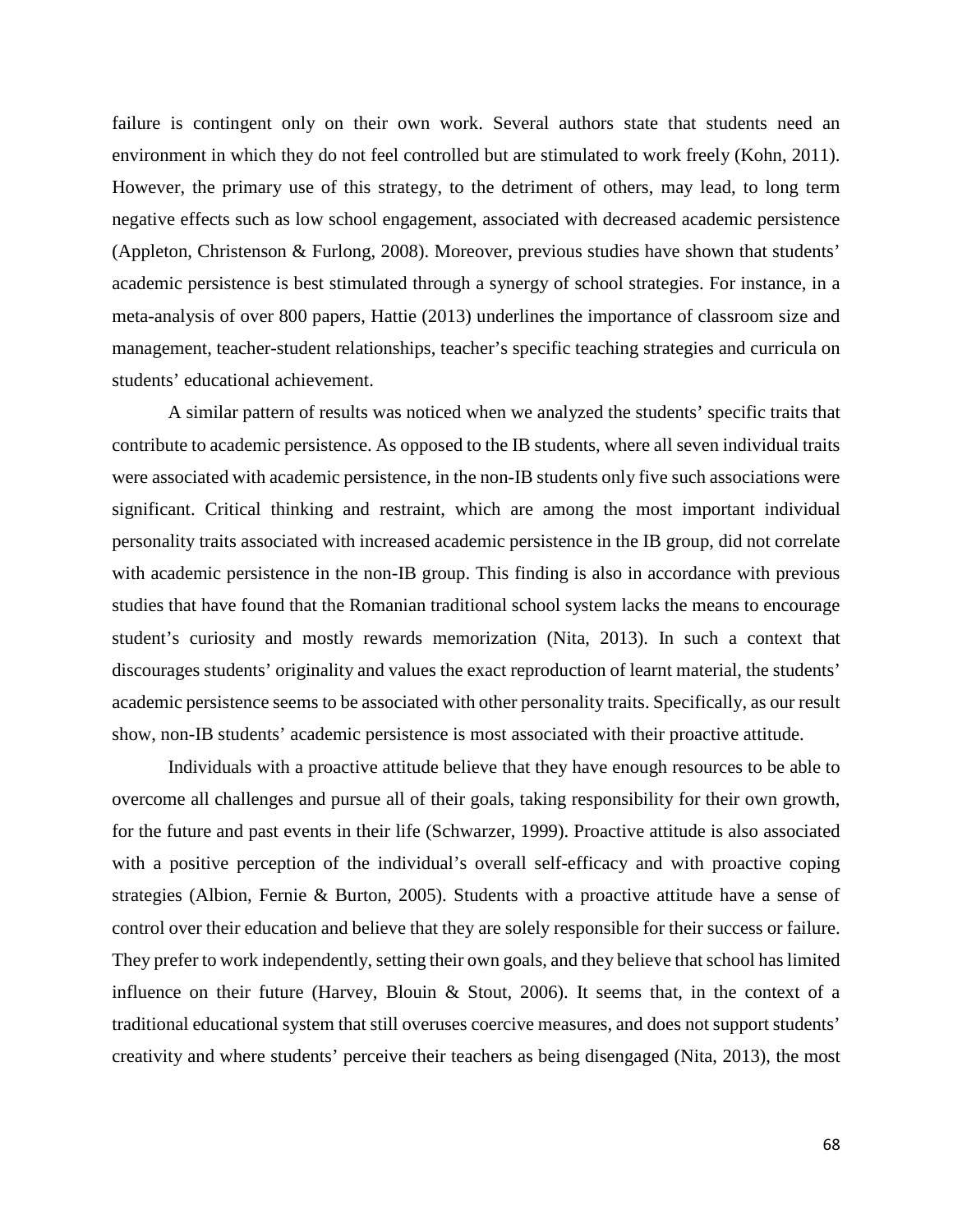failure is contingent only on their own work. Several authors state that students need an environment in which they do not feel controlled but are stimulated to work freely (Kohn, 2011). However, the primary use of this strategy, to the detriment of others, may lead, to long term negative effects such as low school engagement, associated with decreased academic persistence (Appleton, Christenson & Furlong, 2008). Moreover, previous studies have shown that students' academic persistence is best stimulated through a synergy of school strategies. For instance, in a meta-analysis of over 800 papers, Hattie (2013) underlines the importance of classroom size and management, teacher-student relationships, teacher's specific teaching strategies and curricula on students' educational achievement.

A similar pattern of results was noticed when we analyzed the students' specific traits that contribute to academic persistence. As opposed to the IB students, where all seven individual traits were associated with academic persistence, in the non-IB students only five such associations were significant. Critical thinking and restraint, which are among the most important individual personality traits associated with increased academic persistence in the IB group, did not correlate with academic persistence in the non-IB group. This finding is also in accordance with previous studies that have found that the Romanian traditional school system lacks the means to encourage student's curiosity and mostly rewards memorization (Nita, 2013). In such a context that discourages students' originality and values the exact reproduction of learnt material, the students' academic persistence seems to be associated with other personality traits. Specifically, as our result show, non-IB students' academic persistence is most associated with their proactive attitude.

Individuals with a proactive attitude believe that they have enough resources to be able to overcome all challenges and pursue all of their goals, taking responsibility for their own growth, for the future and past events in their life (Schwarzer, 1999). Proactive attitude is also associated with a positive perception of the individual's overall self-efficacy and with proactive coping strategies (Albion, Fernie & Burton, 2005). Students with a proactive attitude have a sense of control over their education and believe that they are solely responsible for their success or failure. They prefer to work independently, setting their own goals, and they believe that school has limited influence on their future (Harvey, Blouin & Stout, 2006). It seems that, in the context of a traditional educational system that still overuses coercive measures, and does not support students' creativity and where students' perceive their teachers as being disengaged (Nita, 2013), the most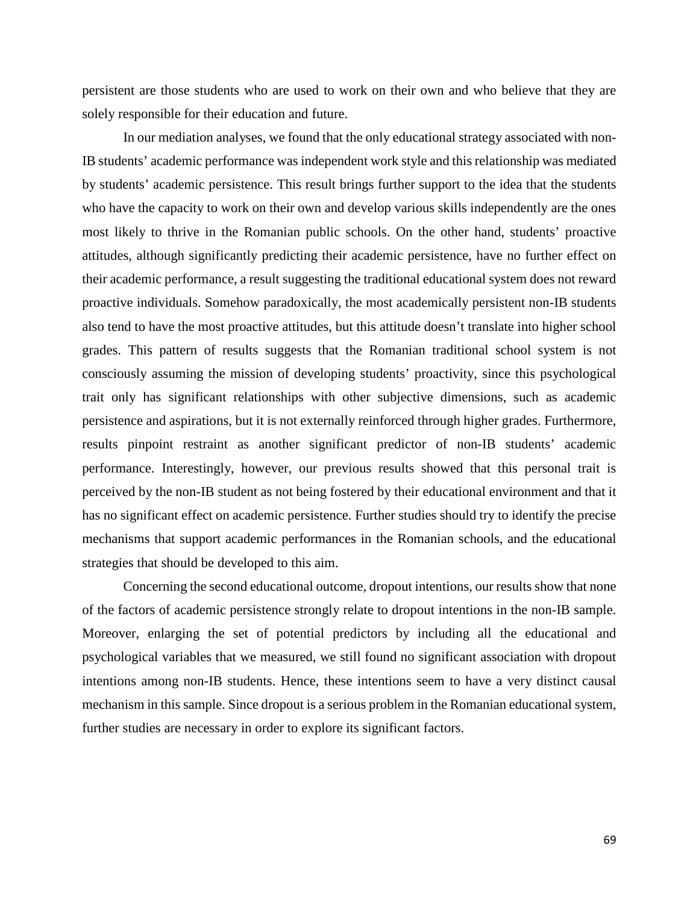persistent are those students who are used to work on their own and who believe that they are solely responsible for their education and future.

In our mediation analyses, we found that the only educational strategy associated with non-IB students' academic performance was independent work style and this relationship was mediated by students' academic persistence. This result brings further support to the idea that the students who have the capacity to work on their own and develop various skills independently are the ones most likely to thrive in the Romanian public schools. On the other hand, students' proactive attitudes, although significantly predicting their academic persistence, have no further effect on their academic performance, a result suggesting the traditional educational system does not reward proactive individuals. Somehow paradoxically, the most academically persistent non-IB students also tend to have the most proactive attitudes, but this attitude doesn't translate into higher school grades. This pattern of results suggests that the Romanian traditional school system is not consciously assuming the mission of developing students' proactivity, since this psychological trait only has significant relationships with other subjective dimensions, such as academic persistence and aspirations, but it is not externally reinforced through higher grades. Furthermore, results pinpoint restraint as another significant predictor of non-IB students' academic performance. Interestingly, however, our previous results showed that this personal trait is perceived by the non-IB student as not being fostered by their educational environment and that it has no significant effect on academic persistence. Further studies should try to identify the precise mechanisms that support academic performances in the Romanian schools, and the educational strategies that should be developed to this aim.

Concerning the second educational outcome, dropout intentions, our results show that none of the factors of academic persistence strongly relate to dropout intentions in the non-IB sample. Moreover, enlarging the set of potential predictors by including all the educational and psychological variables that we measured, we still found no significant association with dropout intentions among non-IB students. Hence, these intentions seem to have a very distinct causal mechanism in this sample. Since dropout is a serious problem in the Romanian educational system, further studies are necessary in order to explore its significant factors.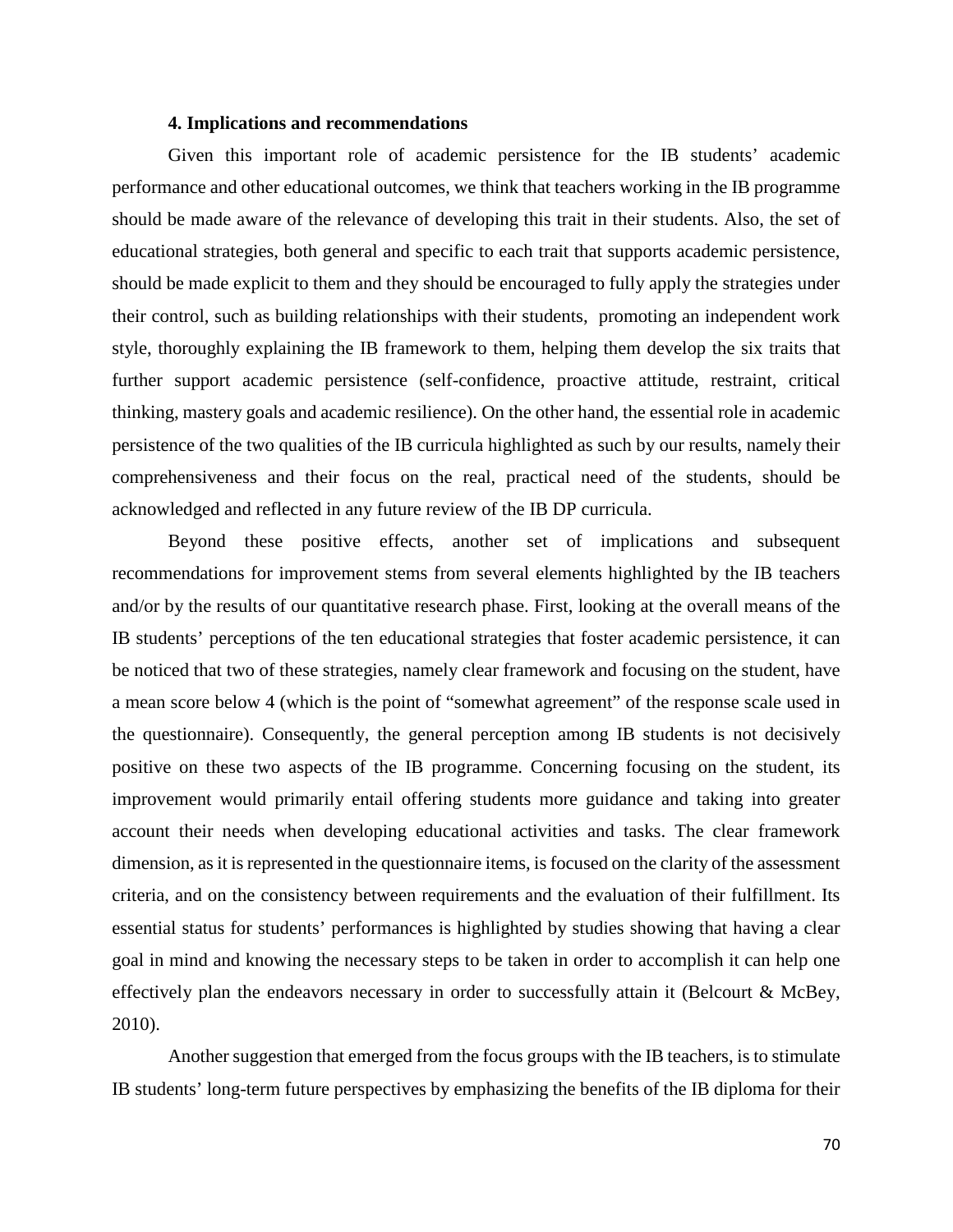## 4. Implications and recommendations

Given this important role of academic persistence for the IB students' academic performance and other educational outcomes, we think that teachers working in the IB programme should be made aware of the relevance of developing this trait in their students. Also, the set of educational strategies, both general and specific to each trait that supports academic persistence, should be made explicit to them and they should be encouraged to fully apply the strategies under their control, such as building relationships with their students, promoting an independent work style, thoroughly explaining the IB framework to them, helping them develop the six traits that further support academic persistence (self-confidence, proactive attitude, restraint, critical thinking, mastery goals and academic resilience). On the other hand, the essential role in academic persistence of the two qualities of the IB curricula highlighted as such by our results, namely their comprehensiveness and their focus on the real, practical need of the students, should be acknowledged and reflected in any future review of the IB DP curricula.

Beyond these positive effects, another set of implications and subsequent recommendations for improvement stems from several elements highlighted by the IB teachers and/or by the results of our quantitative research phase. First, looking at the overall means of the IB students' perceptions of the ten educational strategies that foster academic persistence, it can be noticed that two of these strategies, namely clear framework and focusing on the student, have a mean score below 4 (which is the point of "somewhat agreement" of the response scale used in the questionnaire). Consequently, the general perception among IB students is not decisively positive on these two aspects of the IB programme. Concerning focusing on the student, its improvement would primarily entail offering students more guidance and taking into greater account their needs when developing educational activities and tasks. The clear framework dimension, as it is represented in the questionnaire items, is focused on the clarity of the assessment criteria, and on the consistency between requirements and the evaluation of their fulfillment. Its essential status for students' performances is highlighted by studies showing that having a clear goal in mind and knowing the necessary steps to be taken in order to accomplish it can help one effectively plan the endeavors necessary in order to successfully attain it (Belcourt & McBey, 2010).

Another suggestion that emerged from the focus groups with the IB teachers, is to stimulate IB students' long-term future perspectives by emphasizing the benefits of the IB diploma for their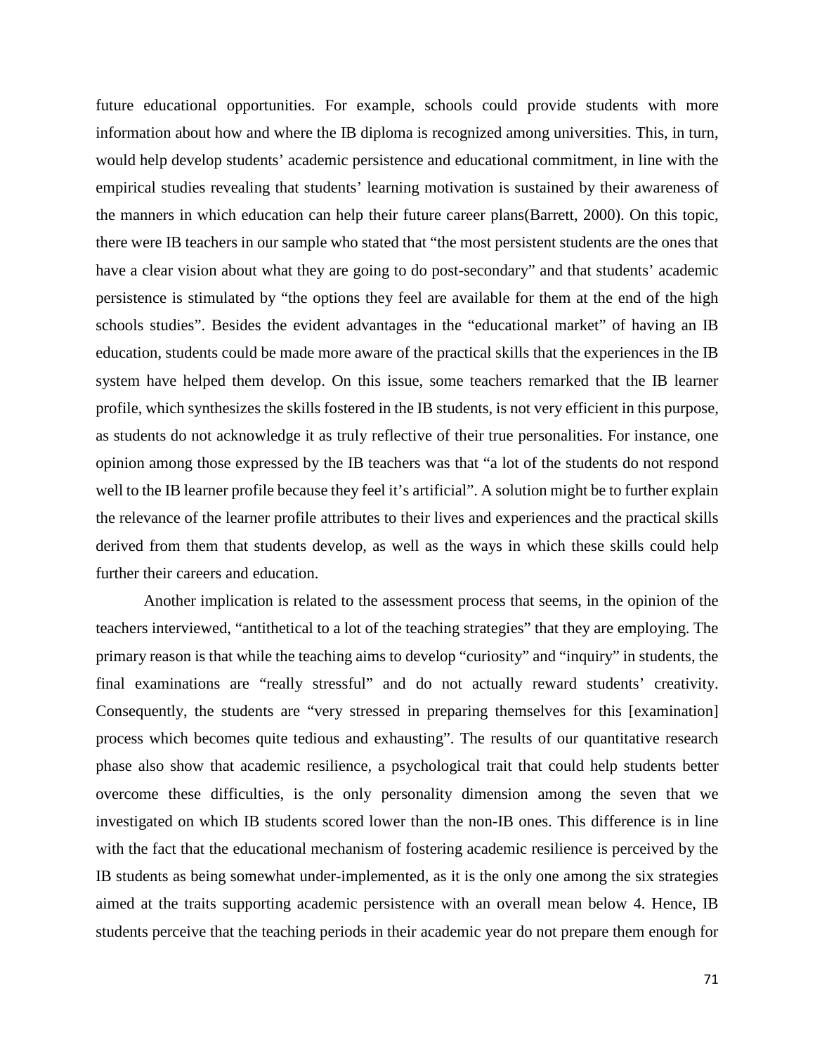future educational opportunities. For example, schools could provide students with more information about how and where the IB diploma is recognized among universities. This, in turn, would help develop students' academic persistence and educational commitment, in line with the empirical studies revealing that students' learning motivation is sustained by their awareness of the manners in which education can help their future career plans(Barrett, 2000). On this topic, there were IB teachers in our sample who stated that "the most persistent students are the ones that have a clear vision about what they are going to do post-secondary" and that students' academic persistence is stimulated by "the options they feel are available for them at the end of the high schools studies". Besides the evident advantages in the "educational market" of having an IB education, students could be made more aware of the practical skills that the experiences in the IB system have helped them develop. On this issue, some teachers remarked that the IB learner profile, which synthesizes the skills fostered in the IB students, is not very efficient in this purpose, as students do not acknowledge it as truly reflective of their true personalities. For instance, one opinion among those expressed by the IB teachers was that "a lot of the students do not respond well to the IB learner profile because they feel it's artificial". A solution might be to further explain the relevance of the learner profile attributes to their lives and experiences and the practical skills derived from them that students develop, as well as the ways in which these skills could help further their careers and education.

Another implication is related to the assessment process that seems, in the opinion of the teachers interviewed, "antithetical to a lot of the teaching strategies" that they are employing. The primary reason is that while the teaching aims to develop "curiosity" and "inquiry" in students, the final examinations are "really stressful" and do not actually reward students' creativity. Consequently, the students are "very stressed in preparing themselves for this [examination] process which becomes quite tedious and exhausting". The results of our quantitative research phase also show that academic resilience, a psychological trait that could help students better overcome these difficulties, is the only personality dimension among the seven that we investigated on which IB students scored lower than the non-IB ones. This difference is in line with the fact that the educational mechanism of fostering academic resilience is perceived by the IB students as being somewhat under-implemented, as it is the only one among the six strategies aimed at the traits supporting academic persistence with an overall mean below 4. Hence, IB students perceive that the teaching periods in their academic year do not prepare them enough for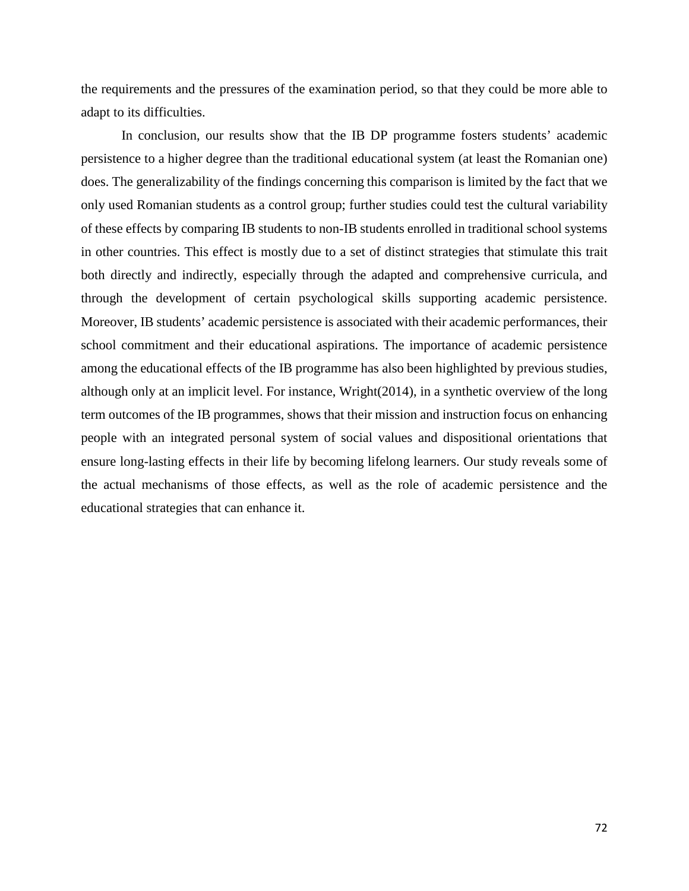the requirements and the pressures of the examination period, so that they could be more able to adapt to its difficulties.

In conclusion, our results show that the IB DP programme fosters students' academic persistence to a higher degree than the traditional educational system (at least the Romanian one) does. The generalizability of the findings concerning this comparison is limited by the fact that we only used Romanian students as a control group; further studies could test the cultural variability of these effects by comparing IB students to non-IB students enrolled in traditional school systems in other countries. This effect is mostly due to a set of distinct strategies that stimulate this trait both directly and indirectly, especially through the adapted and comprehensive curricula, and through the development of certain psychological skills supporting academic persistence. Moreover, IB students' academic persistence is associated with their academic performances, their school commitment and their educational aspirations. The importance of academic persistence among the educational effects of the IB programme has also been highlighted by previous studies, although only at an implicit level. For instance, Wright(2014), in a synthetic overview of the long term outcomes of the IB programmes, shows that their mission and instruction focus on enhancing people with an integrated personal system of social values and dispositional orientations that ensure long-lasting effects in their life by becoming lifelong learners. Our study reveals some of the actual mechanisms of those effects, as well as the role of academic persistence and the educational strategies that can enhance it.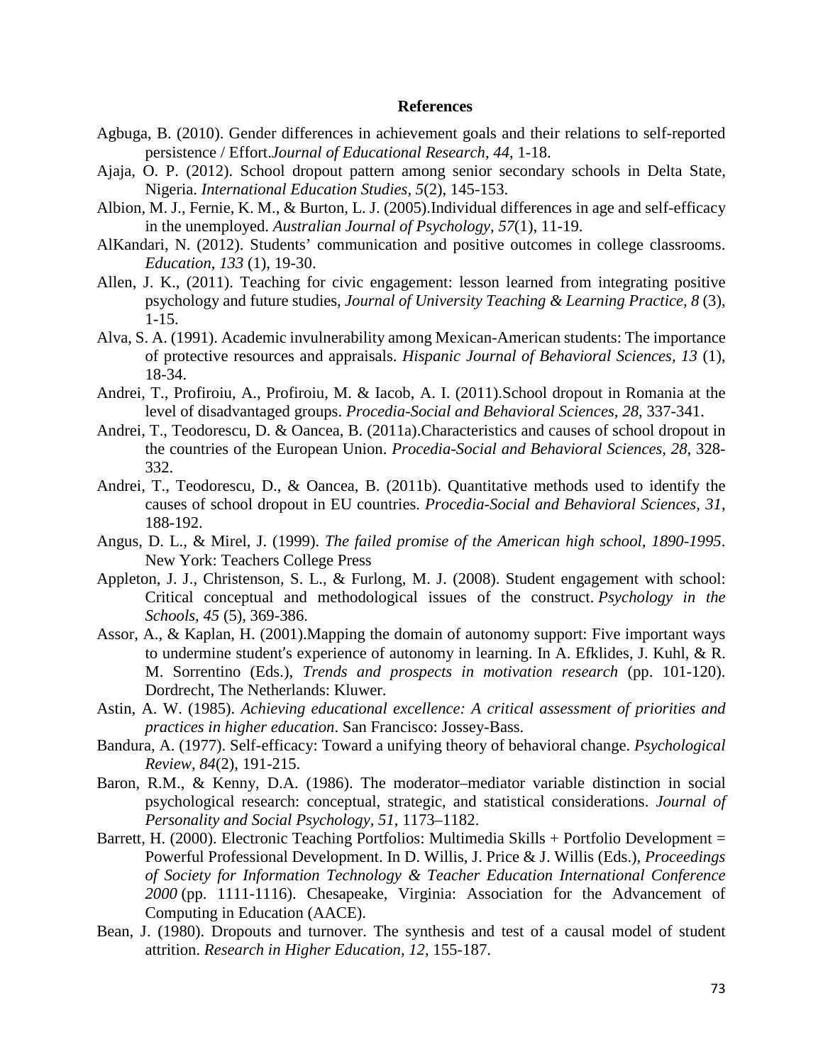# References

Agbuga, B. (2010). Gender differences in achievement goals and their relations to self-reported persistence / Effort.*Journal of Educational Research*, *44*, 1-18.

Ajaja, O. P. (2012). School dropout pattern among senior secondary schools in Delta State, Nigeria. *International Education Studies*, *5*(2), 145-153.

Albion, M. J., Fernie, K. M., & Burton, L. J. (2005).Individual differences in age and self-efficacy in the unemployed. *Australian Journal of Psychology*, *57*(1), 11-19.

AlKandari, N. (2012). Students' communication and positive outcomes in college classrooms. *Education*, *133* (1), 19-30.

Allen, J. K., (2011). Teaching for civic engagement: lesson learned from integrating positive psychology and future studies, *Journal of University Teaching & Learning Practice, 8* (3), 1-15.

Alva, S. A. (1991). Academic invulnerability among Mexican-American students: The importance of protective resources and appraisals. *Hispanic Journal of Behavioral Sciences, 13* (1), 18-34.

Andrei, T., Profiroiu, A., Profiroiu, M. & Iacob, A. I. (2011).School dropout in Romania at the level of disadvantaged groups. *Procedia-Social and Behavioral Sciences, 28*, 337-341.

Andrei, T., Teodorescu, D. & Oancea, B. (2011a).Characteristics and causes of school dropout in the countries of the European Union. *Procedia-Social and Behavioral Sciences, 28*, 328-332.

Andrei, T., Teodorescu, D., & Oancea, B. (2011b). Quantitative methods used to identify the causes of school dropout in EU countries. *Procedia-Social and Behavioral Sciences*, *31*, 188-192.

Angus, D. L., & Mirel, J. (1999). *The failed promise of the American high school, 1890-1995*. New York: Teachers College Press

Appleton, J. J., Christenson, S. L., & Furlong, M. J. (2008). Student engagement with school: Critical conceptual and methodological issues of the construct. *Psychology in the Schools*, *45* (5), 369-386.

Assor, A., & Kaplan, H. (2001).Mapping the domain of autonomy support: Five important ways to undermine student′s experience of autonomy in learning. In A. Efklides, J. Kuhl, & R. M. Sorrentino (Eds.), *Trends and prospects in motivation research* (pp. 101-120). Dordrecht, The Netherlands: Kluwer.

Astin, A. W. (1985). *Achieving educational excellence: A critical assessment of priorities and practices in higher education*. San Francisco: Jossey-Bass.

Bandura, A. (1977). Self-efficacy: Toward a unifying theory of behavioral change. *Psychological Review, 84*(2), 191-215.

Baron, R.M., & Kenny, D.A. (1986). The moderator–mediator variable distinction in social psychological research: conceptual, strategic, and statistical considerations. *Journal of Personality and Social Psychology, 51*, 1173–1182.

Barrett, H. (2000). Electronic Teaching Portfolios: Multimedia Skills + Portfolio Development = Powerful Professional Development. In D. Willis, J. Price & J. Willis (Eds.), *Proceedings of Society for Information Technology & Teacher Education International Conference 2000* (pp. 1111-1116). Chesapeake, Virginia: Association for the Advancement of Computing in Education (AACE).

Bean, J. (1980). Dropouts and turnover. The synthesis and test of a causal model of student attrition. *Research in Higher Education, 12*, 155-187.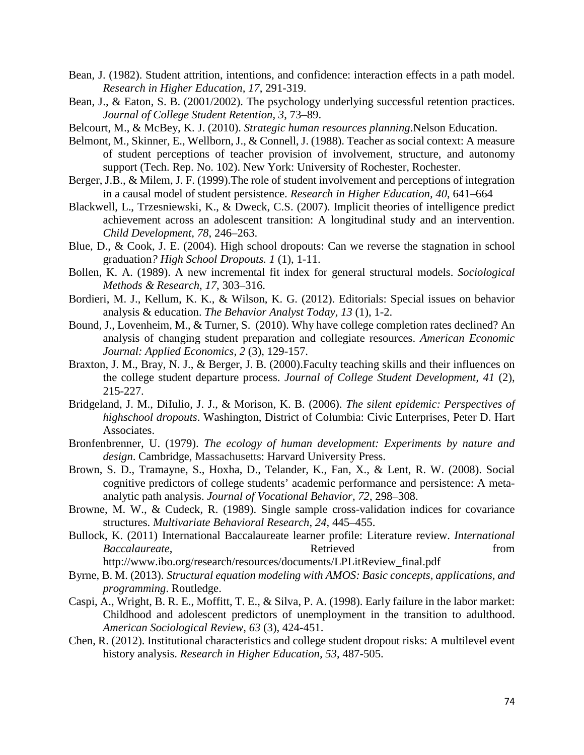Bean, J. (1982). Student attrition, intentions, and confidence: interaction effects in a path model. *Research in Higher Education, 17*, 291-319.

Bean, J., & Eaton, S. B. (2001/2002). The psychology underlying successful retention practices. *Journal of College Student Retention, 3*, 73–89.

Belcourt, M., & McBey, K. J. (2010). *Strategic human resources planning*.Nelson Education.

Belmont, M., Skinner, E., Wellborn, J., & Connell, J. (1988). Teacher as social context: A measure of student perceptions of teacher provision of involvement, structure, and autonomy support (Tech. Rep. No. 102). New York: University of Rochester, Rochester.

Berger, J.B., & Milem, J. F. (1999).The role of student involvement and perceptions of integration in a causal model of student persistence. *Research in Higher Education, 40*, 641–664

Blackwell, L., Trzesniewski, K., & Dweck, C.S. (2007). Implicit theories of intelligence predict achievement across an adolescent transition: A longitudinal study and an intervention. *Child Development, 78*, 246–263.

Blue, D., & Cook, J. E. (2004). High school dropouts: Can we reverse the stagnation in school graduation*? High School Dropouts. 1* (1), 1-11.

Bollen, K. A. (1989). A new incremental fit index for general structural models. *Sociological Methods & Research, 17*, 303–316.

Bordieri, M. J., Kellum, K. K., & Wilson, K. G. (2012). Editorials: Special issues on behavior analysis & education. *The Behavior Analyst Today, 13* (1), 1-2.

Bound, J., Lovenheim, M., & Turner, S. (2010). Why have college completion rates declined? An analysis of changing student preparation and collegiate resources. *American Economic Journal: Applied Economics, 2* (3), 129-157.

Braxton, J. M., Bray, N. J., & Berger, J. B. (2000).Faculty teaching skills and their influences on the college student departure process. *Journal of College Student Development, 41* (2), 215-227.

Bridgeland, J. M., DiIulio, J. J., & Morison, K. B. (2006). *The silent epidemic: Perspectives of highschool dropouts*. Washington, District of Columbia: Civic Enterprises, Peter D. Hart Associates.

Bronfenbrenner, U. (1979). *The ecology of human development: Experiments by nature and design*. Cambridge, Massachusetts: Harvard University Press.

Brown, S. D., Tramayne, S., Hoxha, D., Telander, K., Fan, X., & Lent, R. W. (2008). Social cognitive predictors of college students' academic performance and persistence: A meta-analytic path analysis. *Journal of Vocational Behavior, 72*, 298–308.

Browne, M. W., & Cudeck, R. (1989). Single sample cross-validation indices for covariance structures. *Multivariate Behavioral Research, 24*, 445–455.

Bullock, K. (2011) International Baccalaureate learner profile: Literature review. *International Baccalaureate*, Retrieved from http://www.ibo.org/research/resources/documents/LPLitReview_final.pdf

Byrne, B. M. (2013). *Structural equation modeling with AMOS: Basic concepts, applications, and programming*. Routledge.

Caspi, A., Wright, B. R. E., Moffitt, T. E., & Silva, P. A. (1998). Early failure in the labor market: Childhood and adolescent predictors of unemployment in the transition to adulthood. *American Sociological Review, 63* (3), 424-451.

Chen, R. (2012). Institutional characteristics and college student dropout risks: A multilevel event history analysis. *Research in Higher Education, 53*, 487-505.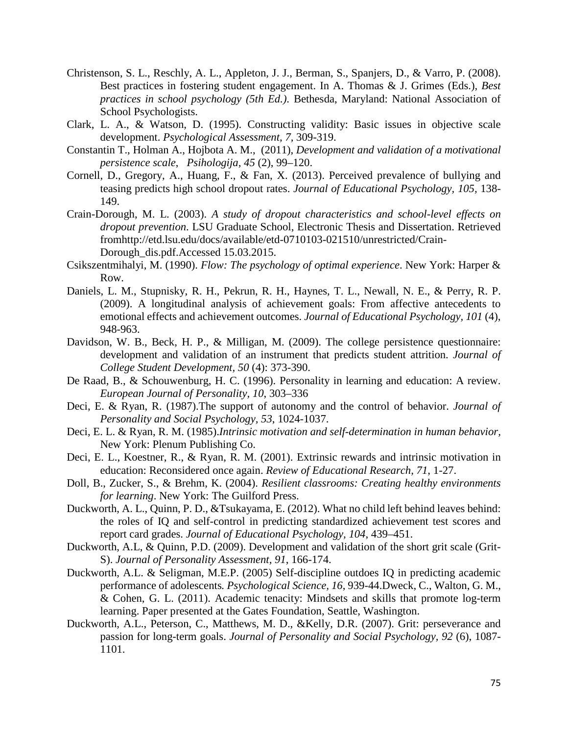Christenson, S. L., Reschly, A. L., Appleton, J. J., Berman, S., Spanjers, D., & Varro, P. (2008). Best practices in fostering student engagement. In A. Thomas & J. Grimes (Eds.), *Best practices in school psychology (5th Ed.)*. Bethesda, Maryland: National Association of School Psychologists.

Clark, L. A., & Watson, D. (1995). Constructing validity: Basic issues in objective scale development. *Psychological Assessment, 7,* 309-319.

Constantin T., Holman A., Hojbota A. M., (2011), *Development and validation of a motivational persistence scale*, *Psihologija, 45* (2), 99–120.

Cornell, D., Gregory, A., Huang, F., & Fan, X. (2013). Perceived prevalence of bullying and teasing predicts high school dropout rates. *Journal of Educational Psychology, 105,* 138-149.

Crain-Dorough, M. L. (2003). *A study of dropout characteristics and school-level effects on dropout prevention*. LSU Graduate School, Electronic Thesis and Dissertation. Retrieved fromhttp://etd.lsu.edu/docs/available/etd-0710103-021510/unrestricted/Crain-Dorough_dis.pdf.Accessed 15.03.2015.

Csikszentmihalyi, M. (1990). *Flow: The psychology of optimal experience*. New York: Harper & Row.

Daniels, L. M., Stupnisky, R. H., Pekrun, R. H., Haynes, T. L., Newall, N. E., & Perry, R. P. (2009). A longitudinal analysis of achievement goals: From affective antecedents to emotional effects and achievement outcomes. *Journal of Educational Psychology, 101* (4), 948-963.

Davidson, W. B., Beck, H. P., & Milligan, M. (2009). The college persistence questionnaire: development and validation of an instrument that predicts student attrition. *Journal of College Student Development, 50* (4): 373-390.

De Raad, B., & Schouwenburg, H. C. (1996). Personality in learning and education: A review. *European Journal of Personality, 10,* 303–336

Deci, E. & Ryan, R. (1987).The support of autonomy and the control of behavior. *Journal of Personality and Social Psychology, 53*, 1024-1037.

Deci, E. L. & Ryan, R. M. (1985).*Intrinsic motivation and self-determination in human behavior,* New York: Plenum Publishing Co.

Deci, E. L., Koestner, R., & Ryan, R. M. (2001). Extrinsic rewards and intrinsic motivation in education: Reconsidered once again. *Review of Educational Research, 71*, 1-27.

Doll, B., Zucker, S., & Brehm, K. (2004). *Resilient classrooms: Creating healthy environments for learning*. New York: The Guilford Press.

Duckworth, A. L., Quinn, P. D., &Tsukayama, E. (2012). What no child left behind leaves behind: the roles of IQ and self-control in predicting standardized achievement test scores and report card grades. *Journal of Educational Psychology, 104*, 439–451.

Duckworth, A.L, & Quinn, P.D. (2009). Development and validation of the short grit scale (Grit-S). *Journal of Personality Assessment, 91*, 166-174.

Duckworth, A.L. & Seligman, M.E.P. (2005) Self-discipline outdoes IQ in predicting academic performance of adolescents*. Psychological Science, 16*, 939-44.Dweck, C., Walton, G. M., & Cohen, G. L. (2011). Academic tenacity: Mindsets and skills that promote log-term learning. Paper presented at the Gates Foundation, Seattle, Washington.

Duckworth, A.L., Peterson, C., Matthews, M. D., &Kelly, D.R. (2007). Grit: perseverance and passion for long-term goals. *Journal of Personality and Social Psychology, 92* (6), 1087-1101.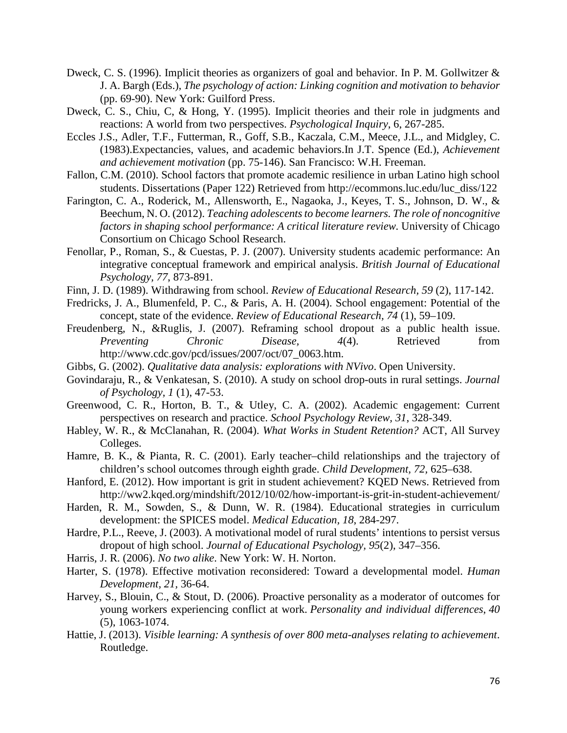Dweck, C. S. (1996). Implicit theories as organizers of goal and behavior. In P. M. Gollwitzer & J. A. Bargh (Eds.), *The psychology of action: Linking cognition and motivation to behavior* (pp. 69-90). New York: Guilford Press.

Dweck, C. S., Chiu, C, & Hong, Y. (1995). Implicit theories and their role in judgments and reactions: A world from two perspectives. *Psychological Inquiry*, 6, 267-285.

Eccles J.S., Adler, T.F., Futterman, R., Goff, S.B., Kaczala, C.M., Meece, J.L., and Midgley, C. (1983).Expectancies, values, and academic behaviors.In J.T. Spence (Ed.), *Achievement and achievement motivation* (pp. 75-146). San Francisco: W.H. Freeman.

Fallon, C.M. (2010). School factors that promote academic resilience in urban Latino high school students. Dissertations (Paper 122) Retrieved from http://ecommons.luc.edu/luc_diss/122

Farington, C. A., Roderick, M., Allensworth, E., Nagaoka, J., Keyes, T. S., Johnson, D. W., & Beechum, N. O. (2012). *Teaching adolescents to become learners. The role of noncognitive factors in shaping school performance: A critical literature review.* University of Chicago Consortium on Chicago School Research.

Fenollar, P., Roman, S., & Cuestas, P. J. (2007). University students academic performance: An integrative conceptual framework and empirical analysis. *British Journal of Educational Psychology, 77*, 873-891.

Finn, J. D. (1989). Withdrawing from school. *Review of Educational Research, 59* (2), 117-142.

Fredricks, J. A., Blumenfeld, P. C., & Paris, A. H. (2004). School engagement: Potential of the concept, state of the evidence. *Review of Educational Research, 74* (1), 59–109.

Freudenberg, N., &Ruglis, J. (2007). Reframing school dropout as a public health issue. *Preventing Chronic Disease, 4*(4). Retrieved from http://www.cdc.gov/pcd/issues/2007/oct/07_0063.htm.

Gibbs, G. (2002). *Qualitative data analysis: explorations with NVivo*. Open University.

Govindaraju, R., & Venkatesan, S. (2010). A study on school drop-outs in rural settings. *Journal of Psychology, 1* (1), 47-53.

Greenwood, C. R., Horton, B. T., & Utley, C. A. (2002). Academic engagement: Current perspectives on research and practice. *School Psychology Review, 31*, 328-349.

Habley, W. R., & McClanahan, R. (2004). *What Works in Student Retention?* ACT, All Survey Colleges.

Hamre, B. K., & Pianta, R. C. (2001). Early teacher–child relationships and the trajectory of children's school outcomes through eighth grade. *Child Development, 72*, 625–638.

Hanford, E. (2012). How important is grit in student achievement? KQED News. Retrieved from http://ww2.kqed.org/mindshift/2012/10/02/how-important-is-grit-in-student-achievement/

Harden, R. M., Sowden, S., & Dunn, W. R. (1984). Educational strategies in curriculum development: the SPICES model. *Medical Education, 18*, 284-297.

Hardre, P.L., Reeve, J. (2003). A motivational model of rural students' intentions to persist versus dropout of high school. *Journal of Educational Psychology, 95*(2), 347–356.

Harris, J. R. (2006). *No two alike*. New York: W. H. Norton.

Harter, S. (1978). Effective motivation reconsidered: Toward a developmental model. *Human Development, 21*, 36-64.

Harvey, S., Blouin, C., & Stout, D. (2006). Proactive personality as a moderator of outcomes for young workers experiencing conflict at work. *Personality and individual differences, 40* (5), 1063-1074.

Hattie, J. (2013). *Visible learning: A synthesis of over 800 meta-analyses relating to achievement*. Routledge.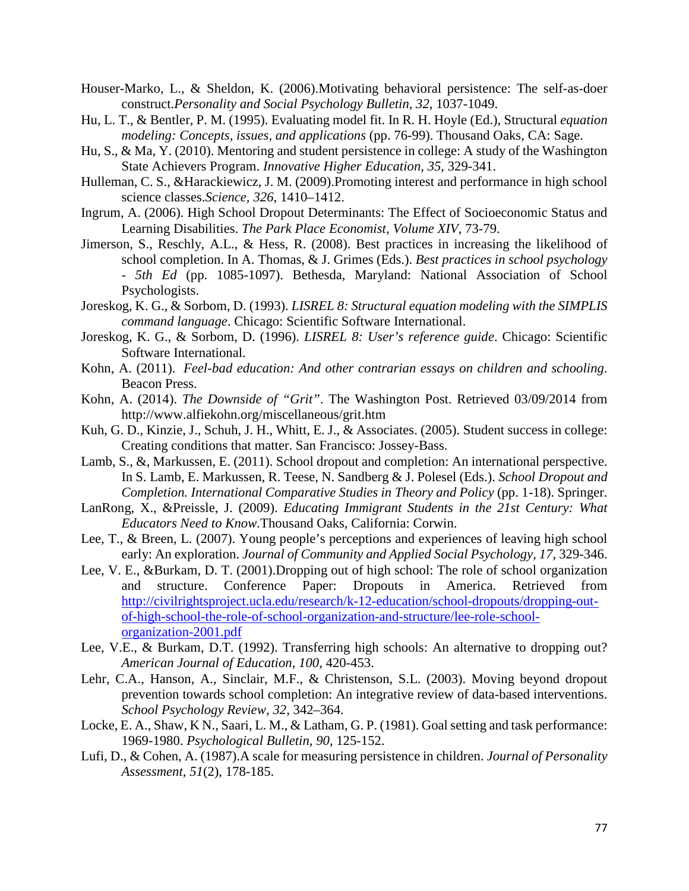Houser-Marko, L., & Sheldon, K. (2006).Motivating behavioral persistence: The self-as-doer construct.*Personality and Social Psychology Bulletin, 32*, 1037-1049.

Hu, L. T., & Bentler, P. M. (1995). Evaluating model fit. In R. H. Hoyle (Ed.), Structural *equation modeling: Concepts, issues, and applications* (pp. 76-99). Thousand Oaks, CA: Sage.

Hu, S., & Ma, Y. (2010). Mentoring and student persistence in college: A study of the Washington State Achievers Program. *Innovative Higher Education, 35*, 329-341.

Hulleman, C. S., &Harackiewicz, J. M. (2009).Promoting interest and performance in high school science classes.*Science, 326*, 1410–1412.

Ingrum, A. (2006). High School Dropout Determinants: The Effect of Socioeconomic Status and Learning Disabilities. *The Park Place Economist, Volume XIV*, 73-79.

Jimerson, S., Reschly, A.L., & Hess, R. (2008). Best practices in increasing the likelihood of school completion. In A. Thomas, & J. Grimes (Eds.). *Best practices in school psychology - 5th Ed* (pp. 1085-1097). Bethesda, Maryland: National Association of School Psychologists.

Joreskog, K. G., & Sorbom, D. (1993). *LISREL 8: Structural equation modeling with the SIMPLIS command language*. Chicago: Scientific Software International.

Joreskog, K. G., & Sorbom, D. (1996). *LISREL 8: User's reference guide*. Chicago: Scientific Software International.

Kohn, A. (2011). *Feel-bad education: And other contrarian essays on children and schooling*. Beacon Press.

Kohn, A. (2014). *The Downside of "Grit"*. The Washington Post. Retrieved 03/09/2014 from http://www.alfiekohn.org/miscellaneous/grit.htm

Kuh, G. D., Kinzie, J., Schuh, J. H., Whitt, E. J., & Associates. (2005). Student success in college: Creating conditions that matter. San Francisco: Jossey-Bass.

Lamb, S., &, Markussen, E. (2011). School dropout and completion: An international perspective. In S. Lamb, E. Markussen, R. Teese, N. Sandberg & J. Polesel (Eds.). *School Dropout and Completion. International Comparative Studies in Theory and Policy* (pp. 1-18). Springer.

LanRong, X., &Preissle, J. (2009). *Educating Immigrant Students in the 21st Century: What Educators Need to Know*.Thousand Oaks, California: Corwin.

Lee, T., & Breen, L. (2007). Young people's perceptions and experiences of leaving high school early: An exploration. *Journal of Community and Applied Social Psychology, 17*, 329-346.

Lee, V. E., &Burkam, D. T. (2001).Dropping out of high school: The role of school organization and structure. Conference Paper: Dropouts in America. Retrieved from http://civilrightsproject.ucla.edu/research/k-12-education/school-dropouts/dropping-out-of-high-school-the-role-of-school-organization-and-structure/lee-role-school-organization-2001.pdf

Lee, V.E., & Burkam, D.T. (1992). Transferring high schools: An alternative to dropping out? *American Journal of Education, 100*, 420-453.

Lehr, C.A., Hanson, A., Sinclair, M.F., & Christenson, S.L. (2003). Moving beyond dropout prevention towards school completion: An integrative review of data-based interventions. *School Psychology Review, 32*, 342–364.

Locke, E. A., Shaw, K N., Saari, L. M., & Latham, G. P. (1981). Goal setting and task performance: 1969-1980. *Psychological Bulletin, 90*, 125-152.

Lufi, D., & Cohen, A. (1987).A scale for measuring persistence in children. *Journal of Personality Assessment, 51*(2), 178-185.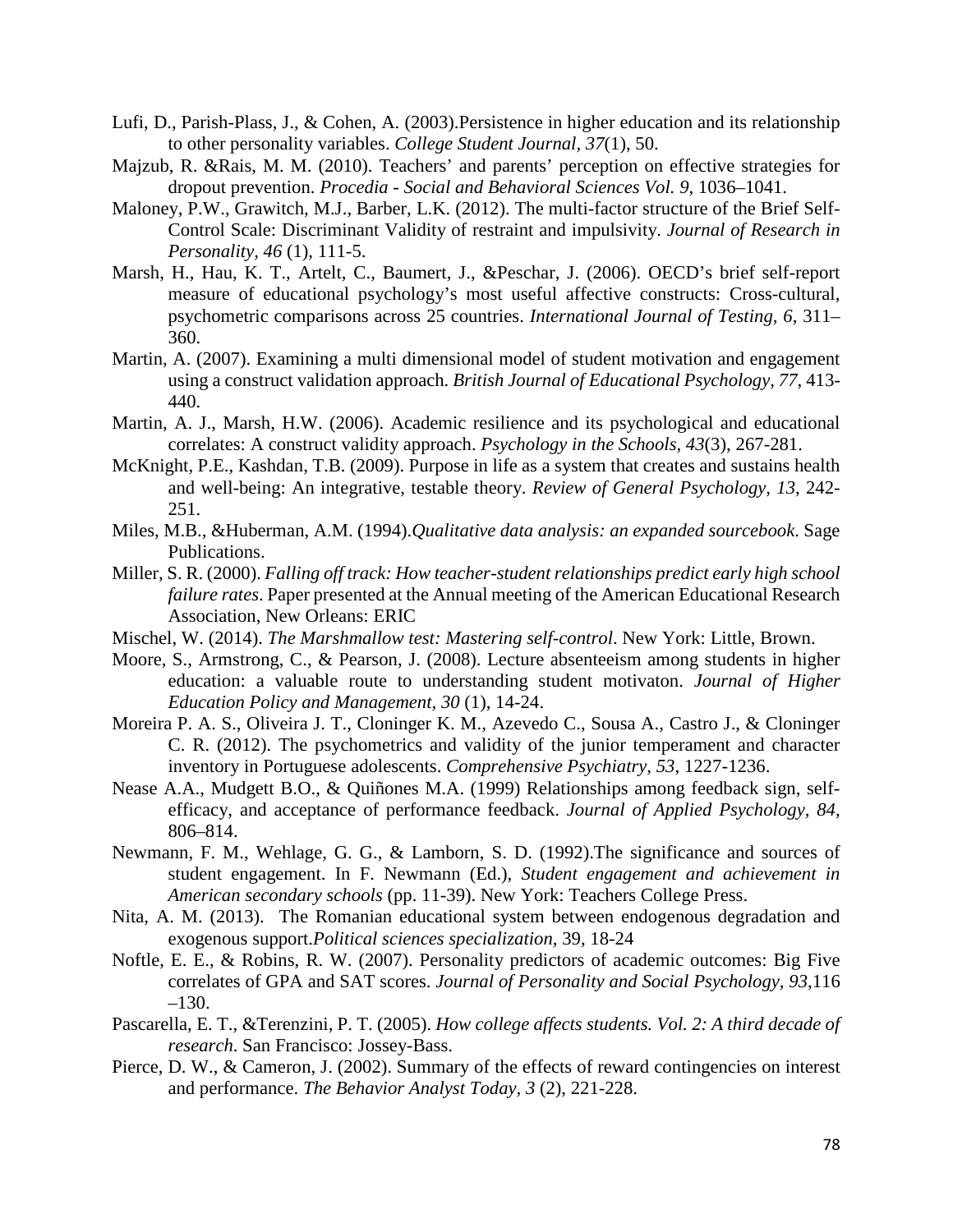Lufi, D., Parish-Plass, J., & Cohen, A. (2003).Persistence in higher education and its relationship to other personality variables. *College Student Journal, 37*(1), 50.

Majzub, R. &Rais, M. M. (2010). Teachers' and parents' perception on effective strategies for dropout prevention. *Procedia - Social and Behavioral Sciences Vol. 9*, 1036–1041.

Maloney, P.W., Grawitch, M.J., Barber, L.K. (2012). The multi-factor structure of the Brief Self-Control Scale: Discriminant Validity of restraint and impulsivity. *Journal of Research in Personality, 46* (1), 111-5.

Marsh, H., Hau, K. T., Artelt, C., Baumert, J., &Peschar, J. (2006). OECD's brief self-report measure of educational psychology's most useful affective constructs: Cross-cultural, psychometric comparisons across 25 countries. *International Journal of Testing, 6*, 311–360.

Martin, A. (2007). Examining a multi dimensional model of student motivation and engagement using a construct validation approach. *British Journal of Educational Psychology, 77*, 413-440.

Martin, A. J., Marsh, H.W. (2006). Academic resilience and its psychological and educational correlates: A construct validity approach. *Psychology in the Schools, 43*(3), 267-281.

McKnight, P.E., Kashdan, T.B. (2009). Purpose in life as a system that creates and sustains health and well-being: An integrative, testable theory. *Review of General Psychology, 13*, 242-251.

Miles, M.B., &Huberman, A.M. (1994).*Qualitative data analysis: an expanded sourcebook*. Sage Publications.

Miller, S. R. (2000). *Falling off track: How teacher-student relationships predict early high school failure rates*. Paper presented at the Annual meeting of the American Educational Research Association, New Orleans: ERIC

Mischel, W. (2014). *The Marshmallow test: Mastering self-control*. New York: Little, Brown.

Moore, S., Armstrong, C., & Pearson, J. (2008). Lecture absenteeism among students in higher education: a valuable route to understanding student motivaton. *Journal of Higher Education Policy and Management, 30* (1), 14-24.

Moreira P. A. S., Oliveira J. T., Cloninger K. M., Azevedo C., Sousa A., Castro J., & Cloninger C. R. (2012). The psychometrics and validity of the junior temperament and character inventory in Portuguese adolescents. *Comprehensive Psychiatry, 53*, 1227-1236.

Nease A.A., Mudgett B.O., & Quiñones M.A. (1999) Relationships among feedback sign, self-efficacy, and acceptance of performance feedback. *Journal of Applied Psychology, 84*, 806–814.

Newmann, F. M., Wehlage, G. G., & Lamborn, S. D. (1992).The significance and sources of student engagement. In F. Newmann (Ed.), *Student engagement and achievement in American secondary schools* (pp. 11-39). New York: Teachers College Press.

Nita, A. M. (2013). The Romanian educational system between endogenous degradation and exogenous support.*Political sciences specialization*, 39, 18-24

Noftle, E. E., & Robins, R. W. (2007). Personality predictors of academic outcomes: Big Five correlates of GPA and SAT scores. *Journal of Personality and Social Psychology, 93*,116 –130.

Pascarella, E. T., &Terenzini, P. T. (2005). *How college affects students. Vol. 2: A third decade of research*. San Francisco: Jossey-Bass.

Pierce, D. W., & Cameron, J. (2002). Summary of the effects of reward contingencies on interest and performance. *The Behavior Analyst Today, 3* (2), 221-228.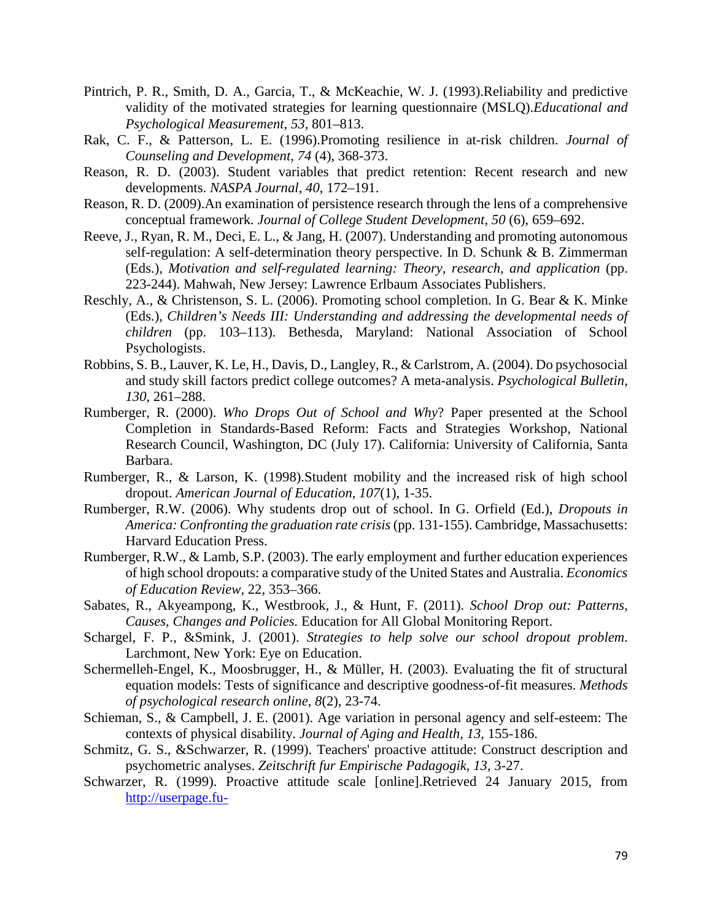Pintrich, P. R., Smith, D. A., Garcia, T., & McKeachie, W. J. (1993).Reliability and predictive validity of the motivated strategies for learning questionnaire (MSLQ).*Educational and Psychological Measurement, 53*, 801–813.

Rak, C. F., & Patterson, L. E. (1996).Promoting resilience in at-risk children. *Journal of Counseling and Development, 74* (4), 368-373.

Reason, R. D. (2003). Student variables that predict retention: Recent research and new developments. *NASPA Journal, 40*, 172–191.

Reason, R. D. (2009).An examination of persistence research through the lens of a comprehensive conceptual framework. *Journal of College Student Development, 50* (6), 659–692.

Reeve, J., Ryan, R. M., Deci, E. L., & Jang, H. (2007). Understanding and promoting autonomous self-regulation: A self-determination theory perspective. In D. Schunk & B. Zimmerman (Eds.), *Motivation and self-regulated learning: Theory, research, and application* (pp. 223-244). Mahwah, New Jersey: Lawrence Erlbaum Associates Publishers.

Reschly, A., & Christenson, S. L. (2006). Promoting school completion. In G. Bear & K. Minke (Eds.), *Children's Needs III: Understanding and addressing the developmental needs of children* (pp. 103–113). Bethesda, Maryland: National Association of School Psychologists.

Robbins, S. B., Lauver, K. Le, H., Davis, D., Langley, R., & Carlstrom, A. (2004). Do psychosocial and study skill factors predict college outcomes? A meta-analysis. *Psychological Bulletin, 130*, 261–288.

Rumberger, R. (2000). *Who Drops Out of School and Why*? Paper presented at the School Completion in Standards-Based Reform: Facts and Strategies Workshop, National Research Council, Washington, DC (July 17). California: University of California, Santa Barbara.

Rumberger, R., & Larson, K. (1998).Student mobility and the increased risk of high school dropout. *American Journal of Education, 107*(1), 1-35.

Rumberger, R.W. (2006). Why students drop out of school. In G. Orfield (Ed.), *Dropouts in America: Confronting the graduation rate crisis* (pp. 131-155). Cambridge, Massachusetts: Harvard Education Press.

Rumberger, R.W., & Lamb, S.P. (2003). The early employment and further education experiences of high school dropouts: a comparative study of the United States and Australia. *Economics of Education Review*, 22, 353–366.

Sabates, R., Akyeampong, K., Westbrook, J., & Hunt, F. (2011). *School Drop out: Patterns, Causes, Changes and Policies.* Education for All Global Monitoring Report.

Schargel, F. P., &Smink, J. (2001). *Strategies to help solve our school dropout problem*. Larchmont, New York: Eye on Education.

Schermelleh-Engel, K., Moosbrugger, H., & Müller, H. (2003). Evaluating the fit of structural equation models: Tests of significance and descriptive goodness-of-fit measures. *Methods of psychological research online, 8*(2), 23-74.

Schieman, S., & Campbell, J. E. (2001). Age variation in personal agency and self-esteem: The contexts of physical disability. *Journal of Aging and Health, 13*, 155-186.

Schmitz, G. S., &Schwarzer, R. (1999). Teachers' proactive attitude: Construct description and psychometric analyses. *Zeitschrift fur Empirische Padagogik, 13*, 3-27.

Schwarzer, R. (1999). Proactive attitude scale [online].Retrieved 24 January 2015, from http://userpage.fu-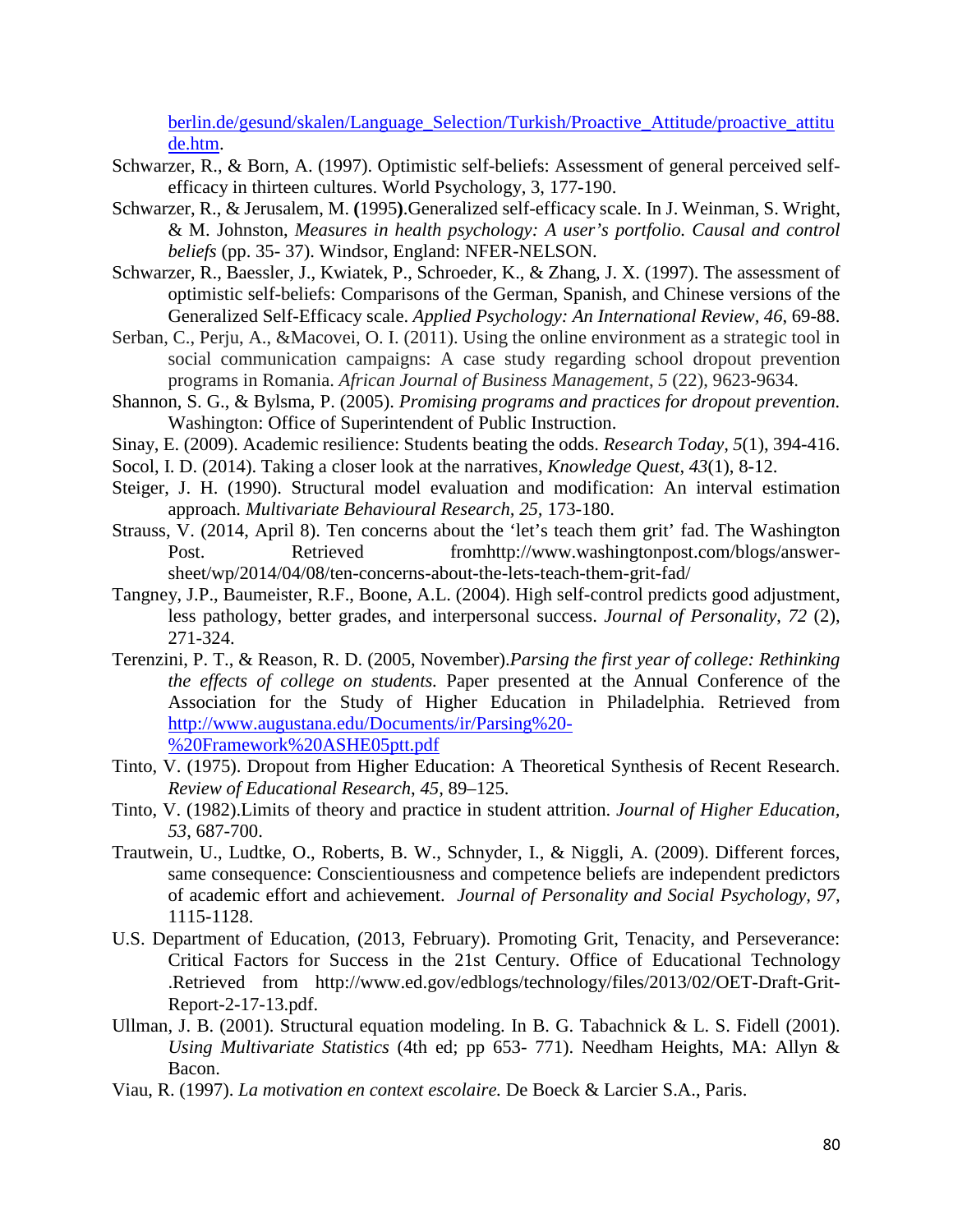[berlin.de/gesund/skalen/Language_Selection/Turkish/Proactive_Attitude/proactive_attitude.htm](berlin.de/gesund/skalen/Language_Selection/Turkish/Proactive_Attitude/proactive_attitude.htm).

Schwarzer, R., & Born, A. (1997). Optimistic self-beliefs: Assessment of general perceived self-efficacy in thirteen cultures. World Psychology, 3, 177-190.

Schwarzer, R., & Jerusalem, M. **(**1995**)**.Generalized self-efficacy scale. In J. Weinman, S. Wright, & M. Johnston, *Measures in health psychology: A user's portfolio. Causal and control beliefs* (pp. 35- 37). Windsor, England: NFER-NELSON.

Schwarzer, R., Baessler, J., Kwiatek, P., Schroeder, K., & Zhang, J. X. (1997). The assessment of optimistic self-beliefs: Comparisons of the German, Spanish, and Chinese versions of the Generalized Self-Efficacy scale. *Applied Psychology: An International Review*, *46*, 69-88.

Serban, C., Perju, A., &Macovei, O. I. (2011). Using the online environment as a strategic tool in social communication campaigns: A case study regarding school dropout prevention programs in Romania. *African Journal of Business Management*, *5* (22), 9623-9634.

Shannon, S. G., & Bylsma, P. (2005). *Promising programs and practices for dropout prevention.* Washington: Office of Superintendent of Public Instruction.

Sinay, E. (2009). Academic resilience: Students beating the odds. *Research Today, 5*(1), 394-416.

Socol, I. D. (2014). Taking a closer look at the narratives, *Knowledge Quest*, *43*(1), 8-12.

Steiger, J. H. (1990). Structural model evaluation and modification: An interval estimation approach. *Multivariate Behavioural Research, 25,* 173-180.

Strauss, V. (2014, April 8). Ten concerns about the 'let's teach them grit' fad. The Washington Post. Retrieved fromhttp://www.washingtonpost.com/blogs/answer-sheet/wp/2014/04/08/ten-concerns-about-the-lets-teach-them-grit-fad/

Tangney, J.P., Baumeister, R.F., Boone, A.L. (2004). High self-control predicts good adjustment, less pathology, better grades, and interpersonal success. *Journal of Personality*, *72* (2), 271-324.

Terenzini, P. T., & Reason, R. D. (2005, November).*Parsing the first year of college: Rethinking the effects of college on students.* Paper presented at the Annual Conference of the Association for the Study of Higher Education in Philadelphia. Retrieved from [http://www.augustana.edu/Documents/ir/Parsing%20-%20Framework%20ASHE05ptt.pdf](http://www.augustana.edu/Documents/ir/Parsing%20-%20Framework%20ASHE05ptt.pdf)

Tinto, V. (1975). Dropout from Higher Education: A Theoretical Synthesis of Recent Research. *Review of Educational Research*, *45*, 89–125.

Tinto, V. (1982).Limits of theory and practice in student attrition. *Journal of Higher Education, 53*, 687-700.

Trautwein, U., Ludtke, O., Roberts, B. W., Schnyder, I., & Niggli, A. (2009). Different forces, same consequence: Conscientiousness and competence beliefs are independent predictors of academic effort and achievement. *Journal of Personality and Social Psychology, 97,* 1115-1128.

U.S. Department of Education, (2013, February). Promoting Grit, Tenacity, and Perseverance: Critical Factors for Success in the 21st Century. Office of Educational Technology .Retrieved from http://www.ed.gov/edblogs/technology/files/2013/02/OET-Draft-Grit-Report-2-17-13.pdf.

Ullman, J. B. (2001). Structural equation modeling. In B. G. Tabachnick & L. S. Fidell (2001). *Using Multivariate Statistics* (4th ed; pp 653- 771). Needham Heights, MA: Allyn & Bacon.

Viau, R. (1997). *La motivation en context escolaire.* De Boeck & Larcier S.A., Paris.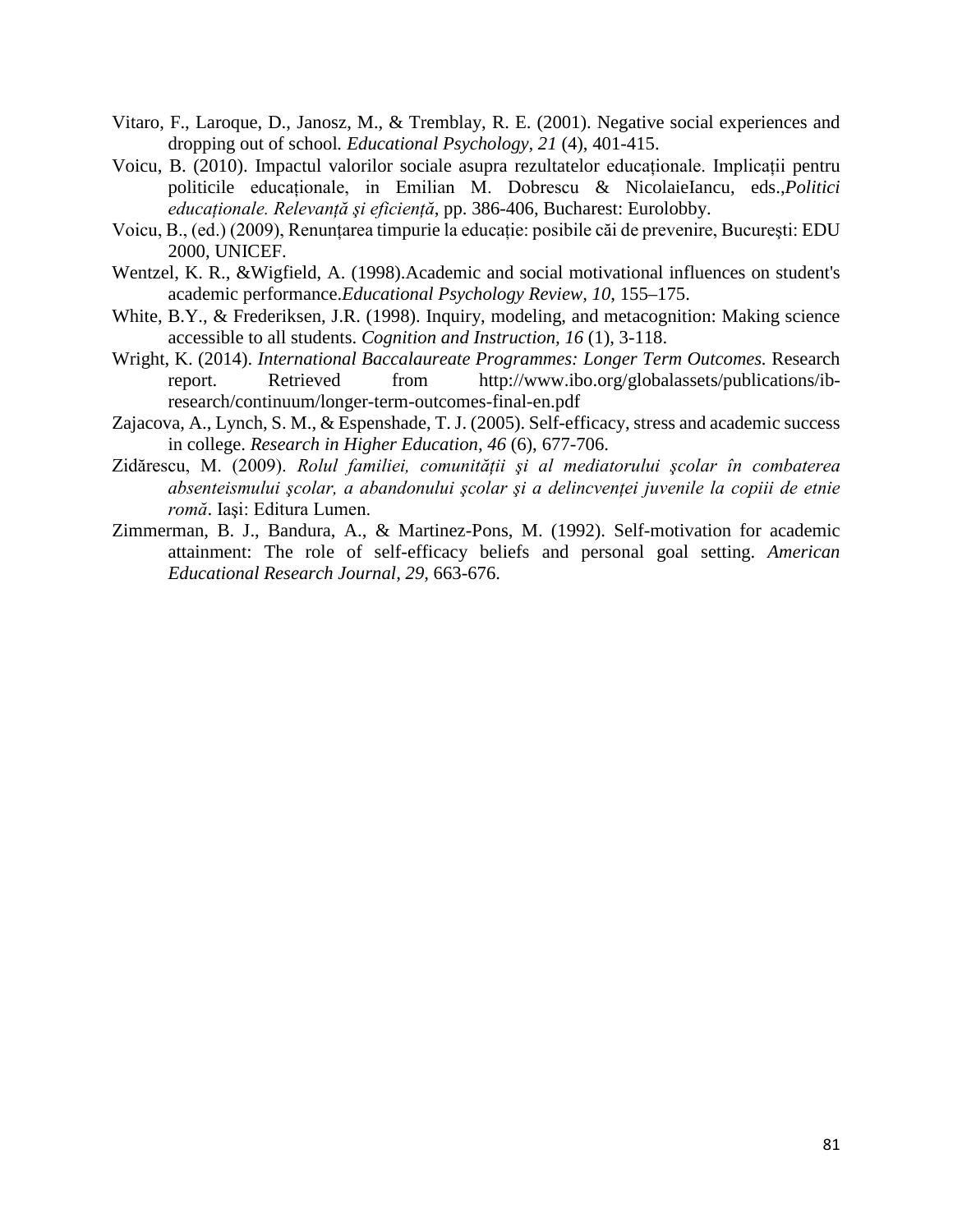Vitaro, F., Laroque, D., Janosz, M., & Tremblay, R. E. (2001). Negative social experiences and dropping out of school*.* *Educational Psychology, 21* (4), 401-415.

Voicu, B. (2010). Impactul valorilor sociale asupra rezultatelor educaționale. Implicații pentru politicile educaționale, in Emilian M. Dobrescu & NicolaieIancu, eds.,*Politici educaționale. Relevanță şi eficiență*, pp. 386-406, Bucharest: Eurolobby.

Voicu, B., (ed.) (2009), Renunțarea timpurie la educație: posibile căi de prevenire, Bucureşti: EDU 2000, UNICEF.

Wentzel, K. R., &Wigfield, A. (1998).Academic and social motivational influences on student's academic performance.*Educational Psychology Review*, *10*, 155–175.

White, B.Y., & Frederiksen, J.R. (1998). Inquiry, modeling, and metacognition: Making science accessible to all students. *Cognition and Instruction, 16* (1), 3-118.

Wright, K. (2014). *International Baccalaureate Programmes: Longer Term Outcomes.* Research report. Retrieved from http://www.ibo.org/globalassets/publications/ib-research/continuum/longer-term-outcomes-final-en.pdf

Zajacova, A., Lynch, S. M., & Espenshade, T. J. (2005). Self-efficacy, stress and academic success in college. *Research in Higher Education*, *46* (6), 677-706.

Zidărescu, M. (2009). *Rolul familiei, comunității şi al mediatorului şcolar în combaterea absenteismului şcolar, a abandonului şcolar şi a delincvenței juvenile la copiii de etnie romă*. Iaşi: Editura Lumen.

Zimmerman, B. J., Bandura, A., & Martinez-Pons, M. (1992). Self-motivation for academic attainment: The role of self-efficacy beliefs and personal goal setting. *American Educational Research Journal*, *29,* 663-676.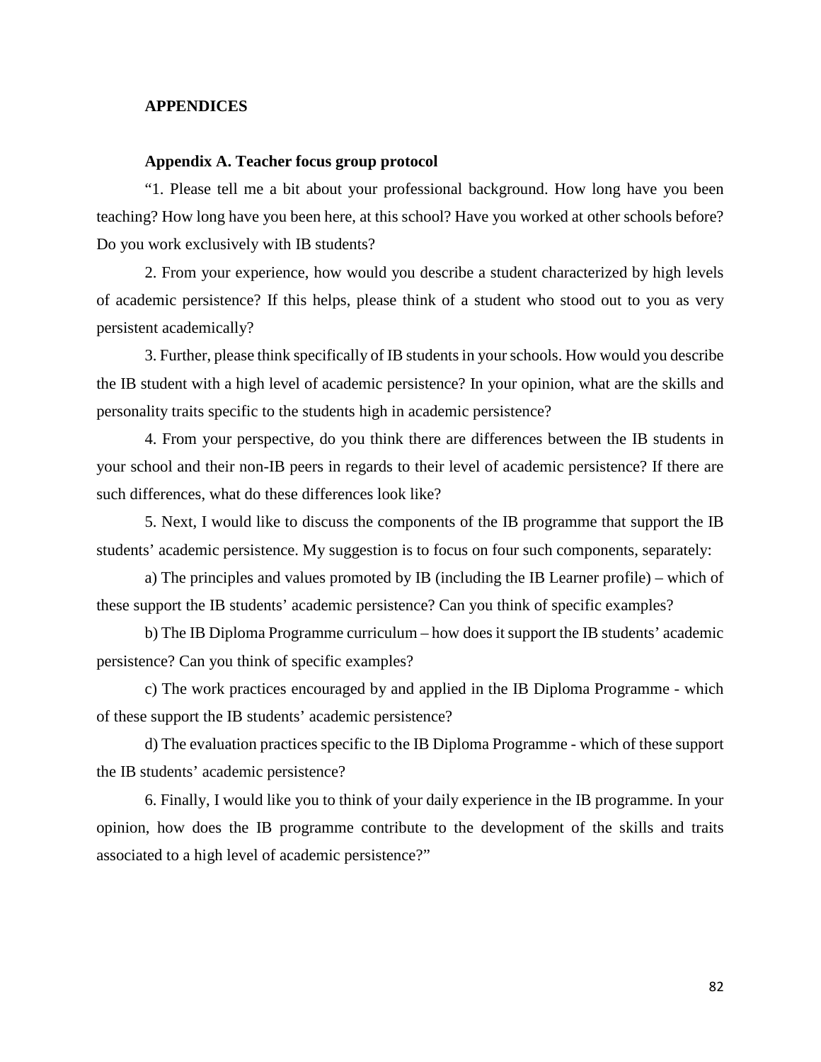## APPENDICES

### Appendix A. Teacher focus group protocol

“1. Please tell me a bit about your professional background. How long have you been teaching? How long have you been here, at this school? Have you worked at other schools before? Do you work exclusively with IB students?

2. From your experience, how would you describe a student characterized by high levels of academic persistence? If this helps, please think of a student who stood out to you as very persistent academically?

3. Further, please think specifically of IB students in your schools. How would you describe the IB student with a high level of academic persistence? In your opinion, what are the skills and personality traits specific to the students high in academic persistence?

4. From your perspective, do you think there are differences between the IB students in your school and their non-IB peers in regards to their level of academic persistence? If there are such differences, what do these differences look like?

5. Next, I would like to discuss the components of the IB programme that support the IB students’ academic persistence. My suggestion is to focus on four such components, separately:

a) The principles and values promoted by IB (including the IB Learner profile) – which of these support the IB students’ academic persistence? Can you think of specific examples?

b) The IB Diploma Programme curriculum – how does it support the IB students’ academic persistence? Can you think of specific examples?

c) The work practices encouraged by and applied in the IB Diploma Programme - which of these support the IB students’ academic persistence?

d) The evaluation practices specific to the IB Diploma Programme - which of these support the IB students’ academic persistence?

6. Finally, I would like you to think of your daily experience in the IB programme. In your opinion, how does the IB programme contribute to the development of the skills and traits associated to a high level of academic persistence?”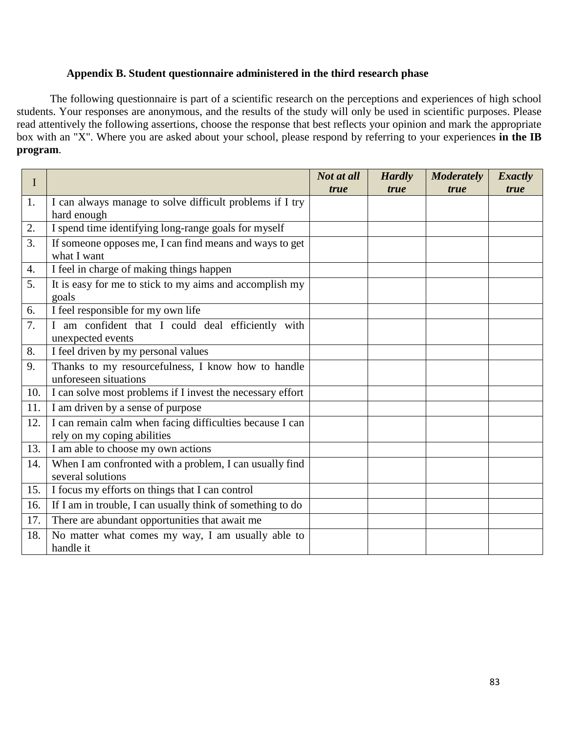## Appendix B. Student questionnaire administered in the third research phase

The following questionnaire is part of a scientific research on the perceptions and experiences of high school students. Your responses are anonymous, and the results of the study will only be used in scientific purposes. Please read attentively the following assertions, choose the response that best reflects your opinion and mark the appropriate box with an "X". Where you are asked about your school, please respond by referring to your experiences **in the IB program**.

| I | | *Not at all true* | *Hardly true* | *Moderately true* | *Exactly true* |
|---|---|---|---|---|---|
| 1. | I can always manage to solve difficult problems if I try hard enough | | | | |
| 2. | I spend time identifying long-range goals for myself | | | | |
| 3. | If someone opposes me, I can find means and ways to get what I want | | | | |
| 4. | I feel in charge of making things happen | | | | |
| 5. | It is easy for me to stick to my aims and accomplish my goals | | | | |
| 6. | I feel responsible for my own life | | | | |
| 7. | I am confident that I could deal efficiently with unexpected events | | | | |
| 8. | I feel driven by my personal values | | | | |
| 9. | Thanks to my resourcefulness, I know how to handle unforeseen situations | | | | |
| 10. | I can solve most problems if I invest the necessary effort | | | | |
| 11. | I am driven by a sense of purpose | | | | |
| 12. | I can remain calm when facing difficulties because I can rely on my coping abilities | | | | |
| 13. | I am able to choose my own actions | | | | |
| 14. | When I am confronted with a problem, I can usually find several solutions | | | | |
| 15. | I focus my efforts on things that I can control | | | | |
| 16. | If I am in trouble, I can usually think of something to do | | | | |
| 17. | There are abundant opportunities that await me | | | | |
| 18. | No matter what comes my way, I am usually able to handle it | | | | |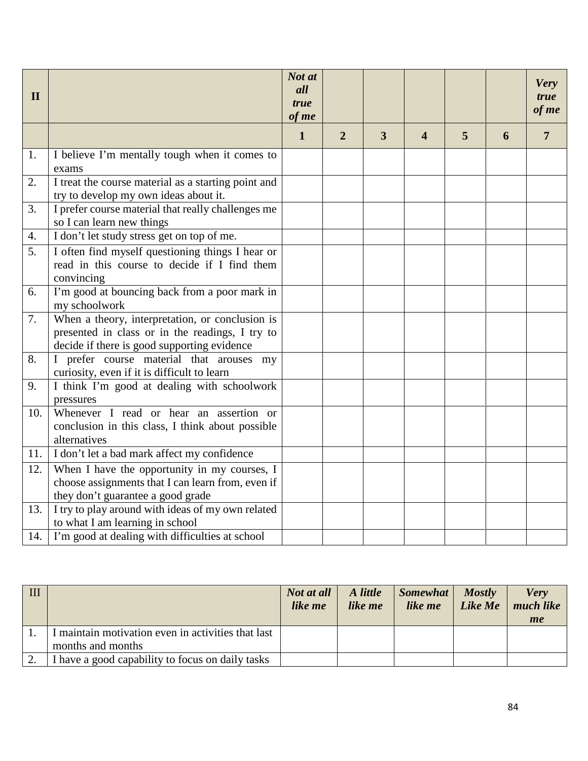| II | | *Not at all true of me* | | | | | | *Very true of me* |
|---|---|---|---|---|---|---|---|---|
| | | **1** | **2** | **3** | **4** | **5** | **6** | **7** |
| 1. | I believe I'm mentally tough when it comes to exams | | | | | | | |
| 2. | I treat the course material as a starting point and try to develop my own ideas about it. | | | | | | | |
| 3. | I prefer course material that really challenges me so I can learn new things | | | | | | | |
| 4. | I don't let study stress get on top of me. | | | | | | | |
| 5. | I often find myself questioning things I hear or read in this course to decide if I find them convincing | | | | | | | |
| 6. | I'm good at bouncing back from a poor mark in my schoolwork | | | | | | | |
| 7. | When a theory, interpretation, or conclusion is presented in class or in the readings, I try to decide if there is good supporting evidence | | | | | | | |
| 8. | I prefer course material that arouses my curiosity, even if it is difficult to learn | | | | | | | |
| 9. | I think I'm good at dealing with schoolwork pressures | | | | | | | |
| 10. | Whenever I read or hear an assertion or conclusion in this class, I think about possible alternatives | | | | | | | |
| 11. | I don't let a bad mark affect my confidence | | | | | | | |
| 12. | When I have the opportunity in my courses, I choose assignments that I can learn from, even if they don't guarantee a good grade | | | | | | | |
| 13. | I try to play around with ideas of my own related to what I am learning in school | | | | | | | |
| 14. | I'm good at dealing with difficulties at school | | | | | | | |

| III | | *Not at all like me* | *A little like me* | *Somewhat like me* | *Mostly Like Me* | *Very much like me* |
|---|---|---|---|---|---|---|
| 1. | I maintain motivation even in activities that last months and months | | | | | |
| 2. | I have a good capability to focus on daily tasks | | | | | |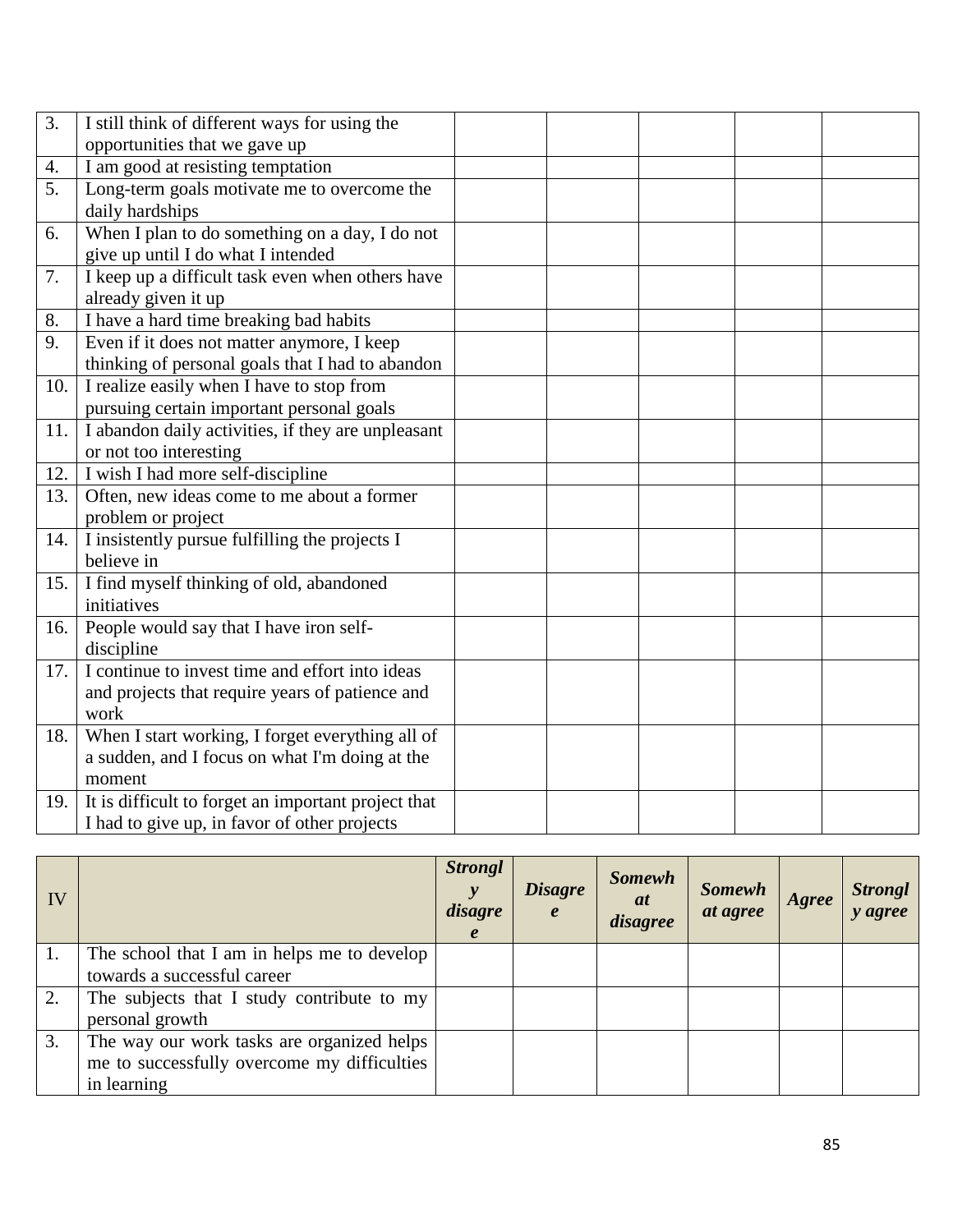| 3. | I still think of different ways for using the opportunities that we gave up | | | | | |
|---|---|---|---|---|---|---|
| 4. | I am good at resisting temptation | | | | | |
| 5. | Long-term goals motivate me to overcome the daily hardships | | | | | |
| 6. | When I plan to do something on a day, I do not give up until I do what I intended | | | | | |
| 7. | I keep up a difficult task even when others have already given it up | | | | | |
| 8. | I have a hard time breaking bad habits | | | | | |
| 9. | Even if it does not matter anymore, I keep thinking of personal goals that I had to abandon | | | | | |
| 10. | I realize easily when I have to stop from pursuing certain important personal goals | | | | | |
| 11. | I abandon daily activities, if they are unpleasant or not too interesting | | | | | |
| 12. | I wish I had more self-discipline | | | | | |
| 13. | Often, new ideas come to me about a former problem or project | | | | | |
| 14. | I insistently pursue fulfilling the projects I believe in | | | | | |
| 15. | I find myself thinking of old, abandoned initiatives | | | | | |
| 16. | People would say that I have iron self-discipline | | | | | |
| 17. | I continue to invest time and effort into ideas and projects that require years of patience and work | | | | | |
| 18. | When I start working, I forget everything all of a sudden, and I focus on what I'm doing at the moment | | | | | |
| 19. | It is difficult to forget an important project that I had to give up, in favor of other projects | | | | | |

| IV | | ***Strongly disagree*** | ***Disagree*** | ***Somewhat disagree*** | ***Somewhat agree*** | ***Agree*** | ***Strongly agree*** |
|---|---|---|---|---|---|---|---|
| 1. | The school that I am in helps me to develop towards a successful career | | | | | | |
| 2. | The subjects that I study contribute to my personal growth | | | | | | |
| 3. | The way our work tasks are organized helps me to successfully overcome my difficulties in learning | | | | | | |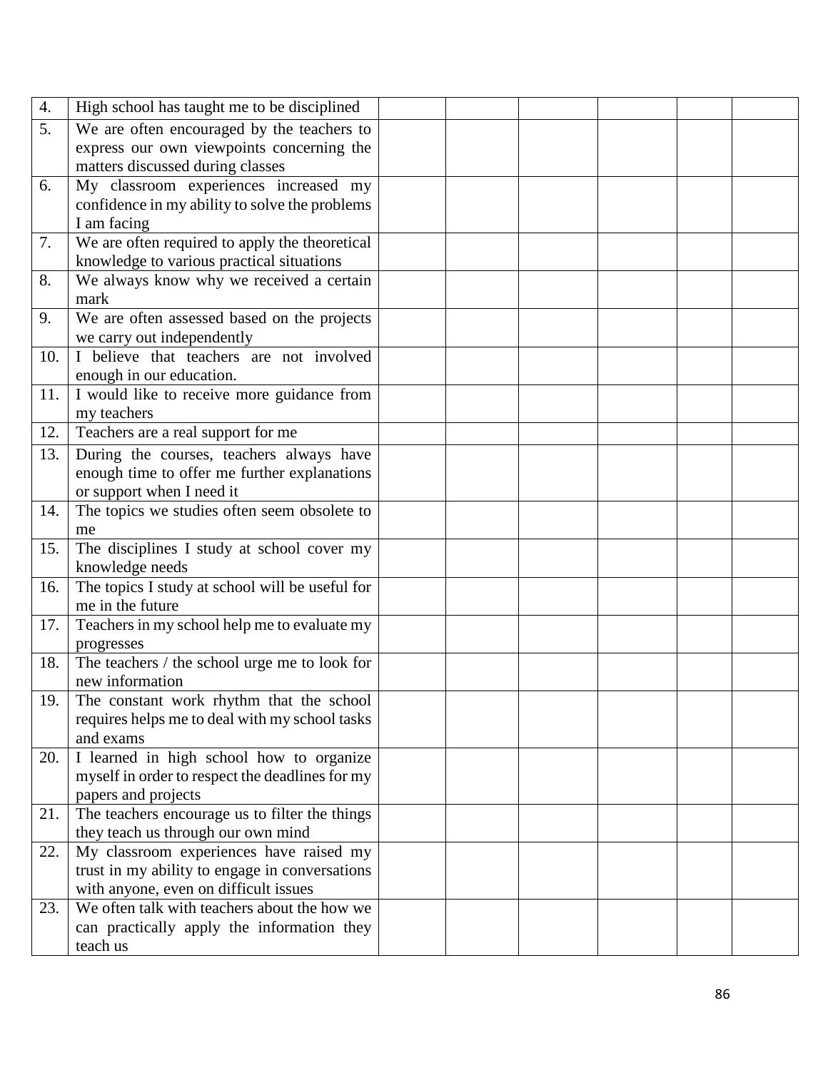| | | | | | | | |
|---|---|---|---|---|---|---|---|
| 4. | High school has taught me to be disciplined | | | | | | |
| 5. | We are often encouraged by the teachers to express our own viewpoints concerning the matters discussed during classes | | | | | | |
| 6. | My classroom experiences increased my confidence in my ability to solve the problems I am facing | | | | | | |
| 7. | We are often required to apply the theoretical knowledge to various practical situations | | | | | | |
| 8. | We always know why we received a certain mark | | | | | | |
| 9. | We are often assessed based on the projects we carry out independently | | | | | | |
| 10. | I believe that teachers are not involved enough in our education. | | | | | | |
| 11. | I would like to receive more guidance from my teachers | | | | | | |
| 12. | Teachers are a real support for me | | | | | | |
| 13. | During the courses, teachers always have enough time to offer me further explanations or support when I need it | | | | | | |
| 14. | The topics we studies often seem obsolete to me | | | | | | |
| 15. | The disciplines I study at school cover my knowledge needs | | | | | | |
| 16. | The topics I study at school will be useful for me in the future | | | | | | |
| 17. | Teachers in my school help me to evaluate my progresses | | | | | | |
| 18. | The teachers / the school urge me to look for new information | | | | | | |
| 19. | The constant work rhythm that the school requires helps me to deal with my school tasks and exams | | | | | | |
| 20. | I learned in high school how to organize myself in order to respect the deadlines for my papers and projects | | | | | | |
| 21. | The teachers encourage us to filter the things they teach us through our own mind | | | | | | |
| 22. | My classroom experiences have raised my trust in my ability to engage in conversations with anyone, even on difficult issues | | | | | | |
| 23. | We often talk with teachers about the how we can practically apply the information they teach us | | | | | | |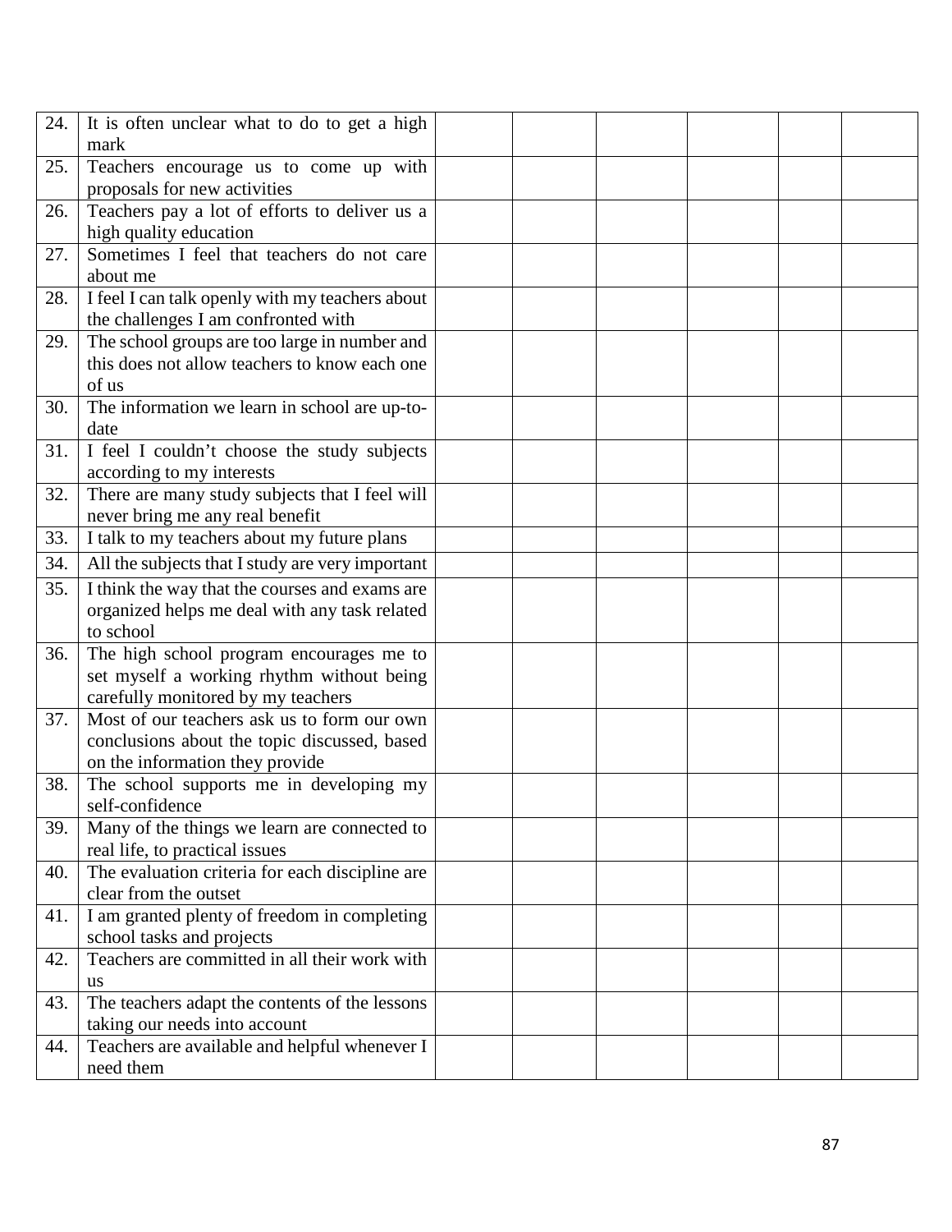| | | | | | | | |
|---|---|---|---|---|---|---|---|
| 24. | It is often unclear what to do to get a high mark | | | | | | |
| 25. | Teachers encourage us to come up with proposals for new activities | | | | | | |
| 26. | Teachers pay a lot of efforts to deliver us a high quality education | | | | | | |
| 27. | Sometimes I feel that teachers do not care about me | | | | | | |
| 28. | I feel I can talk openly with my teachers about the challenges I am confronted with | | | | | | |
| 29. | The school groups are too large in number and this does not allow teachers to know each one of us | | | | | | |
| 30. | The information we learn in school are up-to-date | | | | | | |
| 31. | I feel I couldn't choose the study subjects according to my interests | | | | | | |
| 32. | There are many study subjects that I feel will never bring me any real benefit | | | | | | |
| 33. | I talk to my teachers about my future plans | | | | | | |
| 34. | All the subjects that I study are very important | | | | | | |
| 35. | I think the way that the courses and exams are organized helps me deal with any task related to school | | | | | | |
| 36. | The high school program encourages me to set myself a working rhythm without being carefully monitored by my teachers | | | | | | |
| 37. | Most of our teachers ask us to form our own conclusions about the topic discussed, based on the information they provide | | | | | | |
| 38. | The school supports me in developing my self-confidence | | | | | | |
| 39. | Many of the things we learn are connected to real life, to practical issues | | | | | | |
| 40. | The evaluation criteria for each discipline are clear from the outset | | | | | | |
| 41. | I am granted plenty of freedom in completing school tasks and projects | | | | | | |
| 42. | Teachers are committed in all their work with us | | | | | | |
| 43. | The teachers adapt the contents of the lessons taking our needs into account | | | | | | |
| 44. | Teachers are available and helpful whenever I need them | | | | | | |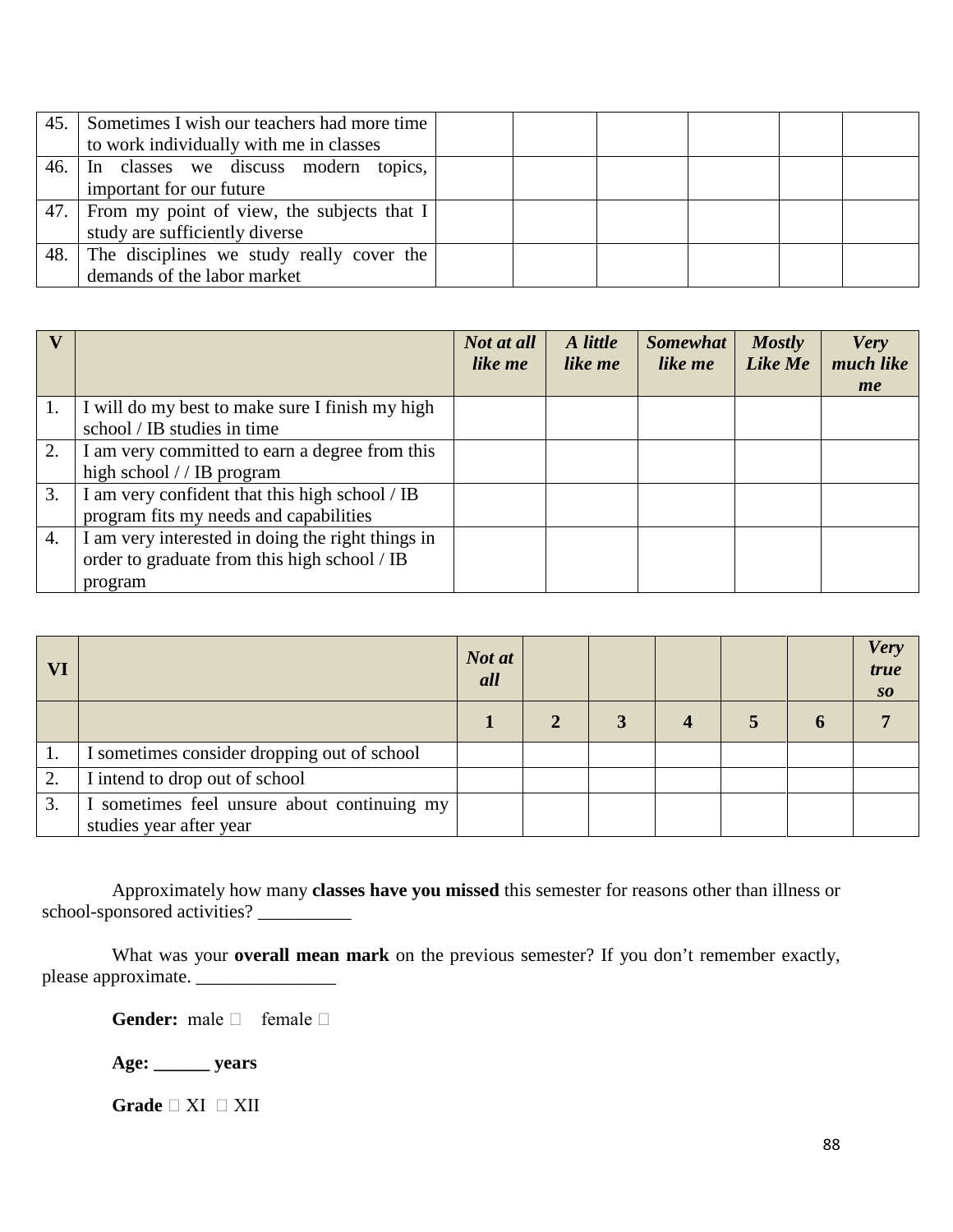| | | | | | | | |
|---|---|---|---|---|---|---|---|
| 45. | Sometimes I wish our teachers had more time to work individually with me in classes | | | | | | |
| 46. | In classes we discuss modern topics, important for our future | | | | | | |
| 47. | From my point of view, the subjects that I study are sufficiently diverse | | | | | | |
| 48. | The disciplines we study really cover the demands of the labor market | | | | | | |

| V | | *Not at all like me* | *A little like me* | *Somewhat like me* | *Mostly Like Me* | *Very much like me* |
|---|---|---|---|---|---|---|
| 1. | I will do my best to make sure I finish my high school / IB studies in time | | | | | |
| 2. | I am very committed to earn a degree from this high school / / IB program | | | | | |
| 3. | I am very confident that this high school / IB program fits my needs and capabilities | | | | | |
| 4. | I am very interested in doing the right things in order to graduate from this high school / IB program | | | | | |

| VI | | *Not at all* | | | | | | *Very true so* |
|---|---|---|---|---|---|---|---|---|
| | | **1** | **2** | **3** | **4** | **5** | **6** | **7** |
| 1. | I sometimes consider dropping out of school | | | | | | | |
| 2. | I intend to drop out of school | | | | | | | |
| 3. | I sometimes feel unsure about continuing my studies year after year | | | | | | | |

Approximately how many **classes have you missed** this semester for reasons other than illness or school-sponsored activities? __________

What was your **overall mean mark** on the previous semester? If you don't remember exactly, please approximate. _______________

**Gender:** male ☐ female ☐

**Age: ______ years**

**Grade** ☐ XI ☐ XII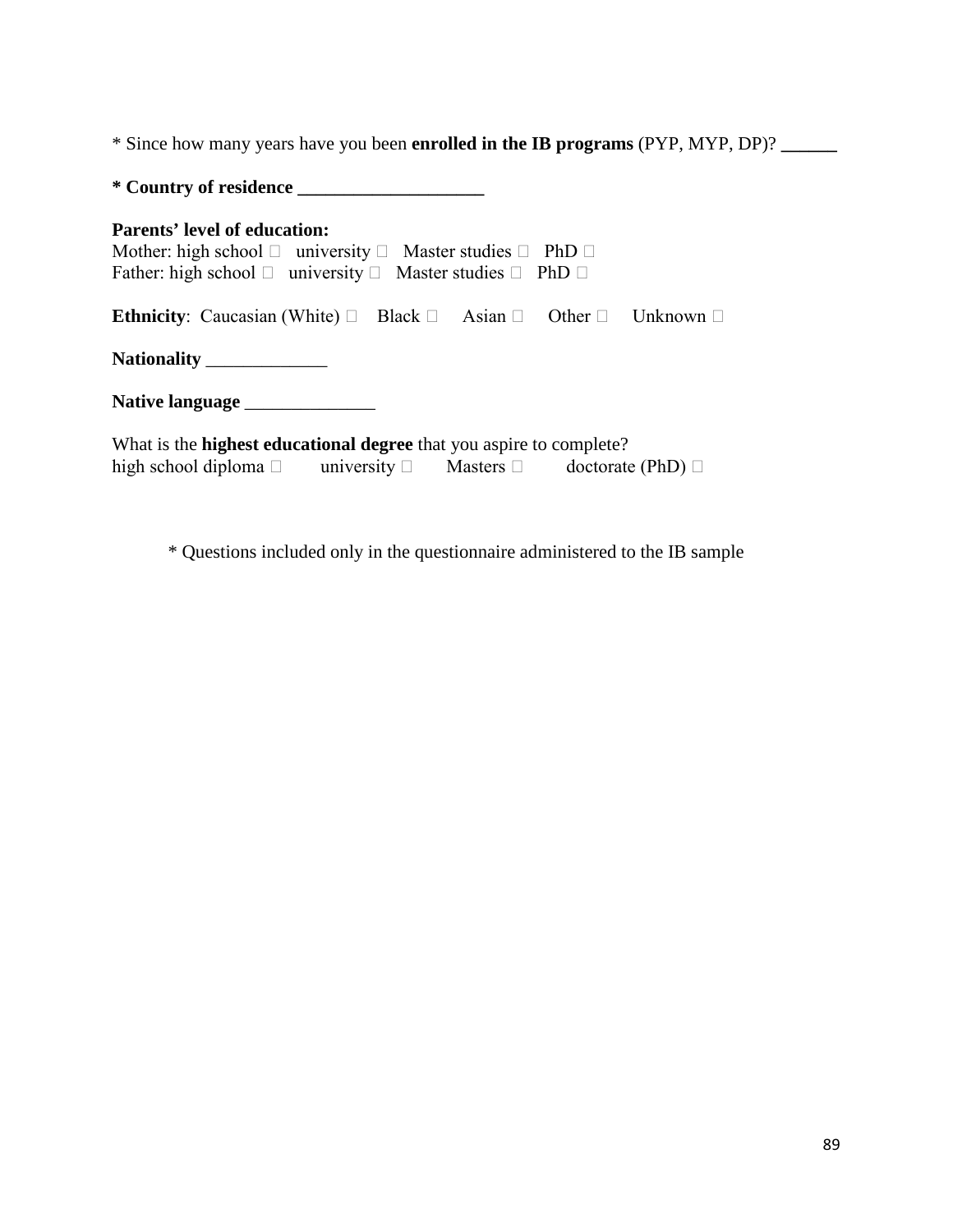* Since how many years have you been **enrolled in the IB programs** (PYP, MYP, DP)? ______

**\* Country of residence ____________________**

**Parents' level of education:**
Mother: high school ☐ university ☐ Master studies ☐ PhD ☐
Father: high school ☐ university ☐ Master studies ☐ PhD ☐

**Ethnicity**: Caucasian (White) ☐ Black ☐ Asian ☐ Other ☐ Unknown ☐

**Nationality** _____________

**Native language** ______________

What is the **highest educational degree** that you aspire to complete?
high school diploma ☐ university ☐ Masters ☐ doctorate (PhD) ☐

* Questions included only in the questionnaire administered to the IB sample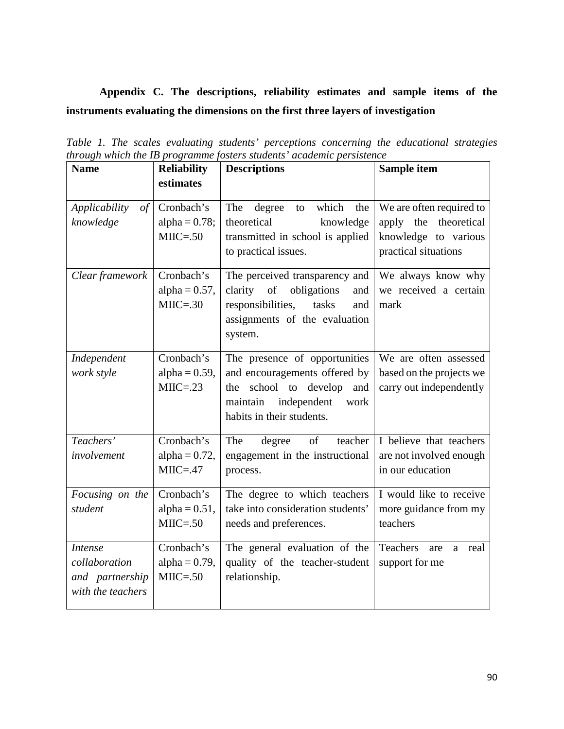**Appendix C. The descriptions, reliability estimates and sample items of the instruments evaluating the dimensions on the first three layers of investigation**

*Table 1. The scales evaluating students' perceptions concerning the educational strategies through which the IB programme fosters students' academic persistence*

| **Name** | **Reliability estimates** | **Descriptions** | **Sample item** |
|---|---|---|---|
| *Applicability of knowledge* | Cronbach's alpha = 0.78; MIIC=.50 | The degree to which the theoretical knowledge transmitted in school is applied to practical issues. | We are often required to apply the theoretical knowledge to various practical situations |
| *Clear framework* | Cronbach's alpha = 0.57, MIIC=.30 | The perceived transparency and clarity of obligations and responsibilities, tasks and assignments of the evaluation system. | We always know why we received a certain mark |
| *Independent work style* | Cronbach's alpha = 0.59, MIIC=.23 | The presence of opportunities and encouragements offered by the school to develop and maintain independent work habits in their students. | We are often assessed based on the projects we carry out independently |
| *Teachers' involvement* | Cronbach's alpha = 0.72, MIIC=.47 | The degree of teacher engagement in the instructional process. | I believe that teachers are not involved enough in our education |
| *Focusing on the student* | Cronbach's alpha = 0.51, MIIC=.50 | The degree to which teachers take into consideration students' needs and preferences. | I would like to receive more guidance from my teachers |
| *Intense collaboration and partnership with the teachers* | Cronbach's alpha = 0.79, MIIC=.50 | The general evaluation of the quality of the teacher-student relationship. | Teachers are a real support for me |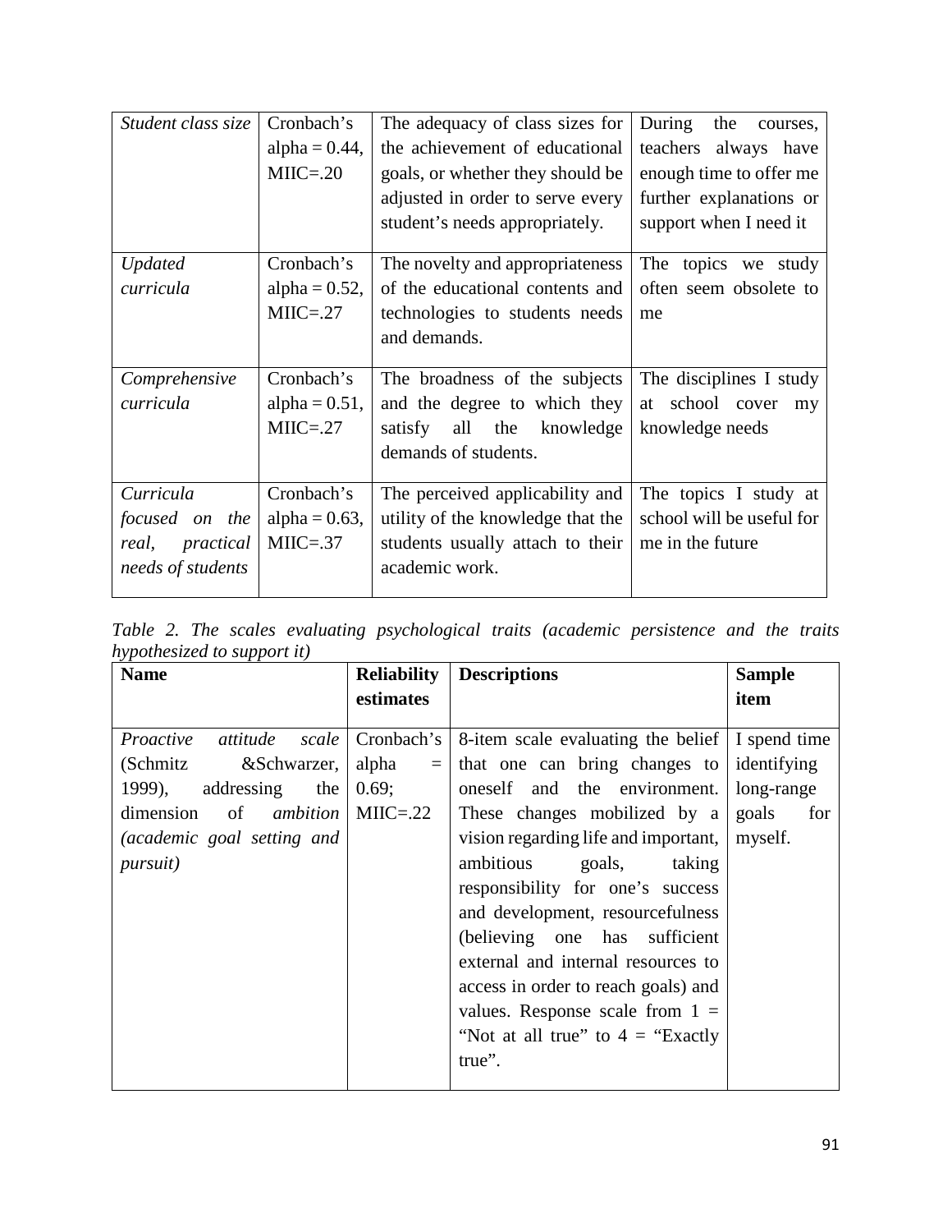| | | | |
|---|---|---|---|
| *Student class size* | Cronbach's alpha = 0.44, MIIC=.20 | The adequacy of class sizes for the achievement of educational goals, or whether they should be adjusted in order to serve every student's needs appropriately. | During the courses, teachers always have enough time to offer me further explanations or support when I need it |
| *Updated curricula* | Cronbach's alpha = 0.52, MIIC=.27 | The novelty and appropriateness of the educational contents and technologies to students needs and demands. | The topics we study often seem obsolete to me |
| *Comprehensive curricula* | Cronbach's alpha = 0.51, MIIC=.27 | The broadness of the subjects and the degree to which they satisfy all the knowledge demands of students. | The disciplines I study at school cover my knowledge needs |
| *Curricula focused on the real, practical needs of students* | Cronbach's alpha = 0.63, MIIC=.37 | The perceived applicability and utility of the knowledge that the students usually attach to their academic work. | The topics I study at school will be useful for me in the future |

*Table 2. The scales evaluating psychological traits (academic persistence and the traits hypothesized to support it)*

| **Name** | **Reliability estimates** | **Descriptions** | **Sample item** |
|---|---|---|---|
| *Proactive attitude scale* (Schmitz &Schwarzer, 1999), addressing the dimension of *ambition (academic goal setting and pursuit)* | Cronbach's alpha = 0.69; MIIC=.22 | 8-item scale evaluating the belief that one can bring changes to oneself and the environment. These changes mobilized by a vision regarding life and important, ambitious goals, taking responsibility for one's success and development, resourcefulness (believing one has sufficient external and internal resources to access in order to reach goals) and values. Response scale from 1 = "Not at all true" to 4 = "Exactly true". | I spend time identifying long-range goals for myself. |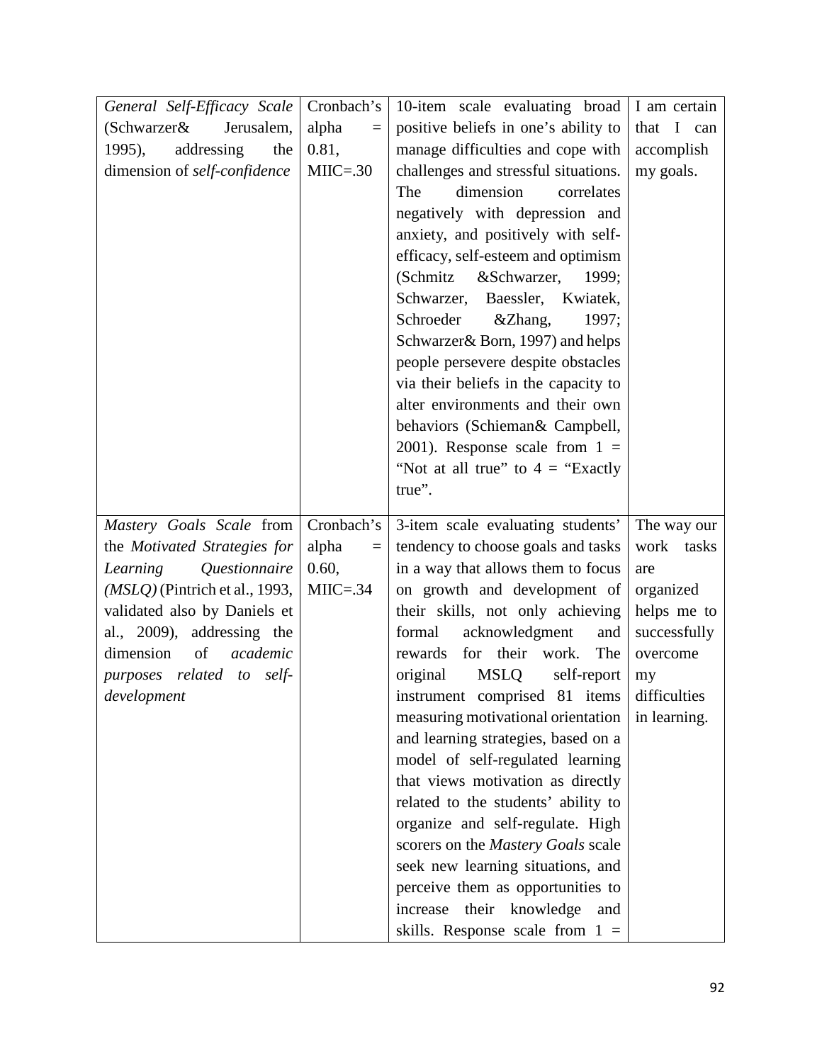| | | | |
|---|---|---|---|
| *General Self-Efficacy Scale* (Schwarzer& Jerusalem, 1995), addressing the dimension of *self-confidence* | Cronbach's alpha = 0.81, MIIC=.30 | 10-item scale evaluating broad positive beliefs in one's ability to manage difficulties and cope with challenges and stressful situations. The dimension correlates negatively with depression and anxiety, and positively with self-efficacy, self-esteem and optimism (Schmitz &Schwarzer, 1999; Schwarzer, Baessler, Kwiatek, Schroeder &Zhang, 1997; Schwarzer& Born, 1997) and helps people persevere despite obstacles via their beliefs in the capacity to alter environments and their own behaviors (Schieman& Campbell, 2001). Response scale from 1 = "Not at all true" to 4 = "Exactly true". | I am certain that I can accomplish my goals. |
| *Mastery Goals Scale* from the *Motivated Strategies for Learning Questionnaire (MSLQ)* (Pintrich et al., 1993, validated also by Daniels et al., 2009), addressing the dimension of *academic purposes related to self-development* | Cronbach's alpha = 0.60, MIIC=.34 | 3-item scale evaluating students' tendency to choose goals and tasks in a way that allows them to focus on growth and development of their skills, not only achieving formal acknowledgment and rewards for their work. The original MSLQ self-report instrument comprised 81 items measuring motivational orientation and learning strategies, based on a model of self-regulated learning that views motivation as directly related to the students' ability to organize and self-regulate. High scorers on the *Mastery Goals* scale seek new learning situations, and perceive them as opportunities to increase their knowledge and skills. Response scale from 1 = | The way our work tasks are organized helps me to successfully overcome my difficulties in learning. |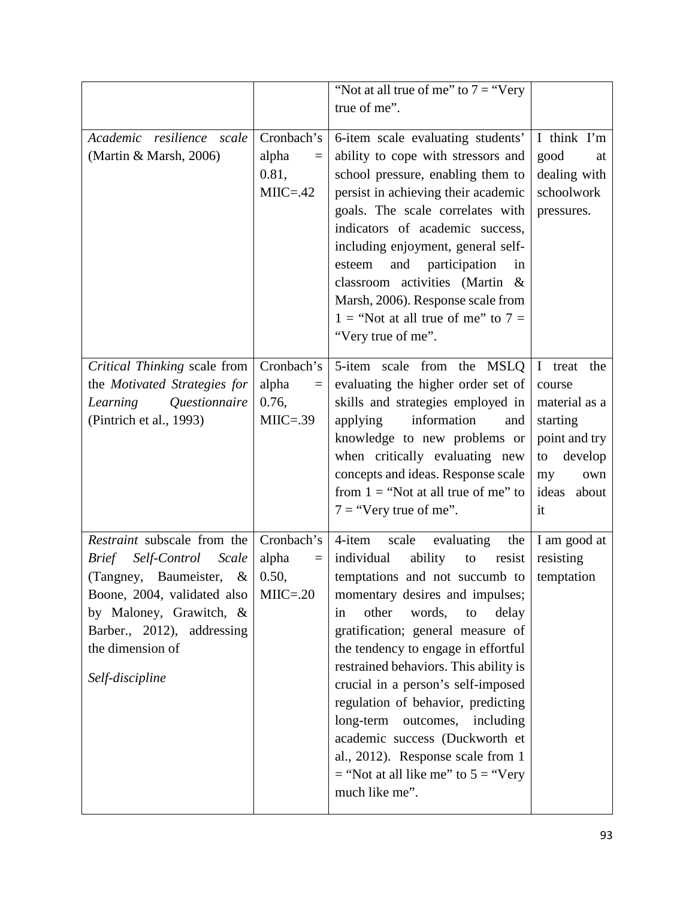| | | | |
|---|---|---|---|
| | | "Not at all true of me" to 7 = "Very true of me". | |
| *Academic resilience scale* (Martin & Marsh, 2006) | Cronbach's alpha = 0.81, MIIC=.42 | 6-item scale evaluating students' ability to cope with stressors and school pressure, enabling them to persist in achieving their academic goals. The scale correlates with indicators of academic success, including enjoyment, general self-esteem and participation in classroom activities (Martin & Marsh, 2006). Response scale from 1 = "Not at all true of me" to 7 = "Very true of me". | I think I'm good at dealing with schoolwork pressures. |
| *Critical Thinking* scale from the *Motivated Strategies for Learning Questionnaire* (Pintrich et al., 1993) | Cronbach's alpha = 0.76, MIIC=.39 | 5-item scale from the MSLQ evaluating the higher order set of skills and strategies employed in applying information and knowledge to new problems or when critically evaluating new concepts and ideas. Response scale from 1 = "Not at all true of me" to 7 = "Very true of me". | I treat the course material as a starting point and try to develop my own ideas about it |
| *Restraint* subscale from the *Brief Self-Control Scale* (Tangney, Baumeister, & Boone, 2004, validated also by Maloney, Grawitch, & Barber., 2012), addressing the dimension of *Self-discipline* | Cronbach's alpha = 0.50, MIIC=.20 | 4-item scale evaluating the individual ability to resist temptations and not succumb to momentary desires and impulses; in other words, to delay gratification; general measure of the tendency to engage in effortful restrained behaviors. This ability is crucial in a person's self-imposed regulation of behavior, predicting long-term outcomes, including academic success (Duckworth et al., 2012). Response scale from 1 = "Not at all like me" to 5 = "Very much like me". | I am good at resisting temptation |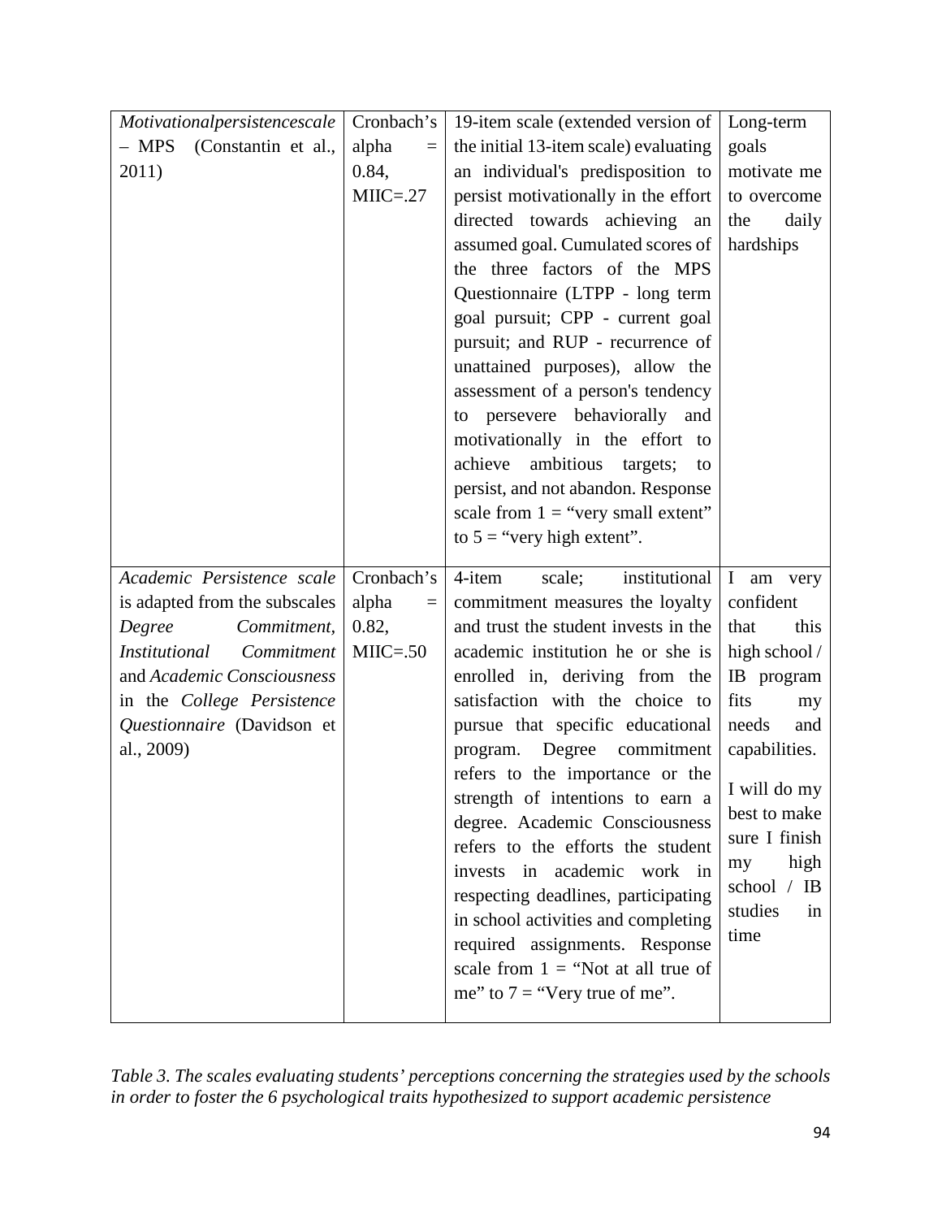| | | | |
|---|---|---|---|
| *Motivationalpersistencescale* – MPS (Constantin et al., 2011) | Cronbach's alpha = 0.84, MIIC=.27 | 19-item scale (extended version of the initial 13-item scale) evaluating an individual's predisposition to persist motivationally in the effort directed towards achieving an assumed goal. Cumulated scores of the three factors of the MPS Questionnaire (LTPP - long term goal pursuit; CPP - current goal pursuit; and RUP - recurrence of unattained purposes), allow the assessment of a person's tendency to persevere behaviorally and motivationally in the effort to achieve ambitious targets; to persist, and not abandon. Response scale from 1 = "very small extent" to 5 = "very high extent". | Long-term goals motivate me to overcome the daily hardships |
| *Academic Persistence scale* is adapted from the subscales *Degree Commitment*, *Institutional Commitment* and *Academic Consciousness* in the *College Persistence Questionnaire* (Davidson et al., 2009) | Cronbach's alpha = 0.82, MIIC=.50 | 4-item scale; institutional commitment measures the loyalty and trust the student invests in the academic institution he or she is enrolled in, deriving from the satisfaction with the choice to pursue that specific educational program. Degree commitment refers to the importance or the strength of intentions to earn a degree. Academic Consciousness refers to the efforts the student invests in academic work in respecting deadlines, participating in school activities and completing required assignments. Response scale from 1 = "Not at all true of me" to 7 = "Very true of me". | I am very confident that this high school / IB program fits my needs and capabilities.<br><br>I will do my best to make sure I finish my high school / IB studies in time |

*Table 3. The scales evaluating students' perceptions concerning the strategies used by the schools in order to foster the 6 psychological traits hypothesized to support academic persistence*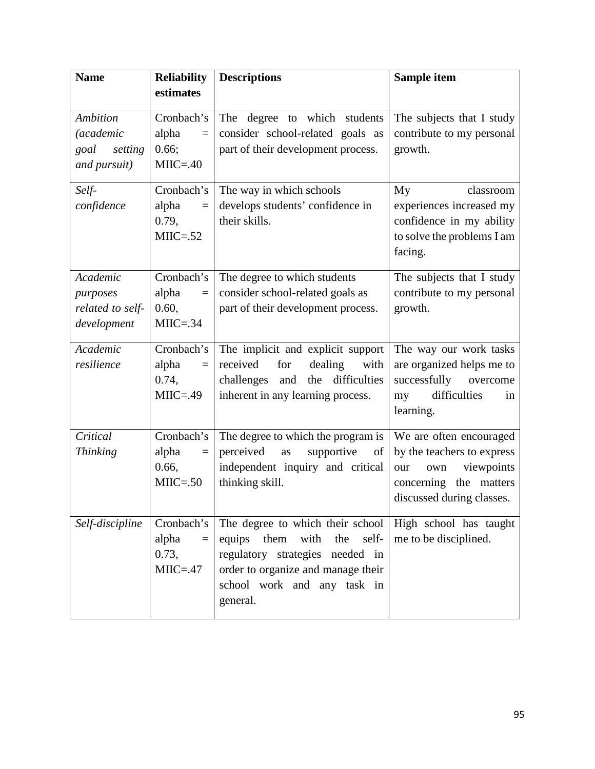| Name | Reliability estimates | Descriptions | Sample item |
| --- | --- | --- | --- |
| *Ambition (academic goal setting and pursuit)* | Cronbach's alpha = 0.66; MIIC=.40 | The degree to which students consider school-related goals as part of their development process. | The subjects that I study contribute to my personal growth. |
| *Self-confidence* | Cronbach's alpha = 0.79, MIIC=.52 | The way in which schools develops students' confidence in their skills. | My classroom experiences increased my confidence in my ability to solve the problems I am facing. |
| *Academic purposes related to self-development* | Cronbach's alpha = 0.60, MIIC=.34 | The degree to which students consider school-related goals as part of their development process. | The subjects that I study contribute to my personal growth. |
| *Academic resilience* | Cronbach's alpha = 0.74, MIIC=.49 | The implicit and explicit support received for dealing with challenges and the difficulties inherent in any learning process. | The way our work tasks are organized helps me to successfully overcome my difficulties in learning. |
| *Critical Thinking* | Cronbach's alpha = 0.66, MIIC=.50 | The degree to which the program is perceived as supportive of independent inquiry and critical thinking skill. | We are often encouraged by the teachers to express our own viewpoints concerning the matters discussed during classes. |
| *Self-discipline* | Cronbach's alpha = 0.73, MIIC=.47 | The degree to which their school equips them with the self-regulatory strategies needed in order to organize and manage their school work and any task in general. | High school has taught me to be disciplined. |